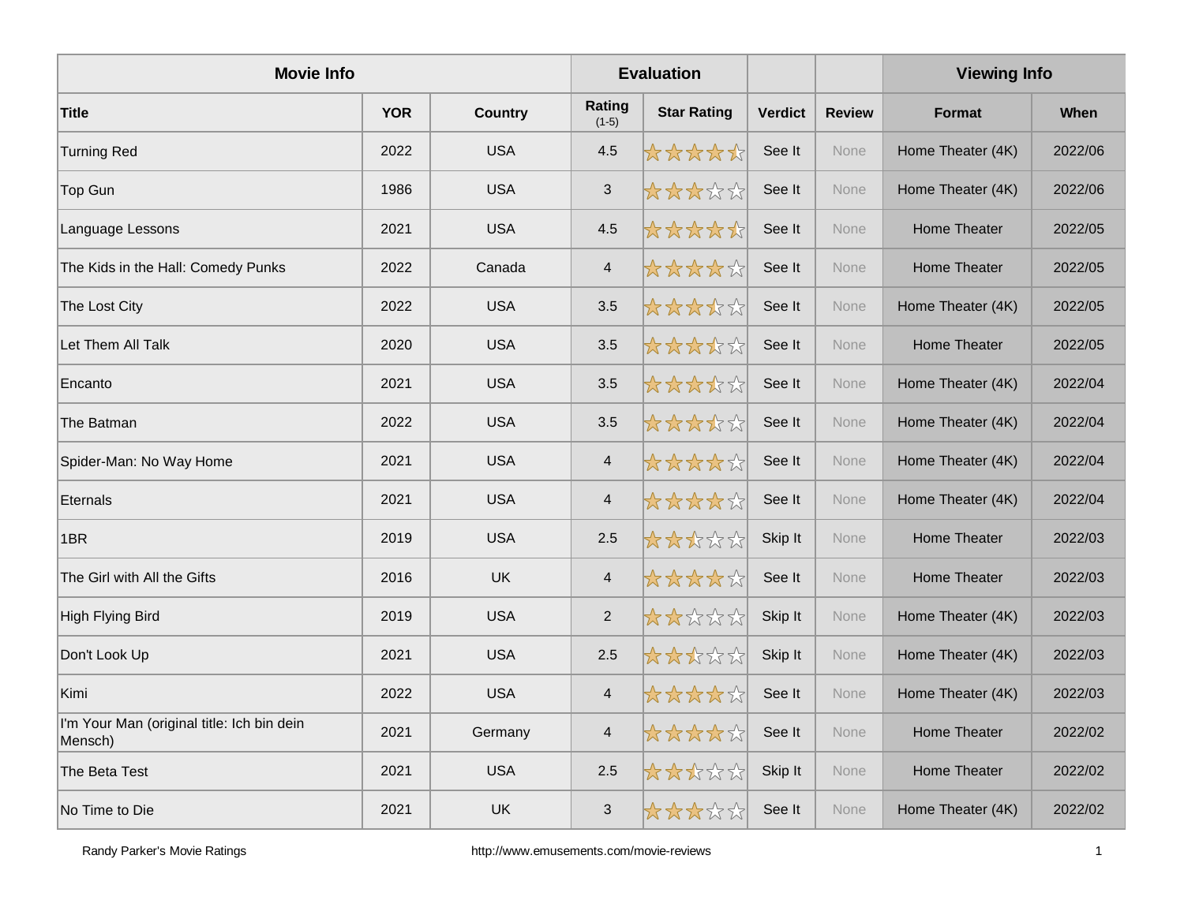| Movie Info | | | Evaluation | | | | Viewing Info | |
|---|---|---|---|---|---|---|---|---|
| Title | YOR | Country | Rating (1-5) | Star Rating | Verdict | Review | Format | When |
| Turning Red | 2022 | USA | 4.5 | ★★★★½ | See It | None | Home Theater (4K) | 2022/06 |
| Top Gun | 1986 | USA | 3 | ★★★☆☆ | See It | None | Home Theater (4K) | 2022/06 |
| Language Lessons | 2021 | USA | 4.5 | ★★★★½ | See It | None | Home Theater | 2022/05 |
| The Kids in the Hall: Comedy Punks | 2022 | Canada | 4 | ★★★★☆ | See It | None | Home Theater | 2022/05 |
| The Lost City | 2022 | USA | 3.5 | ★★★½☆ | See It | None | Home Theater (4K) | 2022/05 |
| Let Them All Talk | 2020 | USA | 3.5 | ★★★½☆ | See It | None | Home Theater | 2022/05 |
| Encanto | 2021 | USA | 3.5 | ★★★½☆ | See It | None | Home Theater (4K) | 2022/04 |
| The Batman | 2022 | USA | 3.5 | ★★★½☆ | See It | None | Home Theater (4K) | 2022/04 |
| Spider-Man: No Way Home | 2021 | USA | 4 | ★★★★☆ | See It | None | Home Theater (4K) | 2022/04 |
| Eternals | 2021 | USA | 4 | ★★★★☆ | See It | None | Home Theater (4K) | 2022/04 |
| 1BR | 2019 | USA | 2.5 | ★★½☆☆ | Skip It | None | Home Theater | 2022/03 |
| The Girl with All the Gifts | 2016 | UK | 4 | ★★★★☆ | See It | None | Home Theater | 2022/03 |
| High Flying Bird | 2019 | USA | 2 | ★★☆☆☆ | Skip It | None | Home Theater (4K) | 2022/03 |
| Don't Look Up | 2021 | USA | 2.5 | ★★½☆☆ | Skip It | None | Home Theater (4K) | 2022/03 |
| Kimi | 2022 | USA | 4 | ★★★★☆ | See It | None | Home Theater (4K) | 2022/03 |
| I'm Your Man (original title: Ich bin dein Mensch) | 2021 | Germany | 4 | ★★★★☆ | See It | None | Home Theater | 2022/02 |
| The Beta Test | 2021 | USA | 2.5 | ★★½☆☆ | Skip It | None | Home Theater | 2022/02 |
| No Time to Die | 2021 | UK | 3 | ★★★☆☆ | See It | None | Home Theater (4K) | 2022/02 |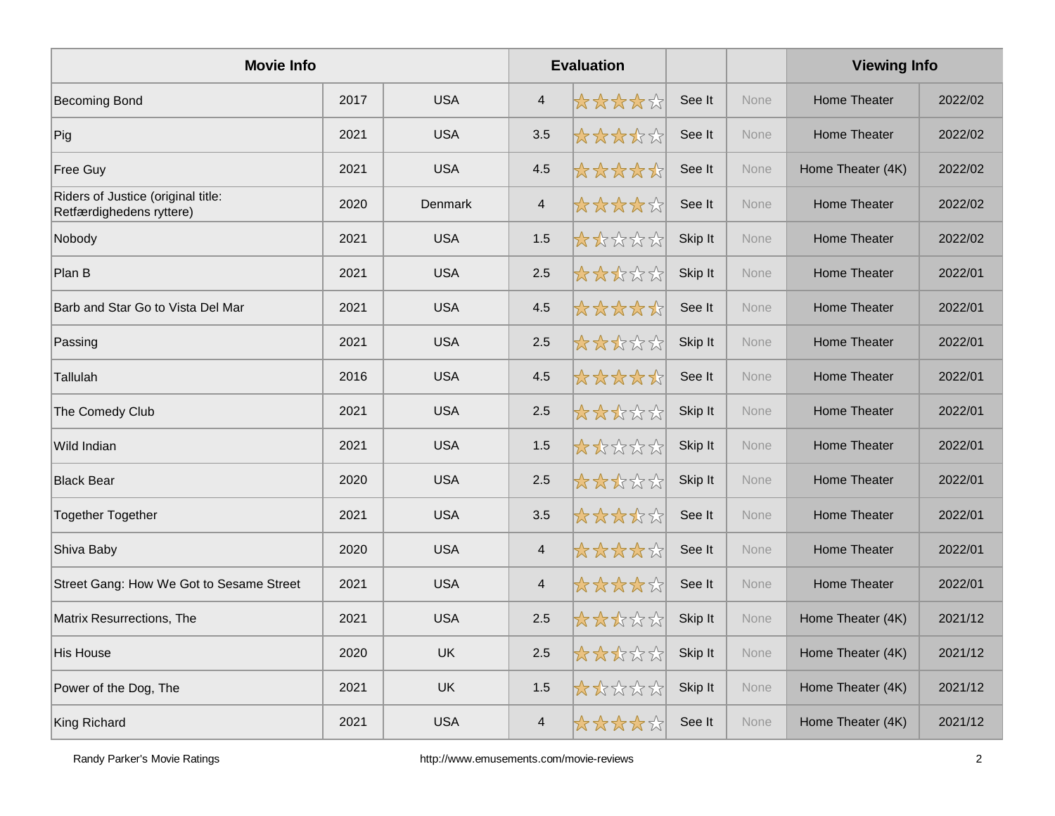| Movie Info | | | Evaluation | | | | Viewing Info | |
|---|---|---|---|---|---|---|---|---|
| Becoming Bond | 2017 | USA | 4 | ★★★★☆ | See It | None | Home Theater | 2022/02 |
| Pig | 2021 | USA | 3.5 | ★★★½☆ | See It | None | Home Theater | 2022/02 |
| Free Guy | 2021 | USA | 4.5 | ★★★★½ | See It | None | Home Theater (4K) | 2022/02 |
| Riders of Justice (original title: Retfærdighedens ryttere) | 2020 | Denmark | 4 | ★★★★☆ | See It | None | Home Theater | 2022/02 |
| Nobody | 2021 | USA | 1.5 | ★½☆☆☆ | Skip It | None | Home Theater | 2022/02 |
| Plan B | 2021 | USA | 2.5 | ★★½☆☆ | Skip It | None | Home Theater | 2022/01 |
| Barb and Star Go to Vista Del Mar | 2021 | USA | 4.5 | ★★★★½ | See It | None | Home Theater | 2022/01 |
| Passing | 2021 | USA | 2.5 | ★★½☆☆ | Skip It | None | Home Theater | 2022/01 |
| Tallulah | 2016 | USA | 4.5 | ★★★★½ | See It | None | Home Theater | 2022/01 |
| The Comedy Club | 2021 | USA | 2.5 | ★★½☆☆ | Skip It | None | Home Theater | 2022/01 |
| Wild Indian | 2021 | USA | 1.5 | ★½☆☆☆ | Skip It | None | Home Theater | 2022/01 |
| Black Bear | 2020 | USA | 2.5 | ★★½☆☆ | Skip It | None | Home Theater | 2022/01 |
| Together Together | 2021 | USA | 3.5 | ★★★½☆ | See It | None | Home Theater | 2022/01 |
| Shiva Baby | 2020 | USA | 4 | ★★★★☆ | See It | None | Home Theater | 2022/01 |
| Street Gang: How We Got to Sesame Street | 2021 | USA | 4 | ★★★★☆ | See It | None | Home Theater | 2022/01 |
| Matrix Resurrections, The | 2021 | USA | 2.5 | ★★½☆☆ | Skip It | None | Home Theater (4K) | 2021/12 |
| His House | 2020 | UK | 2.5 | ★★½☆☆ | Skip It | None | Home Theater (4K) | 2021/12 |
| Power of the Dog, The | 2021 | UK | 1.5 | ★½☆☆☆ | Skip It | None | Home Theater (4K) | 2021/12 |
| King Richard | 2021 | USA | 4 | ★★★★☆ | See It | None | Home Theater (4K) | 2021/12 |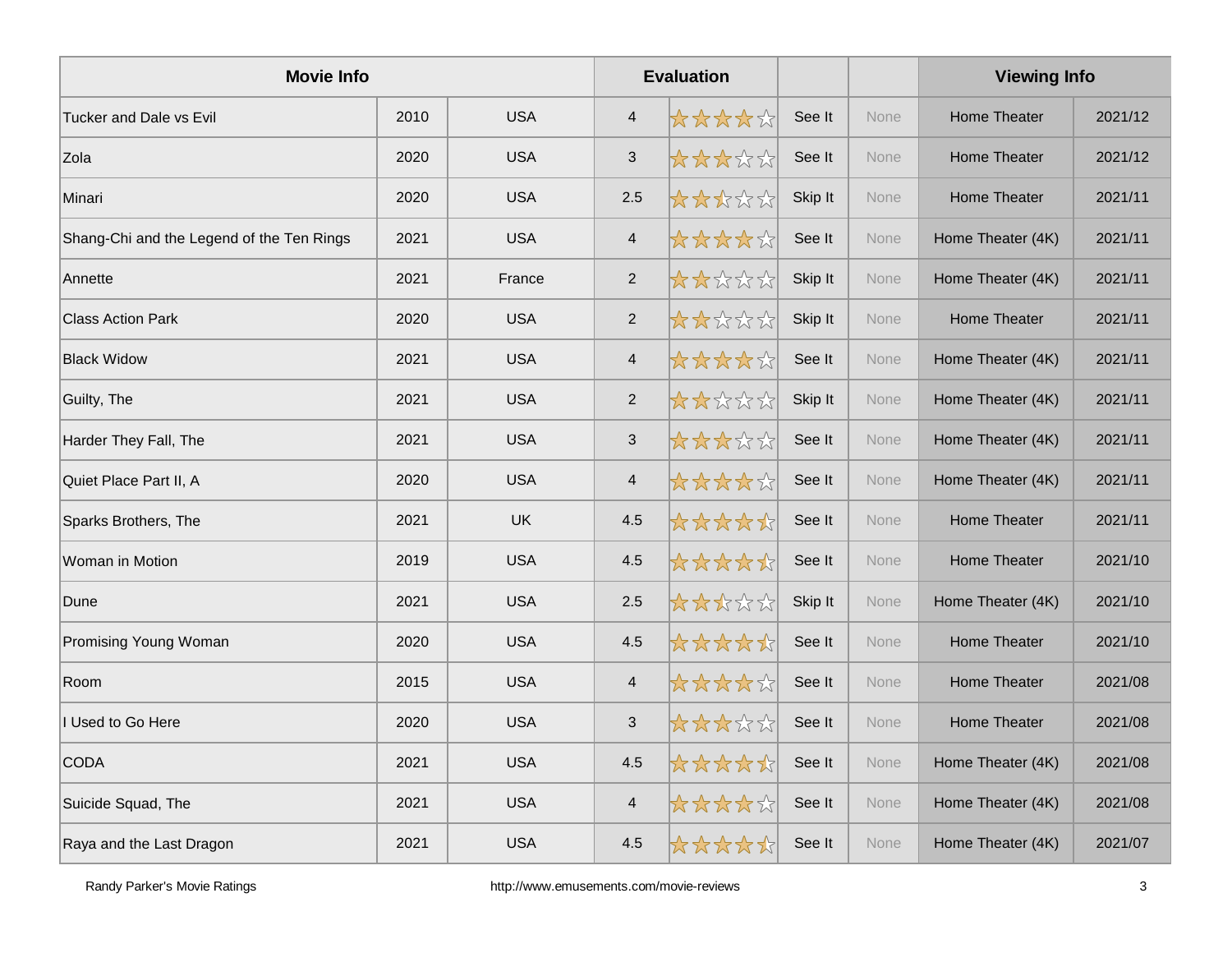| Movie Info | | | Evaluation | | | | Viewing Info | |
|---|---|---|---|---|---|---|---|---|
| Tucker and Dale vs Evil | 2010 | USA | 4 | ★★★★☆ | See It | None | Home Theater | 2021/12 |
| Zola | 2020 | USA | 3 | ★★★☆☆ | See It | None | Home Theater | 2021/12 |
| Minari | 2020 | USA | 2.5 | ★★½☆☆ | Skip It | None | Home Theater | 2021/11 |
| Shang-Chi and the Legend of the Ten Rings | 2021 | USA | 4 | ★★★★☆ | See It | None | Home Theater (4K) | 2021/11 |
| Annette | 2021 | France | 2 | ★★☆☆☆ | Skip It | None | Home Theater (4K) | 2021/11 |
| Class Action Park | 2020 | USA | 2 | ★★☆☆☆ | Skip It | None | Home Theater | 2021/11 |
| Black Widow | 2021 | USA | 4 | ★★★★☆ | See It | None | Home Theater (4K) | 2021/11 |
| Guilty, The | 2021 | USA | 2 | ★★☆☆☆ | Skip It | None | Home Theater (4K) | 2021/11 |
| Harder They Fall, The | 2021 | USA | 3 | ★★★☆☆ | See It | None | Home Theater (4K) | 2021/11 |
| Quiet Place Part II, A | 2020 | USA | 4 | ★★★★☆ | See It | None | Home Theater (4K) | 2021/11 |
| Sparks Brothers, The | 2021 | UK | 4.5 | ★★★★½ | See It | None | Home Theater | 2021/11 |
| Woman in Motion | 2019 | USA | 4.5 | ★★★★½ | See It | None | Home Theater | 2021/10 |
| Dune | 2021 | USA | 2.5 | ★★½☆☆ | Skip It | None | Home Theater (4K) | 2021/10 |
| Promising Young Woman | 2020 | USA | 4.5 | ★★★★½ | See It | None | Home Theater | 2021/10 |
| Room | 2015 | USA | 4 | ★★★★☆ | See It | None | Home Theater | 2021/08 |
| I Used to Go Here | 2020 | USA | 3 | ★★★☆☆ | See It | None | Home Theater | 2021/08 |
| CODA | 2021 | USA | 4.5 | ★★★★½ | See It | None | Home Theater (4K) | 2021/08 |
| Suicide Squad, The | 2021 | USA | 4 | ★★★★☆ | See It | None | Home Theater (4K) | 2021/08 |
| Raya and the Last Dragon | 2021 | USA | 4.5 | ★★★★½ | See It | None | Home Theater (4K) | 2021/07 |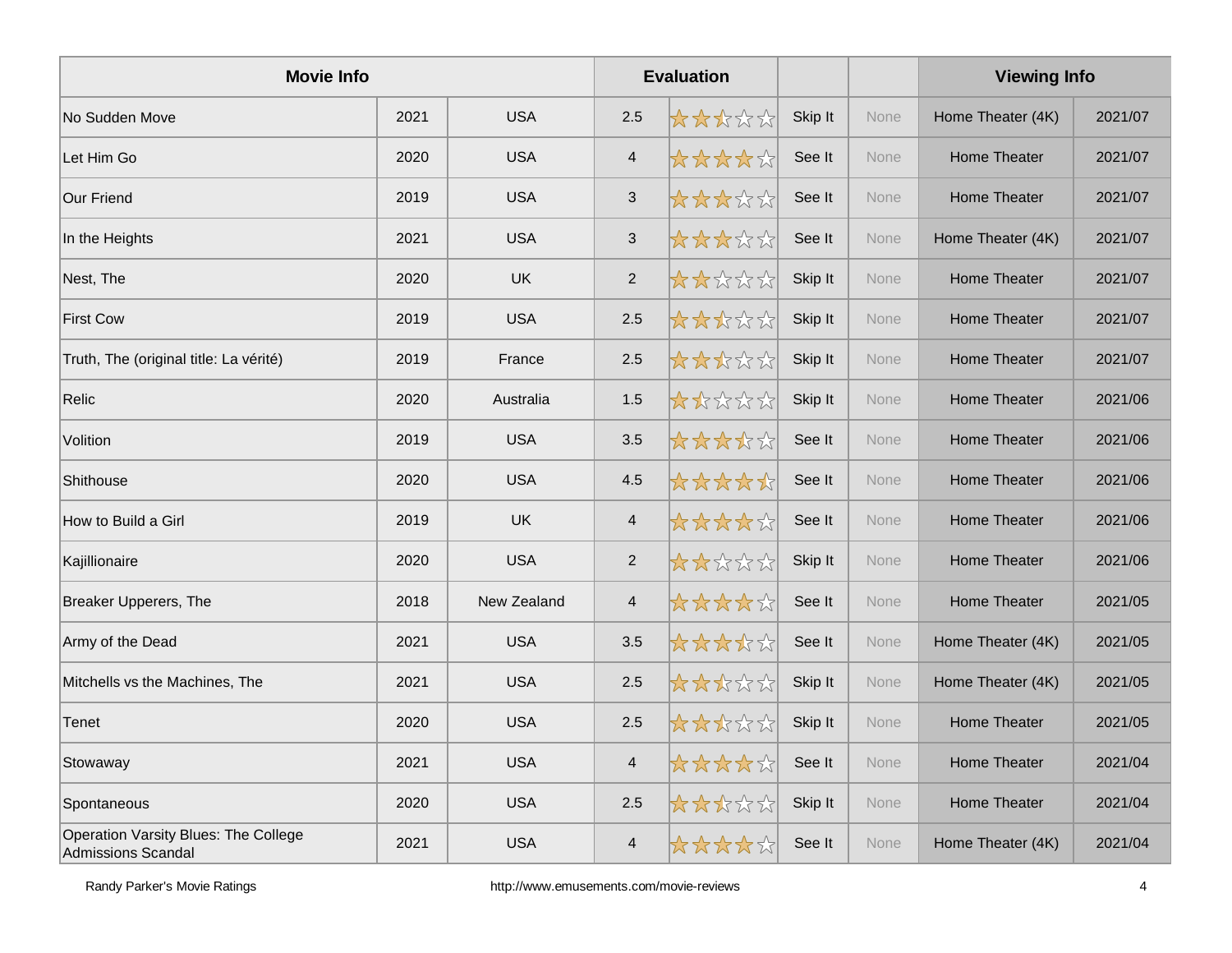| Movie Info | | | Evaluation | | | | Viewing Info | |
|---|---|---|---|---|---|---|---|---|
| No Sudden Move | 2021 | USA | 2.5 | ★★½☆☆ | Skip It | None | Home Theater (4K) | 2021/07 |
| Let Him Go | 2020 | USA | 4 | ★★★★☆ | See It | None | Home Theater | 2021/07 |
| Our Friend | 2019 | USA | 3 | ★★★☆☆ | See It | None | Home Theater | 2021/07 |
| In the Heights | 2021 | USA | 3 | ★★★☆☆ | See It | None | Home Theater (4K) | 2021/07 |
| Nest, The | 2020 | UK | 2 | ★★☆☆☆ | Skip It | None | Home Theater | 2021/07 |
| First Cow | 2019 | USA | 2.5 | ★★½☆☆ | Skip It | None | Home Theater | 2021/07 |
| Truth, The (original title: La vérité) | 2019 | France | 2.5 | ★★½☆☆ | Skip It | None | Home Theater | 2021/07 |
| Relic | 2020 | Australia | 1.5 | ★½☆☆☆ | Skip It | None | Home Theater | 2021/06 |
| Volition | 2019 | USA | 3.5 | ★★★½☆ | See It | None | Home Theater | 2021/06 |
| Shithouse | 2020 | USA | 4.5 | ★★★★½ | See It | None | Home Theater | 2021/06 |
| How to Build a Girl | 2019 | UK | 4 | ★★★★☆ | See It | None | Home Theater | 2021/06 |
| Kajillionaire | 2020 | USA | 2 | ★★☆☆☆ | Skip It | None | Home Theater | 2021/06 |
| Breaker Upperers, The | 2018 | New Zealand | 4 | ★★★★☆ | See It | None | Home Theater | 2021/05 |
| Army of the Dead | 2021 | USA | 3.5 | ★★★½☆ | See It | None | Home Theater (4K) | 2021/05 |
| Mitchells vs the Machines, The | 2021 | USA | 2.5 | ★★½☆☆ | Skip It | None | Home Theater (4K) | 2021/05 |
| Tenet | 2020 | USA | 2.5 | ★★½☆☆ | Skip It | None | Home Theater | 2021/05 |
| Stowaway | 2021 | USA | 4 | ★★★★☆ | See It | None | Home Theater | 2021/04 |
| Spontaneous | 2020 | USA | 2.5 | ★★½☆☆ | Skip It | None | Home Theater | 2021/04 |
| Operation Varsity Blues: The College Admissions Scandal | 2021 | USA | 4 | ★★★★☆ | See It | None | Home Theater (4K) | 2021/04 |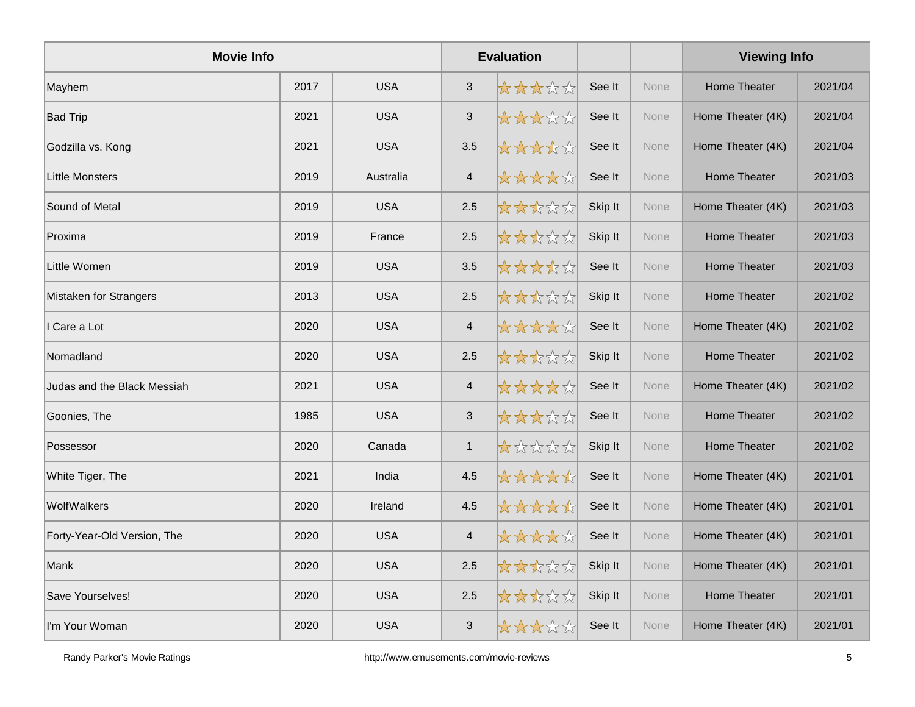| Movie Info | | | Evaluation | | | | Viewing Info | |
|---|---|---|---|---|---|---|---|---|
| Mayhem | 2017 | USA | 3 | ★★★☆☆ | See It | None | Home Theater | 2021/04 |
| Bad Trip | 2021 | USA | 3 | ★★★☆☆ | See It | None | Home Theater (4K) | 2021/04 |
| Godzilla vs. Kong | 2021 | USA | 3.5 | ★★★½☆ | See It | None | Home Theater (4K) | 2021/04 |
| Little Monsters | 2019 | Australia | 4 | ★★★★☆ | See It | None | Home Theater | 2021/03 |
| Sound of Metal | 2019 | USA | 2.5 | ★★½☆☆ | Skip It | None | Home Theater (4K) | 2021/03 |
| Proxima | 2019 | France | 2.5 | ★★½☆☆ | Skip It | None | Home Theater | 2021/03 |
| Little Women | 2019 | USA | 3.5 | ★★★½☆ | See It | None | Home Theater | 2021/03 |
| Mistaken for Strangers | 2013 | USA | 2.5 | ★★½☆☆ | Skip It | None | Home Theater | 2021/02 |
| I Care a Lot | 2020 | USA | 4 | ★★★★☆ | See It | None | Home Theater (4K) | 2021/02 |
| Nomadland | 2020 | USA | 2.5 | ★★½☆☆ | Skip It | None | Home Theater | 2021/02 |
| Judas and the Black Messiah | 2021 | USA | 4 | ★★★★☆ | See It | None | Home Theater (4K) | 2021/02 |
| Goonies, The | 1985 | USA | 3 | ★★★☆☆ | See It | None | Home Theater | 2021/02 |
| Possessor | 2020 | Canada | 1 | ★☆☆☆☆ | Skip It | None | Home Theater | 2021/02 |
| White Tiger, The | 2021 | India | 4.5 | ★★★★½ | See It | None | Home Theater (4K) | 2021/01 |
| WolfWalkers | 2020 | Ireland | 4.5 | ★★★★½ | See It | None | Home Theater (4K) | 2021/01 |
| Forty-Year-Old Version, The | 2020 | USA | 4 | ★★★★☆ | See It | None | Home Theater (4K) | 2021/01 |
| Mank | 2020 | USA | 2.5 | ★★½☆☆ | Skip It | None | Home Theater (4K) | 2021/01 |
| Save Yourselves! | 2020 | USA | 2.5 | ★★½☆☆ | Skip It | None | Home Theater | 2021/01 |
| I'm Your Woman | 2020 | USA | 3 | ★★★☆☆ | See It | None | Home Theater (4K) | 2021/01 |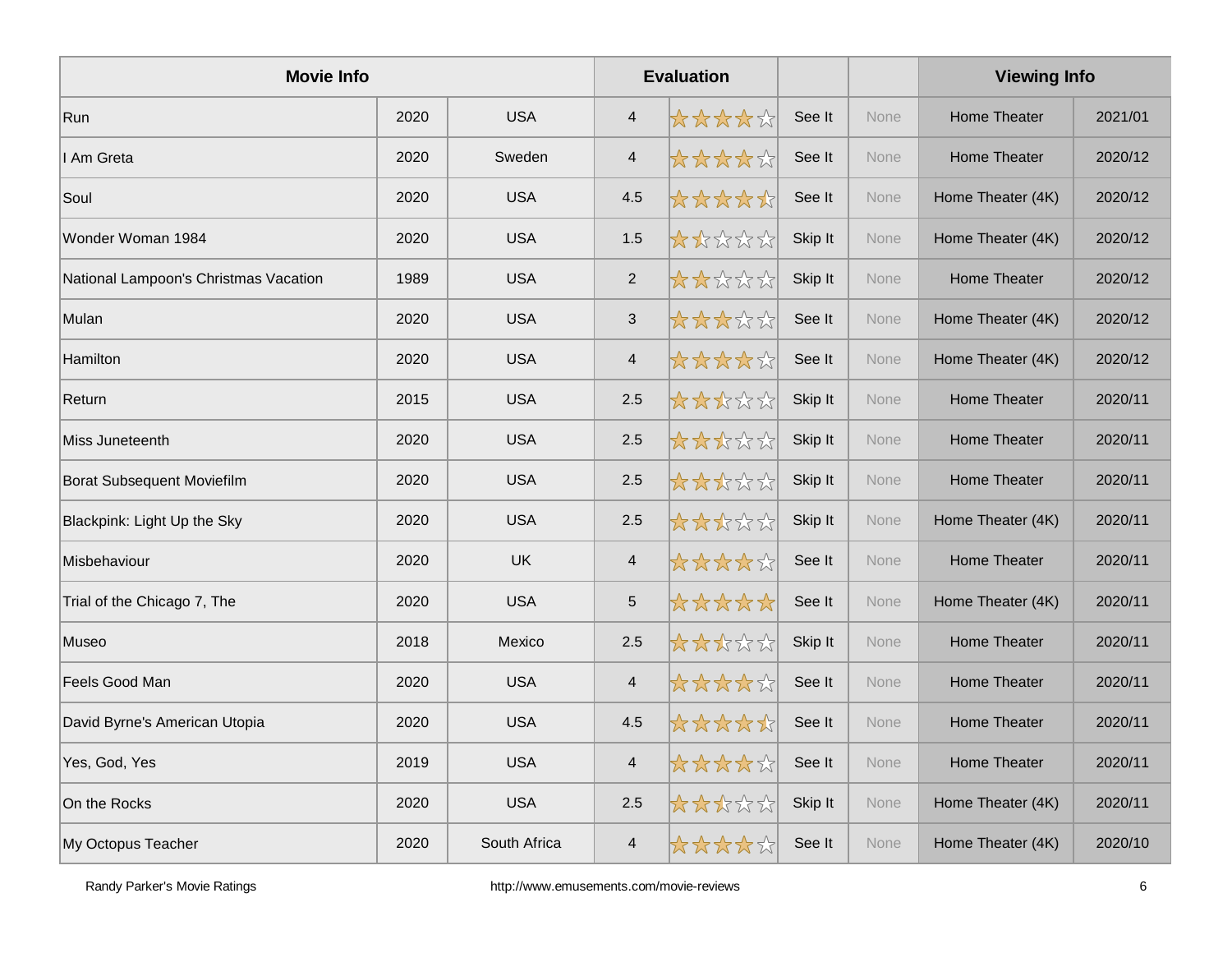| Movie Info | | | Evaluation | | | | Viewing Info | |
|---|---|---|---|---|---|---|---|---|
| Run | 2020 | USA | 4 | ★★★★☆ | See It | None | Home Theater | 2021/01 |
| I Am Greta | 2020 | Sweden | 4 | ★★★★☆ | See It | None | Home Theater | 2020/12 |
| Soul | 2020 | USA | 4.5 | ★★★★½ | See It | None | Home Theater (4K) | 2020/12 |
| Wonder Woman 1984 | 2020 | USA | 1.5 | ★½☆☆☆ | Skip It | None | Home Theater (4K) | 2020/12 |
| National Lampoon's Christmas Vacation | 1989 | USA | 2 | ★★☆☆☆ | Skip It | None | Home Theater | 2020/12 |
| Mulan | 2020 | USA | 3 | ★★★☆☆ | See It | None | Home Theater (4K) | 2020/12 |
| Hamilton | 2020 | USA | 4 | ★★★★☆ | See It | None | Home Theater (4K) | 2020/12 |
| Return | 2015 | USA | 2.5 | ★★½☆☆ | Skip It | None | Home Theater | 2020/11 |
| Miss Juneteenth | 2020 | USA | 2.5 | ★★½☆☆ | Skip It | None | Home Theater | 2020/11 |
| Borat Subsequent Moviefilm | 2020 | USA | 2.5 | ★★½☆☆ | Skip It | None | Home Theater | 2020/11 |
| Blackpink: Light Up the Sky | 2020 | USA | 2.5 | ★★½☆☆ | Skip It | None | Home Theater (4K) | 2020/11 |
| Misbehaviour | 2020 | UK | 4 | ★★★★☆ | See It | None | Home Theater | 2020/11 |
| Trial of the Chicago 7, The | 2020 | USA | 5 | ★★★★★ | See It | None | Home Theater (4K) | 2020/11 |
| Museo | 2018 | Mexico | 2.5 | ★★½☆☆ | Skip It | None | Home Theater | 2020/11 |
| Feels Good Man | 2020 | USA | 4 | ★★★★☆ | See It | None | Home Theater | 2020/11 |
| David Byrne's American Utopia | 2020 | USA | 4.5 | ★★★★½ | See It | None | Home Theater | 2020/11 |
| Yes, God, Yes | 2019 | USA | 4 | ★★★★☆ | See It | None | Home Theater | 2020/11 |
| On the Rocks | 2020 | USA | 2.5 | ★★½☆☆ | Skip It | None | Home Theater (4K) | 2020/11 |
| My Octopus Teacher | 2020 | South Africa | 4 | ★★★★☆ | See It | None | Home Theater (4K) | 2020/10 |

Randy Parker's Movie Ratings http://www.emusements.com/movie-reviews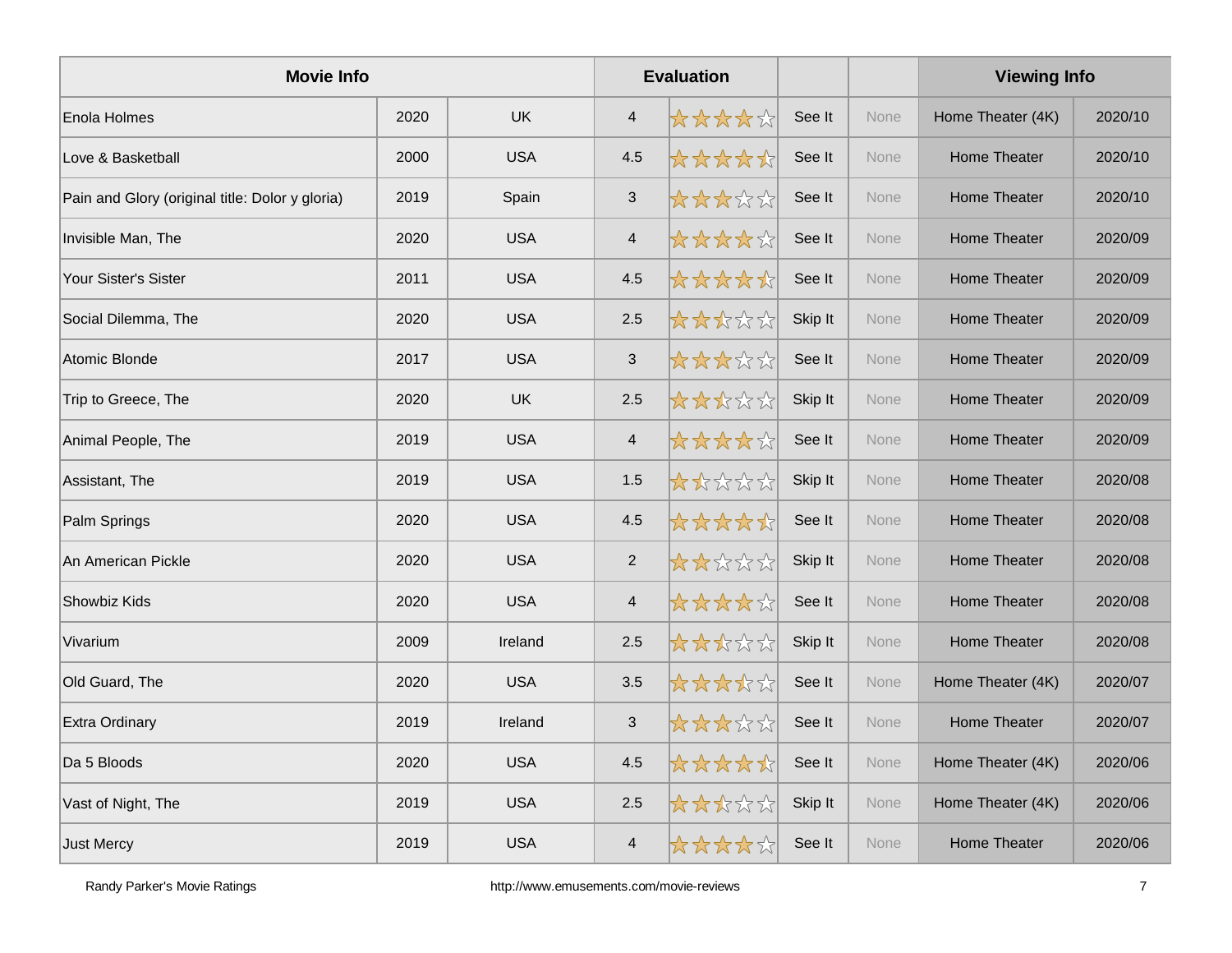| Movie Info | | | Evaluation | | | | Viewing Info | |
|---|---|---|---|---|---|---|---|---|
| Enola Holmes | 2020 | UK | 4 | ★★★★☆ | See It | None | Home Theater (4K) | 2020/10 |
| Love & Basketball | 2000 | USA | 4.5 | ★★★★½ | See It | None | Home Theater | 2020/10 |
| Pain and Glory (original title: Dolor y gloria) | 2019 | Spain | 3 | ★★★☆☆ | See It | None | Home Theater | 2020/10 |
| Invisible Man, The | 2020 | USA | 4 | ★★★★☆ | See It | None | Home Theater | 2020/09 |
| Your Sister's Sister | 2011 | USA | 4.5 | ★★★★½ | See It | None | Home Theater | 2020/09 |
| Social Dilemma, The | 2020 | USA | 2.5 | ★★½☆☆ | Skip It | None | Home Theater | 2020/09 |
| Atomic Blonde | 2017 | USA | 3 | ★★★☆☆ | See It | None | Home Theater | 2020/09 |
| Trip to Greece, The | 2020 | UK | 2.5 | ★★½☆☆ | Skip It | None | Home Theater | 2020/09 |
| Animal People, The | 2019 | USA | 4 | ★★★★☆ | See It | None | Home Theater | 2020/09 |
| Assistant, The | 2019 | USA | 1.5 | ★½☆☆☆ | Skip It | None | Home Theater | 2020/08 |
| Palm Springs | 2020 | USA | 4.5 | ★★★★½ | See It | None | Home Theater | 2020/08 |
| An American Pickle | 2020 | USA | 2 | ★★☆☆☆ | Skip It | None | Home Theater | 2020/08 |
| Showbiz Kids | 2020 | USA | 4 | ★★★★☆ | See It | None | Home Theater | 2020/08 |
| Vivarium | 2009 | Ireland | 2.5 | ★★½☆☆ | Skip It | None | Home Theater | 2020/08 |
| Old Guard, The | 2020 | USA | 3.5 | ★★★½☆ | See It | None | Home Theater (4K) | 2020/07 |
| Extra Ordinary | 2019 | Ireland | 3 | ★★★☆☆ | See It | None | Home Theater | 2020/07 |
| Da 5 Bloods | 2020 | USA | 4.5 | ★★★★½ | See It | None | Home Theater (4K) | 2020/06 |
| Vast of Night, The | 2019 | USA | 2.5 | ★★½☆☆ | Skip It | None | Home Theater (4K) | 2020/06 |
| Just Mercy | 2019 | USA | 4 | ★★★★☆ | See It | None | Home Theater | 2020/06 |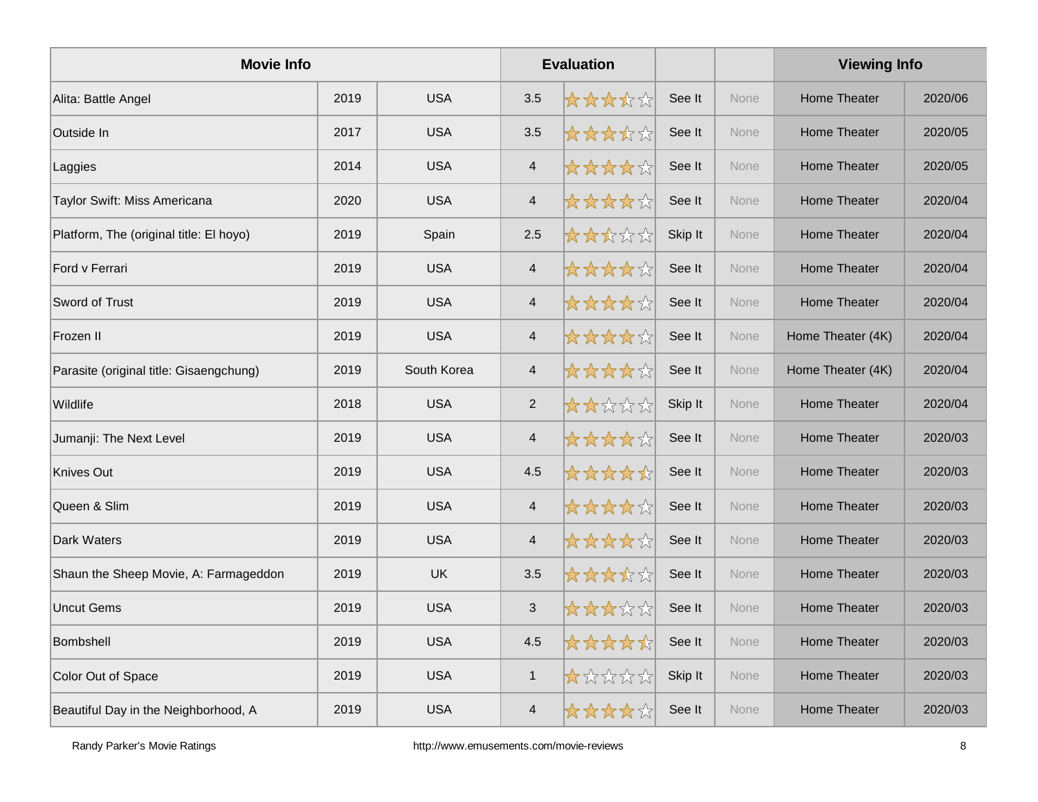| Movie Info | | | Evaluation | | | | Viewing Info | |
|---|---|---|---|---|---|---|---|---|
| Alita: Battle Angel | 2019 | USA | 3.5 | ★★★½☆ | See It | None | Home Theater | 2020/06 |
| Outside In | 2017 | USA | 3.5 | ★★★½☆ | See It | None | Home Theater | 2020/05 |
| Laggies | 2014 | USA | 4 | ★★★★☆ | See It | None | Home Theater | 2020/05 |
| Taylor Swift: Miss Americana | 2020 | USA | 4 | ★★★★☆ | See It | None | Home Theater | 2020/04 |
| Platform, The (original title: El hoyo) | 2019 | Spain | 2.5 | ★★½☆☆ | Skip It | None | Home Theater | 2020/04 |
| Ford v Ferrari | 2019 | USA | 4 | ★★★★☆ | See It | None | Home Theater | 2020/04 |
| Sword of Trust | 2019 | USA | 4 | ★★★★☆ | See It | None | Home Theater | 2020/04 |
| Frozen II | 2019 | USA | 4 | ★★★★☆ | See It | None | Home Theater (4K) | 2020/04 |
| Parasite (original title: Gisaengchung) | 2019 | South Korea | 4 | ★★★★☆ | See It | None | Home Theater (4K) | 2020/04 |
| Wildlife | 2018 | USA | 2 | ★★☆☆☆ | Skip It | None | Home Theater | 2020/04 |
| Jumanji: The Next Level | 2019 | USA | 4 | ★★★★☆ | See It | None | Home Theater | 2020/03 |
| Knives Out | 2019 | USA | 4.5 | ★★★★½ | See It | None | Home Theater | 2020/03 |
| Queen & Slim | 2019 | USA | 4 | ★★★★☆ | See It | None | Home Theater | 2020/03 |
| Dark Waters | 2019 | USA | 4 | ★★★★☆ | See It | None | Home Theater | 2020/03 |
| Shaun the Sheep Movie, A: Farmageddon | 2019 | UK | 3.5 | ★★★½☆ | See It | None | Home Theater | 2020/03 |
| Uncut Gems | 2019 | USA | 3 | ★★★☆☆ | See It | None | Home Theater | 2020/03 |
| Bombshell | 2019 | USA | 4.5 | ★★★★½ | See It | None | Home Theater | 2020/03 |
| Color Out of Space | 2019 | USA | 1 | ★☆☆☆☆ | Skip It | None | Home Theater | 2020/03 |
| Beautiful Day in the Neighborhood, A | 2019 | USA | 4 | ★★★★☆ | See It | None | Home Theater | 2020/03 |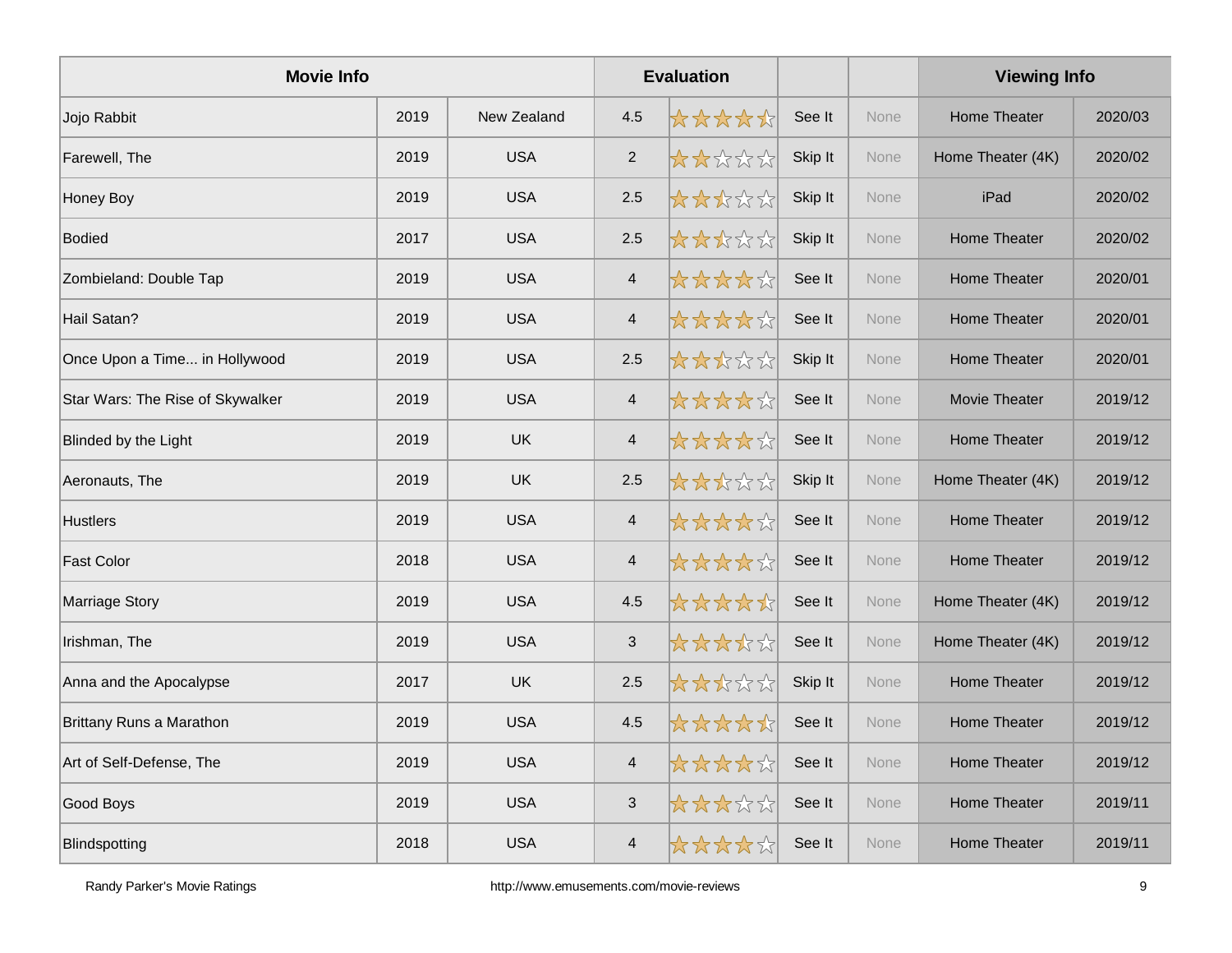| Movie Info | | | Evaluation | | | | Viewing Info | |
|---|---|---|---|---|---|---|---|---|
| Jojo Rabbit | 2019 | New Zealand | 4.5 | | See It | None | Home Theater | 2020/03 |
| Farewell, The | 2019 | USA | 2 | | Skip It | None | Home Theater (4K) | 2020/02 |
| Honey Boy | 2019 | USA | 2.5 | | Skip It | None | iPad | 2020/02 |
| Bodied | 2017 | USA | 2.5 | | Skip It | None | Home Theater | 2020/02 |
| Zombieland: Double Tap | 2019 | USA | 4 | | See It | None | Home Theater | 2020/01 |
| Hail Satan? | 2019 | USA | 4 | | See It | None | Home Theater | 2020/01 |
| Once Upon a Time... in Hollywood | 2019 | USA | 2.5 | | Skip It | None | Home Theater | 2020/01 |
| Star Wars: The Rise of Skywalker | 2019 | USA | 4 | | See It | None | Movie Theater | 2019/12 |
| Blinded by the Light | 2019 | UK | 4 | | See It | None | Home Theater | 2019/12 |
| Aeronauts, The | 2019 | UK | 2.5 | | Skip It | None | Home Theater (4K) | 2019/12 |
| Hustlers | 2019 | USA | 4 | | See It | None | Home Theater | 2019/12 |
| Fast Color | 2018 | USA | 4 | | See It | None | Home Theater | 2019/12 |
| Marriage Story | 2019 | USA | 4.5 | | See It | None | Home Theater (4K) | 2019/12 |
| Irishman, The | 2019 | USA | 3 | | See It | None | Home Theater (4K) | 2019/12 |
| Anna and the Apocalypse | 2017 | UK | 2.5 | | Skip It | None | Home Theater | 2019/12 |
| Brittany Runs a Marathon | 2019 | USA | 4.5 | | See It | None | Home Theater | 2019/12 |
| Art of Self-Defense, The | 2019 | USA | 4 | | See It | None | Home Theater | 2019/12 |
| Good Boys | 2019 | USA | 3 | | See It | None | Home Theater | 2019/11 |
| Blindspotting | 2018 | USA | 4 | | See It | None | Home Theater | 2019/11 |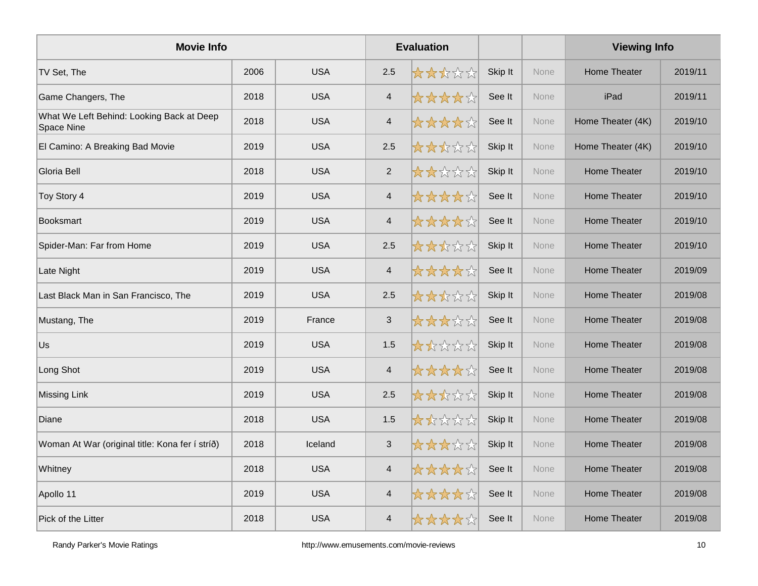| Movie Info | | | Evaluation | | | | Viewing Info | |
|---|---|---|---|---|---|---|---|---|
| TV Set, The | 2006 | USA | 2.5 | ★★½☆☆ | Skip It | None | Home Theater | 2019/11 |
| Game Changers, The | 2018 | USA | 4 | ★★★★☆ | See It | None | iPad | 2019/11 |
| What We Left Behind: Looking Back at Deep Space Nine | 2018 | USA | 4 | ★★★★☆ | See It | None | Home Theater (4K) | 2019/10 |
| El Camino: A Breaking Bad Movie | 2019 | USA | 2.5 | ★★½☆☆ | Skip It | None | Home Theater (4K) | 2019/10 |
| Gloria Bell | 2018 | USA | 2 | ★★☆☆☆ | Skip It | None | Home Theater | 2019/10 |
| Toy Story 4 | 2019 | USA | 4 | ★★★★☆ | See It | None | Home Theater | 2019/10 |
| Booksmart | 2019 | USA | 4 | ★★★★☆ | See It | None | Home Theater | 2019/10 |
| Spider-Man: Far from Home | 2019 | USA | 2.5 | ★★½☆☆ | Skip It | None | Home Theater | 2019/10 |
| Late Night | 2019 | USA | 4 | ★★★★☆ | See It | None | Home Theater | 2019/09 |
| Last Black Man in San Francisco, The | 2019 | USA | 2.5 | ★★½☆☆ | Skip It | None | Home Theater | 2019/08 |
| Mustang, The | 2019 | France | 3 | ★★★☆☆ | See It | None | Home Theater | 2019/08 |
| Us | 2019 | USA | 1.5 | ★½☆☆☆ | Skip It | None | Home Theater | 2019/08 |
| Long Shot | 2019 | USA | 4 | ★★★★☆ | See It | None | Home Theater | 2019/08 |
| Missing Link | 2019 | USA | 2.5 | ★★½☆☆ | Skip It | None | Home Theater | 2019/08 |
| Diane | 2018 | USA | 1.5 | ★½☆☆☆ | Skip It | None | Home Theater | 2019/08 |
| Woman At War (original title: Kona fer í stríð) | 2018 | Iceland | 3 | ★★★☆☆ | Skip It | None | Home Theater | 2019/08 |
| Whitney | 2018 | USA | 4 | ★★★★☆ | See It | None | Home Theater | 2019/08 |
| Apollo 11 | 2019 | USA | 4 | ★★★★☆ | See It | None | Home Theater | 2019/08 |
| Pick of the Litter | 2018 | USA | 4 | ★★★★☆ | See It | None | Home Theater | 2019/08 |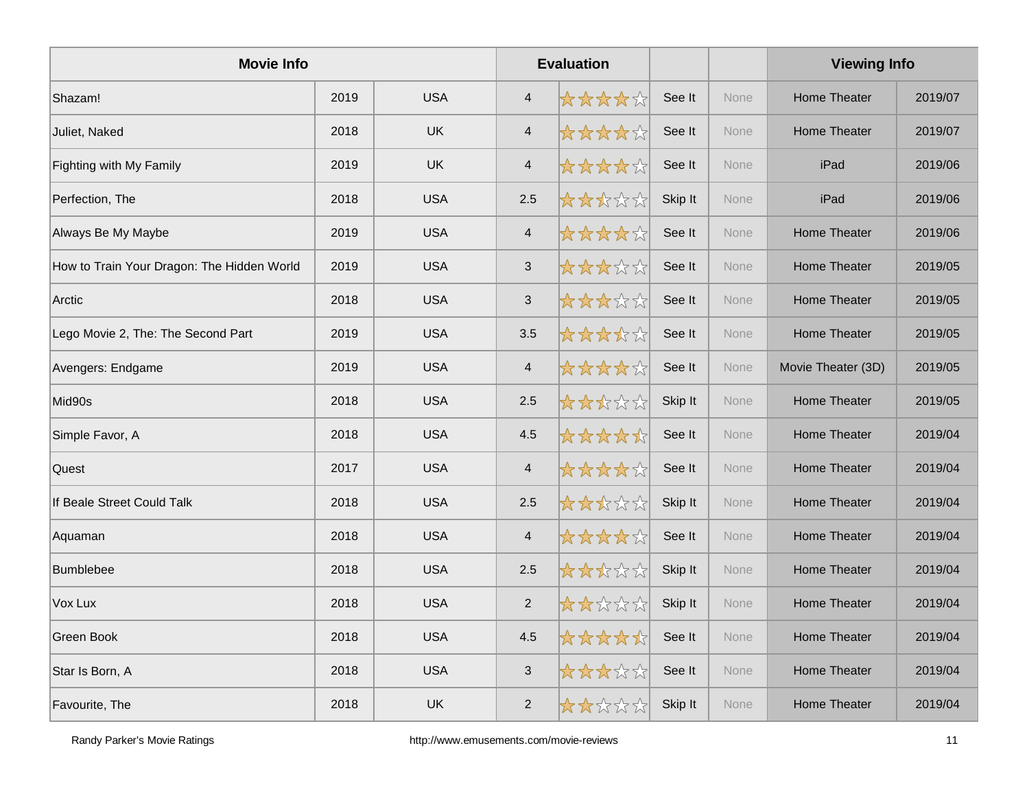| Movie Info | | | Evaluation | | | | Viewing Info | |
|---|---|---|---|---|---|---|---|---|
| Shazam! | 2019 | USA | 4 | ★★★★☆ | See It | None | Home Theater | 2019/07 |
| Juliet, Naked | 2018 | UK | 4 | ★★★★☆ | See It | None | Home Theater | 2019/07 |
| Fighting with My Family | 2019 | UK | 4 | ★★★★☆ | See It | None | iPad | 2019/06 |
| Perfection, The | 2018 | USA | 2.5 | ★★½☆☆ | Skip It | None | iPad | 2019/06 |
| Always Be My Maybe | 2019 | USA | 4 | ★★★★☆ | See It | None | Home Theater | 2019/06 |
| How to Train Your Dragon: The Hidden World | 2019 | USA | 3 | ★★★☆☆ | See It | None | Home Theater | 2019/05 |
| Arctic | 2018 | USA | 3 | ★★★☆☆ | See It | None | Home Theater | 2019/05 |
| Lego Movie 2, The: The Second Part | 2019 | USA | 3.5 | ★★★½☆ | See It | None | Home Theater | 2019/05 |
| Avengers: Endgame | 2019 | USA | 4 | ★★★★☆ | See It | None | Movie Theater (3D) | 2019/05 |
| Mid90s | 2018 | USA | 2.5 | ★★½☆☆ | Skip It | None | Home Theater | 2019/05 |
| Simple Favor, A | 2018 | USA | 4.5 | ★★★★½ | See It | None | Home Theater | 2019/04 |
| Quest | 2017 | USA | 4 | ★★★★☆ | See It | None | Home Theater | 2019/04 |
| If Beale Street Could Talk | 2018 | USA | 2.5 | ★★½☆☆ | Skip It | None | Home Theater | 2019/04 |
| Aquaman | 2018 | USA | 4 | ★★★★☆ | See It | None | Home Theater | 2019/04 |
| Bumblebee | 2018 | USA | 2.5 | ★★½☆☆ | Skip It | None | Home Theater | 2019/04 |
| Vox Lux | 2018 | USA | 2 | ★★☆☆☆ | Skip It | None | Home Theater | 2019/04 |
| Green Book | 2018 | USA | 4.5 | ★★★★½ | See It | None | Home Theater | 2019/04 |
| Star Is Born, A | 2018 | USA | 3 | ★★★☆☆ | See It | None | Home Theater | 2019/04 |
| Favourite, The | 2018 | UK | 2 | ★★☆☆☆ | Skip It | None | Home Theater | 2019/04 |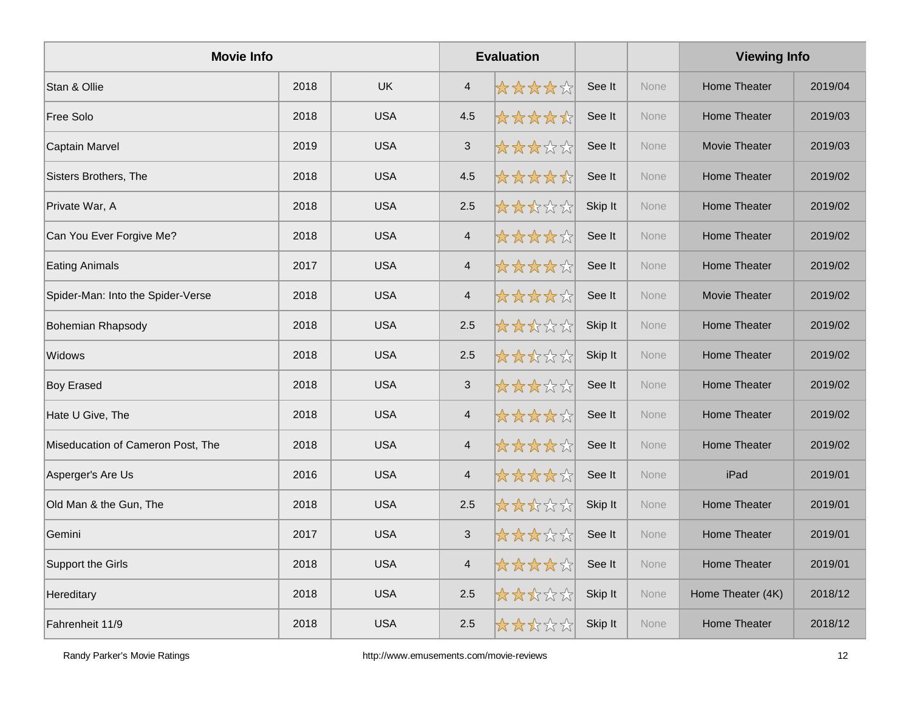| Movie Info | | | Evaluation | | | | Viewing Info | |
|---|---|---|---|---|---|---|---|---|
| Stan & Ollie | 2018 | UK | 4 | ★★★★☆ | See It | None | Home Theater | 2019/04 |
| Free Solo | 2018 | USA | 4.5 | ★★★★½ | See It | None | Home Theater | 2019/03 |
| Captain Marvel | 2019 | USA | 3 | ★★★☆☆ | See It | None | Movie Theater | 2019/03 |
| Sisters Brothers, The | 2018 | USA | 4.5 | ★★★★½ | See It | None | Home Theater | 2019/02 |
| Private War, A | 2018 | USA | 2.5 | ★★½☆☆ | Skip It | None | Home Theater | 2019/02 |
| Can You Ever Forgive Me? | 2018 | USA | 4 | ★★★★☆ | See It | None | Home Theater | 2019/02 |
| Eating Animals | 2017 | USA | 4 | ★★★★☆ | See It | None | Home Theater | 2019/02 |
| Spider-Man: Into the Spider-Verse | 2018 | USA | 4 | ★★★★☆ | See It | None | Movie Theater | 2019/02 |
| Bohemian Rhapsody | 2018 | USA | 2.5 | ★★½☆☆ | Skip It | None | Home Theater | 2019/02 |
| Widows | 2018 | USA | 2.5 | ★★½☆☆ | Skip It | None | Home Theater | 2019/02 |
| Boy Erased | 2018 | USA | 3 | ★★★☆☆ | See It | None | Home Theater | 2019/02 |
| Hate U Give, The | 2018 | USA | 4 | ★★★★☆ | See It | None | Home Theater | 2019/02 |
| Miseducation of Cameron Post, The | 2018 | USA | 4 | ★★★★☆ | See It | None | Home Theater | 2019/02 |
| Asperger's Are Us | 2016 | USA | 4 | ★★★★☆ | See It | None | iPad | 2019/01 |
| Old Man & the Gun, The | 2018 | USA | 2.5 | ★★½☆☆ | Skip It | None | Home Theater | 2019/01 |
| Gemini | 2017 | USA | 3 | ★★★☆☆ | See It | None | Home Theater | 2019/01 |
| Support the Girls | 2018 | USA | 4 | ★★★★☆ | See It | None | Home Theater | 2019/01 |
| Hereditary | 2018 | USA | 2.5 | ★★½☆☆ | Skip It | None | Home Theater (4K) | 2018/12 |
| Fahrenheit 11/9 | 2018 | USA | 2.5 | ★★½☆☆ | Skip It | None | Home Theater | 2018/12 |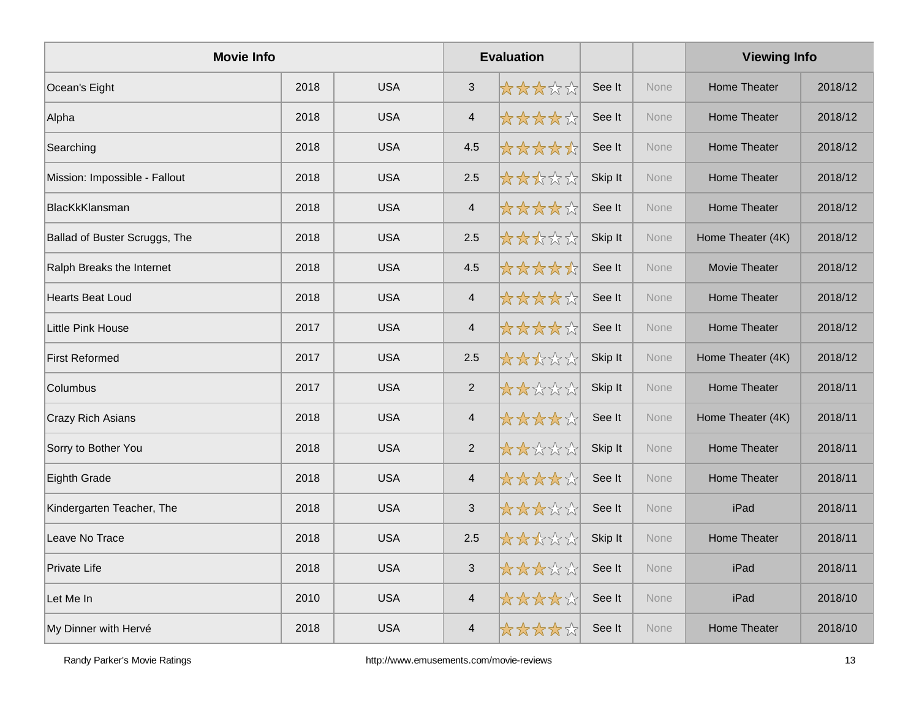| Movie Info | | | Evaluation | | | | Viewing Info | |
|---|---|---|---|---|---|---|---|---|
| Ocean's Eight | 2018 | USA | 3 | ★★★☆☆ | See It | None | Home Theater | 2018/12 |
| Alpha | 2018 | USA | 4 | ★★★★☆ | See It | None | Home Theater | 2018/12 |
| Searching | 2018 | USA | 4.5 | ★★★★½ | See It | None | Home Theater | 2018/12 |
| Mission: Impossible - Fallout | 2018 | USA | 2.5 | ★★½☆☆ | Skip It | None | Home Theater | 2018/12 |
| BlacKkKlansman | 2018 | USA | 4 | ★★★★☆ | See It | None | Home Theater | 2018/12 |
| Ballad of Buster Scruggs, The | 2018 | USA | 2.5 | ★★½☆☆ | Skip It | None | Home Theater (4K) | 2018/12 |
| Ralph Breaks the Internet | 2018 | USA | 4.5 | ★★★★½ | See It | None | Movie Theater | 2018/12 |
| Hearts Beat Loud | 2018 | USA | 4 | ★★★★☆ | See It | None | Home Theater | 2018/12 |
| Little Pink House | 2017 | USA | 4 | ★★★★☆ | See It | None | Home Theater | 2018/12 |
| First Reformed | 2017 | USA | 2.5 | ★★½☆☆ | Skip It | None | Home Theater (4K) | 2018/12 |
| Columbus | 2017 | USA | 2 | ★★☆☆☆ | Skip It | None | Home Theater | 2018/11 |
| Crazy Rich Asians | 2018 | USA | 4 | ★★★★☆ | See It | None | Home Theater (4K) | 2018/11 |
| Sorry to Bother You | 2018 | USA | 2 | ★★☆☆☆ | Skip It | None | Home Theater | 2018/11 |
| Eighth Grade | 2018 | USA | 4 | ★★★★☆ | See It | None | Home Theater | 2018/11 |
| Kindergarten Teacher, The | 2018 | USA | 3 | ★★★☆☆ | See It | None | iPad | 2018/11 |
| Leave No Trace | 2018 | USA | 2.5 | ★★½☆☆ | Skip It | None | Home Theater | 2018/11 |
| Private Life | 2018 | USA | 3 | ★★★☆☆ | See It | None | iPad | 2018/11 |
| Let Me In | 2010 | USA | 4 | ★★★★☆ | See It | None | iPad | 2018/10 |
| My Dinner with Hervé | 2018 | USA | 4 | ★★★★☆ | See It | None | Home Theater | 2018/10 |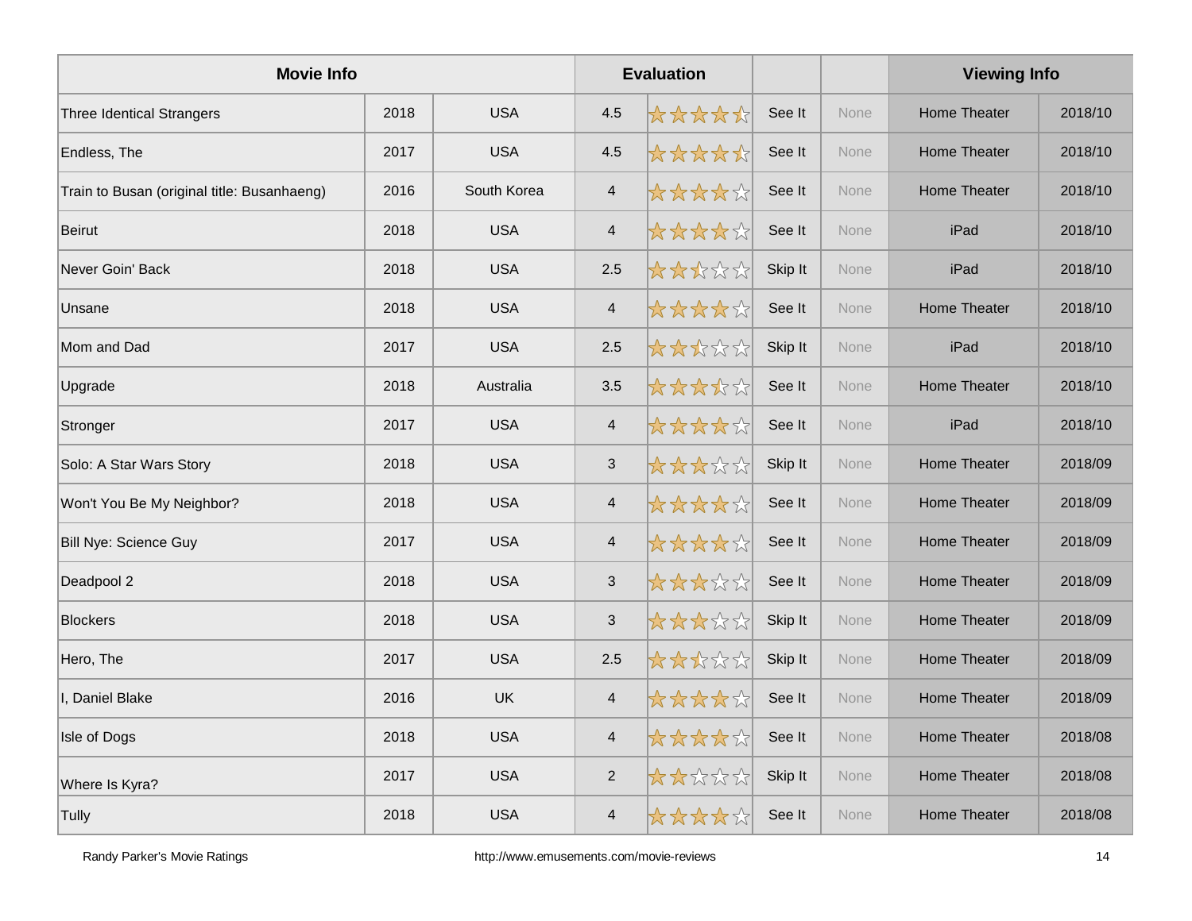| Movie Info | | | Evaluation | | | | Viewing Info | |
|---|---|---|---|---|---|---|---|---|
| Three Identical Strangers | 2018 | USA | 4.5 | ★★★★½ | See It | None | Home Theater | 2018/10 |
| Endless, The | 2017 | USA | 4.5 | ★★★★½ | See It | None | Home Theater | 2018/10 |
| Train to Busan (original title: Busanhaeng) | 2016 | South Korea | 4 | ★★★★☆ | See It | None | Home Theater | 2018/10 |
| Beirut | 2018 | USA | 4 | ★★★★☆ | See It | None | iPad | 2018/10 |
| Never Goin' Back | 2018 | USA | 2.5 | ★★½☆☆ | Skip It | None | iPad | 2018/10 |
| Unsane | 2018 | USA | 4 | ★★★★☆ | See It | None | Home Theater | 2018/10 |
| Mom and Dad | 2017 | USA | 2.5 | ★★½☆☆ | Skip It | None | iPad | 2018/10 |
| Upgrade | 2018 | Australia | 3.5 | ★★★½☆ | See It | None | Home Theater | 2018/10 |
| Stronger | 2017 | USA | 4 | ★★★★☆ | See It | None | iPad | 2018/10 |
| Solo: A Star Wars Story | 2018 | USA | 3 | ★★★☆☆ | Skip It | None | Home Theater | 2018/09 |
| Won't You Be My Neighbor? | 2018 | USA | 4 | ★★★★☆ | See It | None | Home Theater | 2018/09 |
| Bill Nye: Science Guy | 2017 | USA | 4 | ★★★★☆ | See It | None | Home Theater | 2018/09 |
| Deadpool 2 | 2018 | USA | 3 | ★★★☆☆ | See It | None | Home Theater | 2018/09 |
| Blockers | 2018 | USA | 3 | ★★★☆☆ | Skip It | None | Home Theater | 2018/09 |
| Hero, The | 2017 | USA | 2.5 | ★★½☆☆ | Skip It | None | Home Theater | 2018/09 |
| I, Daniel Blake | 2016 | UK | 4 | ★★★★☆ | See It | None | Home Theater | 2018/09 |
| Isle of Dogs | 2018 | USA | 4 | ★★★★☆ | See It | None | Home Theater | 2018/08 |
| Where Is Kyra? | 2017 | USA | 2 | ★★☆☆☆ | Skip It | None | Home Theater | 2018/08 |
| Tully | 2018 | USA | 4 | ★★★★☆ | See It | None | Home Theater | 2018/08 |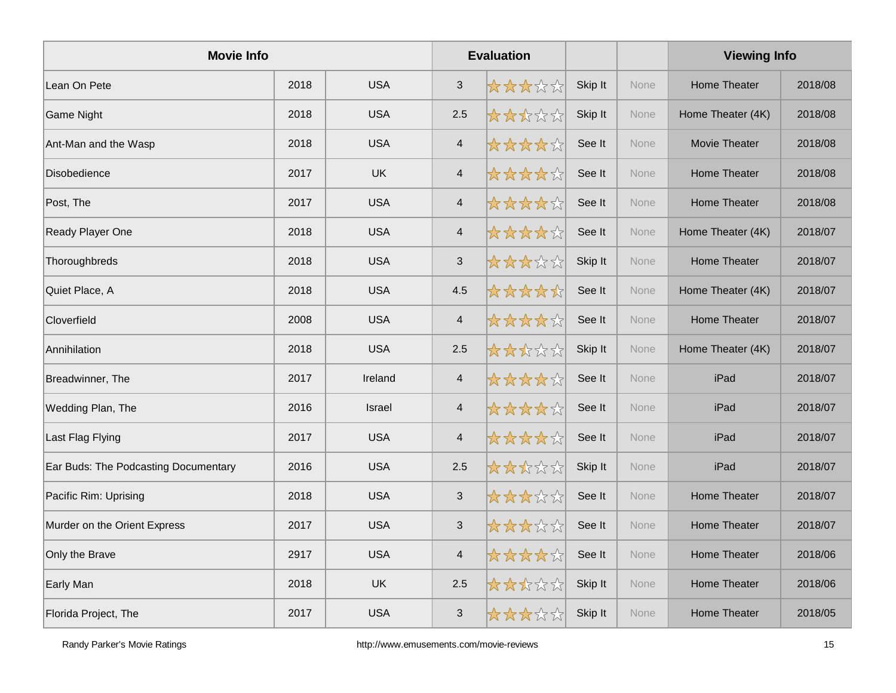| Movie Info | | | Evaluation | | | | Viewing Info | |
|---|---|---|---|---|---|---|---|---|
| Lean On Pete | 2018 | USA | 3 | ★★★☆☆ | Skip It | None | Home Theater | 2018/08 |
| Game Night | 2018 | USA | 2.5 | ★★½☆☆ | Skip It | None | Home Theater (4K) | 2018/08 |
| Ant-Man and the Wasp | 2018 | USA | 4 | ★★★★☆ | See It | None | Movie Theater | 2018/08 |
| Disobedience | 2017 | UK | 4 | ★★★★☆ | See It | None | Home Theater | 2018/08 |
| Post, The | 2017 | USA | 4 | ★★★★☆ | See It | None | Home Theater | 2018/08 |
| Ready Player One | 2018 | USA | 4 | ★★★★☆ | See It | None | Home Theater (4K) | 2018/07 |
| Thoroughbreds | 2018 | USA | 3 | ★★★☆☆ | Skip It | None | Home Theater | 2018/07 |
| Quiet Place, A | 2018 | USA | 4.5 | ★★★★½ | See It | None | Home Theater (4K) | 2018/07 |
| Cloverfield | 2008 | USA | 4 | ★★★★☆ | See It | None | Home Theater | 2018/07 |
| Annihilation | 2018 | USA | 2.5 | ★★½☆☆ | Skip It | None | Home Theater (4K) | 2018/07 |
| Breadwinner, The | 2017 | Ireland | 4 | ★★★★☆ | See It | None | iPad | 2018/07 |
| Wedding Plan, The | 2016 | Israel | 4 | ★★★★☆ | See It | None | iPad | 2018/07 |
| Last Flag Flying | 2017 | USA | 4 | ★★★★☆ | See It | None | iPad | 2018/07 |
| Ear Buds: The Podcasting Documentary | 2016 | USA | 2.5 | ★★½☆☆ | Skip It | None | iPad | 2018/07 |
| Pacific Rim: Uprising | 2018 | USA | 3 | ★★★☆☆ | See It | None | Home Theater | 2018/07 |
| Murder on the Orient Express | 2017 | USA | 3 | ★★★☆☆ | See It | None | Home Theater | 2018/07 |
| Only the Brave | 2917 | USA | 4 | ★★★★☆ | See It | None | Home Theater | 2018/06 |
| Early Man | 2018 | UK | 2.5 | ★★½☆☆ | Skip It | None | Home Theater | 2018/06 |
| Florida Project, The | 2017 | USA | 3 | ★★★☆☆ | Skip It | None | Home Theater | 2018/05 |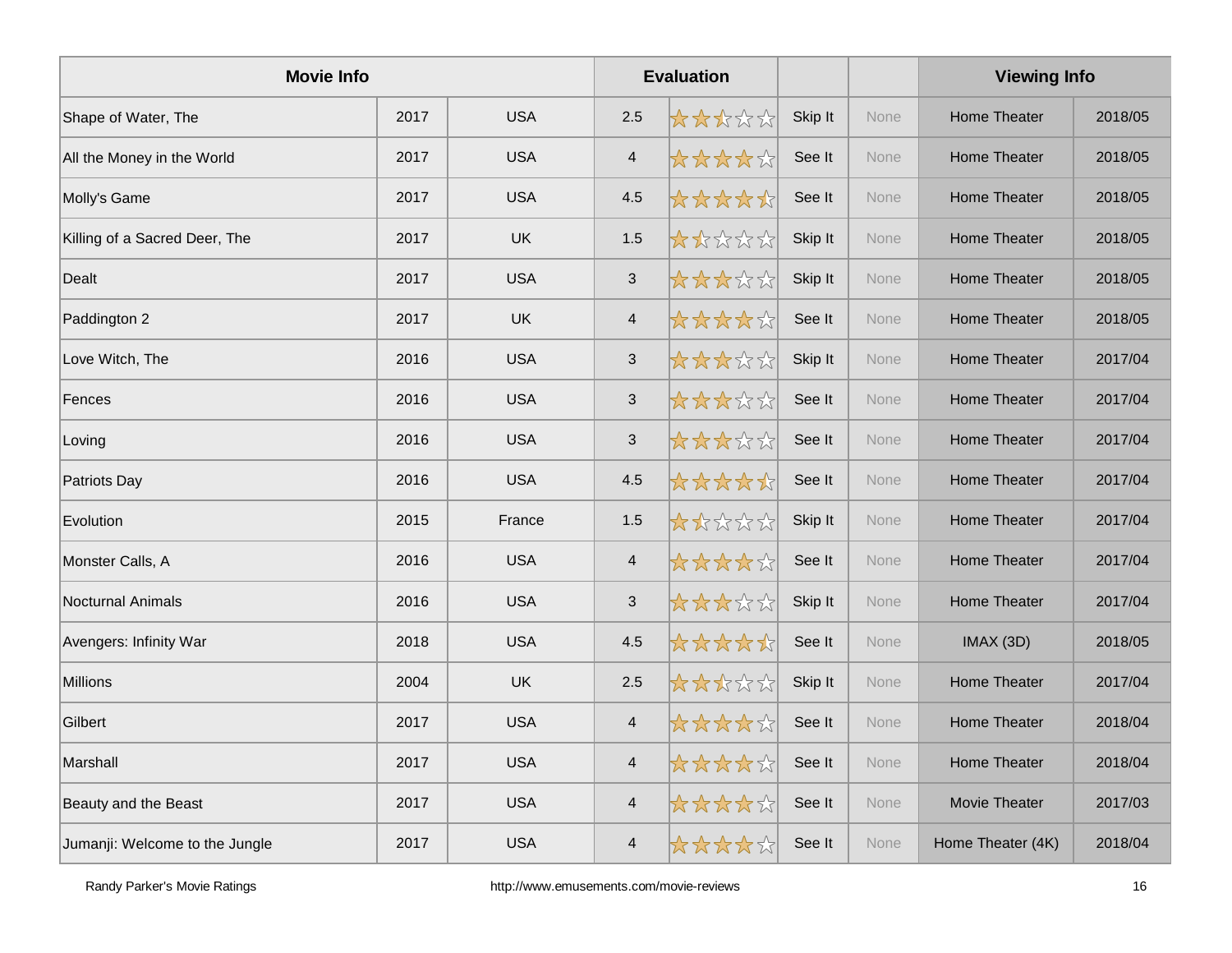| Movie Info | | | Evaluation | | | | Viewing Info | |
|---|---|---|---|---|---|---|---|---|
| Shape of Water, The | 2017 | USA | 2.5 | ★★½☆☆ | Skip It | None | Home Theater | 2018/05 |
| All the Money in the World | 2017 | USA | 4 | ★★★★☆ | See It | None | Home Theater | 2018/05 |
| Molly's Game | 2017 | USA | 4.5 | ★★★★½ | See It | None | Home Theater | 2018/05 |
| Killing of a Sacred Deer, The | 2017 | UK | 1.5 | ★½☆☆☆ | Skip It | None | Home Theater | 2018/05 |
| Dealt | 2017 | USA | 3 | ★★★☆☆ | Skip It | None | Home Theater | 2018/05 |
| Paddington 2 | 2017 | UK | 4 | ★★★★☆ | See It | None | Home Theater | 2018/05 |
| Love Witch, The | 2016 | USA | 3 | ★★★☆☆ | Skip It | None | Home Theater | 2017/04 |
| Fences | 2016 | USA | 3 | ★★★☆☆ | See It | None | Home Theater | 2017/04 |
| Loving | 2016 | USA | 3 | ★★★☆☆ | See It | None | Home Theater | 2017/04 |
| Patriots Day | 2016 | USA | 4.5 | ★★★★½ | See It | None | Home Theater | 2017/04 |
| Evolution | 2015 | France | 1.5 | ★½☆☆☆ | Skip It | None | Home Theater | 2017/04 |
| Monster Calls, A | 2016 | USA | 4 | ★★★★☆ | See It | None | Home Theater | 2017/04 |
| Nocturnal Animals | 2016 | USA | 3 | ★★★☆☆ | Skip It | None | Home Theater | 2017/04 |
| Avengers: Infinity War | 2018 | USA | 4.5 | ★★★★½ | See It | None | IMAX (3D) | 2018/05 |
| Millions | 2004 | UK | 2.5 | ★★½☆☆ | Skip It | None | Home Theater | 2017/04 |
| Gilbert | 2017 | USA | 4 | ★★★★☆ | See It | None | Home Theater | 2018/04 |
| Marshall | 2017 | USA | 4 | ★★★★☆ | See It | None | Home Theater | 2018/04 |
| Beauty and the Beast | 2017 | USA | 4 | ★★★★☆ | See It | None | Movie Theater | 2017/03 |
| Jumanji: Welcome to the Jungle | 2017 | USA | 4 | ★★★★☆ | See It | None | Home Theater (4K) | 2018/04 |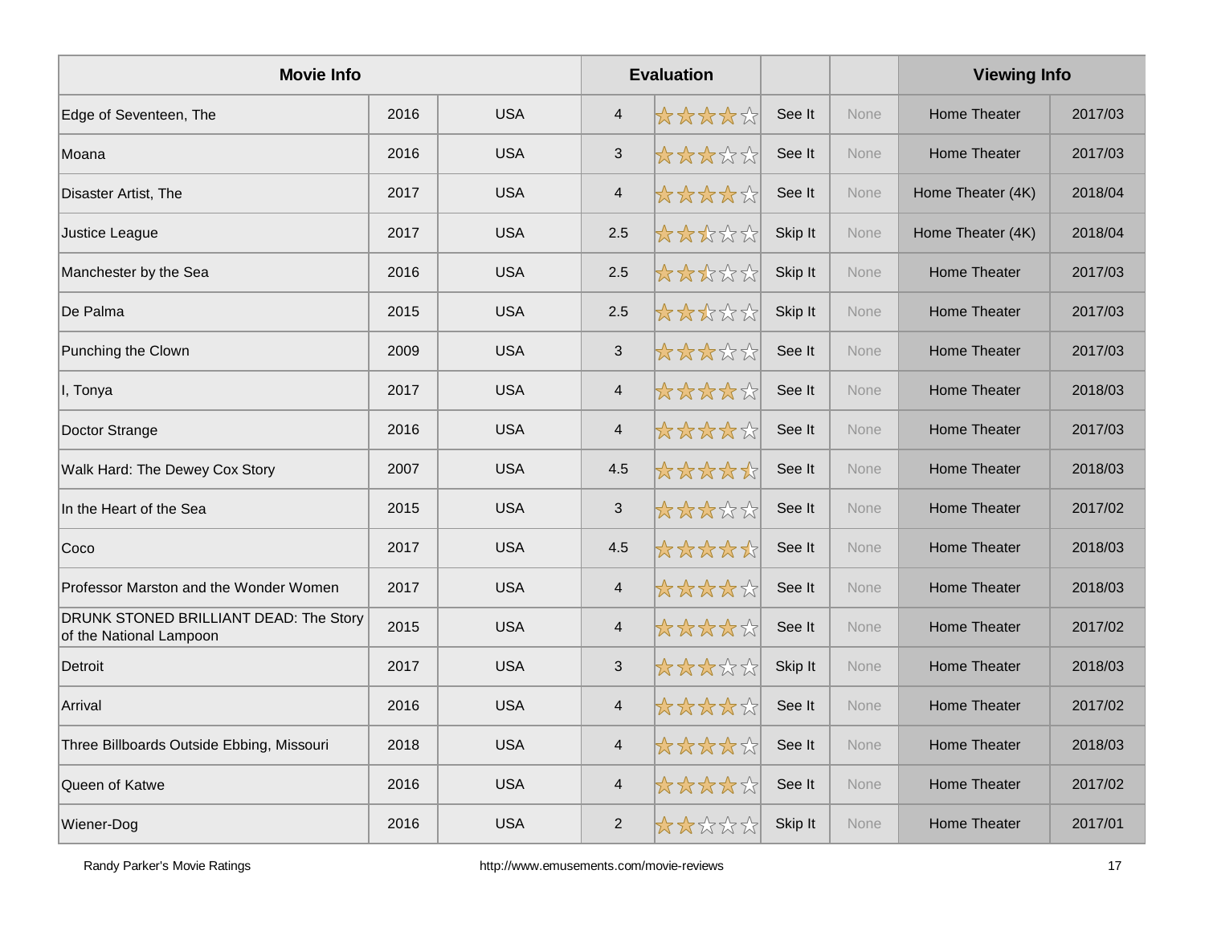| Movie Info | | | Evaluation | | | | Viewing Info | |
|---|---|---|---|---|---|---|---|---|
| Edge of Seventeen, The | 2016 | USA | 4 | ★★★★☆ | See It | None | Home Theater | 2017/03 |
| Moana | 2016 | USA | 3 | ★★★☆☆ | See It | None | Home Theater | 2017/03 |
| Disaster Artist, The | 2017 | USA | 4 | ★★★★☆ | See It | None | Home Theater (4K) | 2018/04 |
| Justice League | 2017 | USA | 2.5 | ★★½☆☆ | Skip It | None | Home Theater (4K) | 2018/04 |
| Manchester by the Sea | 2016 | USA | 2.5 | ★★½☆☆ | Skip It | None | Home Theater | 2017/03 |
| De Palma | 2015 | USA | 2.5 | ★★½☆☆ | Skip It | None | Home Theater | 2017/03 |
| Punching the Clown | 2009 | USA | 3 | ★★★☆☆ | See It | None | Home Theater | 2017/03 |
| I, Tonya | 2017 | USA | 4 | ★★★★☆ | See It | None | Home Theater | 2018/03 |
| Doctor Strange | 2016 | USA | 4 | ★★★★☆ | See It | None | Home Theater | 2017/03 |
| Walk Hard: The Dewey Cox Story | 2007 | USA | 4.5 | ★★★★½ | See It | None | Home Theater | 2018/03 |
| In the Heart of the Sea | 2015 | USA | 3 | ★★★☆☆ | See It | None | Home Theater | 2017/02 |
| Coco | 2017 | USA | 4.5 | ★★★★½ | See It | None | Home Theater | 2018/03 |
| Professor Marston and the Wonder Women | 2017 | USA | 4 | ★★★★☆ | See It | None | Home Theater | 2018/03 |
| DRUNK STONED BRILLIANT DEAD: The Story of the National Lampoon | 2015 | USA | 4 | ★★★★☆ | See It | None | Home Theater | 2017/02 |
| Detroit | 2017 | USA | 3 | ★★★☆☆ | Skip It | None | Home Theater | 2018/03 |
| Arrival | 2016 | USA | 4 | ★★★★☆ | See It | None | Home Theater | 2017/02 |
| Three Billboards Outside Ebbing, Missouri | 2018 | USA | 4 | ★★★★☆ | See It | None | Home Theater | 2018/03 |
| Queen of Katwe | 2016 | USA | 4 | ★★★★☆ | See It | None | Home Theater | 2017/02 |
| Wiener-Dog | 2016 | USA | 2 | ★★☆☆☆ | Skip It | None | Home Theater | 2017/01 |

Randy Parker's Movie Ratings http://www.emusements.com/movie-reviews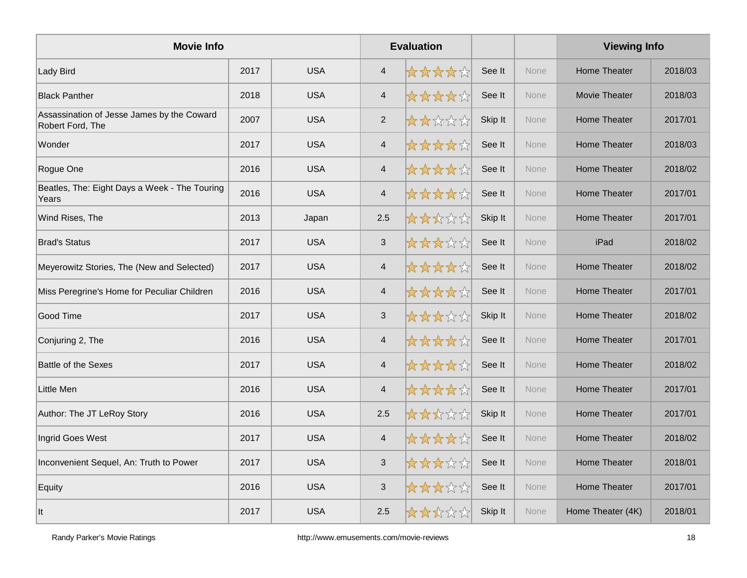| Movie Info | | | Evaluation | | | | Viewing Info | |
|---|---|---|---|---|---|---|---|---|
| Lady Bird | 2017 | USA | 4 | ★★★★☆ | See It | None | Home Theater | 2018/03 |
| Black Panther | 2018 | USA | 4 | ★★★★☆ | See It | None | Movie Theater | 2018/03 |
| Assassination of Jesse James by the Coward Robert Ford, The | 2007 | USA | 2 | ★★☆☆☆ | Skip It | None | Home Theater | 2017/01 |
| Wonder | 2017 | USA | 4 | ★★★★☆ | See It | None | Home Theater | 2018/03 |
| Rogue One | 2016 | USA | 4 | ★★★★☆ | See It | None | Home Theater | 2018/02 |
| Beatles, The: Eight Days a Week - The Touring Years | 2016 | USA | 4 | ★★★★☆ | See It | None | Home Theater | 2017/01 |
| Wind Rises, The | 2013 | Japan | 2.5 | ★★½☆☆ | Skip It | None | Home Theater | 2017/01 |
| Brad's Status | 2017 | USA | 3 | ★★★☆☆ | See It | None | iPad | 2018/02 |
| Meyerowitz Stories, The (New and Selected) | 2017 | USA | 4 | ★★★★☆ | See It | None | Home Theater | 2018/02 |
| Miss Peregrine's Home for Peculiar Children | 2016 | USA | 4 | ★★★★☆ | See It | None | Home Theater | 2017/01 |
| Good Time | 2017 | USA | 3 | ★★★☆☆ | Skip It | None | Home Theater | 2018/02 |
| Conjuring 2, The | 2016 | USA | 4 | ★★★★☆ | See It | None | Home Theater | 2017/01 |
| Battle of the Sexes | 2017 | USA | 4 | ★★★★☆ | See It | None | Home Theater | 2018/02 |
| Little Men | 2016 | USA | 4 | ★★★★☆ | See It | None | Home Theater | 2017/01 |
| Author: The JT LeRoy Story | 2016 | USA | 2.5 | ★★½☆☆ | Skip It | None | Home Theater | 2017/01 |
| Ingrid Goes West | 2017 | USA | 4 | ★★★★☆ | See It | None | Home Theater | 2018/02 |
| Inconvenient Sequel, An: Truth to Power | 2017 | USA | 3 | ★★★☆☆ | See It | None | Home Theater | 2018/01 |
| Equity | 2016 | USA | 3 | ★★★☆☆ | See It | None | Home Theater | 2017/01 |
| It | 2017 | USA | 2.5 | ★★½☆☆ | Skip It | None | Home Theater (4K) | 2018/01 |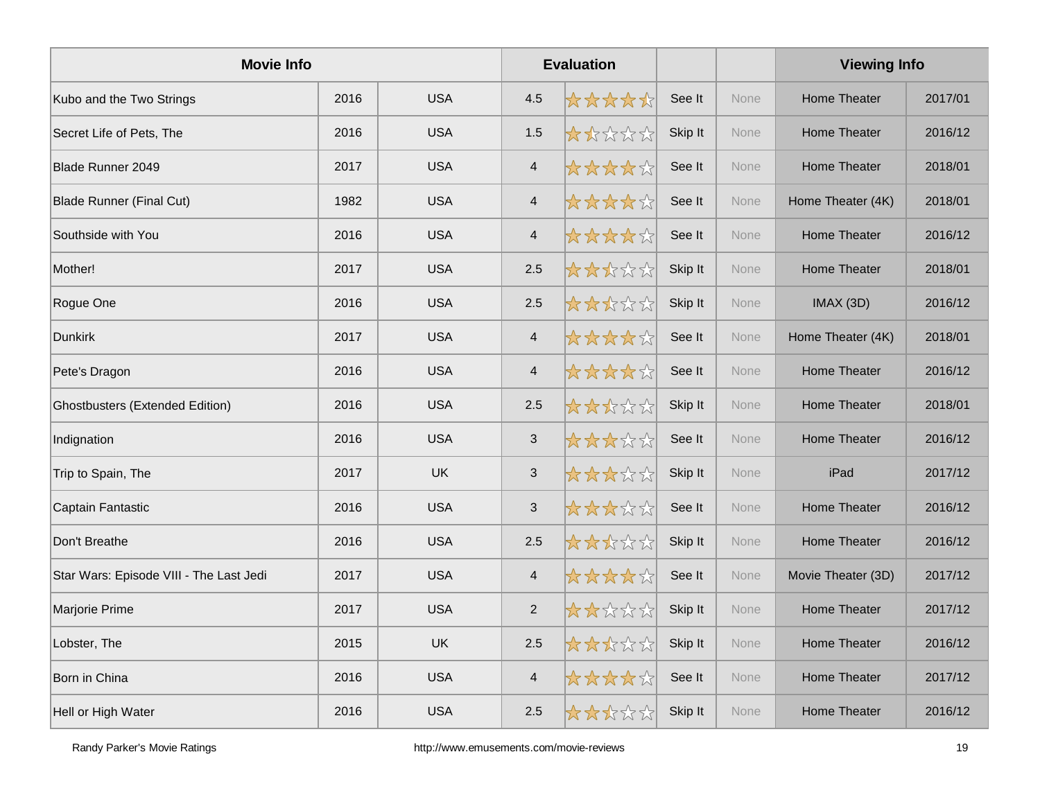| Movie Info | | | Evaluation | | | | Viewing Info | |
|---|---|---|---|---|---|---|---|---|
| Kubo and the Two Strings | 2016 | USA | 4.5 | ★★★★½ | See It | None | Home Theater | 2017/01 |
| Secret Life of Pets, The | 2016 | USA | 1.5 | ★½☆☆☆ | Skip It | None | Home Theater | 2016/12 |
| Blade Runner 2049 | 2017 | USA | 4 | ★★★★☆ | See It | None | Home Theater | 2018/01 |
| Blade Runner (Final Cut) | 1982 | USA | 4 | ★★★★☆ | See It | None | Home Theater (4K) | 2018/01 |
| Southside with You | 2016 | USA | 4 | ★★★★☆ | See It | None | Home Theater | 2016/12 |
| Mother! | 2017 | USA | 2.5 | ★★½☆☆ | Skip It | None | Home Theater | 2018/01 |
| Rogue One | 2016 | USA | 2.5 | ★★½☆☆ | Skip It | None | IMAX (3D) | 2016/12 |
| Dunkirk | 2017 | USA | 4 | ★★★★☆ | See It | None | Home Theater (4K) | 2018/01 |
| Pete's Dragon | 2016 | USA | 4 | ★★★★☆ | See It | None | Home Theater | 2016/12 |
| Ghostbusters (Extended Edition) | 2016 | USA | 2.5 | ★★½☆☆ | Skip It | None | Home Theater | 2018/01 |
| Indignation | 2016 | USA | 3 | ★★★☆☆ | See It | None | Home Theater | 2016/12 |
| Trip to Spain, The | 2017 | UK | 3 | ★★★☆☆ | Skip It | None | iPad | 2017/12 |
| Captain Fantastic | 2016 | USA | 3 | ★★★☆☆ | See It | None | Home Theater | 2016/12 |
| Don't Breathe | 2016 | USA | 2.5 | ★★½☆☆ | Skip It | None | Home Theater | 2016/12 |
| Star Wars: Episode VIII - The Last Jedi | 2017 | USA | 4 | ★★★★☆ | See It | None | Movie Theater (3D) | 2017/12 |
| Marjorie Prime | 2017 | USA | 2 | ★★☆☆☆ | Skip It | None | Home Theater | 2017/12 |
| Lobster, The | 2015 | UK | 2.5 | ★★½☆☆ | Skip It | None | Home Theater | 2016/12 |
| Born in China | 2016 | USA | 4 | ★★★★☆ | See It | None | Home Theater | 2017/12 |
| Hell or High Water | 2016 | USA | 2.5 | ★★½☆☆ | Skip It | None | Home Theater | 2016/12 |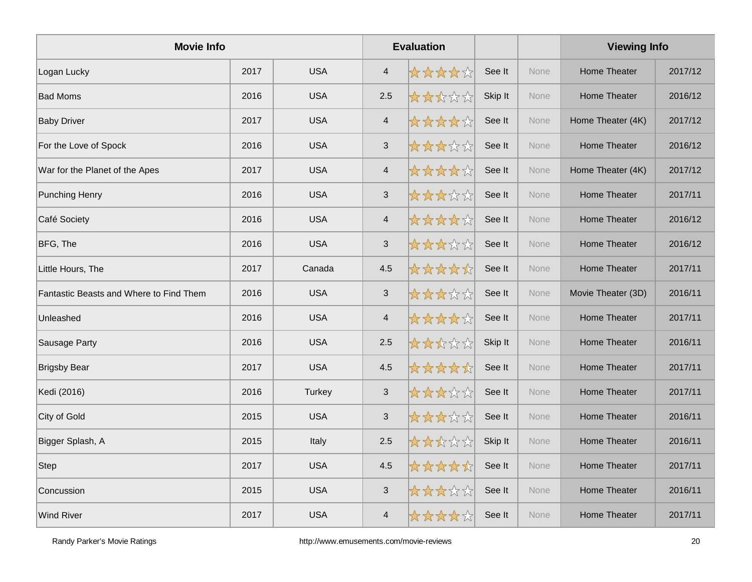| Movie Info | | | Evaluation | | | | Viewing Info | |
|---|---|---|---|---|---|---|---|---|
| Logan Lucky | 2017 | USA | 4 | ★★★★☆ | See It | None | Home Theater | 2017/12 |
| Bad Moms | 2016 | USA | 2.5 | ★★½☆☆ | Skip It | None | Home Theater | 2016/12 |
| Baby Driver | 2017 | USA | 4 | ★★★★☆ | See It | None | Home Theater (4K) | 2017/12 |
| For the Love of Spock | 2016 | USA | 3 | ★★★☆☆ | See It | None | Home Theater | 2016/12 |
| War for the Planet of the Apes | 2017 | USA | 4 | ★★★★☆ | See It | None | Home Theater (4K) | 2017/12 |
| Punching Henry | 2016 | USA | 3 | ★★★☆☆ | See It | None | Home Theater | 2017/11 |
| Café Society | 2016 | USA | 4 | ★★★★☆ | See It | None | Home Theater | 2016/12 |
| BFG, The | 2016 | USA | 3 | ★★★☆☆ | See It | None | Home Theater | 2016/12 |
| Little Hours, The | 2017 | Canada | 4.5 | ★★★★½ | See It | None | Home Theater | 2017/11 |
| Fantastic Beasts and Where to Find Them | 2016 | USA | 3 | ★★★☆☆ | See It | None | Movie Theater (3D) | 2016/11 |
| Unleashed | 2016 | USA | 4 | ★★★★☆ | See It | None | Home Theater | 2017/11 |
| Sausage Party | 2016 | USA | 2.5 | ★★½☆☆ | Skip It | None | Home Theater | 2016/11 |
| Brigsby Bear | 2017 | USA | 4.5 | ★★★★½ | See It | None | Home Theater | 2017/11 |
| Kedi (2016) | 2016 | Turkey | 3 | ★★★☆☆ | See It | None | Home Theater | 2017/11 |
| City of Gold | 2015 | USA | 3 | ★★★☆☆ | See It | None | Home Theater | 2016/11 |
| Bigger Splash, A | 2015 | Italy | 2.5 | ★★½☆☆ | Skip It | None | Home Theater | 2016/11 |
| Step | 2017 | USA | 4.5 | ★★★★½ | See It | None | Home Theater | 2017/11 |
| Concussion | 2015 | USA | 3 | ★★★☆☆ | See It | None | Home Theater | 2016/11 |
| Wind River | 2017 | USA | 4 | ★★★★☆ | See It | None | Home Theater | 2017/11 |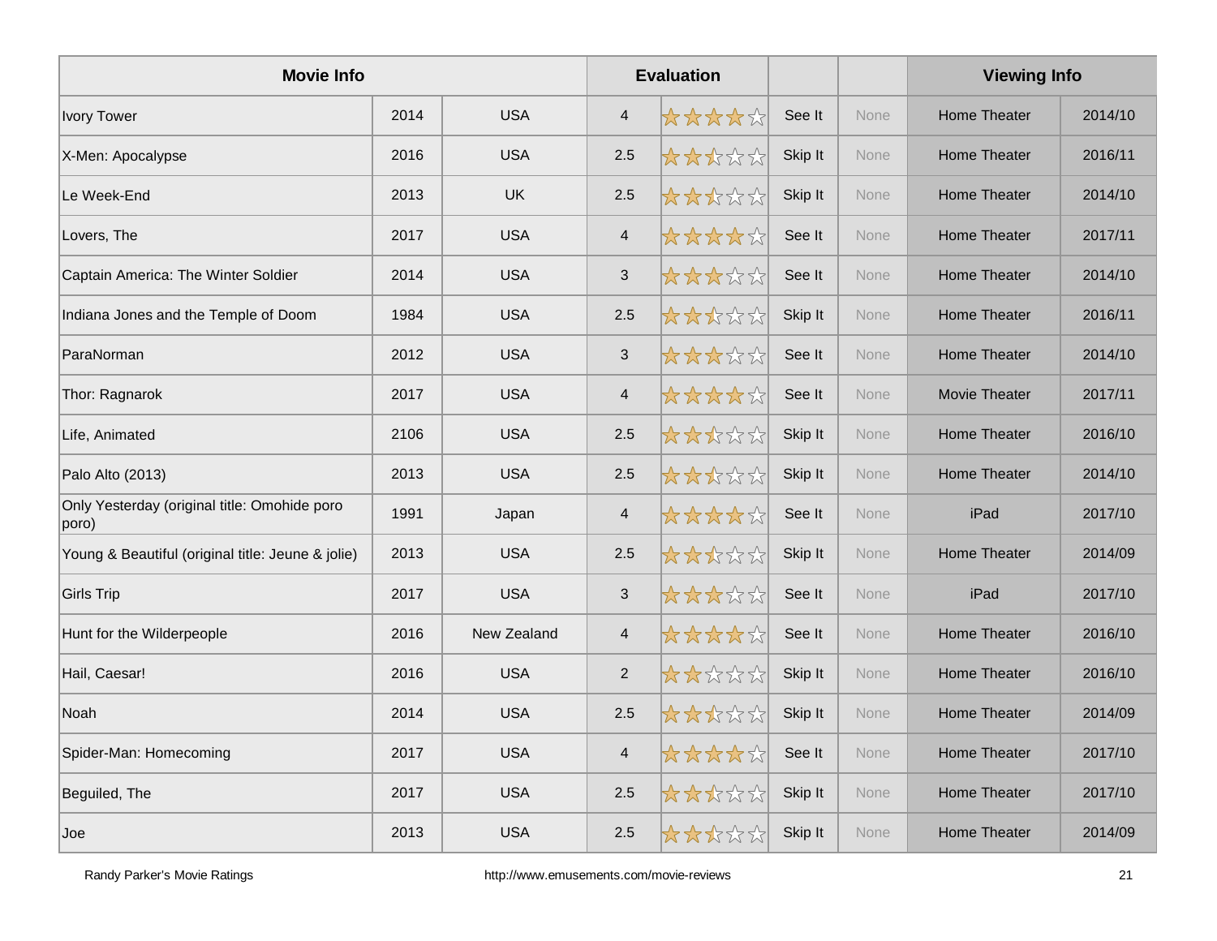| Movie Info | | | Evaluation | | | | Viewing Info | |
|---|---|---|---|---|---|---|---|---|
| Ivory Tower | 2014 | USA | 4 | ★★★★☆ | See It | None | Home Theater | 2014/10 |
| X-Men: Apocalypse | 2016 | USA | 2.5 | ★★½☆☆ | Skip It | None | Home Theater | 2016/11 |
| Le Week-End | 2013 | UK | 2.5 | ★★½☆☆ | Skip It | None | Home Theater | 2014/10 |
| Lovers, The | 2017 | USA | 4 | ★★★★☆ | See It | None | Home Theater | 2017/11 |
| Captain America: The Winter Soldier | 2014 | USA | 3 | ★★★☆☆ | See It | None | Home Theater | 2014/10 |
| Indiana Jones and the Temple of Doom | 1984 | USA | 2.5 | ★★½☆☆ | Skip It | None | Home Theater | 2016/11 |
| ParaNorman | 2012 | USA | 3 | ★★★☆☆ | See It | None | Home Theater | 2014/10 |
| Thor: Ragnarok | 2017 | USA | 4 | ★★★★☆ | See It | None | Movie Theater | 2017/11 |
| Life, Animated | 2106 | USA | 2.5 | ★★½☆☆ | Skip It | None | Home Theater | 2016/10 |
| Palo Alto (2013) | 2013 | USA | 2.5 | ★★½☆☆ | Skip It | None | Home Theater | 2014/10 |
| Only Yesterday (original title: Omohide poro poro) | 1991 | Japan | 4 | ★★★★☆ | See It | None | iPad | 2017/10 |
| Young & Beautiful (original title: Jeune & jolie) | 2013 | USA | 2.5 | ★★½☆☆ | Skip It | None | Home Theater | 2014/09 |
| Girls Trip | 2017 | USA | 3 | ★★★☆☆ | See It | None | iPad | 2017/10 |
| Hunt for the Wilderpeople | 2016 | New Zealand | 4 | ★★★★☆ | See It | None | Home Theater | 2016/10 |
| Hail, Caesar! | 2016 | USA | 2 | ★★☆☆☆ | Skip It | None | Home Theater | 2016/10 |
| Noah | 2014 | USA | 2.5 | ★★½☆☆ | Skip It | None | Home Theater | 2014/09 |
| Spider-Man: Homecoming | 2017 | USA | 4 | ★★★★☆ | See It | None | Home Theater | 2017/10 |
| Beguiled, The | 2017 | USA | 2.5 | ★★½☆☆ | Skip It | None | Home Theater | 2017/10 |
| Joe | 2013 | USA | 2.5 | ★★½☆☆ | Skip It | None | Home Theater | 2014/09 |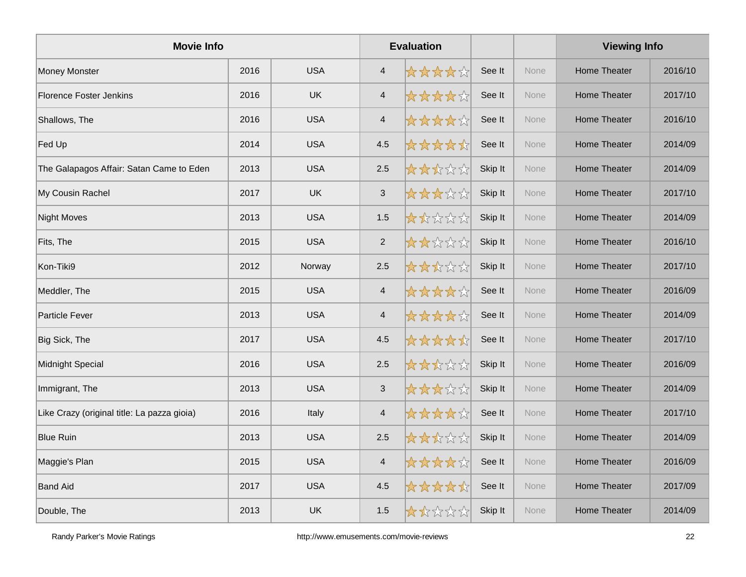| Movie Info | | | Evaluation | | | | Viewing Info | |
|---|---|---|---|---|---|---|---|---|
| Money Monster | 2016 | USA | 4 | ★★★★☆ | See It | None | Home Theater | 2016/10 |
| Florence Foster Jenkins | 2016 | UK | 4 | ★★★★☆ | See It | None | Home Theater | 2017/10 |
| Shallows, The | 2016 | USA | 4 | ★★★★☆ | See It | None | Home Theater | 2016/10 |
| Fed Up | 2014 | USA | 4.5 | ★★★★½ | See It | None | Home Theater | 2014/09 |
| The Galapagos Affair: Satan Came to Eden | 2013 | USA | 2.5 | ★★½☆☆ | Skip It | None | Home Theater | 2014/09 |
| My Cousin Rachel | 2017 | UK | 3 | ★★★☆☆ | Skip It | None | Home Theater | 2017/10 |
| Night Moves | 2013 | USA | 1.5 | ★½☆☆☆ | Skip It | None | Home Theater | 2014/09 |
| Fits, The | 2015 | USA | 2 | ★★☆☆☆ | Skip It | None | Home Theater | 2016/10 |
| Kon-Tiki9 | 2012 | Norway | 2.5 | ★★½☆☆ | Skip It | None | Home Theater | 2017/10 |
| Meddler, The | 2015 | USA | 4 | ★★★★☆ | See It | None | Home Theater | 2016/09 |
| Particle Fever | 2013 | USA | 4 | ★★★★☆ | See It | None | Home Theater | 2014/09 |
| Big Sick, The | 2017 | USA | 4.5 | ★★★★½ | See It | None | Home Theater | 2017/10 |
| Midnight Special | 2016 | USA | 2.5 | ★★½☆☆ | Skip It | None | Home Theater | 2016/09 |
| Immigrant, The | 2013 | USA | 3 | ★★★☆☆ | Skip It | None | Home Theater | 2014/09 |
| Like Crazy (original title: La pazza gioia) | 2016 | Italy | 4 | ★★★★☆ | See It | None | Home Theater | 2017/10 |
| Blue Ruin | 2013 | USA | 2.5 | ★★½☆☆ | Skip It | None | Home Theater | 2014/09 |
| Maggie's Plan | 2015 | USA | 4 | ★★★★☆ | See It | None | Home Theater | 2016/09 |
| Band Aid | 2017 | USA | 4.5 | ★★★★½ | See It | None | Home Theater | 2017/09 |
| Double, The | 2013 | UK | 1.5 | ★½☆☆☆ | Skip It | None | Home Theater | 2014/09 |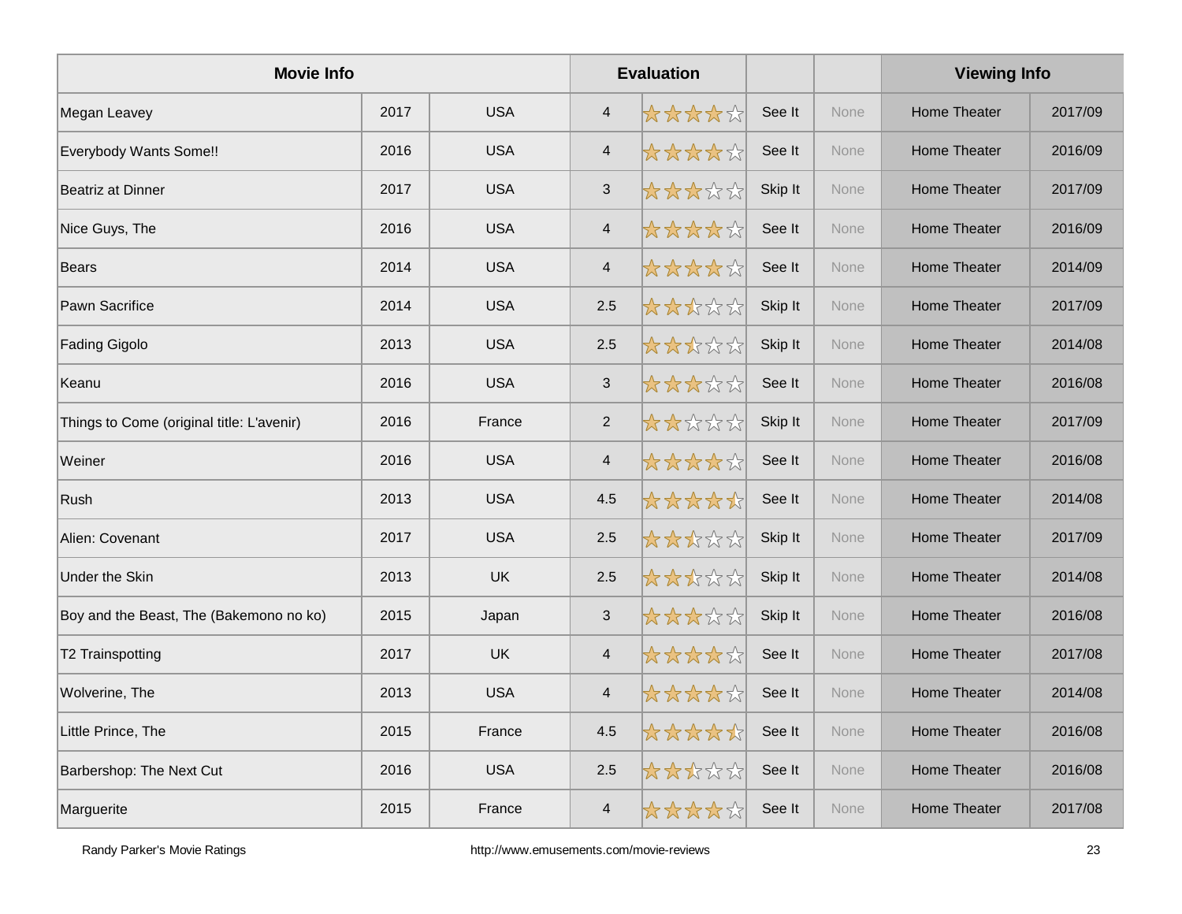| Movie Info | | | Evaluation | | | | Viewing Info | |
|---|---|---|---|---|---|---|---|---|
| Megan Leavey | 2017 | USA | 4 | ★★★★☆ | See It | None | Home Theater | 2017/09 |
| Everybody Wants Some!! | 2016 | USA | 4 | ★★★★☆ | See It | None | Home Theater | 2016/09 |
| Beatriz at Dinner | 2017 | USA | 3 | ★★★☆☆ | Skip It | None | Home Theater | 2017/09 |
| Nice Guys, The | 2016 | USA | 4 | ★★★★☆ | See It | None | Home Theater | 2016/09 |
| Bears | 2014 | USA | 4 | ★★★★☆ | See It | None | Home Theater | 2014/09 |
| Pawn Sacrifice | 2014 | USA | 2.5 | ★★½☆☆ | Skip It | None | Home Theater | 2017/09 |
| Fading Gigolo | 2013 | USA | 2.5 | ★★½☆☆ | Skip It | None | Home Theater | 2014/08 |
| Keanu | 2016 | USA | 3 | ★★★☆☆ | See It | None | Home Theater | 2016/08 |
| Things to Come (original title: L'avenir) | 2016 | France | 2 | ★★☆☆☆ | Skip It | None | Home Theater | 2017/09 |
| Weiner | 2016 | USA | 4 | ★★★★☆ | See It | None | Home Theater | 2016/08 |
| Rush | 2013 | USA | 4.5 | ★★★★½ | See It | None | Home Theater | 2014/08 |
| Alien: Covenant | 2017 | USA | 2.5 | ★★½☆☆ | Skip It | None | Home Theater | 2017/09 |
| Under the Skin | 2013 | UK | 2.5 | ★★½☆☆ | Skip It | None | Home Theater | 2014/08 |
| Boy and the Beast, The (Bakemono no ko) | 2015 | Japan | 3 | ★★★☆☆ | Skip It | None | Home Theater | 2016/08 |
| T2 Trainspotting | 2017 | UK | 4 | ★★★★☆ | See It | None | Home Theater | 2017/08 |
| Wolverine, The | 2013 | USA | 4 | ★★★★☆ | See It | None | Home Theater | 2014/08 |
| Little Prince, The | 2015 | France | 4.5 | ★★★★½ | See It | None | Home Theater | 2016/08 |
| Barbershop: The Next Cut | 2016 | USA | 2.5 | ★★½☆☆ | See It | None | Home Theater | 2016/08 |
| Marguerite | 2015 | France | 4 | ★★★★☆ | See It | None | Home Theater | 2017/08 |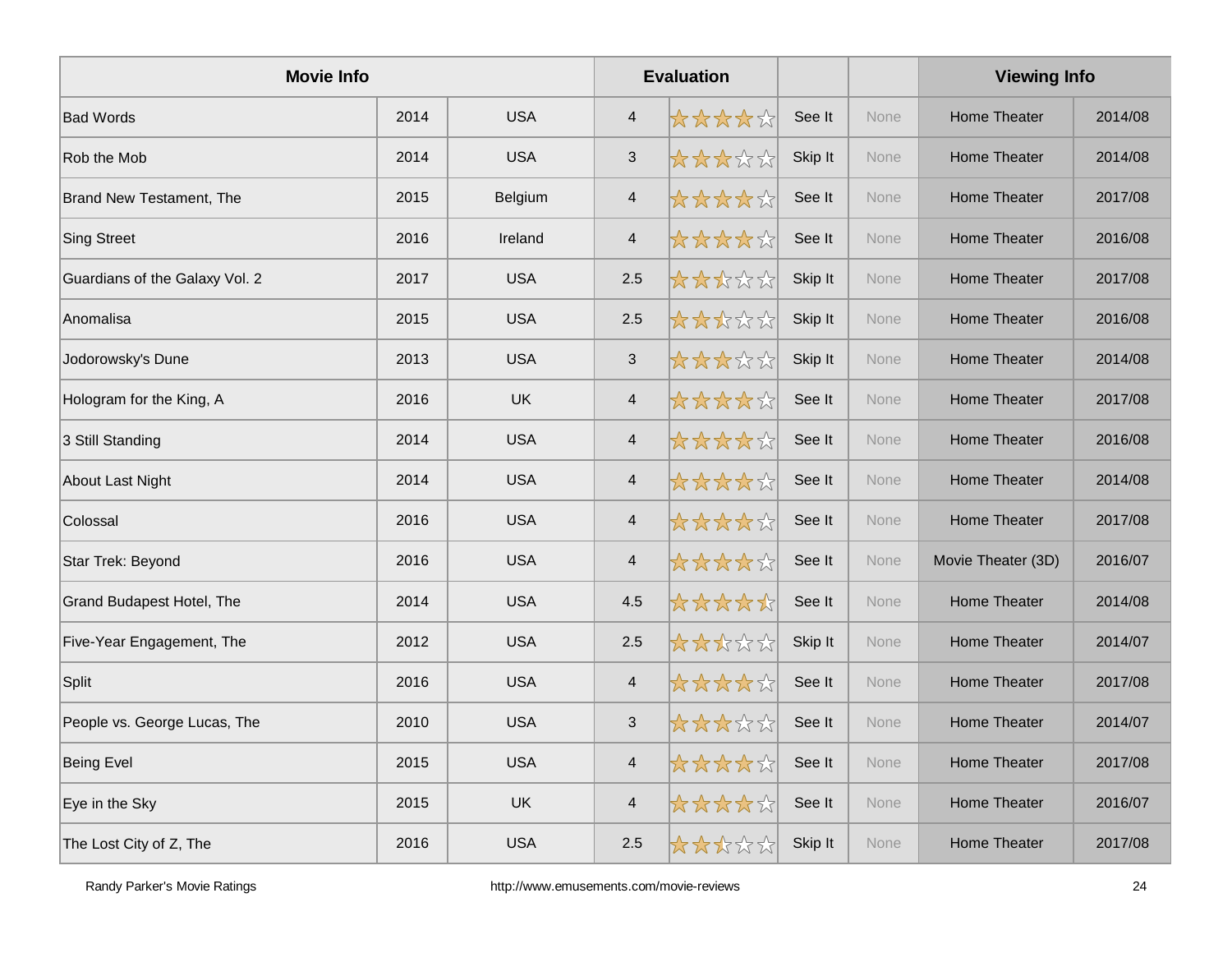| Movie Info | | | Evaluation | | | | Viewing Info | |
|---|---|---|---|---|---|---|---|---|
| Bad Words | 2014 | USA | 4 | ★★★★☆ | See It | None | Home Theater | 2014/08 |
| Rob the Mob | 2014 | USA | 3 | ★★★☆☆ | Skip It | None | Home Theater | 2014/08 |
| Brand New Testament, The | 2015 | Belgium | 4 | ★★★★☆ | See It | None | Home Theater | 2017/08 |
| Sing Street | 2016 | Ireland | 4 | ★★★★☆ | See It | None | Home Theater | 2016/08 |
| Guardians of the Galaxy Vol. 2 | 2017 | USA | 2.5 | ★★½☆☆ | Skip It | None | Home Theater | 2017/08 |
| Anomalisa | 2015 | USA | 2.5 | ★★½☆☆ | Skip It | None | Home Theater | 2016/08 |
| Jodorowsky's Dune | 2013 | USA | 3 | ★★★☆☆ | Skip It | None | Home Theater | 2014/08 |
| Hologram for the King, A | 2016 | UK | 4 | ★★★★☆ | See It | None | Home Theater | 2017/08 |
| 3 Still Standing | 2014 | USA | 4 | ★★★★☆ | See It | None | Home Theater | 2016/08 |
| About Last Night | 2014 | USA | 4 | ★★★★☆ | See It | None | Home Theater | 2014/08 |
| Colossal | 2016 | USA | 4 | ★★★★☆ | See It | None | Home Theater | 2017/08 |
| Star Trek: Beyond | 2016 | USA | 4 | ★★★★☆ | See It | None | Movie Theater (3D) | 2016/07 |
| Grand Budapest Hotel, The | 2014 | USA | 4.5 | ★★★★½ | See It | None | Home Theater | 2014/08 |
| Five-Year Engagement, The | 2012 | USA | 2.5 | ★★½☆☆ | Skip It | None | Home Theater | 2014/07 |
| Split | 2016 | USA | 4 | ★★★★☆ | See It | None | Home Theater | 2017/08 |
| People vs. George Lucas, The | 2010 | USA | 3 | ★★★☆☆ | See It | None | Home Theater | 2014/07 |
| Being Evel | 2015 | USA | 4 | ★★★★☆ | See It | None | Home Theater | 2017/08 |
| Eye in the Sky | 2015 | UK | 4 | ★★★★☆ | See It | None | Home Theater | 2016/07 |
| The Lost City of Z, The | 2016 | USA | 2.5 | ★★½☆☆ | Skip It | None | Home Theater | 2017/08 |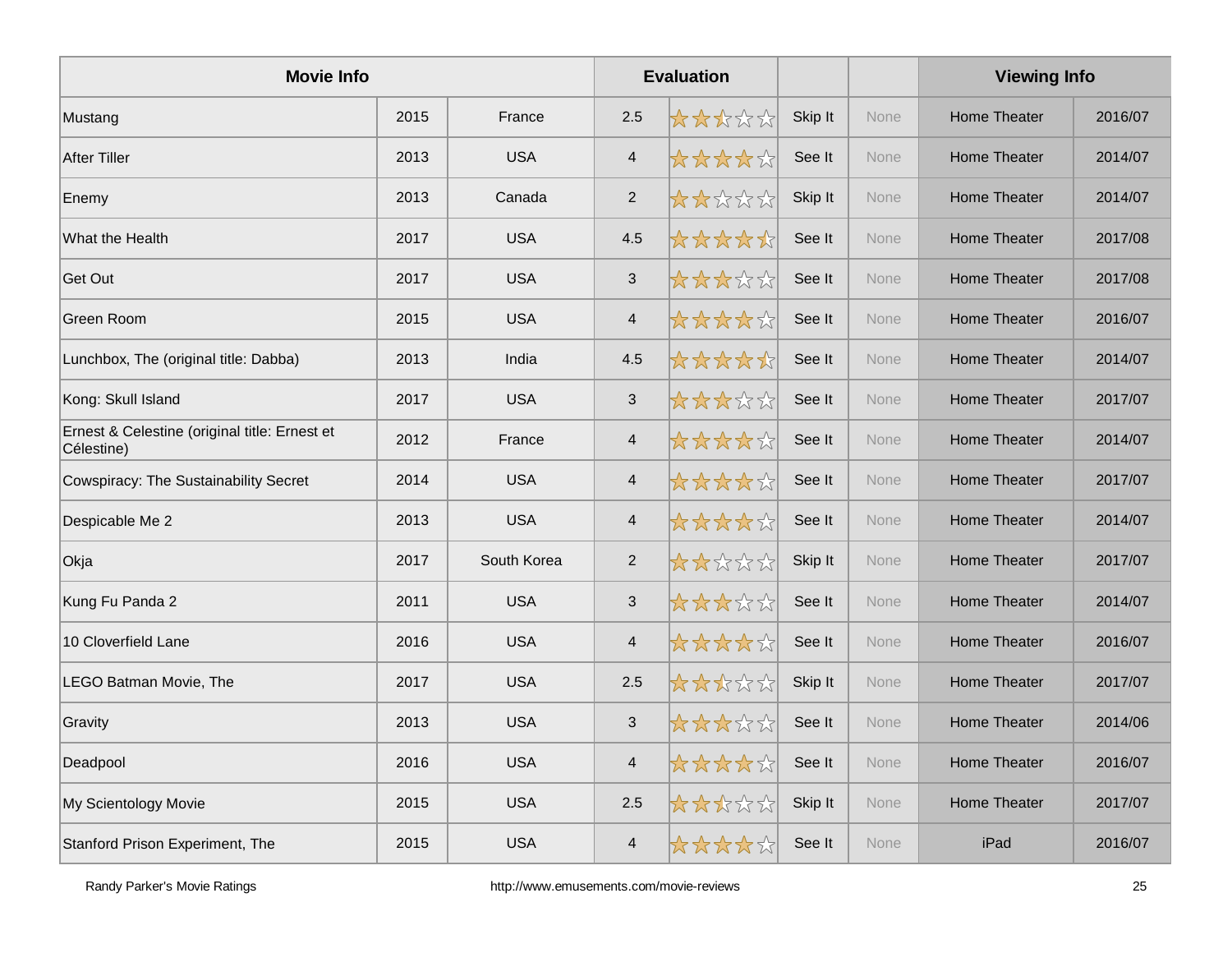| Movie Info | | | Evaluation | | | | Viewing Info | |
|---|---|---|---|---|---|---|---|---|
| Mustang | 2015 | France | 2.5 | ★★½☆☆ | Skip It | None | Home Theater | 2016/07 |
| After Tiller | 2013 | USA | 4 | ★★★★☆ | See It | None | Home Theater | 2014/07 |
| Enemy | 2013 | Canada | 2 | ★★☆☆☆ | Skip It | None | Home Theater | 2014/07 |
| What the Health | 2017 | USA | 4.5 | ★★★★½ | See It | None | Home Theater | 2017/08 |
| Get Out | 2017 | USA | 3 | ★★★☆☆ | See It | None | Home Theater | 2017/08 |
| Green Room | 2015 | USA | 4 | ★★★★☆ | See It | None | Home Theater | 2016/07 |
| Lunchbox, The (original title: Dabba) | 2013 | India | 4.5 | ★★★★½ | See It | None | Home Theater | 2014/07 |
| Kong: Skull Island | 2017 | USA | 3 | ★★★☆☆ | See It | None | Home Theater | 2017/07 |
| Ernest & Celestine (original title: Ernest et Célestine) | 2012 | France | 4 | ★★★★☆ | See It | None | Home Theater | 2014/07 |
| Cowspiracy: The Sustainability Secret | 2014 | USA | 4 | ★★★★☆ | See It | None | Home Theater | 2017/07 |
| Despicable Me 2 | 2013 | USA | 4 | ★★★★☆ | See It | None | Home Theater | 2014/07 |
| Okja | 2017 | South Korea | 2 | ★★☆☆☆ | Skip It | None | Home Theater | 2017/07 |
| Kung Fu Panda 2 | 2011 | USA | 3 | ★★★☆☆ | See It | None | Home Theater | 2014/07 |
| 10 Cloverfield Lane | 2016 | USA | 4 | ★★★★☆ | See It | None | Home Theater | 2016/07 |
| LEGO Batman Movie, The | 2017 | USA | 2.5 | ★★½☆☆ | Skip It | None | Home Theater | 2017/07 |
| Gravity | 2013 | USA | 3 | ★★★☆☆ | See It | None | Home Theater | 2014/06 |
| Deadpool | 2016 | USA | 4 | ★★★★☆ | See It | None | Home Theater | 2016/07 |
| My Scientology Movie | 2015 | USA | 2.5 | ★★½☆☆ | Skip It | None | Home Theater | 2017/07 |
| Stanford Prison Experiment, The | 2015 | USA | 4 | ★★★★☆ | See It | None | iPad | 2016/07 |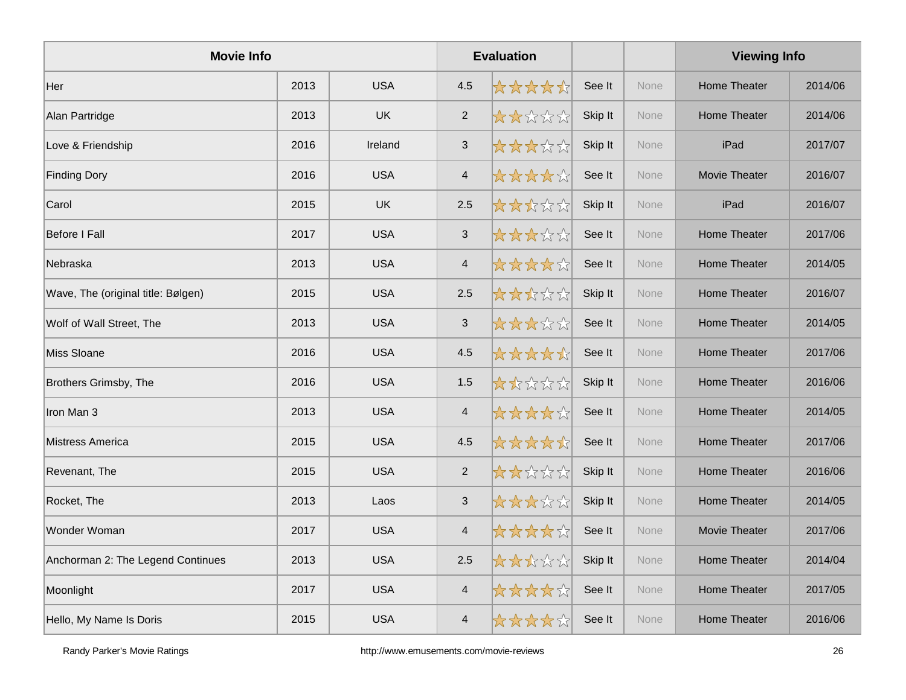| Movie Info | | | Evaluation | | | | Viewing Info | |
|---|---|---|---|---|---|---|---|---|
| Her | 2013 | USA | 4.5 | ★★★★½ | See It | None | Home Theater | 2014/06 |
| Alan Partridge | 2013 | UK | 2 | ★★☆☆☆ | Skip It | None | Home Theater | 2014/06 |
| Love & Friendship | 2016 | Ireland | 3 | ★★★☆☆ | Skip It | None | iPad | 2017/07 |
| Finding Dory | 2016 | USA | 4 | ★★★★☆ | See It | None | Movie Theater | 2016/07 |
| Carol | 2015 | UK | 2.5 | ★★½☆☆ | Skip It | None | iPad | 2016/07 |
| Before I Fall | 2017 | USA | 3 | ★★★☆☆ | See It | None | Home Theater | 2017/06 |
| Nebraska | 2013 | USA | 4 | ★★★★☆ | See It | None | Home Theater | 2014/05 |
| Wave, The (original title: Bølgen) | 2015 | USA | 2.5 | ★★½☆☆ | Skip It | None | Home Theater | 2016/07 |
| Wolf of Wall Street, The | 2013 | USA | 3 | ★★★☆☆ | See It | None | Home Theater | 2014/05 |
| Miss Sloane | 2016 | USA | 4.5 | ★★★★½ | See It | None | Home Theater | 2017/06 |
| Brothers Grimsby, The | 2016 | USA | 1.5 | ★½☆☆☆ | Skip It | None | Home Theater | 2016/06 |
| Iron Man 3 | 2013 | USA | 4 | ★★★★☆ | See It | None | Home Theater | 2014/05 |
| Mistress America | 2015 | USA | 4.5 | ★★★★½ | See It | None | Home Theater | 2017/06 |
| Revenant, The | 2015 | USA | 2 | ★★☆☆☆ | Skip It | None | Home Theater | 2016/06 |
| Rocket, The | 2013 | Laos | 3 | ★★★☆☆ | Skip It | None | Home Theater | 2014/05 |
| Wonder Woman | 2017 | USA | 4 | ★★★★☆ | See It | None | Movie Theater | 2017/06 |
| Anchorman 2: The Legend Continues | 2013 | USA | 2.5 | ★★½☆☆ | Skip It | None | Home Theater | 2014/04 |
| Moonlight | 2017 | USA | 4 | ★★★★☆ | See It | None | Home Theater | 2017/05 |
| Hello, My Name Is Doris | 2015 | USA | 4 | ★★★★☆ | See It | None | Home Theater | 2016/06 |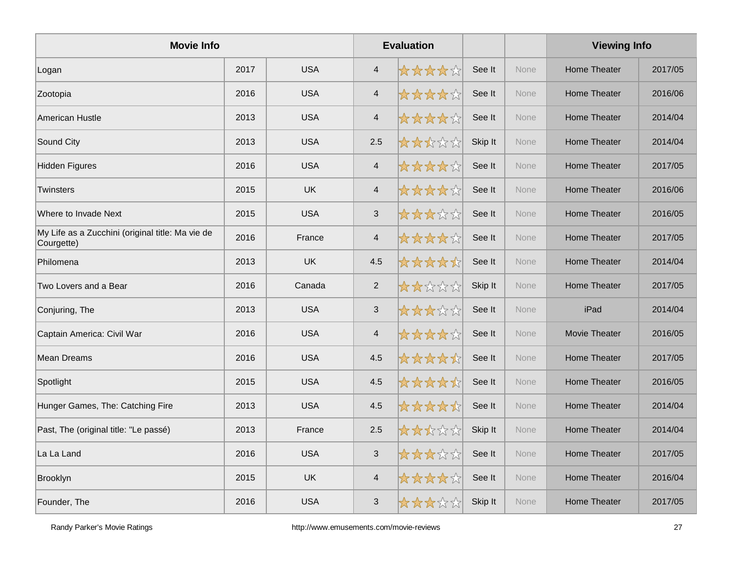| Movie Info | | | Evaluation | | | | Viewing Info | |
|---|---|---|---|---|---|---|---|---|
| Logan | 2017 | USA | 4 | ★★★★☆ | See It | None | Home Theater | 2017/05 |
| Zootopia | 2016 | USA | 4 | ★★★★☆ | See It | None | Home Theater | 2016/06 |
| American Hustle | 2013 | USA | 4 | ★★★★☆ | See It | None | Home Theater | 2014/04 |
| Sound City | 2013 | USA | 2.5 | ★★½☆☆ | Skip It | None | Home Theater | 2014/04 |
| Hidden Figures | 2016 | USA | 4 | ★★★★☆ | See It | None | Home Theater | 2017/05 |
| Twinsters | 2015 | UK | 4 | ★★★★☆ | See It | None | Home Theater | 2016/06 |
| Where to Invade Next | 2015 | USA | 3 | ★★★☆☆ | See It | None | Home Theater | 2016/05 |
| My Life as a Zucchini (original title: Ma vie de Courgette) | 2016 | France | 4 | ★★★★☆ | See It | None | Home Theater | 2017/05 |
| Philomena | 2013 | UK | 4.5 | ★★★★½ | See It | None | Home Theater | 2014/04 |
| Two Lovers and a Bear | 2016 | Canada | 2 | ★★☆☆☆ | Skip It | None | Home Theater | 2017/05 |
| Conjuring, The | 2013 | USA | 3 | ★★★☆☆ | See It | None | iPad | 2014/04 |
| Captain America: Civil War | 2016 | USA | 4 | ★★★★☆ | See It | None | Movie Theater | 2016/05 |
| Mean Dreams | 2016 | USA | 4.5 | ★★★★½ | See It | None | Home Theater | 2017/05 |
| Spotlight | 2015 | USA | 4.5 | ★★★★½ | See It | None | Home Theater | 2016/05 |
| Hunger Games, The: Catching Fire | 2013 | USA | 4.5 | ★★★★½ | See It | None | Home Theater | 2014/04 |
| Past, The (original title: "Le passé) | 2013 | France | 2.5 | ★★½☆☆ | Skip It | None | Home Theater | 2014/04 |
| La La Land | 2016 | USA | 3 | ★★★☆☆ | See It | None | Home Theater | 2017/05 |
| Brooklyn | 2015 | UK | 4 | ★★★★☆ | See It | None | Home Theater | 2016/04 |
| Founder, The | 2016 | USA | 3 | ★★★☆☆ | Skip It | None | Home Theater | 2017/05 |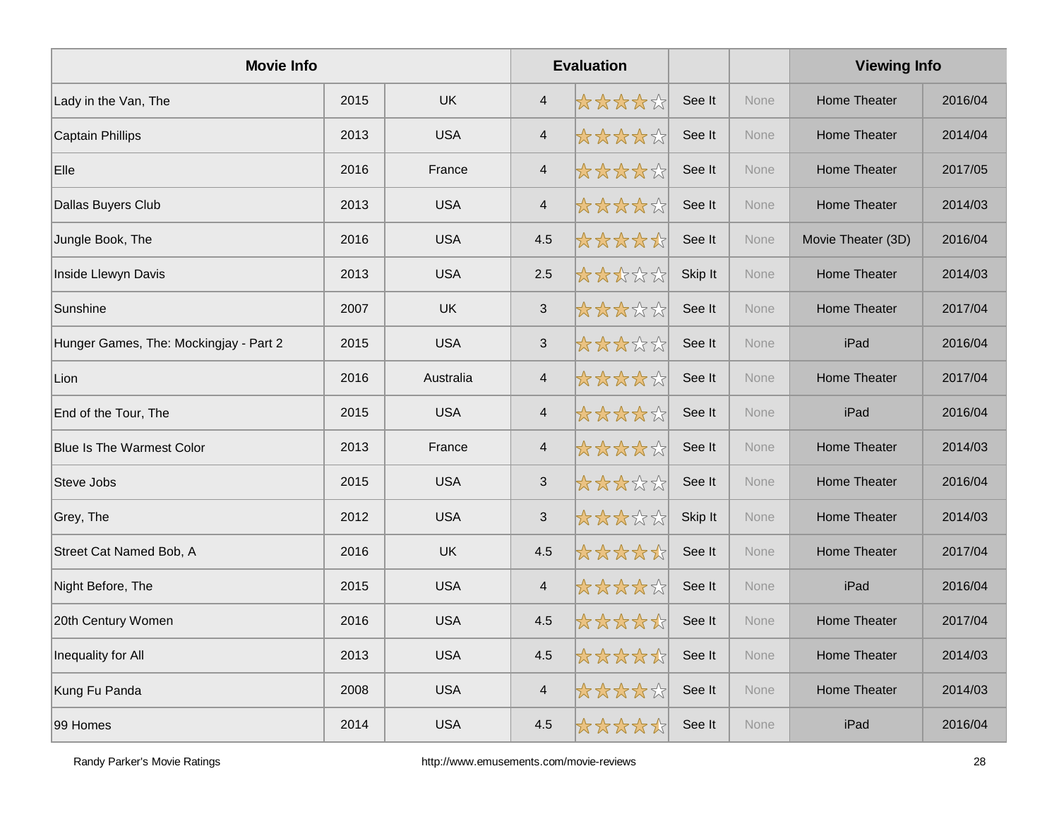| Movie Info | | | Evaluation | | | | Viewing Info | |
|---|---|---|---|---|---|---|---|---|
| Lady in the Van, The | 2015 | UK | 4 | ★★★★☆ | See It | None | Home Theater | 2016/04 |
| Captain Phillips | 2013 | USA | 4 | ★★★★☆ | See It | None | Home Theater | 2014/04 |
| Elle | 2016 | France | 4 | ★★★★☆ | See It | None | Home Theater | 2017/05 |
| Dallas Buyers Club | 2013 | USA | 4 | ★★★★☆ | See It | None | Home Theater | 2014/03 |
| Jungle Book, The | 2016 | USA | 4.5 | ★★★★½ | See It | None | Movie Theater (3D) | 2016/04 |
| Inside Llewyn Davis | 2013 | USA | 2.5 | ★★½☆☆ | Skip It | None | Home Theater | 2014/03 |
| Sunshine | 2007 | UK | 3 | ★★★☆☆ | See It | None | Home Theater | 2017/04 |
| Hunger Games, The: Mockingjay - Part 2 | 2015 | USA | 3 | ★★★☆☆ | See It | None | iPad | 2016/04 |
| Lion | 2016 | Australia | 4 | ★★★★☆ | See It | None | Home Theater | 2017/04 |
| End of the Tour, The | 2015 | USA | 4 | ★★★★☆ | See It | None | iPad | 2016/04 |
| Blue Is The Warmest Color | 2013 | France | 4 | ★★★★☆ | See It | None | Home Theater | 2014/03 |
| Steve Jobs | 2015 | USA | 3 | ★★★☆☆ | See It | None | Home Theater | 2016/04 |
| Grey, The | 2012 | USA | 3 | ★★★☆☆ | Skip It | None | Home Theater | 2014/03 |
| Street Cat Named Bob, A | 2016 | UK | 4.5 | ★★★★½ | See It | None | Home Theater | 2017/04 |
| Night Before, The | 2015 | USA | 4 | ★★★★☆ | See It | None | iPad | 2016/04 |
| 20th Century Women | 2016 | USA | 4.5 | ★★★★½ | See It | None | Home Theater | 2017/04 |
| Inequality for All | 2013 | USA | 4.5 | ★★★★½ | See It | None | Home Theater | 2014/03 |
| Kung Fu Panda | 2008 | USA | 4 | ★★★★☆ | See It | None | Home Theater | 2014/03 |
| 99 Homes | 2014 | USA | 4.5 | ★★★★½ | See It | None | iPad | 2016/04 |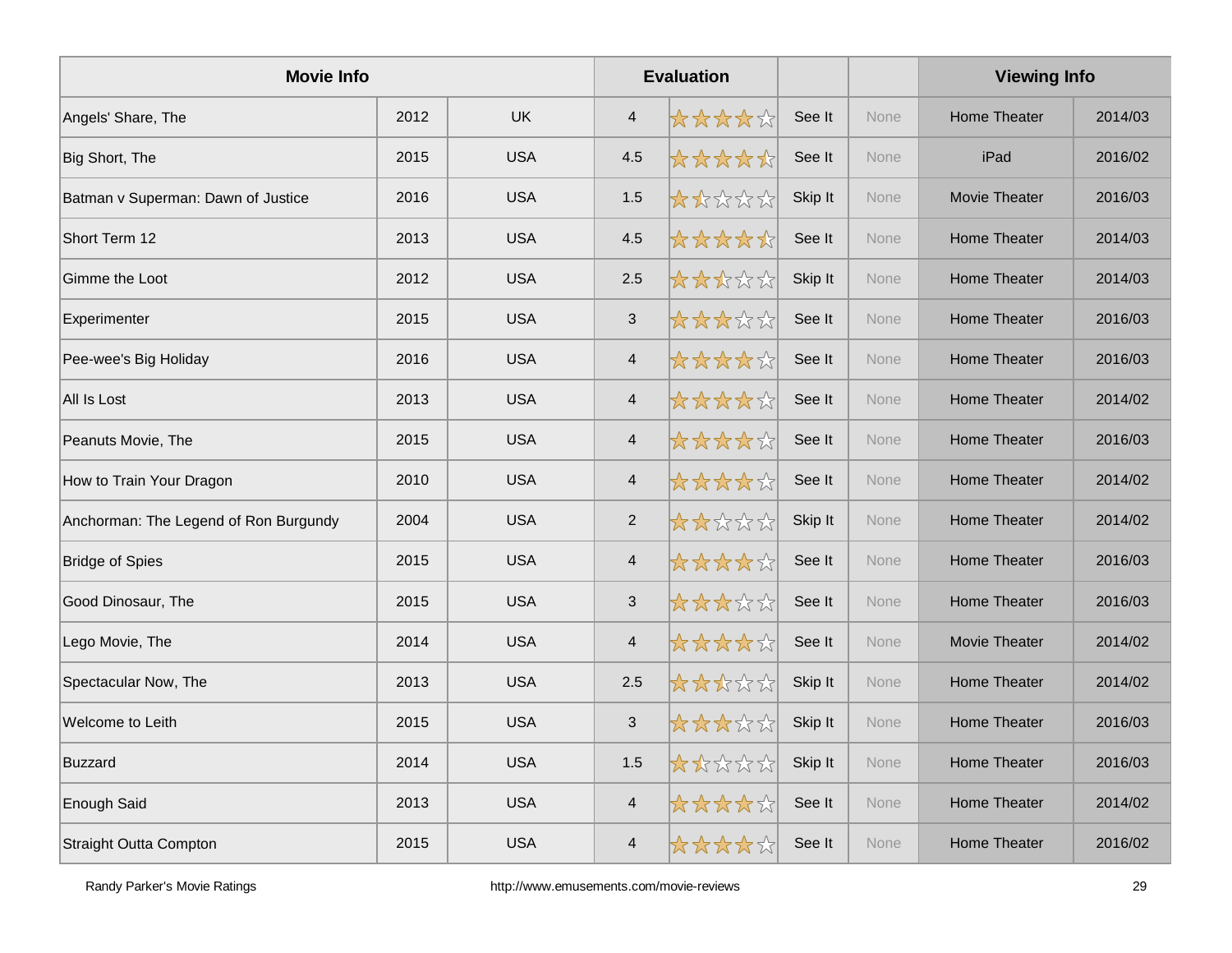| Movie Info | | | Evaluation | | | | Viewing Info | |
|---|---|---|---|---|---|---|---|---|
| Angels' Share, The | 2012 | UK | 4 | ★★★★☆ | See It | None | Home Theater | 2014/03 |
| Big Short, The | 2015 | USA | 4.5 | ★★★★½ | See It | None | iPad | 2016/02 |
| Batman v Superman: Dawn of Justice | 2016 | USA | 1.5 | ★½☆☆☆ | Skip It | None | Movie Theater | 2016/03 |
| Short Term 12 | 2013 | USA | 4.5 | ★★★★½ | See It | None | Home Theater | 2014/03 |
| Gimme the Loot | 2012 | USA | 2.5 | ★★½☆☆ | Skip It | None | Home Theater | 2014/03 |
| Experimenter | 2015 | USA | 3 | ★★★☆☆ | See It | None | Home Theater | 2016/03 |
| Pee-wee's Big Holiday | 2016 | USA | 4 | ★★★★☆ | See It | None | Home Theater | 2016/03 |
| All Is Lost | 2013 | USA | 4 | ★★★★☆ | See It | None | Home Theater | 2014/02 |
| Peanuts Movie, The | 2015 | USA | 4 | ★★★★☆ | See It | None | Home Theater | 2016/03 |
| How to Train Your Dragon | 2010 | USA | 4 | ★★★★☆ | See It | None | Home Theater | 2014/02 |
| Anchorman: The Legend of Ron Burgundy | 2004 | USA | 2 | ★★☆☆☆ | Skip It | None | Home Theater | 2014/02 |
| Bridge of Spies | 2015 | USA | 4 | ★★★★☆ | See It | None | Home Theater | 2016/03 |
| Good Dinosaur, The | 2015 | USA | 3 | ★★★☆☆ | See It | None | Home Theater | 2016/03 |
| Lego Movie, The | 2014 | USA | 4 | ★★★★☆ | See It | None | Movie Theater | 2014/02 |
| Spectacular Now, The | 2013 | USA | 2.5 | ★★½☆☆ | Skip It | None | Home Theater | 2014/02 |
| Welcome to Leith | 2015 | USA | 3 | ★★★☆☆ | Skip It | None | Home Theater | 2016/03 |
| Buzzard | 2014 | USA | 1.5 | ★½☆☆☆ | Skip It | None | Home Theater | 2016/03 |
| Enough Said | 2013 | USA | 4 | ★★★★☆ | See It | None | Home Theater | 2014/02 |
| Straight Outta Compton | 2015 | USA | 4 | ★★★★☆ | See It | None | Home Theater | 2016/02 |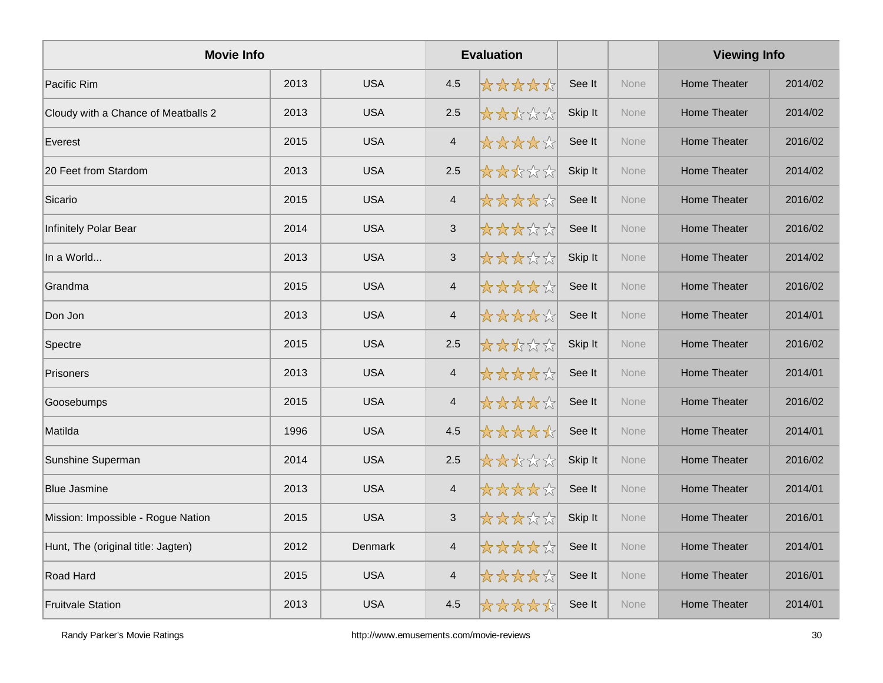| Movie Info | | | Evaluation | | | | Viewing Info | |
|---|---|---|---|---|---|---|---|---|
| Pacific Rim | 2013 | USA | 4.5 | ★★★★½ | See It | None | Home Theater | 2014/02 |
| Cloudy with a Chance of Meatballs 2 | 2013 | USA | 2.5 | ★★½☆☆ | Skip It | None | Home Theater | 2014/02 |
| Everest | 2015 | USA | 4 | ★★★★☆ | See It | None | Home Theater | 2016/02 |
| 20 Feet from Stardom | 2013 | USA | 2.5 | ★★½☆☆ | Skip It | None | Home Theater | 2014/02 |
| Sicario | 2015 | USA | 4 | ★★★★☆ | See It | None | Home Theater | 2016/02 |
| Infinitely Polar Bear | 2014 | USA | 3 | ★★★☆☆ | See It | None | Home Theater | 2016/02 |
| In a World... | 2013 | USA | 3 | ★★★☆☆ | Skip It | None | Home Theater | 2014/02 |
| Grandma | 2015 | USA | 4 | ★★★★☆ | See It | None | Home Theater | 2016/02 |
| Don Jon | 2013 | USA | 4 | ★★★★☆ | See It | None | Home Theater | 2014/01 |
| Spectre | 2015 | USA | 2.5 | ★★½☆☆ | Skip It | None | Home Theater | 2016/02 |
| Prisoners | 2013 | USA | 4 | ★★★★☆ | See It | None | Home Theater | 2014/01 |
| Goosebumps | 2015 | USA | 4 | ★★★★☆ | See It | None | Home Theater | 2016/02 |
| Matilda | 1996 | USA | 4.5 | ★★★★½ | See It | None | Home Theater | 2014/01 |
| Sunshine Superman | 2014 | USA | 2.5 | ★★½☆☆ | Skip It | None | Home Theater | 2016/02 |
| Blue Jasmine | 2013 | USA | 4 | ★★★★☆ | See It | None | Home Theater | 2014/01 |
| Mission: Impossible - Rogue Nation | 2015 | USA | 3 | ★★★☆☆ | Skip It | None | Home Theater | 2016/01 |
| Hunt, The (original title: Jagten) | 2012 | Denmark | 4 | ★★★★☆ | See It | None | Home Theater | 2014/01 |
| Road Hard | 2015 | USA | 4 | ★★★★☆ | See It | None | Home Theater | 2016/01 |
| Fruitvale Station | 2013 | USA | 4.5 | ★★★★½ | See It | None | Home Theater | 2014/01 |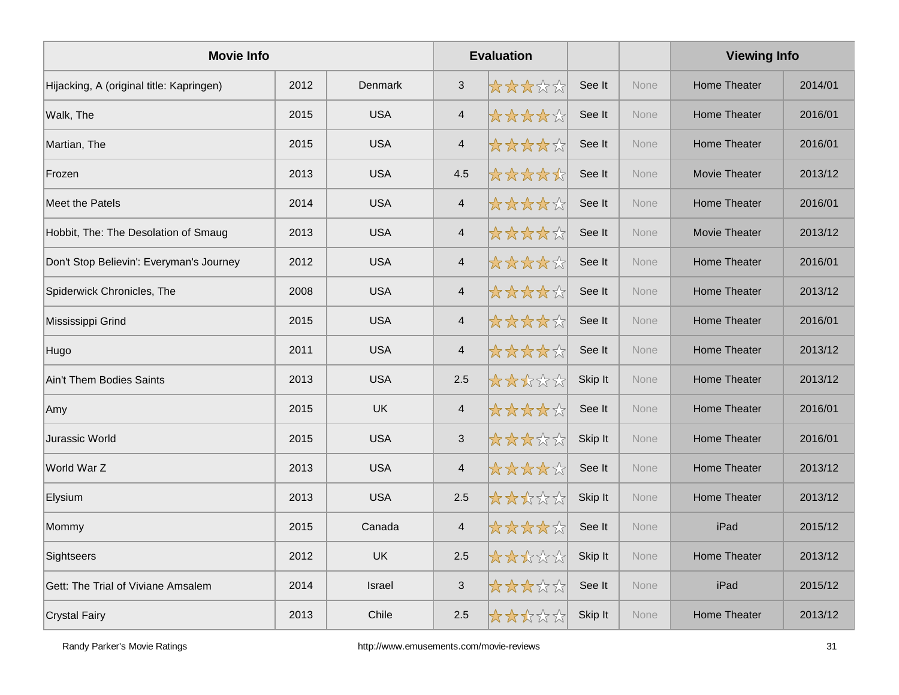| Movie Info | | | Evaluation | | | | Viewing Info | |
|---|---|---|---|---|---|---|---|---|
| Hijacking, A (original title: Kapringen) | 2012 | Denmark | 3 | ★★★☆☆ | See It | None | Home Theater | 2014/01 |
| Walk, The | 2015 | USA | 4 | ★★★★☆ | See It | None | Home Theater | 2016/01 |
| Martian, The | 2015 | USA | 4 | ★★★★☆ | See It | None | Home Theater | 2016/01 |
| Frozen | 2013 | USA | 4.5 | ★★★★½ | See It | None | Movie Theater | 2013/12 |
| Meet the Patels | 2014 | USA | 4 | ★★★★☆ | See It | None | Home Theater | 2016/01 |
| Hobbit, The: The Desolation of Smaug | 2013 | USA | 4 | ★★★★☆ | See It | None | Movie Theater | 2013/12 |
| Don't Stop Believin': Everyman's Journey | 2012 | USA | 4 | ★★★★☆ | See It | None | Home Theater | 2016/01 |
| Spiderwick Chronicles, The | 2008 | USA | 4 | ★★★★☆ | See It | None | Home Theater | 2013/12 |
| Mississippi Grind | 2015 | USA | 4 | ★★★★☆ | See It | None | Home Theater | 2016/01 |
| Hugo | 2011 | USA | 4 | ★★★★☆ | See It | None | Home Theater | 2013/12 |
| Ain't Them Bodies Saints | 2013 | USA | 2.5 | ★★½☆☆ | Skip It | None | Home Theater | 2013/12 |
| Amy | 2015 | UK | 4 | ★★★★☆ | See It | None | Home Theater | 2016/01 |
| Jurassic World | 2015 | USA | 3 | ★★★☆☆ | Skip It | None | Home Theater | 2016/01 |
| World War Z | 2013 | USA | 4 | ★★★★☆ | See It | None | Home Theater | 2013/12 |
| Elysium | 2013 | USA | 2.5 | ★★½☆☆ | Skip It | None | Home Theater | 2013/12 |
| Mommy | 2015 | Canada | 4 | ★★★★☆ | See It | None | iPad | 2015/12 |
| Sightseers | 2012 | UK | 2.5 | ★★½☆☆ | Skip It | None | Home Theater | 2013/12 |
| Gett: The Trial of Viviane Amsalem | 2014 | Israel | 3 | ★★★☆☆ | See It | None | iPad | 2015/12 |
| Crystal Fairy | 2013 | Chile | 2.5 | ★★½☆☆ | Skip It | None | Home Theater | 2013/12 |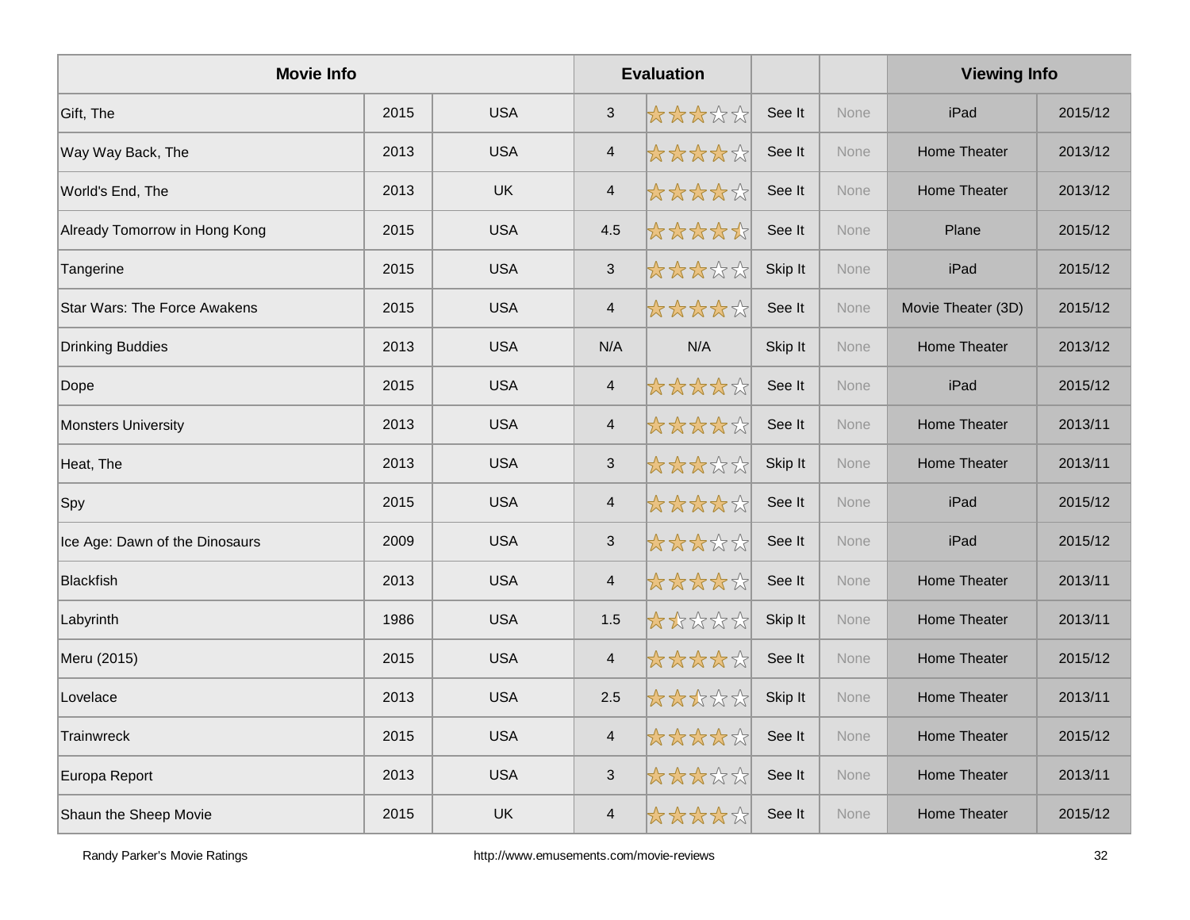| Movie Info | | | Evaluation | | | | Viewing Info | |
|---|---|---|---|---|---|---|---|---|
| Gift, The | 2015 | USA | 3 | ★★★☆☆ | See It | None | iPad | 2015/12 |
| Way Way Back, The | 2013 | USA | 4 | ★★★★☆ | See It | None | Home Theater | 2013/12 |
| World's End, The | 2013 | UK | 4 | ★★★★☆ | See It | None | Home Theater | 2013/12 |
| Already Tomorrow in Hong Kong | 2015 | USA | 4.5 | ★★★★½ | See It | None | Plane | 2015/12 |
| Tangerine | 2015 | USA | 3 | ★★★☆☆ | Skip It | None | iPad | 2015/12 |
| Star Wars: The Force Awakens | 2015 | USA | 4 | ★★★★☆ | See It | None | Movie Theater (3D) | 2015/12 |
| Drinking Buddies | 2013 | USA | N/A | N/A | Skip It | None | Home Theater | 2013/12 |
| Dope | 2015 | USA | 4 | ★★★★☆ | See It | None | iPad | 2015/12 |
| Monsters University | 2013 | USA | 4 | ★★★★☆ | See It | None | Home Theater | 2013/11 |
| Heat, The | 2013 | USA | 3 | ★★★☆☆ | Skip It | None | Home Theater | 2013/11 |
| Spy | 2015 | USA | 4 | ★★★★☆ | See It | None | iPad | 2015/12 |
| Ice Age: Dawn of the Dinosaurs | 2009 | USA | 3 | ★★★☆☆ | See It | None | iPad | 2015/12 |
| Blackfish | 2013 | USA | 4 | ★★★★☆ | See It | None | Home Theater | 2013/11 |
| Labyrinth | 1986 | USA | 1.5 | ★½☆☆☆ | Skip It | None | Home Theater | 2013/11 |
| Meru (2015) | 2015 | USA | 4 | ★★★★☆ | See It | None | Home Theater | 2015/12 |
| Lovelace | 2013 | USA | 2.5 | ★★½☆☆ | Skip It | None | Home Theater | 2013/11 |
| Trainwreck | 2015 | USA | 4 | ★★★★☆ | See It | None | Home Theater | 2015/12 |
| Europa Report | 2013 | USA | 3 | ★★★☆☆ | See It | None | Home Theater | 2013/11 |
| Shaun the Sheep Movie | 2015 | UK | 4 | ★★★★☆ | See It | None | Home Theater | 2015/12 |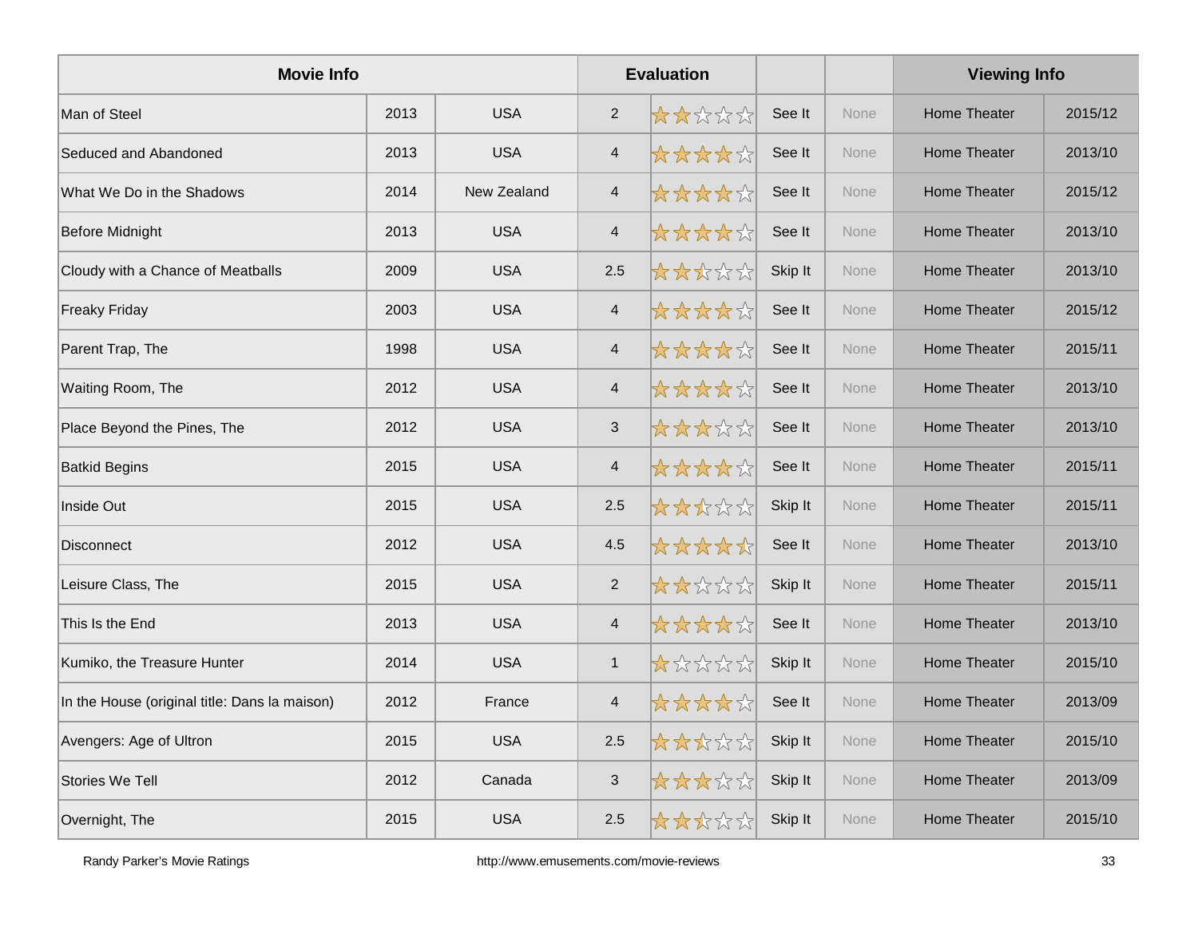| Movie Info | | | Evaluation | | | | Viewing Info | |
|---|---|---|---|---|---|---|---|---|
| Man of Steel | 2013 | USA | 2 | ★★☆☆☆ | See It | None | Home Theater | 2015/12 |
| Seduced and Abandoned | 2013 | USA | 4 | ★★★★☆ | See It | None | Home Theater | 2013/10 |
| What We Do in the Shadows | 2014 | New Zealand | 4 | ★★★★☆ | See It | None | Home Theater | 2015/12 |
| Before Midnight | 2013 | USA | 4 | ★★★★☆ | See It | None | Home Theater | 2013/10 |
| Cloudy with a Chance of Meatballs | 2009 | USA | 2.5 | ★★½☆☆ | Skip It | None | Home Theater | 2013/10 |
| Freaky Friday | 2003 | USA | 4 | ★★★★☆ | See It | None | Home Theater | 2015/12 |
| Parent Trap, The | 1998 | USA | 4 | ★★★★☆ | See It | None | Home Theater | 2015/11 |
| Waiting Room, The | 2012 | USA | 4 | ★★★★☆ | See It | None | Home Theater | 2013/10 |
| Place Beyond the Pines, The | 2012 | USA | 3 | ★★★☆☆ | See It | None | Home Theater | 2013/10 |
| Batkid Begins | 2015 | USA | 4 | ★★★★☆ | See It | None | Home Theater | 2015/11 |
| Inside Out | 2015 | USA | 2.5 | ★★½☆☆ | Skip It | None | Home Theater | 2015/11 |
| Disconnect | 2012 | USA | 4.5 | ★★★★½ | See It | None | Home Theater | 2013/10 |
| Leisure Class, The | 2015 | USA | 2 | ★★☆☆☆ | Skip It | None | Home Theater | 2015/11 |
| This Is the End | 2013 | USA | 4 | ★★★★☆ | See It | None | Home Theater | 2013/10 |
| Kumiko, the Treasure Hunter | 2014 | USA | 1 | ★☆☆☆☆ | Skip It | None | Home Theater | 2015/10 |
| In the House (original title: Dans la maison) | 2012 | France | 4 | ★★★★☆ | See It | None | Home Theater | 2013/09 |
| Avengers: Age of Ultron | 2015 | USA | 2.5 | ★★½☆☆ | Skip It | None | Home Theater | 2015/10 |
| Stories We Tell | 2012 | Canada | 3 | ★★★☆☆ | Skip It | None | Home Theater | 2013/09 |
| Overnight, The | 2015 | USA | 2.5 | ★★½☆☆ | Skip It | None | Home Theater | 2015/10 |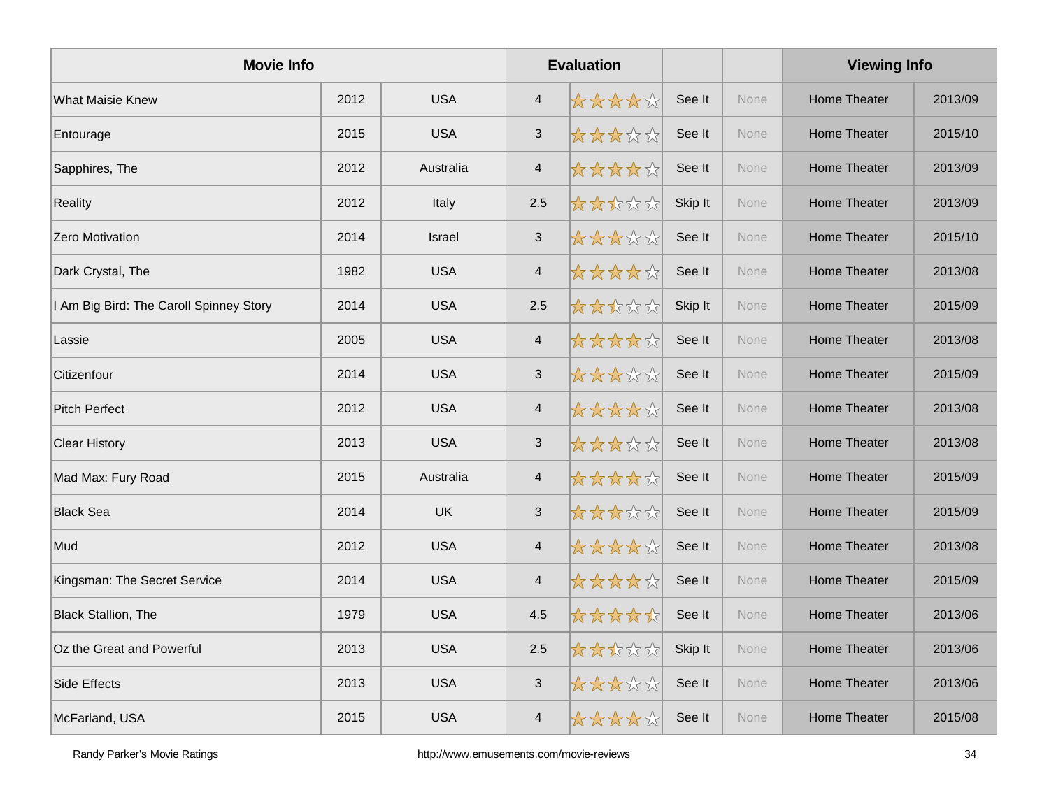| Movie Info | | | Evaluation | | | | Viewing Info | |
|---|---|---|---|---|---|---|---|---|
| What Maisie Knew | 2012 | USA | 4 | ★★★★☆ | See It | None | Home Theater | 2013/09 |
| Entourage | 2015 | USA | 3 | ★★★☆☆ | See It | None | Home Theater | 2015/10 |
| Sapphires, The | 2012 | Australia | 4 | ★★★★☆ | See It | None | Home Theater | 2013/09 |
| Reality | 2012 | Italy | 2.5 | ★★½☆☆ | Skip It | None | Home Theater | 2013/09 |
| Zero Motivation | 2014 | Israel | 3 | ★★★☆☆ | See It | None | Home Theater | 2015/10 |
| Dark Crystal, The | 1982 | USA | 4 | ★★★★☆ | See It | None | Home Theater | 2013/08 |
| I Am Big Bird: The Caroll Spinney Story | 2014 | USA | 2.5 | ★★½☆☆ | Skip It | None | Home Theater | 2015/09 |
| Lassie | 2005 | USA | 4 | ★★★★☆ | See It | None | Home Theater | 2013/08 |
| Citizenfour | 2014 | USA | 3 | ★★★☆☆ | See It | None | Home Theater | 2015/09 |
| Pitch Perfect | 2012 | USA | 4 | ★★★★☆ | See It | None | Home Theater | 2013/08 |
| Clear History | 2013 | USA | 3 | ★★★☆☆ | See It | None | Home Theater | 2013/08 |
| Mad Max: Fury Road | 2015 | Australia | 4 | ★★★★☆ | See It | None | Home Theater | 2015/09 |
| Black Sea | 2014 | UK | 3 | ★★★☆☆ | See It | None | Home Theater | 2015/09 |
| Mud | 2012 | USA | 4 | ★★★★☆ | See It | None | Home Theater | 2013/08 |
| Kingsman: The Secret Service | 2014 | USA | 4 | ★★★★☆ | See It | None | Home Theater | 2015/09 |
| Black Stallion, The | 1979 | USA | 4.5 | ★★★★½ | See It | None | Home Theater | 2013/06 |
| Oz the Great and Powerful | 2013 | USA | 2.5 | ★★½☆☆ | Skip It | None | Home Theater | 2013/06 |
| Side Effects | 2013 | USA | 3 | ★★★☆☆ | See It | None | Home Theater | 2013/06 |
| McFarland, USA | 2015 | USA | 4 | ★★★★☆ | See It | None | Home Theater | 2015/08 |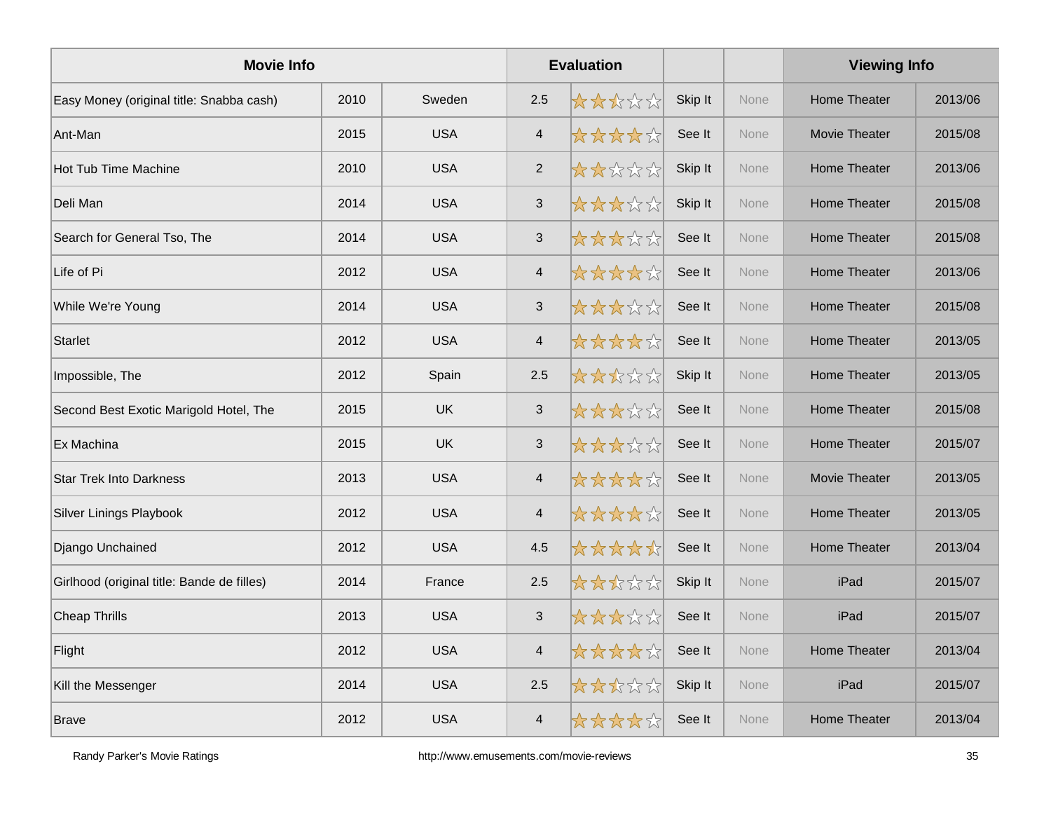| Movie Info | | | Evaluation | | | | Viewing Info | |
|---|---|---|---|---|---|---|---|---|
| Easy Money (original title: Snabba cash) | 2010 | Sweden | 2.5 | ★★½☆☆ | Skip It | None | Home Theater | 2013/06 |
| Ant-Man | 2015 | USA | 4 | ★★★★☆ | See It | None | Movie Theater | 2015/08 |
| Hot Tub Time Machine | 2010 | USA | 2 | ★★☆☆☆ | Skip It | None | Home Theater | 2013/06 |
| Deli Man | 2014 | USA | 3 | ★★★☆☆ | Skip It | None | Home Theater | 2015/08 |
| Search for General Tso, The | 2014 | USA | 3 | ★★★☆☆ | See It | None | Home Theater | 2015/08 |
| Life of Pi | 2012 | USA | 4 | ★★★★☆ | See It | None | Home Theater | 2013/06 |
| While We're Young | 2014 | USA | 3 | ★★★☆☆ | See It | None | Home Theater | 2015/08 |
| Starlet | 2012 | USA | 4 | ★★★★☆ | See It | None | Home Theater | 2013/05 |
| Impossible, The | 2012 | Spain | 2.5 | ★★½☆☆ | Skip It | None | Home Theater | 2013/05 |
| Second Best Exotic Marigold Hotel, The | 2015 | UK | 3 | ★★★☆☆ | See It | None | Home Theater | 2015/08 |
| Ex Machina | 2015 | UK | 3 | ★★★☆☆ | See It | None | Home Theater | 2015/07 |
| Star Trek Into Darkness | 2013 | USA | 4 | ★★★★☆ | See It | None | Movie Theater | 2013/05 |
| Silver Linings Playbook | 2012 | USA | 4 | ★★★★☆ | See It | None | Home Theater | 2013/05 |
| Django Unchained | 2012 | USA | 4.5 | ★★★★½ | See It | None | Home Theater | 2013/04 |
| Girlhood (original title: Bande de filles) | 2014 | France | 2.5 | ★★½☆☆ | Skip It | None | iPad | 2015/07 |
| Cheap Thrills | 2013 | USA | 3 | ★★★☆☆ | See It | None | iPad | 2015/07 |
| Flight | 2012 | USA | 4 | ★★★★☆ | See It | None | Home Theater | 2013/04 |
| Kill the Messenger | 2014 | USA | 2.5 | ★★½☆☆ | Skip It | None | iPad | 2015/07 |
| Brave | 2012 | USA | 4 | ★★★★☆ | See It | None | Home Theater | 2013/04 |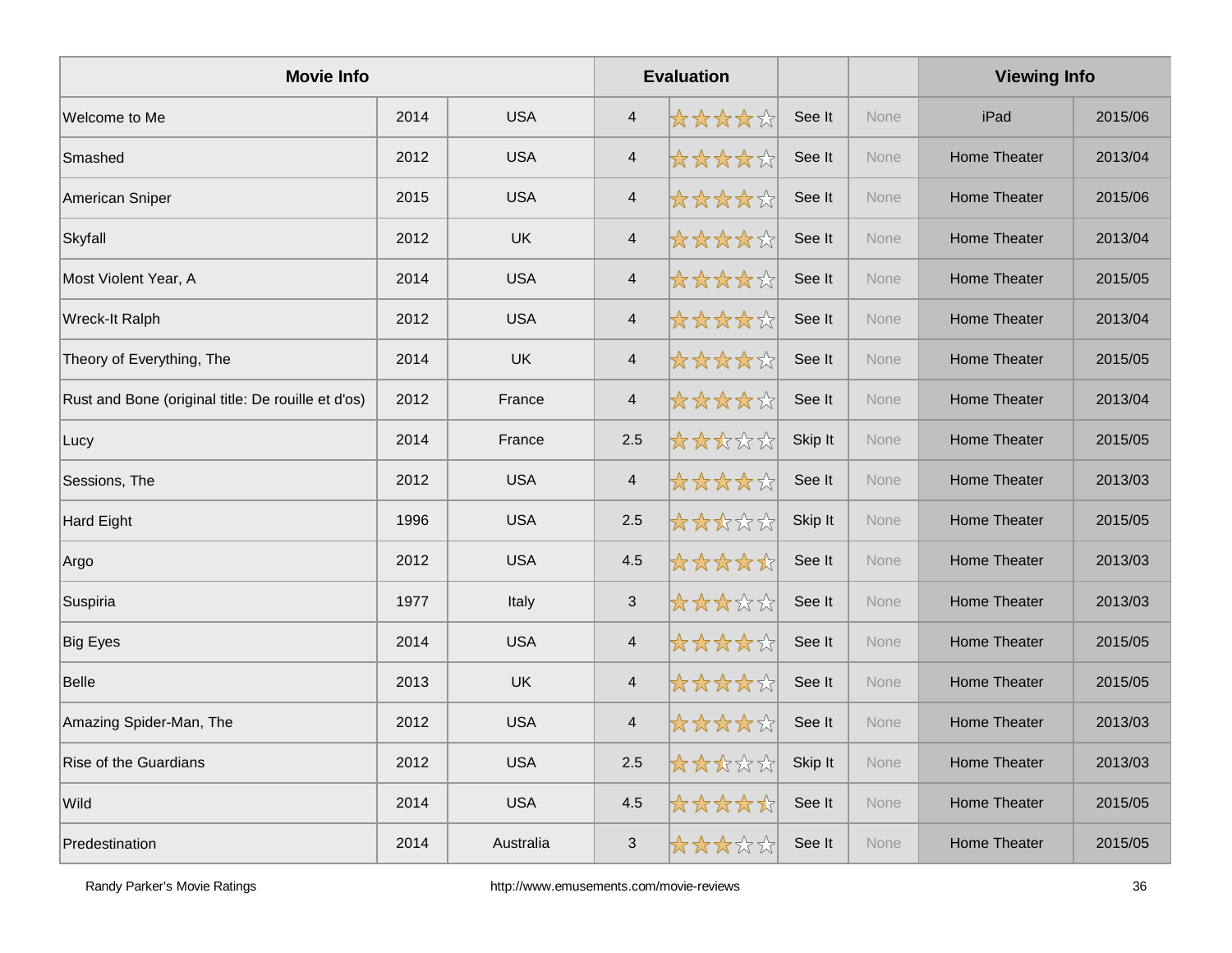| Movie Info | | | Evaluation | | | | Viewing Info | |
|---|---|---|---|---|---|---|---|---|
| Welcome to Me | 2014 | USA | 4 | ★★★★☆ | See It | None | iPad | 2015/06 |
| Smashed | 2012 | USA | 4 | ★★★★☆ | See It | None | Home Theater | 2013/04 |
| American Sniper | 2015 | USA | 4 | ★★★★☆ | See It | None | Home Theater | 2015/06 |
| Skyfall | 2012 | UK | 4 | ★★★★☆ | See It | None | Home Theater | 2013/04 |
| Most Violent Year, A | 2014 | USA | 4 | ★★★★☆ | See It | None | Home Theater | 2015/05 |
| Wreck-It Ralph | 2012 | USA | 4 | ★★★★☆ | See It | None | Home Theater | 2013/04 |
| Theory of Everything, The | 2014 | UK | 4 | ★★★★☆ | See It | None | Home Theater | 2015/05 |
| Rust and Bone (original title: De rouille et d'os) | 2012 | France | 4 | ★★★★☆ | See It | None | Home Theater | 2013/04 |
| Lucy | 2014 | France | 2.5 | ★★½☆☆ | Skip It | None | Home Theater | 2015/05 |
| Sessions, The | 2012 | USA | 4 | ★★★★☆ | See It | None | Home Theater | 2013/03 |
| Hard Eight | 1996 | USA | 2.5 | ★★½☆☆ | Skip It | None | Home Theater | 2015/05 |
| Argo | 2012 | USA | 4.5 | ★★★★½ | See It | None | Home Theater | 2013/03 |
| Suspiria | 1977 | Italy | 3 | ★★★☆☆ | See It | None | Home Theater | 2013/03 |
| Big Eyes | 2014 | USA | 4 | ★★★★☆ | See It | None | Home Theater | 2015/05 |
| Belle | 2013 | UK | 4 | ★★★★☆ | See It | None | Home Theater | 2015/05 |
| Amazing Spider-Man, The | 2012 | USA | 4 | ★★★★☆ | See It | None | Home Theater | 2013/03 |
| Rise of the Guardians | 2012 | USA | 2.5 | ★★½☆☆ | Skip It | None | Home Theater | 2013/03 |
| Wild | 2014 | USA | 4.5 | ★★★★½ | See It | None | Home Theater | 2015/05 |
| Predestination | 2014 | Australia | 3 | ★★★☆☆ | See It | None | Home Theater | 2015/05 |

Randy Parker's Movie Ratings http://www.emusements.com/movie-reviews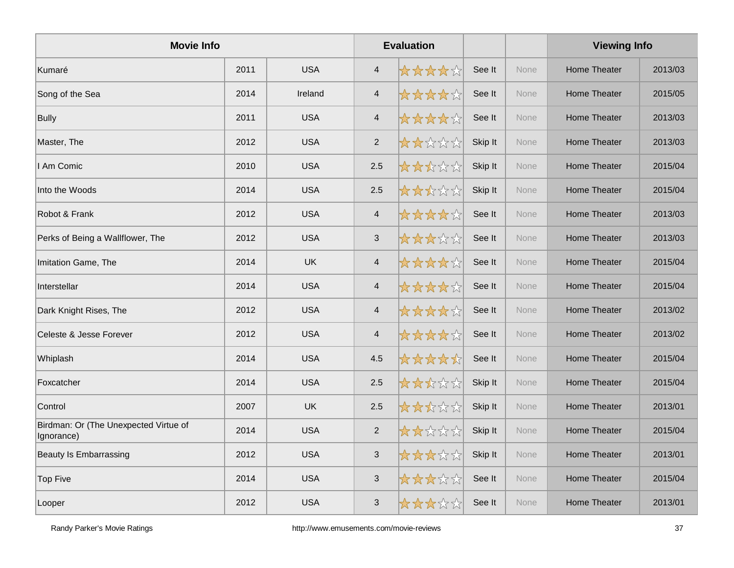| Movie Info | | | Evaluation | | | | Viewing Info | |
|---|---|---|---|---|---|---|---|---|
| Kumaré | 2011 | USA | 4 | ★★★★☆ | See It | None | Home Theater | 2013/03 |
| Song of the Sea | 2014 | Ireland | 4 | ★★★★☆ | See It | None | Home Theater | 2015/05 |
| Bully | 2011 | USA | 4 | ★★★★☆ | See It | None | Home Theater | 2013/03 |
| Master, The | 2012 | USA | 2 | ★★☆☆☆ | Skip It | None | Home Theater | 2013/03 |
| I Am Comic | 2010 | USA | 2.5 | ★★½☆☆ | Skip It | None | Home Theater | 2015/04 |
| Into the Woods | 2014 | USA | 2.5 | ★★½☆☆ | Skip It | None | Home Theater | 2015/04 |
| Robot & Frank | 2012 | USA | 4 | ★★★★☆ | See It | None | Home Theater | 2013/03 |
| Perks of Being a Wallflower, The | 2012 | USA | 3 | ★★★☆☆ | See It | None | Home Theater | 2013/03 |
| Imitation Game, The | 2014 | UK | 4 | ★★★★☆ | See It | None | Home Theater | 2015/04 |
| Interstellar | 2014 | USA | 4 | ★★★★☆ | See It | None | Home Theater | 2015/04 |
| Dark Knight Rises, The | 2012 | USA | 4 | ★★★★☆ | See It | None | Home Theater | 2013/02 |
| Celeste & Jesse Forever | 2012 | USA | 4 | ★★★★☆ | See It | None | Home Theater | 2013/02 |
| Whiplash | 2014 | USA | 4.5 | ★★★★½ | See It | None | Home Theater | 2015/04 |
| Foxcatcher | 2014 | USA | 2.5 | ★★½☆☆ | Skip It | None | Home Theater | 2015/04 |
| Control | 2007 | UK | 2.5 | ★★½☆☆ | Skip It | None | Home Theater | 2013/01 |
| Birdman: Or (The Unexpected Virtue of Ignorance) | 2014 | USA | 2 | ★★☆☆☆ | Skip It | None | Home Theater | 2015/04 |
| Beauty Is Embarrassing | 2012 | USA | 3 | ★★★☆☆ | Skip It | None | Home Theater | 2013/01 |
| Top Five | 2014 | USA | 3 | ★★★☆☆ | See It | None | Home Theater | 2015/04 |
| Looper | 2012 | USA | 3 | ★★★☆☆ | See It | None | Home Theater | 2013/01 |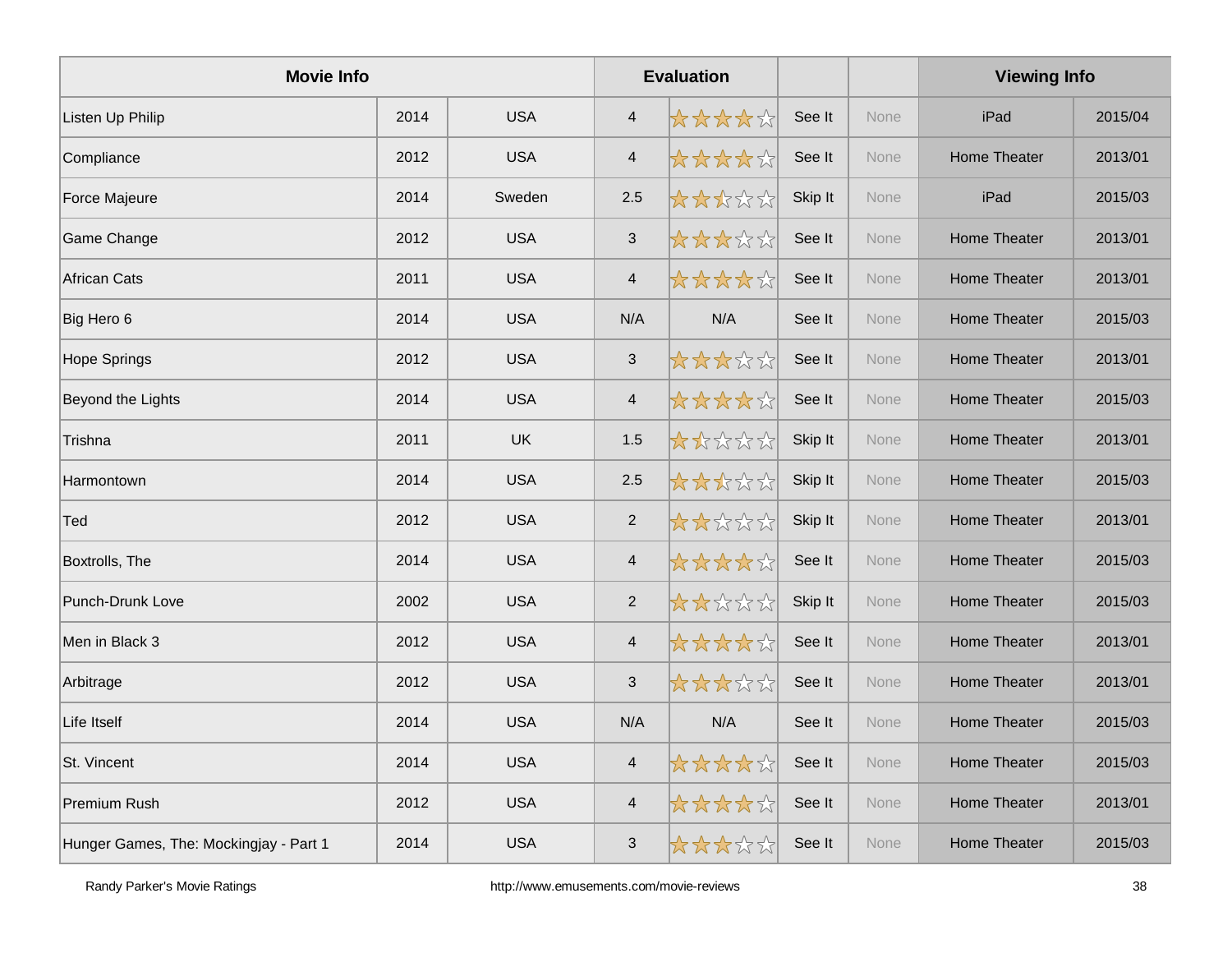| Movie Info | | | Evaluation | | | | Viewing Info | |
|---|---|---|---|---|---|---|---|---|
| Listen Up Philip | 2014 | USA | 4 | ★★★★☆ | See It | None | iPad | 2015/04 |
| Compliance | 2012 | USA | 4 | ★★★★☆ | See It | None | Home Theater | 2013/01 |
| Force Majeure | 2014 | Sweden | 2.5 | ★★½☆☆ | Skip It | None | iPad | 2015/03 |
| Game Change | 2012 | USA | 3 | ★★★☆☆ | See It | None | Home Theater | 2013/01 |
| African Cats | 2011 | USA | 4 | ★★★★☆ | See It | None | Home Theater | 2013/01 |
| Big Hero 6 | 2014 | USA | N/A | N/A | See It | None | Home Theater | 2015/03 |
| Hope Springs | 2012 | USA | 3 | ★★★☆☆ | See It | None | Home Theater | 2013/01 |
| Beyond the Lights | 2014 | USA | 4 | ★★★★☆ | See It | None | Home Theater | 2015/03 |
| Trishna | 2011 | UK | 1.5 | ★½☆☆☆ | Skip It | None | Home Theater | 2013/01 |
| Harmontown | 2014 | USA | 2.5 | ★★½☆☆ | Skip It | None | Home Theater | 2015/03 |
| Ted | 2012 | USA | 2 | ★★☆☆☆ | Skip It | None | Home Theater | 2013/01 |
| Boxtrolls, The | 2014 | USA | 4 | ★★★★☆ | See It | None | Home Theater | 2015/03 |
| Punch-Drunk Love | 2002 | USA | 2 | ★★☆☆☆ | Skip It | None | Home Theater | 2015/03 |
| Men in Black 3 | 2012 | USA | 4 | ★★★★☆ | See It | None | Home Theater | 2013/01 |
| Arbitrage | 2012 | USA | 3 | ★★★☆☆ | See It | None | Home Theater | 2013/01 |
| Life Itself | 2014 | USA | N/A | N/A | See It | None | Home Theater | 2015/03 |
| St. Vincent | 2014 | USA | 4 | ★★★★☆ | See It | None | Home Theater | 2015/03 |
| Premium Rush | 2012 | USA | 4 | ★★★★☆ | See It | None | Home Theater | 2013/01 |
| Hunger Games, The: Mockingjay - Part 1 | 2014 | USA | 3 | ★★★☆☆ | See It | None | Home Theater | 2015/03 |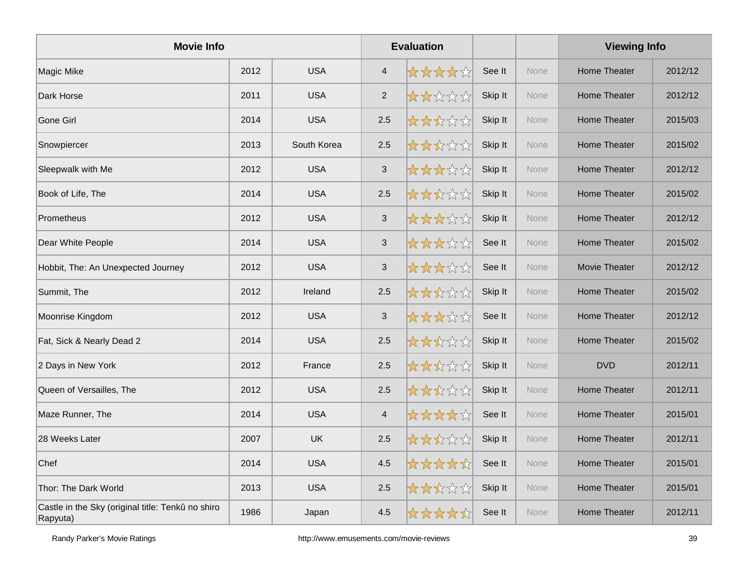| Movie Info | | | Evaluation | | | | Viewing Info | |
|---|---|---|---|---|---|---|---|---|
| Magic Mike | 2012 | USA | 4 | ★★★★☆ | See It | None | Home Theater | 2012/12 |
| Dark Horse | 2011 | USA | 2 | ★★☆☆☆ | Skip It | None | Home Theater | 2012/12 |
| Gone Girl | 2014 | USA | 2.5 | ★★½☆☆ | Skip It | None | Home Theater | 2015/03 |
| Snowpiercer | 2013 | South Korea | 2.5 | ★★½☆☆ | Skip It | None | Home Theater | 2015/02 |
| Sleepwalk with Me | 2012 | USA | 3 | ★★★☆☆ | Skip It | None | Home Theater | 2012/12 |
| Book of Life, The | 2014 | USA | 2.5 | ★★½☆☆ | Skip It | None | Home Theater | 2015/02 |
| Prometheus | 2012 | USA | 3 | ★★★☆☆ | Skip It | None | Home Theater | 2012/12 |
| Dear White People | 2014 | USA | 3 | ★★★☆☆ | See It | None | Home Theater | 2015/02 |
| Hobbit, The: An Unexpected Journey | 2012 | USA | 3 | ★★★☆☆ | See It | None | Movie Theater | 2012/12 |
| Summit, The | 2012 | Ireland | 2.5 | ★★½☆☆ | Skip It | None | Home Theater | 2015/02 |
| Moonrise Kingdom | 2012 | USA | 3 | ★★★☆☆ | See It | None | Home Theater | 2012/12 |
| Fat, Sick & Nearly Dead 2 | 2014 | USA | 2.5 | ★★½☆☆ | Skip It | None | Home Theater | 2015/02 |
| 2 Days in New York | 2012 | France | 2.5 | ★★½☆☆ | Skip It | None | DVD | 2012/11 |
| Queen of Versailles, The | 2012 | USA | 2.5 | ★★½☆☆ | Skip It | None | Home Theater | 2012/11 |
| Maze Runner, The | 2014 | USA | 4 | ★★★★☆ | See It | None | Home Theater | 2015/01 |
| 28 Weeks Later | 2007 | UK | 2.5 | ★★½☆☆ | Skip It | None | Home Theater | 2012/11 |
| Chef | 2014 | USA | 4.5 | ★★★★½ | See It | None | Home Theater | 2015/01 |
| Thor: The Dark World | 2013 | USA | 2.5 | ★★½☆☆ | Skip It | None | Home Theater | 2015/01 |
| Castle in the Sky (original title: Tenkû no shiro Rapyuta) | 1986 | Japan | 4.5 | ★★★★½ | See It | None | Home Theater | 2012/11 |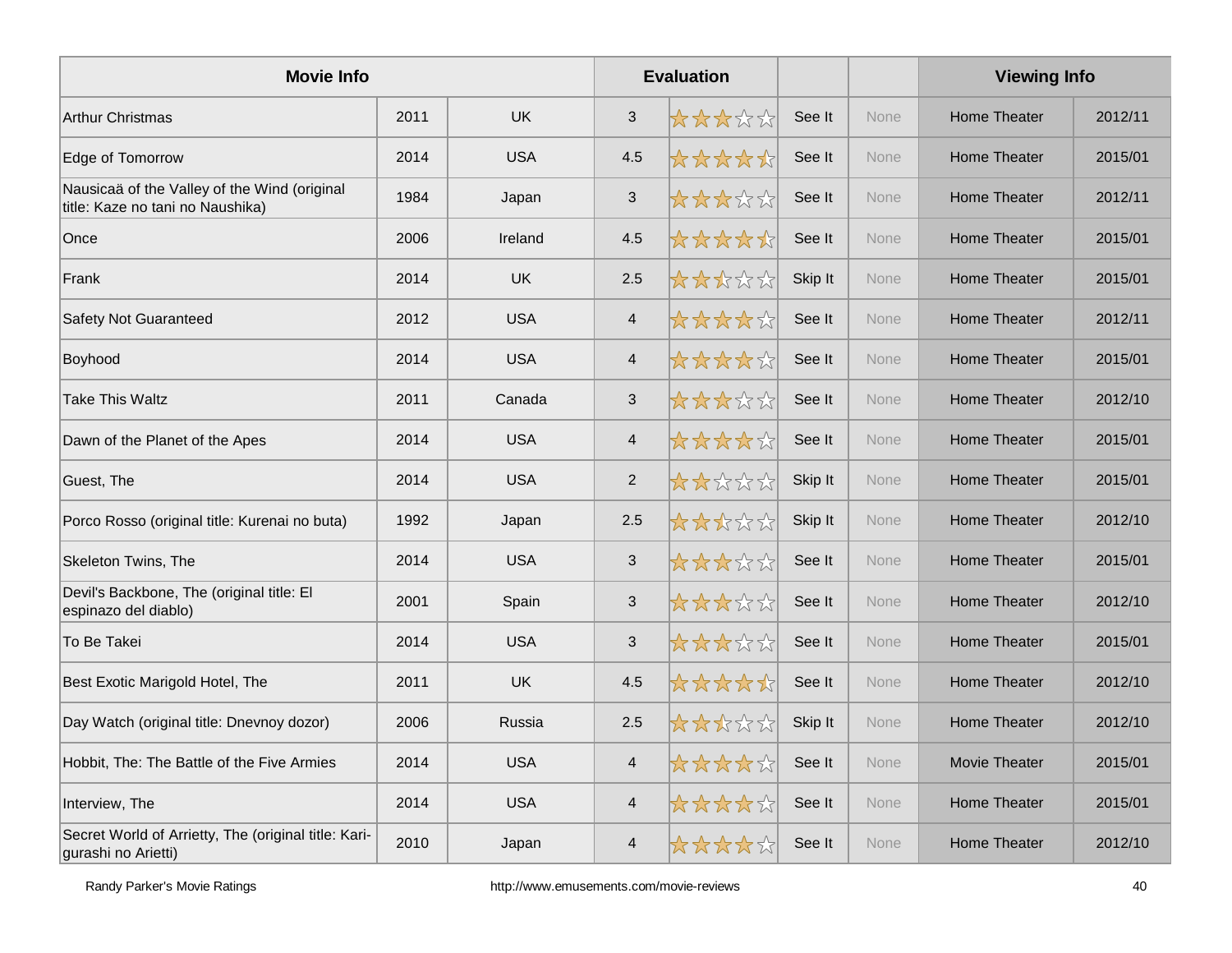| Movie Info | | | Evaluation | | | | Viewing Info | |
|---|---|---|---|---|---|---|---|---|
| Arthur Christmas | 2011 | UK | 3 | ★★★☆☆ | See It | None | Home Theater | 2012/11 |
| Edge of Tomorrow | 2014 | USA | 4.5 | ★★★★½ | See It | None | Home Theater | 2015/01 |
| Nausicaä of the Valley of the Wind (original title: Kaze no tani no Naushika) | 1984 | Japan | 3 | ★★★☆☆ | See It | None | Home Theater | 2012/11 |
| Once | 2006 | Ireland | 4.5 | ★★★★½ | See It | None | Home Theater | 2015/01 |
| Frank | 2014 | UK | 2.5 | ★★½☆☆ | Skip It | None | Home Theater | 2015/01 |
| Safety Not Guaranteed | 2012 | USA | 4 | ★★★★☆ | See It | None | Home Theater | 2012/11 |
| Boyhood | 2014 | USA | 4 | ★★★★☆ | See It | None | Home Theater | 2015/01 |
| Take This Waltz | 2011 | Canada | 3 | ★★★☆☆ | See It | None | Home Theater | 2012/10 |
| Dawn of the Planet of the Apes | 2014 | USA | 4 | ★★★★☆ | See It | None | Home Theater | 2015/01 |
| Guest, The | 2014 | USA | 2 | ★★☆☆☆ | Skip It | None | Home Theater | 2015/01 |
| Porco Rosso (original title: Kurenai no buta) | 1992 | Japan | 2.5 | ★★½☆☆ | Skip It | None | Home Theater | 2012/10 |
| Skeleton Twins, The | 2014 | USA | 3 | ★★★☆☆ | See It | None | Home Theater | 2015/01 |
| Devil's Backbone, The (original title: El espinazo del diablo) | 2001 | Spain | 3 | ★★★☆☆ | See It | None | Home Theater | 2012/10 |
| To Be Takei | 2014 | USA | 3 | ★★★☆☆ | See It | None | Home Theater | 2015/01 |
| Best Exotic Marigold Hotel, The | 2011 | UK | 4.5 | ★★★★½ | See It | None | Home Theater | 2012/10 |
| Day Watch (original title: Dnevnoy dozor) | 2006 | Russia | 2.5 | ★★½☆☆ | Skip It | None | Home Theater | 2012/10 |
| Hobbit, The: The Battle of the Five Armies | 2014 | USA | 4 | ★★★★☆ | See It | None | Movie Theater | 2015/01 |
| Interview, The | 2014 | USA | 4 | ★★★★☆ | See It | None | Home Theater | 2015/01 |
| Secret World of Arrietty, The (original title: Kari-gurashi no Arietti) | 2010 | Japan | 4 | ★★★★☆ | See It | None | Home Theater | 2012/10 |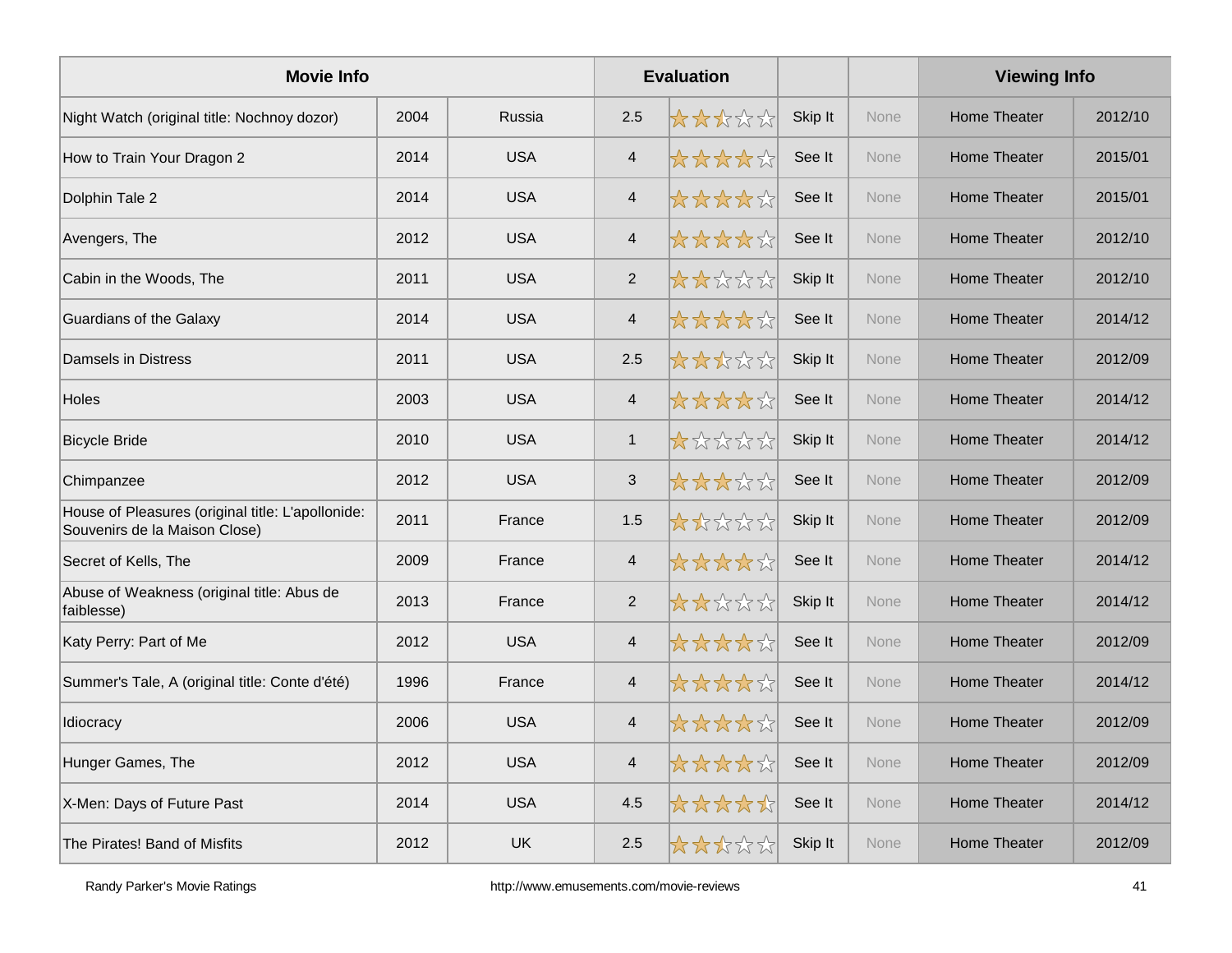| Movie Info | | | Evaluation | | | | Viewing Info | |
|---|---|---|---|---|---|---|---|---|
| Night Watch (original title: Nochnoy dozor) | 2004 | Russia | 2.5 | ★★½☆☆ | Skip It | None | Home Theater | 2012/10 |
| How to Train Your Dragon 2 | 2014 | USA | 4 | ★★★★☆ | See It | None | Home Theater | 2015/01 |
| Dolphin Tale 2 | 2014 | USA | 4 | ★★★★☆ | See It | None | Home Theater | 2015/01 |
| Avengers, The | 2012 | USA | 4 | ★★★★☆ | See It | None | Home Theater | 2012/10 |
| Cabin in the Woods, The | 2011 | USA | 2 | ★★☆☆☆ | Skip It | None | Home Theater | 2012/10 |
| Guardians of the Galaxy | 2014 | USA | 4 | ★★★★☆ | See It | None | Home Theater | 2014/12 |
| Damsels in Distress | 2011 | USA | 2.5 | ★★½☆☆ | Skip It | None | Home Theater | 2012/09 |
| Holes | 2003 | USA | 4 | ★★★★☆ | See It | None | Home Theater | 2014/12 |
| Bicycle Bride | 2010 | USA | 1 | ★☆☆☆☆ | Skip It | None | Home Theater | 2014/12 |
| Chimpanzee | 2012 | USA | 3 | ★★★☆☆ | See It | None | Home Theater | 2012/09 |
| House of Pleasures (original title: L'apollonide: Souvenirs de la Maison Close) | 2011 | France | 1.5 | ★½☆☆☆ | Skip It | None | Home Theater | 2012/09 |
| Secret of Kells, The | 2009 | France | 4 | ★★★★☆ | See It | None | Home Theater | 2014/12 |
| Abuse of Weakness (original title: Abus de faiblesse) | 2013 | France | 2 | ★★☆☆☆ | Skip It | None | Home Theater | 2014/12 |
| Katy Perry: Part of Me | 2012 | USA | 4 | ★★★★☆ | See It | None | Home Theater | 2012/09 |
| Summer's Tale, A (original title: Conte d'été) | 1996 | France | 4 | ★★★★☆ | See It | None | Home Theater | 2014/12 |
| Idiocracy | 2006 | USA | 4 | ★★★★☆ | See It | None | Home Theater | 2012/09 |
| Hunger Games, The | 2012 | USA | 4 | ★★★★☆ | See It | None | Home Theater | 2012/09 |
| X-Men: Days of Future Past | 2014 | USA | 4.5 | ★★★★½ | See It | None | Home Theater | 2014/12 |
| The Pirates! Band of Misfits | 2012 | UK | 2.5 | ★★½☆☆ | Skip It | None | Home Theater | 2012/09 |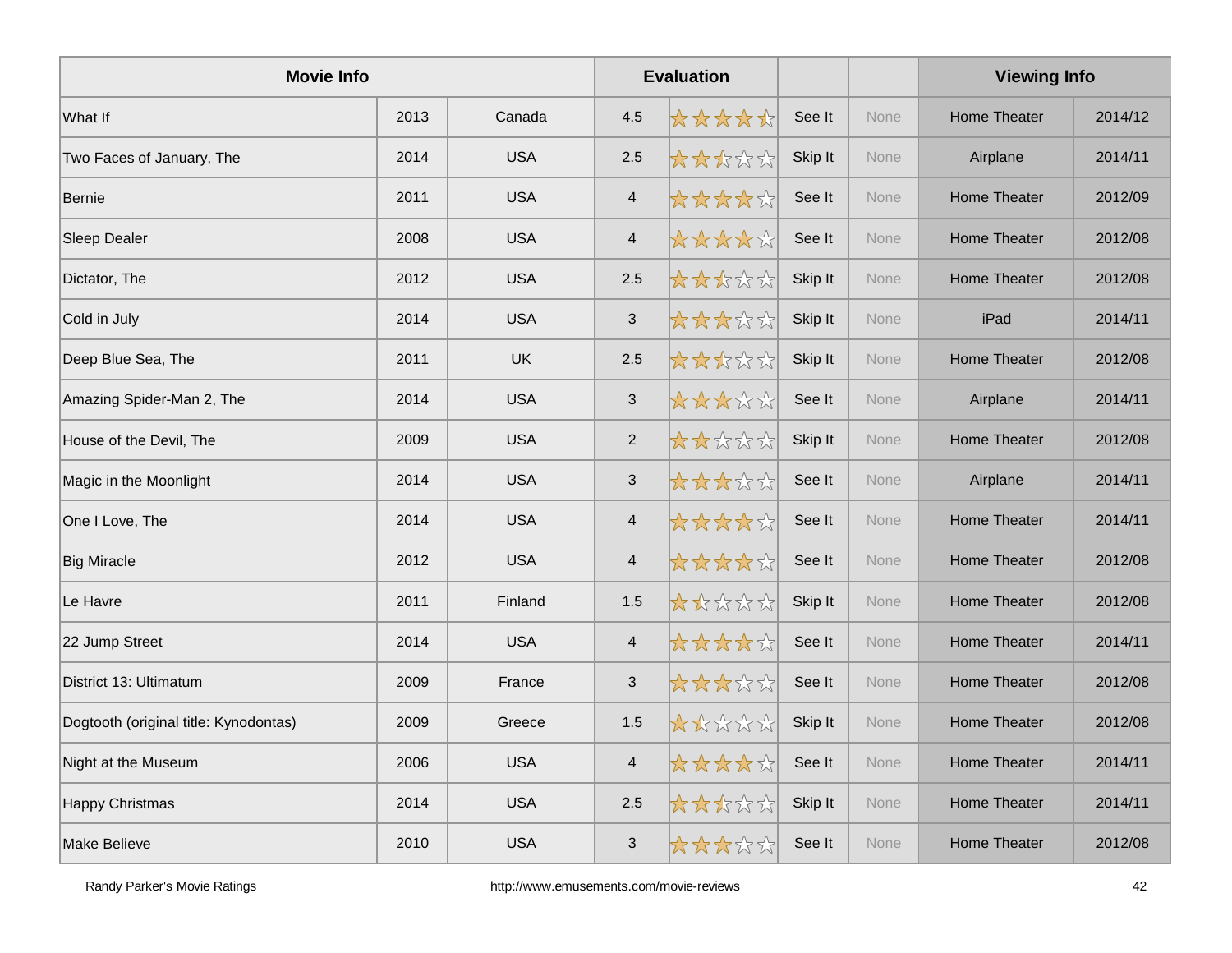| Movie Info | | | Evaluation | | | | Viewing Info | |
|---|---|---|---|---|---|---|---|---|
| What If | 2013 | Canada | 4.5 | ★★★★½ | See It | None | Home Theater | 2014/12 |
| Two Faces of January, The | 2014 | USA | 2.5 | ★★½☆☆ | Skip It | None | Airplane | 2014/11 |
| Bernie | 2011 | USA | 4 | ★★★★☆ | See It | None | Home Theater | 2012/09 |
| Sleep Dealer | 2008 | USA | 4 | ★★★★☆ | See It | None | Home Theater | 2012/08 |
| Dictator, The | 2012 | USA | 2.5 | ★★½☆☆ | Skip It | None | Home Theater | 2012/08 |
| Cold in July | 2014 | USA | 3 | ★★★☆☆ | Skip It | None | iPad | 2014/11 |
| Deep Blue Sea, The | 2011 | UK | 2.5 | ★★½☆☆ | Skip It | None | Home Theater | 2012/08 |
| Amazing Spider-Man 2, The | 2014 | USA | 3 | ★★★☆☆ | See It | None | Airplane | 2014/11 |
| House of the Devil, The | 2009 | USA | 2 | ★★☆☆☆ | Skip It | None | Home Theater | 2012/08 |
| Magic in the Moonlight | 2014 | USA | 3 | ★★★☆☆ | See It | None | Airplane | 2014/11 |
| One I Love, The | 2014 | USA | 4 | ★★★★☆ | See It | None | Home Theater | 2014/11 |
| Big Miracle | 2012 | USA | 4 | ★★★★☆ | See It | None | Home Theater | 2012/08 |
| Le Havre | 2011 | Finland | 1.5 | ★½☆☆☆ | Skip It | None | Home Theater | 2012/08 |
| 22 Jump Street | 2014 | USA | 4 | ★★★★☆ | See It | None | Home Theater | 2014/11 |
| District 13: Ultimatum | 2009 | France | 3 | ★★★☆☆ | See It | None | Home Theater | 2012/08 |
| Dogtooth (original title: Kynodontas) | 2009 | Greece | 1.5 | ★½☆☆☆ | Skip It | None | Home Theater | 2012/08 |
| Night at the Museum | 2006 | USA | 4 | ★★★★☆ | See It | None | Home Theater | 2014/11 |
| Happy Christmas | 2014 | USA | 2.5 | ★★½☆☆ | Skip It | None | Home Theater | 2014/11 |
| Make Believe | 2010 | USA | 3 | ★★★☆☆ | See It | None | Home Theater | 2012/08 |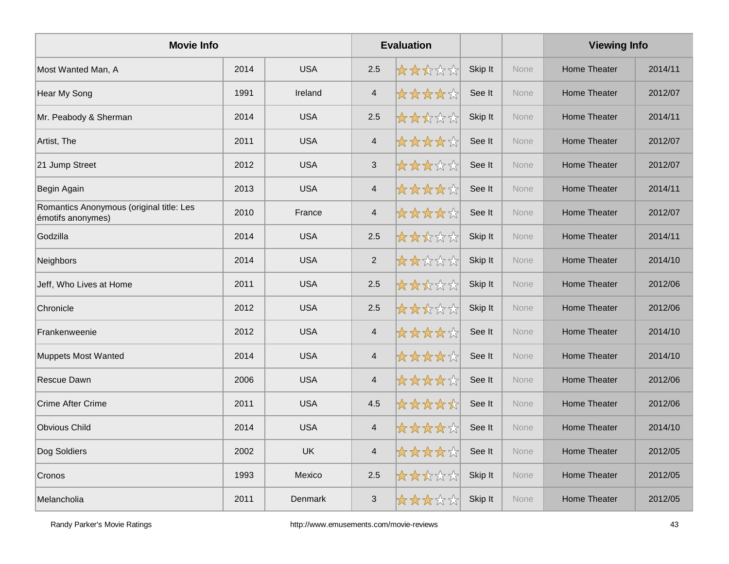| Movie Info | | | Evaluation | | | | Viewing Info | |
|---|---|---|---|---|---|---|---|---|
| Most Wanted Man, A | 2014 | USA | 2.5 | ★★½☆☆ | Skip It | None | Home Theater | 2014/11 |
| Hear My Song | 1991 | Ireland | 4 | ★★★★☆ | See It | None | Home Theater | 2012/07 |
| Mr. Peabody & Sherman | 2014 | USA | 2.5 | ★★½☆☆ | Skip It | None | Home Theater | 2014/11 |
| Artist, The | 2011 | USA | 4 | ★★★★☆ | See It | None | Home Theater | 2012/07 |
| 21 Jump Street | 2012 | USA | 3 | ★★★☆☆ | See It | None | Home Theater | 2012/07 |
| Begin Again | 2013 | USA | 4 | ★★★★☆ | See It | None | Home Theater | 2014/11 |
| Romantics Anonymous (original title: Les émotifs anonymes) | 2010 | France | 4 | ★★★★☆ | See It | None | Home Theater | 2012/07 |
| Godzilla | 2014 | USA | 2.5 | ★★½☆☆ | Skip It | None | Home Theater | 2014/11 |
| Neighbors | 2014 | USA | 2 | ★★☆☆☆ | Skip It | None | Home Theater | 2014/10 |
| Jeff, Who Lives at Home | 2011 | USA | 2.5 | ★★½☆☆ | Skip It | None | Home Theater | 2012/06 |
| Chronicle | 2012 | USA | 2.5 | ★★½☆☆ | Skip It | None | Home Theater | 2012/06 |
| Frankenweenie | 2012 | USA | 4 | ★★★★☆ | See It | None | Home Theater | 2014/10 |
| Muppets Most Wanted | 2014 | USA | 4 | ★★★★☆ | See It | None | Home Theater | 2014/10 |
| Rescue Dawn | 2006 | USA | 4 | ★★★★☆ | See It | None | Home Theater | 2012/06 |
| Crime After Crime | 2011 | USA | 4.5 | ★★★★½ | See It | None | Home Theater | 2012/06 |
| Obvious Child | 2014 | USA | 4 | ★★★★☆ | See It | None | Home Theater | 2014/10 |
| Dog Soldiers | 2002 | UK | 4 | ★★★★☆ | See It | None | Home Theater | 2012/05 |
| Cronos | 1993 | Mexico | 2.5 | ★★½☆☆ | Skip It | None | Home Theater | 2012/05 |
| Melancholia | 2011 | Denmark | 3 | ★★★☆☆ | Skip It | None | Home Theater | 2012/05 |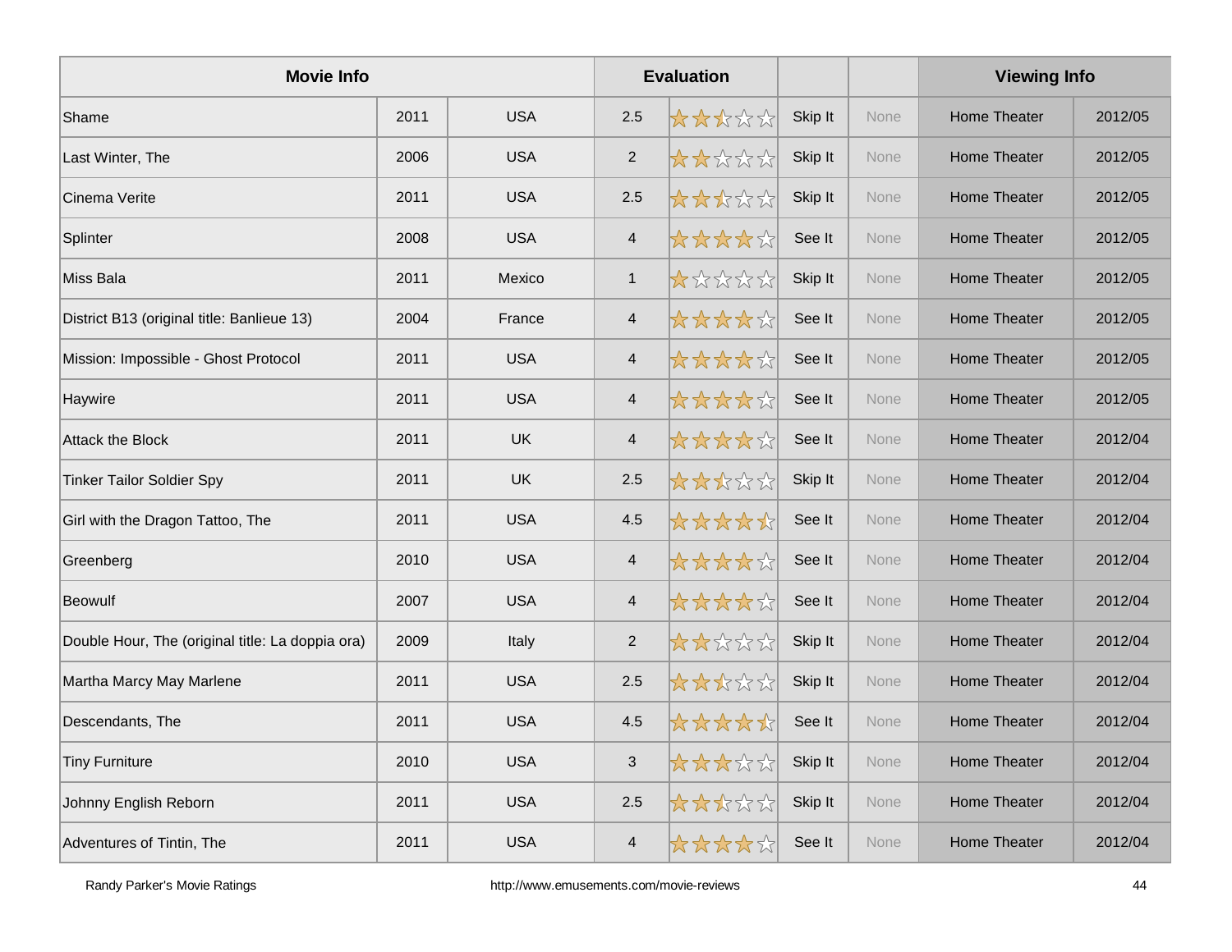| Movie Info | | | Evaluation | | | | Viewing Info | |
|---|---|---|---|---|---|---|---|---|
| Shame | 2011 | USA | 2.5 | ★★½☆☆ | Skip It | None | Home Theater | 2012/05 |
| Last Winter, The | 2006 | USA | 2 | ★★☆☆☆ | Skip It | None | Home Theater | 2012/05 |
| Cinema Verite | 2011 | USA | 2.5 | ★★½☆☆ | Skip It | None | Home Theater | 2012/05 |
| Splinter | 2008 | USA | 4 | ★★★★☆ | See It | None | Home Theater | 2012/05 |
| Miss Bala | 2011 | Mexico | 1 | ★☆☆☆☆ | Skip It | None | Home Theater | 2012/05 |
| District B13 (original title: Banlieue 13) | 2004 | France | 4 | ★★★★☆ | See It | None | Home Theater | 2012/05 |
| Mission: Impossible - Ghost Protocol | 2011 | USA | 4 | ★★★★☆ | See It | None | Home Theater | 2012/05 |
| Haywire | 2011 | USA | 4 | ★★★★☆ | See It | None | Home Theater | 2012/05 |
| Attack the Block | 2011 | UK | 4 | ★★★★☆ | See It | None | Home Theater | 2012/04 |
| Tinker Tailor Soldier Spy | 2011 | UK | 2.5 | ★★½☆☆ | Skip It | None | Home Theater | 2012/04 |
| Girl with the Dragon Tattoo, The | 2011 | USA | 4.5 | ★★★★½ | See It | None | Home Theater | 2012/04 |
| Greenberg | 2010 | USA | 4 | ★★★★☆ | See It | None | Home Theater | 2012/04 |
| Beowulf | 2007 | USA | 4 | ★★★★☆ | See It | None | Home Theater | 2012/04 |
| Double Hour, The (original title: La doppia ora) | 2009 | Italy | 2 | ★★☆☆☆ | Skip It | None | Home Theater | 2012/04 |
| Martha Marcy May Marlene | 2011 | USA | 2.5 | ★★½☆☆ | Skip It | None | Home Theater | 2012/04 |
| Descendants, The | 2011 | USA | 4.5 | ★★★★½ | See It | None | Home Theater | 2012/04 |
| Tiny Furniture | 2010 | USA | 3 | ★★★☆☆ | Skip It | None | Home Theater | 2012/04 |
| Johnny English Reborn | 2011 | USA | 2.5 | ★★½☆☆ | Skip It | None | Home Theater | 2012/04 |
| Adventures of Tintin, The | 2011 | USA | 4 | ★★★★☆ | See It | None | Home Theater | 2012/04 |

Randy Parker's Movie Ratings http://www.emusements.com/movie-reviews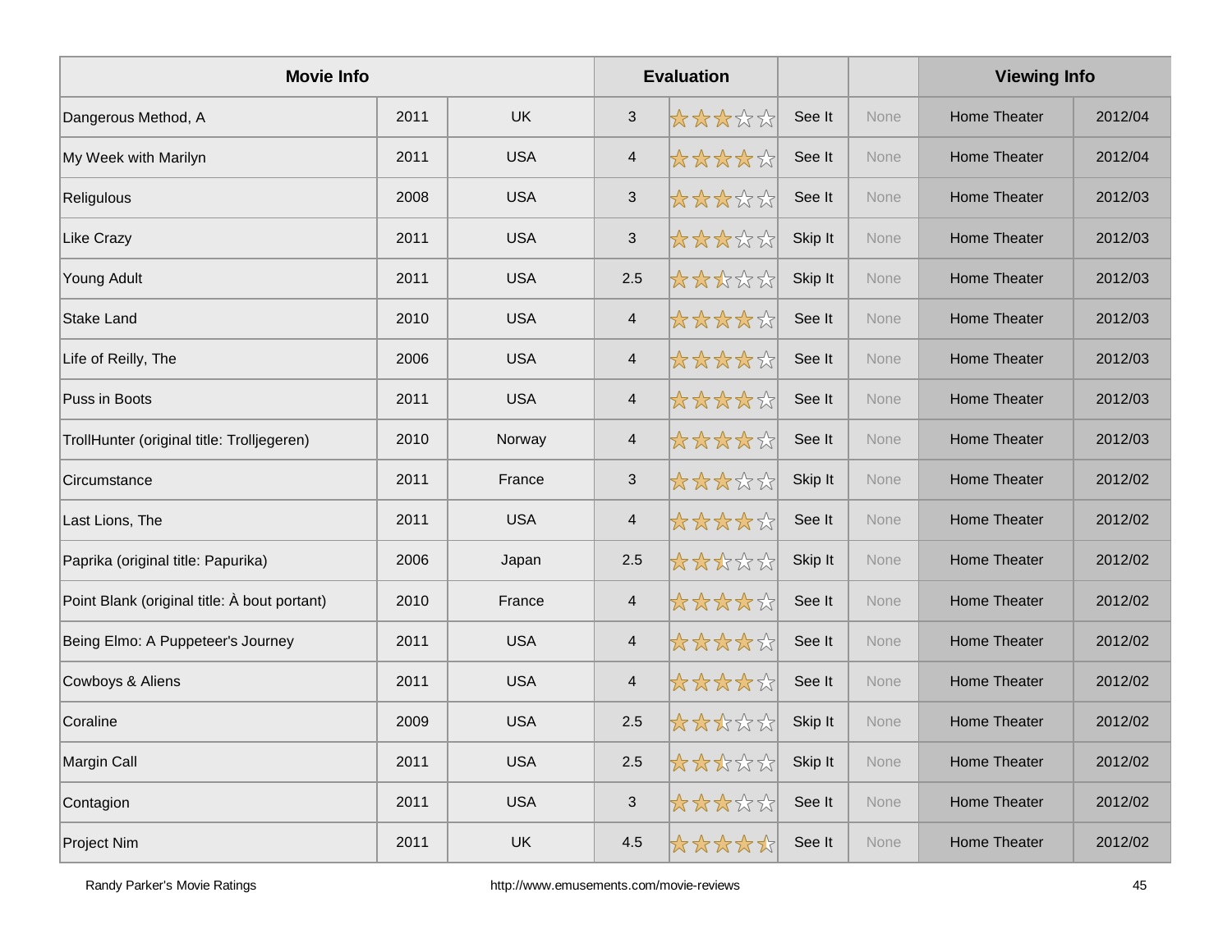| Movie Info | | | Evaluation | | | | Viewing Info | |
|---|---|---|---|---|---|---|---|---|
| Dangerous Method, A | 2011 | UK | 3 | ★★★☆☆ | See It | None | Home Theater | 2012/04 |
| My Week with Marilyn | 2011 | USA | 4 | ★★★★☆ | See It | None | Home Theater | 2012/04 |
| Religulous | 2008 | USA | 3 | ★★★☆☆ | See It | None | Home Theater | 2012/03 |
| Like Crazy | 2011 | USA | 3 | ★★★☆☆ | Skip It | None | Home Theater | 2012/03 |
| Young Adult | 2011 | USA | 2.5 | ★★½☆☆ | Skip It | None | Home Theater | 2012/03 |
| Stake Land | 2010 | USA | 4 | ★★★★☆ | See It | None | Home Theater | 2012/03 |
| Life of Reilly, The | 2006 | USA | 4 | ★★★★☆ | See It | None | Home Theater | 2012/03 |
| Puss in Boots | 2011 | USA | 4 | ★★★★☆ | See It | None | Home Theater | 2012/03 |
| TrollHunter (original title: Trolljegeren) | 2010 | Norway | 4 | ★★★★☆ | See It | None | Home Theater | 2012/03 |
| Circumstance | 2011 | France | 3 | ★★★☆☆ | Skip It | None | Home Theater | 2012/02 |
| Last Lions, The | 2011 | USA | 4 | ★★★★☆ | See It | None | Home Theater | 2012/02 |
| Paprika (original title: Papurika) | 2006 | Japan | 2.5 | ★★½☆☆ | Skip It | None | Home Theater | 2012/02 |
| Point Blank (original title: À bout portant) | 2010 | France | 4 | ★★★★☆ | See It | None | Home Theater | 2012/02 |
| Being Elmo: A Puppeteer's Journey | 2011 | USA | 4 | ★★★★☆ | See It | None | Home Theater | 2012/02 |
| Cowboys & Aliens | 2011 | USA | 4 | ★★★★☆ | See It | None | Home Theater | 2012/02 |
| Coraline | 2009 | USA | 2.5 | ★★½☆☆ | Skip It | None | Home Theater | 2012/02 |
| Margin Call | 2011 | USA | 2.5 | ★★½☆☆ | Skip It | None | Home Theater | 2012/02 |
| Contagion | 2011 | USA | 3 | ★★★☆☆ | See It | None | Home Theater | 2012/02 |
| Project Nim | 2011 | UK | 4.5 | ★★★★½ | See It | None | Home Theater | 2012/02 |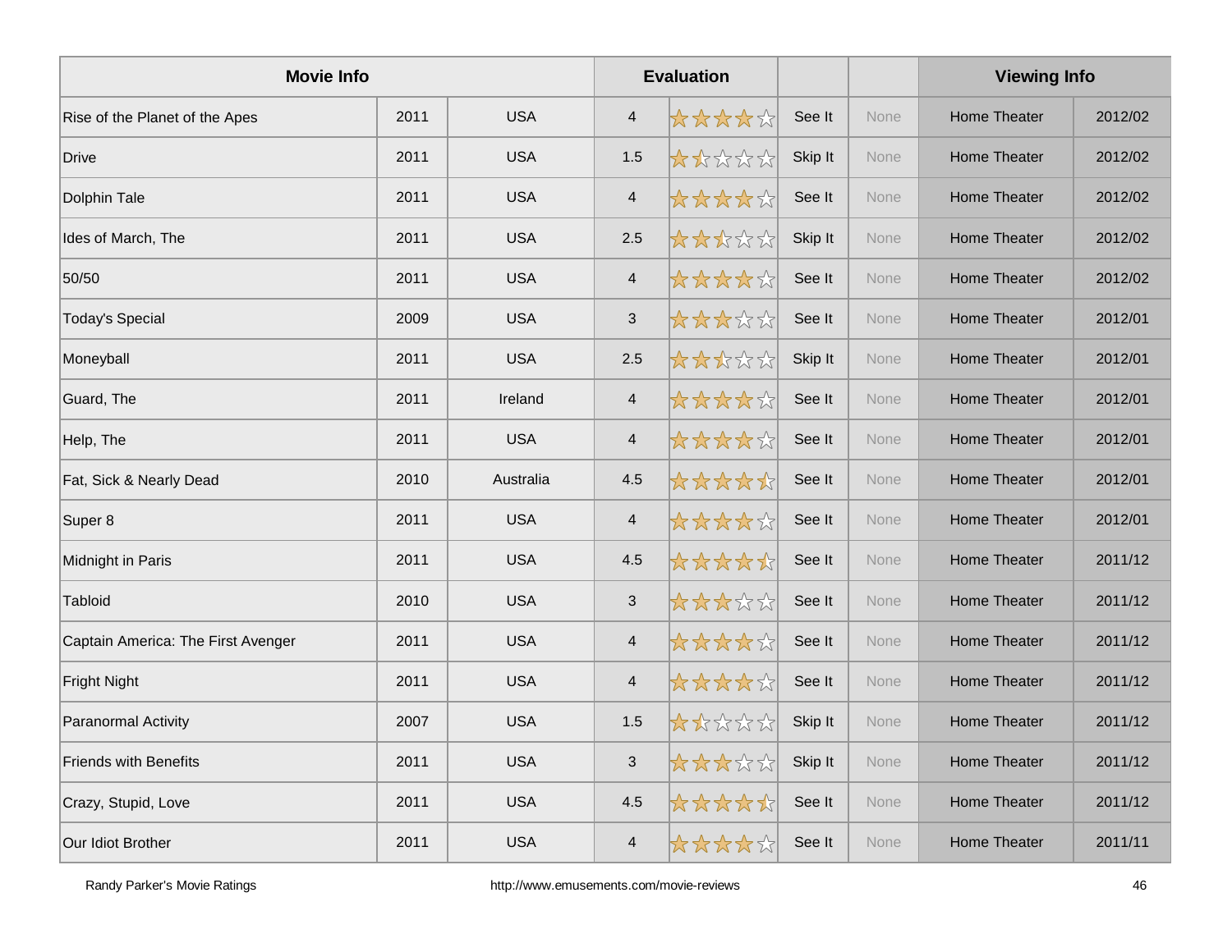| Movie Info | | | Evaluation | | | | Viewing Info | |
|---|---|---|---|---|---|---|---|---|
| Rise of the Planet of the Apes | 2011 | USA | 4 | ★★★★☆ | See It | None | Home Theater | 2012/02 |
| Drive | 2011 | USA | 1.5 | ★½☆☆☆ | Skip It | None | Home Theater | 2012/02 |
| Dolphin Tale | 2011 | USA | 4 | ★★★★☆ | See It | None | Home Theater | 2012/02 |
| Ides of March, The | 2011 | USA | 2.5 | ★★½☆☆ | Skip It | None | Home Theater | 2012/02 |
| 50/50 | 2011 | USA | 4 | ★★★★☆ | See It | None | Home Theater | 2012/02 |
| Today's Special | 2009 | USA | 3 | ★★★☆☆ | See It | None | Home Theater | 2012/01 |
| Moneyball | 2011 | USA | 2.5 | ★★½☆☆ | Skip It | None | Home Theater | 2012/01 |
| Guard, The | 2011 | Ireland | 4 | ★★★★☆ | See It | None | Home Theater | 2012/01 |
| Help, The | 2011 | USA | 4 | ★★★★☆ | See It | None | Home Theater | 2012/01 |
| Fat, Sick & Nearly Dead | 2010 | Australia | 4.5 | ★★★★½ | See It | None | Home Theater | 2012/01 |
| Super 8 | 2011 | USA | 4 | ★★★★☆ | See It | None | Home Theater | 2012/01 |
| Midnight in Paris | 2011 | USA | 4.5 | ★★★★½ | See It | None | Home Theater | 2011/12 |
| Tabloid | 2010 | USA | 3 | ★★★☆☆ | See It | None | Home Theater | 2011/12 |
| Captain America: The First Avenger | 2011 | USA | 4 | ★★★★☆ | See It | None | Home Theater | 2011/12 |
| Fright Night | 2011 | USA | 4 | ★★★★☆ | See It | None | Home Theater | 2011/12 |
| Paranormal Activity | 2007 | USA | 1.5 | ★½☆☆☆ | Skip It | None | Home Theater | 2011/12 |
| Friends with Benefits | 2011 | USA | 3 | ★★★☆☆ | Skip It | None | Home Theater | 2011/12 |
| Crazy, Stupid, Love | 2011 | USA | 4.5 | ★★★★½ | See It | None | Home Theater | 2011/12 |
| Our Idiot Brother | 2011 | USA | 4 | ★★★★☆ | See It | None | Home Theater | 2011/11 |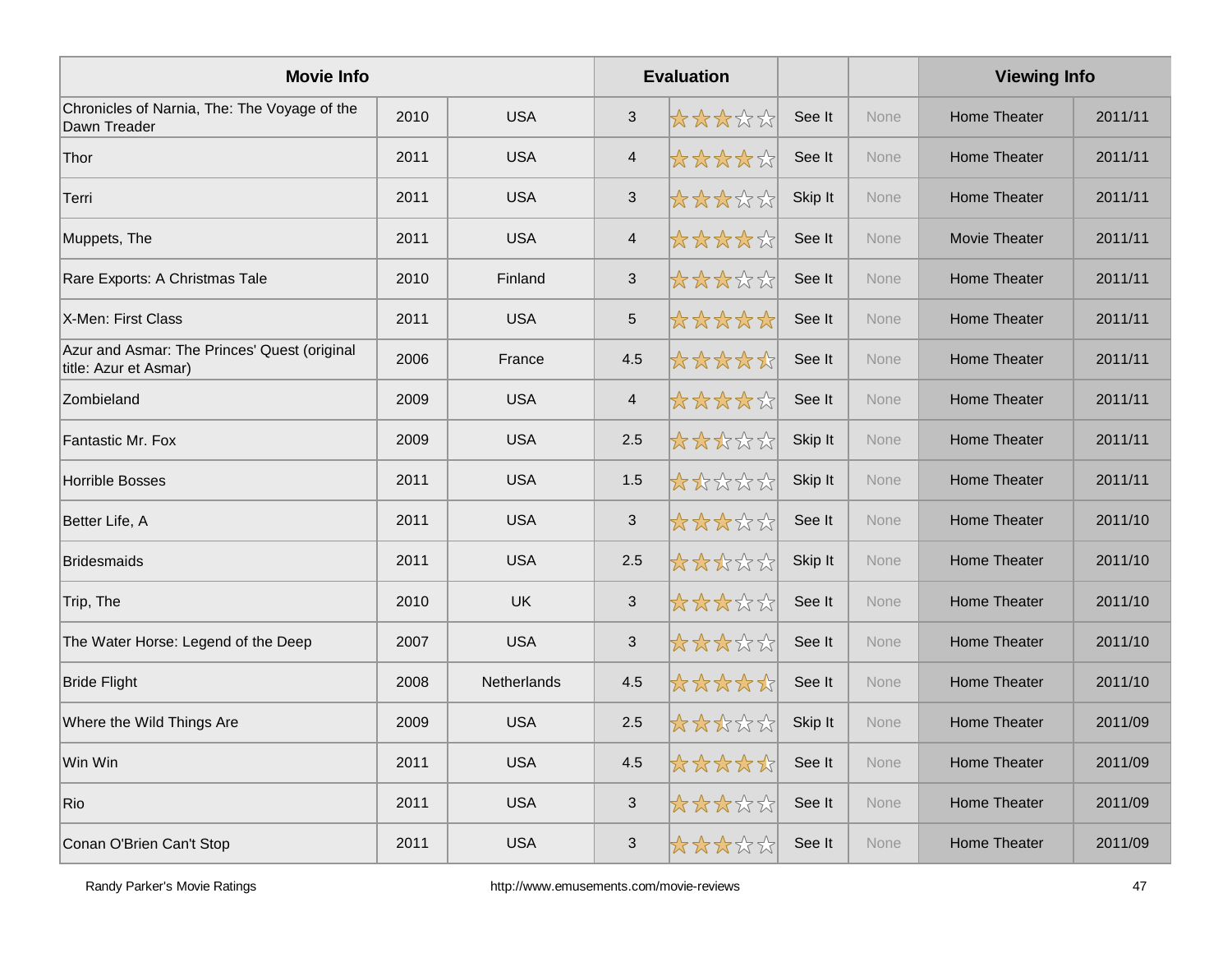| Movie Info | | | Evaluation | | | | Viewing Info | |
|---|---|---|---|---|---|---|---|---|
| Chronicles of Narnia, The: The Voyage of the Dawn Treader | 2010 | USA | 3 | ★★★☆☆ | See It | None | Home Theater | 2011/11 |
| Thor | 2011 | USA | 4 | ★★★★☆ | See It | None | Home Theater | 2011/11 |
| Terri | 2011 | USA | 3 | ★★★☆☆ | Skip It | None | Home Theater | 2011/11 |
| Muppets, The | 2011 | USA | 4 | ★★★★☆ | See It | None | Movie Theater | 2011/11 |
| Rare Exports: A Christmas Tale | 2010 | Finland | 3 | ★★★☆☆ | See It | None | Home Theater | 2011/11 |
| X-Men: First Class | 2011 | USA | 5 | ★★★★★ | See It | None | Home Theater | 2011/11 |
| Azur and Asmar: The Princes' Quest (original title: Azur et Asmar) | 2006 | France | 4.5 | ★★★★½ | See It | None | Home Theater | 2011/11 |
| Zombieland | 2009 | USA | 4 | ★★★★☆ | See It | None | Home Theater | 2011/11 |
| Fantastic Mr. Fox | 2009 | USA | 2.5 | ★★½☆☆ | Skip It | None | Home Theater | 2011/11 |
| Horrible Bosses | 2011 | USA | 1.5 | ★½☆☆☆ | Skip It | None | Home Theater | 2011/11 |
| Better Life, A | 2011 | USA | 3 | ★★★☆☆ | See It | None | Home Theater | 2011/10 |
| Bridesmaids | 2011 | USA | 2.5 | ★★½☆☆ | Skip It | None | Home Theater | 2011/10 |
| Trip, The | 2010 | UK | 3 | ★★★☆☆ | See It | None | Home Theater | 2011/10 |
| The Water Horse: Legend of the Deep | 2007 | USA | 3 | ★★★☆☆ | See It | None | Home Theater | 2011/10 |
| Bride Flight | 2008 | Netherlands | 4.5 | ★★★★½ | See It | None | Home Theater | 2011/10 |
| Where the Wild Things Are | 2009 | USA | 2.5 | ★★½☆☆ | Skip It | None | Home Theater | 2011/09 |
| Win Win | 2011 | USA | 4.5 | ★★★★½ | See It | None | Home Theater | 2011/09 |
| Rio | 2011 | USA | 3 | ★★★☆☆ | See It | None | Home Theater | 2011/09 |
| Conan O'Brien Can't Stop | 2011 | USA | 3 | ★★★☆☆ | See It | None | Home Theater | 2011/09 |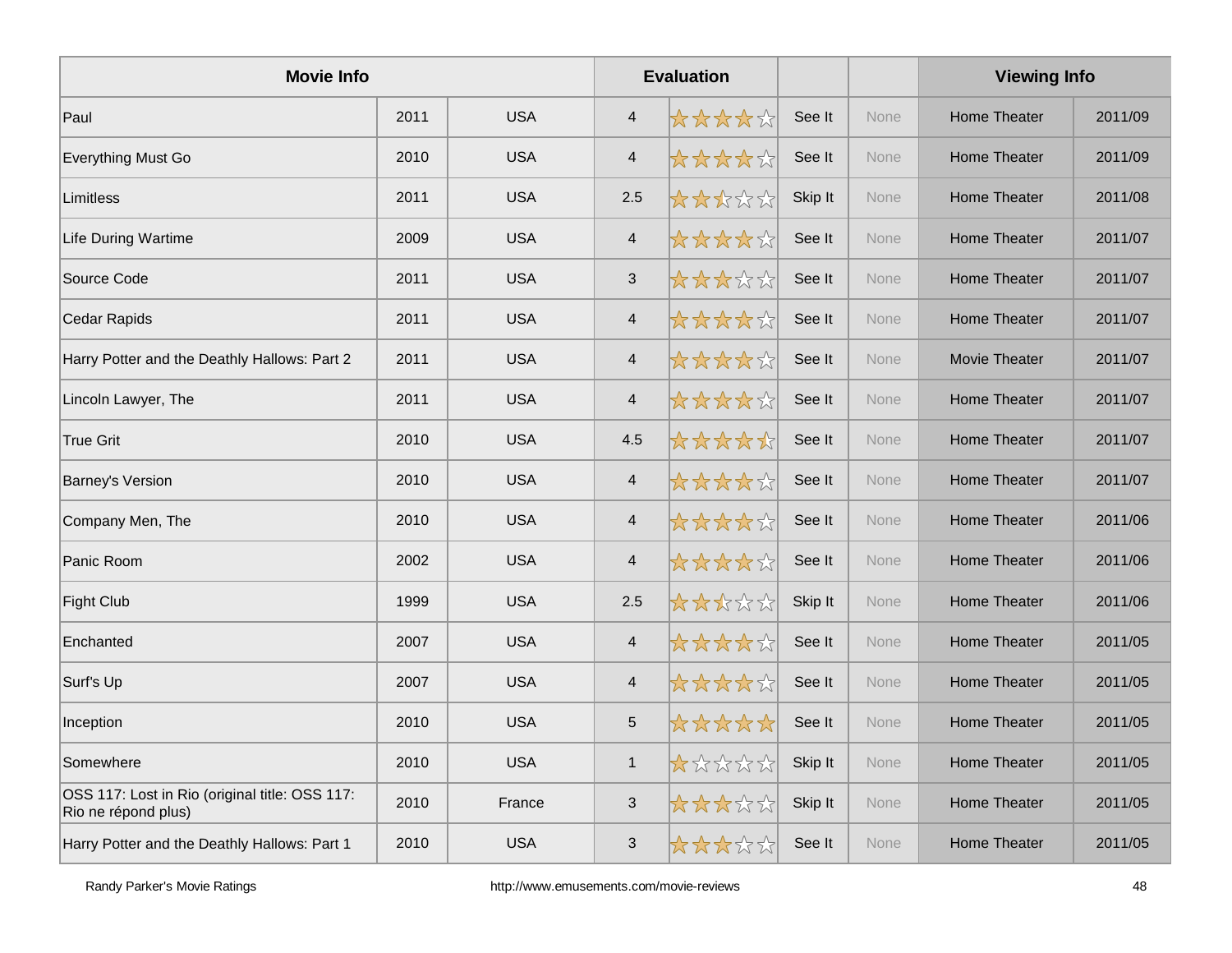| Movie Info | | | Evaluation | | | | Viewing Info | |
|---|---|---|---|---|---|---|---|---|
| Paul | 2011 | USA | 4 | ★★★★☆ | See It | None | Home Theater | 2011/09 |
| Everything Must Go | 2010 | USA | 4 | ★★★★☆ | See It | None | Home Theater | 2011/09 |
| Limitless | 2011 | USA | 2.5 | ★★½☆☆ | Skip It | None | Home Theater | 2011/08 |
| Life During Wartime | 2009 | USA | 4 | ★★★★☆ | See It | None | Home Theater | 2011/07 |
| Source Code | 2011 | USA | 3 | ★★★☆☆ | See It | None | Home Theater | 2011/07 |
| Cedar Rapids | 2011 | USA | 4 | ★★★★☆ | See It | None | Home Theater | 2011/07 |
| Harry Potter and the Deathly Hallows: Part 2 | 2011 | USA | 4 | ★★★★☆ | See It | None | Movie Theater | 2011/07 |
| Lincoln Lawyer, The | 2011 | USA | 4 | ★★★★☆ | See It | None | Home Theater | 2011/07 |
| True Grit | 2010 | USA | 4.5 | ★★★★½ | See It | None | Home Theater | 2011/07 |
| Barney's Version | 2010 | USA | 4 | ★★★★☆ | See It | None | Home Theater | 2011/07 |
| Company Men, The | 2010 | USA | 4 | ★★★★☆ | See It | None | Home Theater | 2011/06 |
| Panic Room | 2002 | USA | 4 | ★★★★☆ | See It | None | Home Theater | 2011/06 |
| Fight Club | 1999 | USA | 2.5 | ★★½☆☆ | Skip It | None | Home Theater | 2011/06 |
| Enchanted | 2007 | USA | 4 | ★★★★☆ | See It | None | Home Theater | 2011/05 |
| Surf's Up | 2007 | USA | 4 | ★★★★☆ | See It | None | Home Theater | 2011/05 |
| Inception | 2010 | USA | 5 | ★★★★★ | See It | None | Home Theater | 2011/05 |
| Somewhere | 2010 | USA | 1 | ★☆☆☆☆ | Skip It | None | Home Theater | 2011/05 |
| OSS 117: Lost in Rio (original title: OSS 117: Rio ne répond plus) | 2010 | France | 3 | ★★★☆☆ | Skip It | None | Home Theater | 2011/05 |
| Harry Potter and the Deathly Hallows: Part 1 | 2010 | USA | 3 | ★★★☆☆ | See It | None | Home Theater | 2011/05 |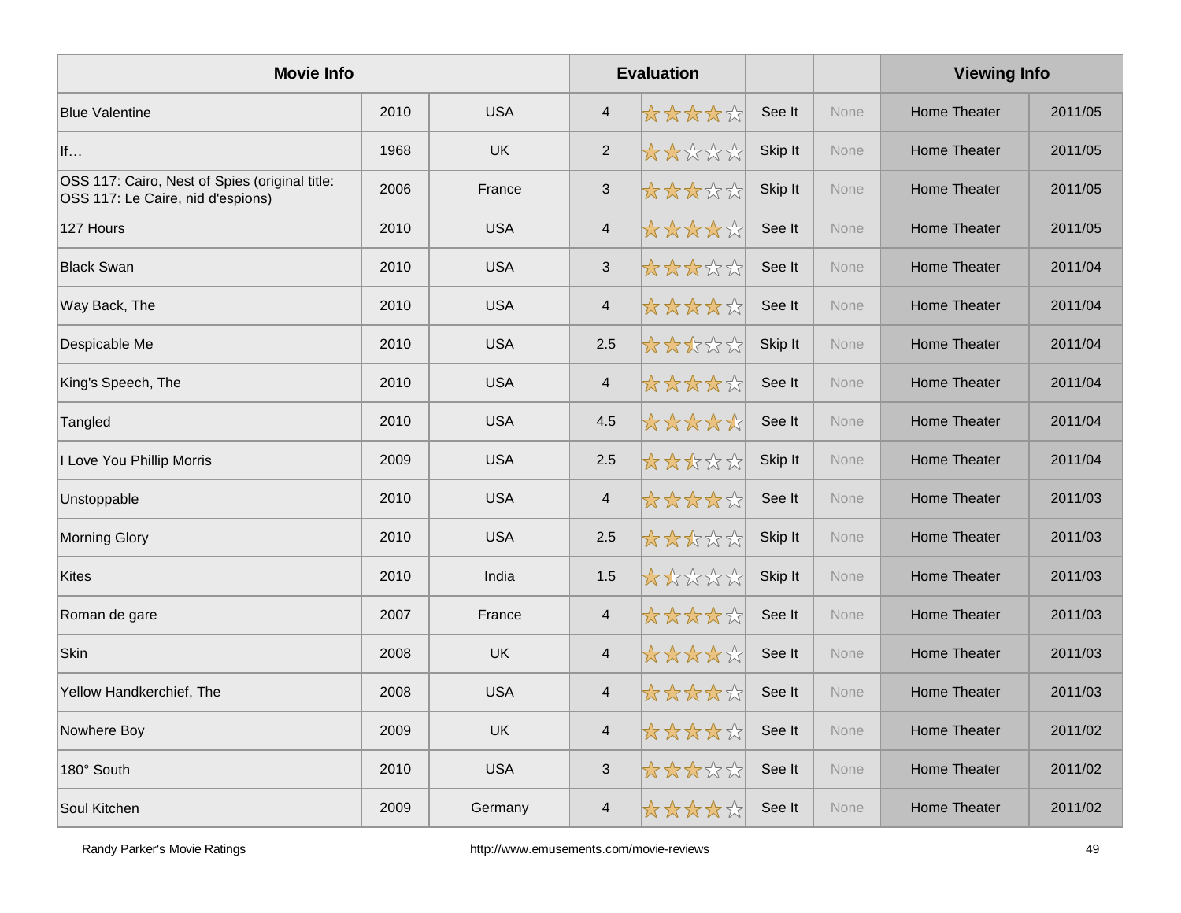| Movie Info | | | Evaluation | | | | Viewing Info | |
|---|---|---|---|---|---|---|---|---|
| Blue Valentine | 2010 | USA | 4 | ★★★★☆ | See It | None | Home Theater | 2011/05 |
| If… | 1968 | UK | 2 | ★★☆☆☆ | Skip It | None | Home Theater | 2011/05 |
| OSS 117: Cairo, Nest of Spies (original title: OSS 117: Le Caire, nid d'espions) | 2006 | France | 3 | ★★★☆☆ | Skip It | None | Home Theater | 2011/05 |
| 127 Hours | 2010 | USA | 4 | ★★★★☆ | See It | None | Home Theater | 2011/05 |
| Black Swan | 2010 | USA | 3 | ★★★☆☆ | See It | None | Home Theater | 2011/04 |
| Way Back, The | 2010 | USA | 4 | ★★★★☆ | See It | None | Home Theater | 2011/04 |
| Despicable Me | 2010 | USA | 2.5 | ★★½☆☆ | Skip It | None | Home Theater | 2011/04 |
| King's Speech, The | 2010 | USA | 4 | ★★★★☆ | See It | None | Home Theater | 2011/04 |
| Tangled | 2010 | USA | 4.5 | ★★★★½ | See It | None | Home Theater | 2011/04 |
| I Love You Phillip Morris | 2009 | USA | 2.5 | ★★½☆☆ | Skip It | None | Home Theater | 2011/04 |
| Unstoppable | 2010 | USA | 4 | ★★★★☆ | See It | None | Home Theater | 2011/03 |
| Morning Glory | 2010 | USA | 2.5 | ★★½☆☆ | Skip It | None | Home Theater | 2011/03 |
| Kites | 2010 | India | 1.5 | ★½☆☆☆ | Skip It | None | Home Theater | 2011/03 |
| Roman de gare | 2007 | France | 4 | ★★★★☆ | See It | None | Home Theater | 2011/03 |
| Skin | 2008 | UK | 4 | ★★★★☆ | See It | None | Home Theater | 2011/03 |
| Yellow Handkerchief, The | 2008 | USA | 4 | ★★★★☆ | See It | None | Home Theater | 2011/03 |
| Nowhere Boy | 2009 | UK | 4 | ★★★★☆ | See It | None | Home Theater | 2011/02 |
| 180° South | 2010 | USA | 3 | ★★★☆☆ | See It | None | Home Theater | 2011/02 |
| Soul Kitchen | 2009 | Germany | 4 | ★★★★☆ | See It | None | Home Theater | 2011/02 |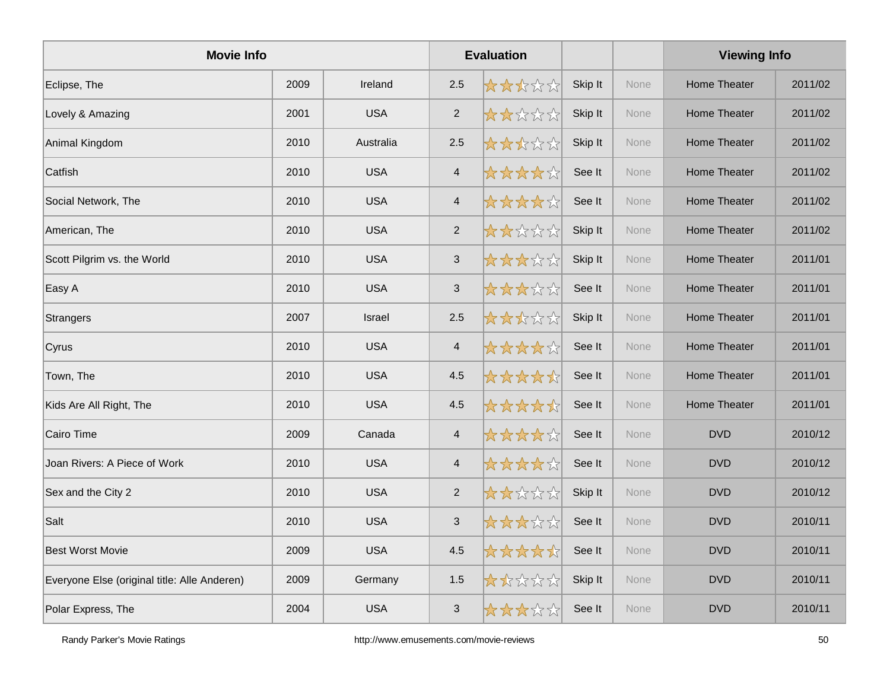| Movie Info | | | Evaluation | | | | Viewing Info | |
|---|---|---|---|---|---|---|---|---|
| Eclipse, The | 2009 | Ireland | 2.5 | ★★½☆☆ | Skip It | None | Home Theater | 2011/02 |
| Lovely & Amazing | 2001 | USA | 2 | ★★☆☆☆ | Skip It | None | Home Theater | 2011/02 |
| Animal Kingdom | 2010 | Australia | 2.5 | ★★½☆☆ | Skip It | None | Home Theater | 2011/02 |
| Catfish | 2010 | USA | 4 | ★★★★☆ | See It | None | Home Theater | 2011/02 |
| Social Network, The | 2010 | USA | 4 | ★★★★☆ | See It | None | Home Theater | 2011/02 |
| American, The | 2010 | USA | 2 | ★★☆☆☆ | Skip It | None | Home Theater | 2011/02 |
| Scott Pilgrim vs. the World | 2010 | USA | 3 | ★★★☆☆ | Skip It | None | Home Theater | 2011/01 |
| Easy A | 2010 | USA | 3 | ★★★☆☆ | See It | None | Home Theater | 2011/01 |
| Strangers | 2007 | Israel | 2.5 | ★★½☆☆ | Skip It | None | Home Theater | 2011/01 |
| Cyrus | 2010 | USA | 4 | ★★★★☆ | See It | None | Home Theater | 2011/01 |
| Town, The | 2010 | USA | 4.5 | ★★★★½ | See It | None | Home Theater | 2011/01 |
| Kids Are All Right, The | 2010 | USA | 4.5 | ★★★★½ | See It | None | Home Theater | 2011/01 |
| Cairo Time | 2009 | Canada | 4 | ★★★★☆ | See It | None | DVD | 2010/12 |
| Joan Rivers: A Piece of Work | 2010 | USA | 4 | ★★★★☆ | See It | None | DVD | 2010/12 |
| Sex and the City 2 | 2010 | USA | 2 | ★★☆☆☆ | Skip It | None | DVD | 2010/12 |
| Salt | 2010 | USA | 3 | ★★★☆☆ | See It | None | DVD | 2010/11 |
| Best Worst Movie | 2009 | USA | 4.5 | ★★★★½ | See It | None | DVD | 2010/11 |
| Everyone Else (original title: Alle Anderen) | 2009 | Germany | 1.5 | ★½☆☆☆ | Skip It | None | DVD | 2010/11 |
| Polar Express, The | 2004 | USA | 3 | ★★★☆☆ | See It | None | DVD | 2010/11 |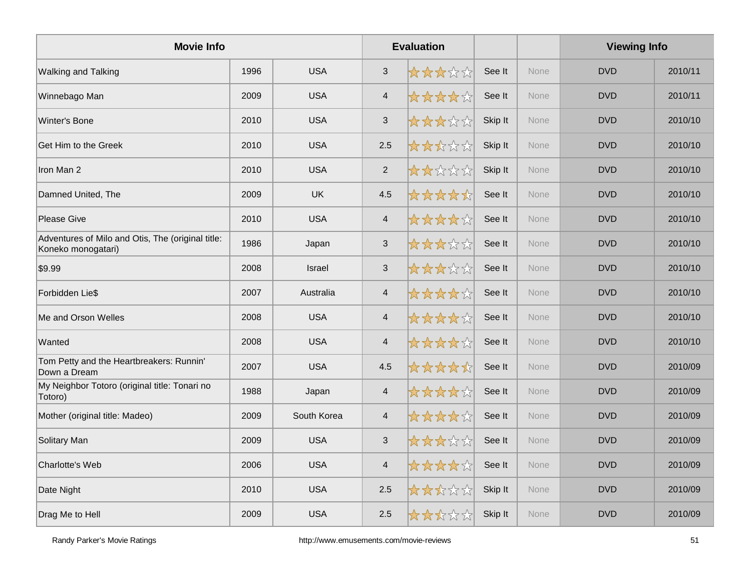| Movie Info | | | Evaluation | | | | Viewing Info | |
|---|---|---|---|---|---|---|---|---|
| Walking and Talking | 1996 | USA | 3 | ★★★☆☆ | See It | None | DVD | 2010/11 |
| Winnebago Man | 2009 | USA | 4 | ★★★★☆ | See It | None | DVD | 2010/11 |
| Winter's Bone | 2010 | USA | 3 | ★★★☆☆ | Skip It | None | DVD | 2010/10 |
| Get Him to the Greek | 2010 | USA | 2.5 | ★★½☆☆ | Skip It | None | DVD | 2010/10 |
| Iron Man 2 | 2010 | USA | 2 | ★★☆☆☆ | Skip It | None | DVD | 2010/10 |
| Damned United, The | 2009 | UK | 4.5 | ★★★★½ | See It | None | DVD | 2010/10 |
| Please Give | 2010 | USA | 4 | ★★★★☆ | See It | None | DVD | 2010/10 |
| Adventures of Milo and Otis, The (original title: Koneko monogatari) | 1986 | Japan | 3 | ★★★☆☆ | See It | None | DVD | 2010/10 |
| $9.99 | 2008 | Israel | 3 | ★★★☆☆ | See It | None | DVD | 2010/10 |
| Forbidden Lie$ | 2007 | Australia | 4 | ★★★★☆ | See It | None | DVD | 2010/10 |
| Me and Orson Welles | 2008 | USA | 4 | ★★★★☆ | See It | None | DVD | 2010/10 |
| Wanted | 2008 | USA | 4 | ★★★★☆ | See It | None | DVD | 2010/10 |
| Tom Petty and the Heartbreakers: Runnin' Down a Dream | 2007 | USA | 4.5 | ★★★★½ | See It | None | DVD | 2010/09 |
| My Neighbor Totoro (original title: Tonari no Totoro) | 1988 | Japan | 4 | ★★★★☆ | See It | None | DVD | 2010/09 |
| Mother (original title: Madeo) | 2009 | South Korea | 4 | ★★★★☆ | See It | None | DVD | 2010/09 |
| Solitary Man | 2009 | USA | 3 | ★★★☆☆ | See It | None | DVD | 2010/09 |
| Charlotte's Web | 2006 | USA | 4 | ★★★★☆ | See It | None | DVD | 2010/09 |
| Date Night | 2010 | USA | 2.5 | ★★½☆☆ | Skip It | None | DVD | 2010/09 |
| Drag Me to Hell | 2009 | USA | 2.5 | ★★½☆☆ | Skip It | None | DVD | 2010/09 |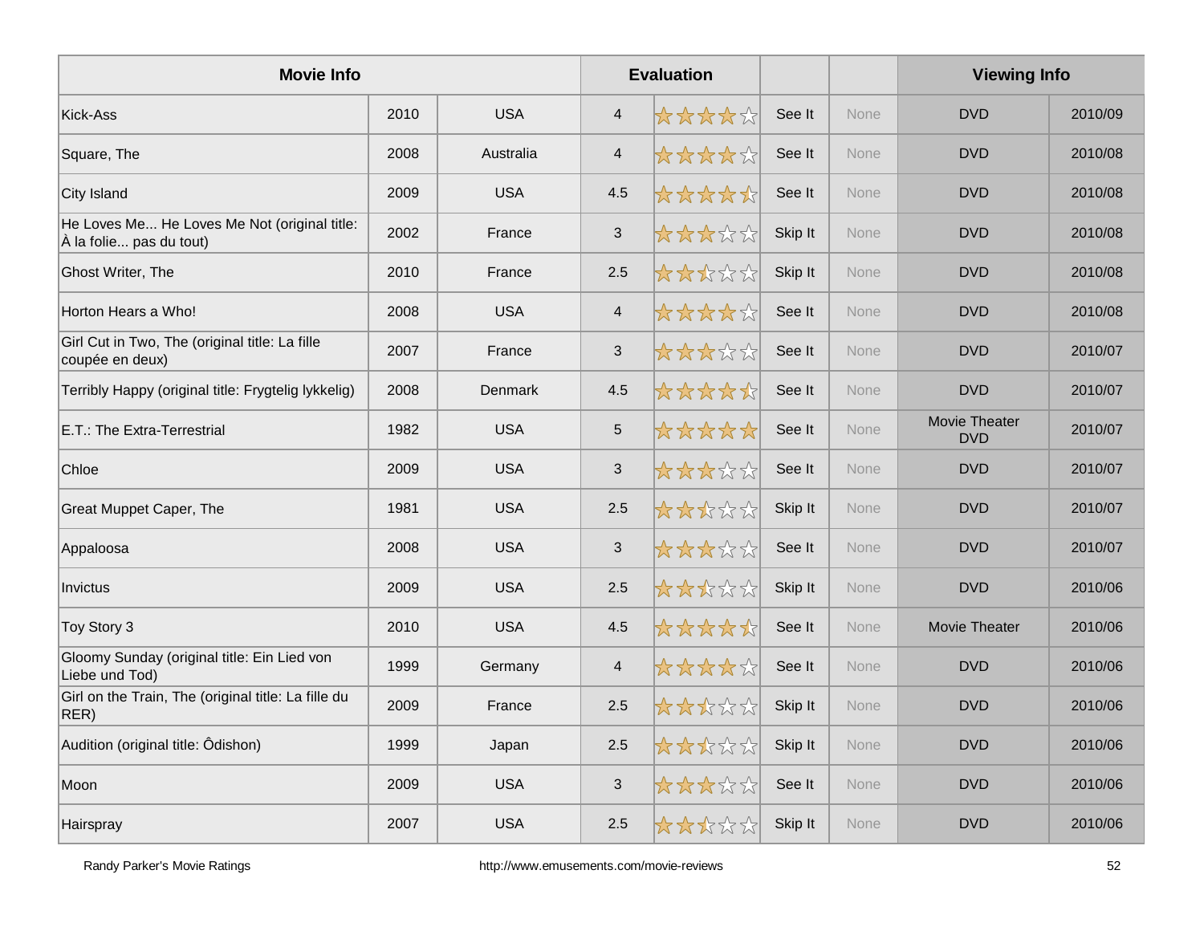| Movie Info | | | Evaluation | | | | Viewing Info | |
|---|---|---|---|---|---|---|---|---|
| Kick-Ass | 2010 | USA | 4 | ★★★★☆ | See It | None | DVD | 2010/09 |
| Square, The | 2008 | Australia | 4 | ★★★★☆ | See It | None | DVD | 2010/08 |
| City Island | 2009 | USA | 4.5 | ★★★★½ | See It | None | DVD | 2010/08 |
| He Loves Me... He Loves Me Not (original title: À la folie... pas du tout) | 2002 | France | 3 | ★★★☆☆ | Skip It | None | DVD | 2010/08 |
| Ghost Writer, The | 2010 | France | 2.5 | ★★½☆☆ | Skip It | None | DVD | 2010/08 |
| Horton Hears a Who! | 2008 | USA | 4 | ★★★★☆ | See It | None | DVD | 2010/08 |
| Girl Cut in Two, The (original title: La fille coupée en deux) | 2007 | France | 3 | ★★★☆☆ | See It | None | DVD | 2010/07 |
| Terribly Happy (original title: Frygtelig lykkelig) | 2008 | Denmark | 4.5 | ★★★★½ | See It | None | DVD | 2010/07 |
| E.T.: The Extra-Terrestrial | 1982 | USA | 5 | ★★★★★ | See It | None | Movie Theater DVD | 2010/07 |
| Chloe | 2009 | USA | 3 | ★★★☆☆ | See It | None | DVD | 2010/07 |
| Great Muppet Caper, The | 1981 | USA | 2.5 | ★★½☆☆ | Skip It | None | DVD | 2010/07 |
| Appaloosa | 2008 | USA | 3 | ★★★☆☆ | See It | None | DVD | 2010/07 |
| Invictus | 2009 | USA | 2.5 | ★★½☆☆ | Skip It | None | DVD | 2010/06 |
| Toy Story 3 | 2010 | USA | 4.5 | ★★★★½ | See It | None | Movie Theater | 2010/06 |
| Gloomy Sunday (original title: Ein Lied von Liebe und Tod) | 1999 | Germany | 4 | ★★★★☆ | See It | None | DVD | 2010/06 |
| Girl on the Train, The (original title: La fille du RER) | 2009 | France | 2.5 | ★★½☆☆ | Skip It | None | DVD | 2010/06 |
| Audition (original title: Ôdishon) | 1999 | Japan | 2.5 | ★★½☆☆ | Skip It | None | DVD | 2010/06 |
| Moon | 2009 | USA | 3 | ★★★☆☆ | See It | None | DVD | 2010/06 |
| Hairspray | 2007 | USA | 2.5 | ★★½☆☆ | Skip It | None | DVD | 2010/06 |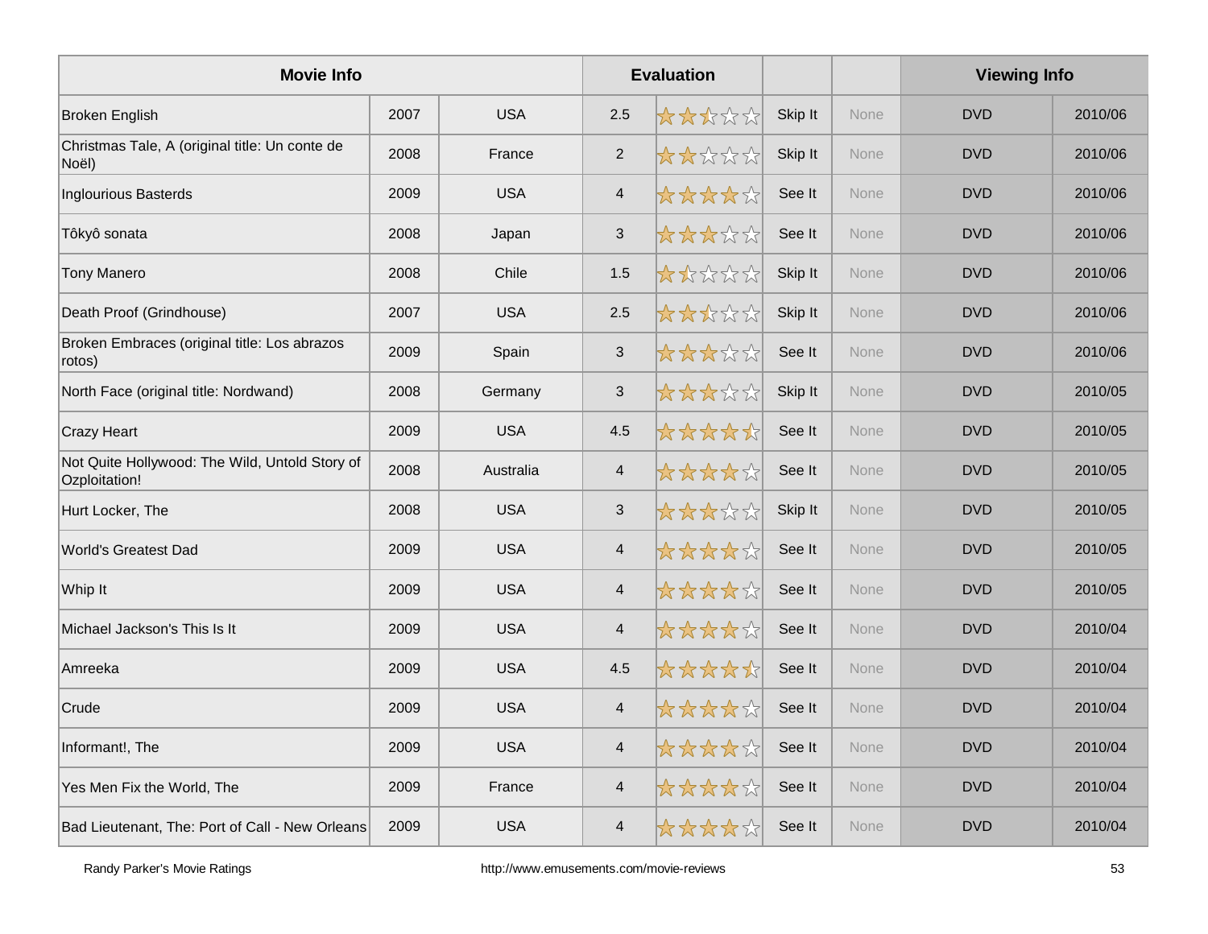| Movie Info | | | Evaluation | | | | Viewing Info | |
|---|---|---|---|---|---|---|---|---|
| Broken English | 2007 | USA | 2.5 | ★★½☆☆ | Skip It | None | DVD | 2010/06 |
| Christmas Tale, A (original title: Un conte de Noël) | 2008 | France | 2 | ★★☆☆☆ | Skip It | None | DVD | 2010/06 |
| Inglourious Basterds | 2009 | USA | 4 | ★★★★☆ | See It | None | DVD | 2010/06 |
| Tôkyô sonata | 2008 | Japan | 3 | ★★★☆☆ | See It | None | DVD | 2010/06 |
| Tony Manero | 2008 | Chile | 1.5 | ★½☆☆☆ | Skip It | None | DVD | 2010/06 |
| Death Proof (Grindhouse) | 2007 | USA | 2.5 | ★★½☆☆ | Skip It | None | DVD | 2010/06 |
| Broken Embraces (original title: Los abrazos rotos) | 2009 | Spain | 3 | ★★★☆☆ | See It | None | DVD | 2010/06 |
| North Face (original title: Nordwand) | 2008 | Germany | 3 | ★★★☆☆ | Skip It | None | DVD | 2010/05 |
| Crazy Heart | 2009 | USA | 4.5 | ★★★★½ | See It | None | DVD | 2010/05 |
| Not Quite Hollywood: The Wild, Untold Story of Ozploitation! | 2008 | Australia | 4 | ★★★★☆ | See It | None | DVD | 2010/05 |
| Hurt Locker, The | 2008 | USA | 3 | ★★★☆☆ | Skip It | None | DVD | 2010/05 |
| World's Greatest Dad | 2009 | USA | 4 | ★★★★☆ | See It | None | DVD | 2010/05 |
| Whip It | 2009 | USA | 4 | ★★★★☆ | See It | None | DVD | 2010/05 |
| Michael Jackson's This Is It | 2009 | USA | 4 | ★★★★☆ | See It | None | DVD | 2010/04 |
| Amreeka | 2009 | USA | 4.5 | ★★★★½ | See It | None | DVD | 2010/04 |
| Crude | 2009 | USA | 4 | ★★★★☆ | See It | None | DVD | 2010/04 |
| Informant!, The | 2009 | USA | 4 | ★★★★☆ | See It | None | DVD | 2010/04 |
| Yes Men Fix the World, The | 2009 | France | 4 | ★★★★☆ | See It | None | DVD | 2010/04 |
| Bad Lieutenant, The: Port of Call - New Orleans | 2009 | USA | 4 | ★★★★☆ | See It | None | DVD | 2010/04 |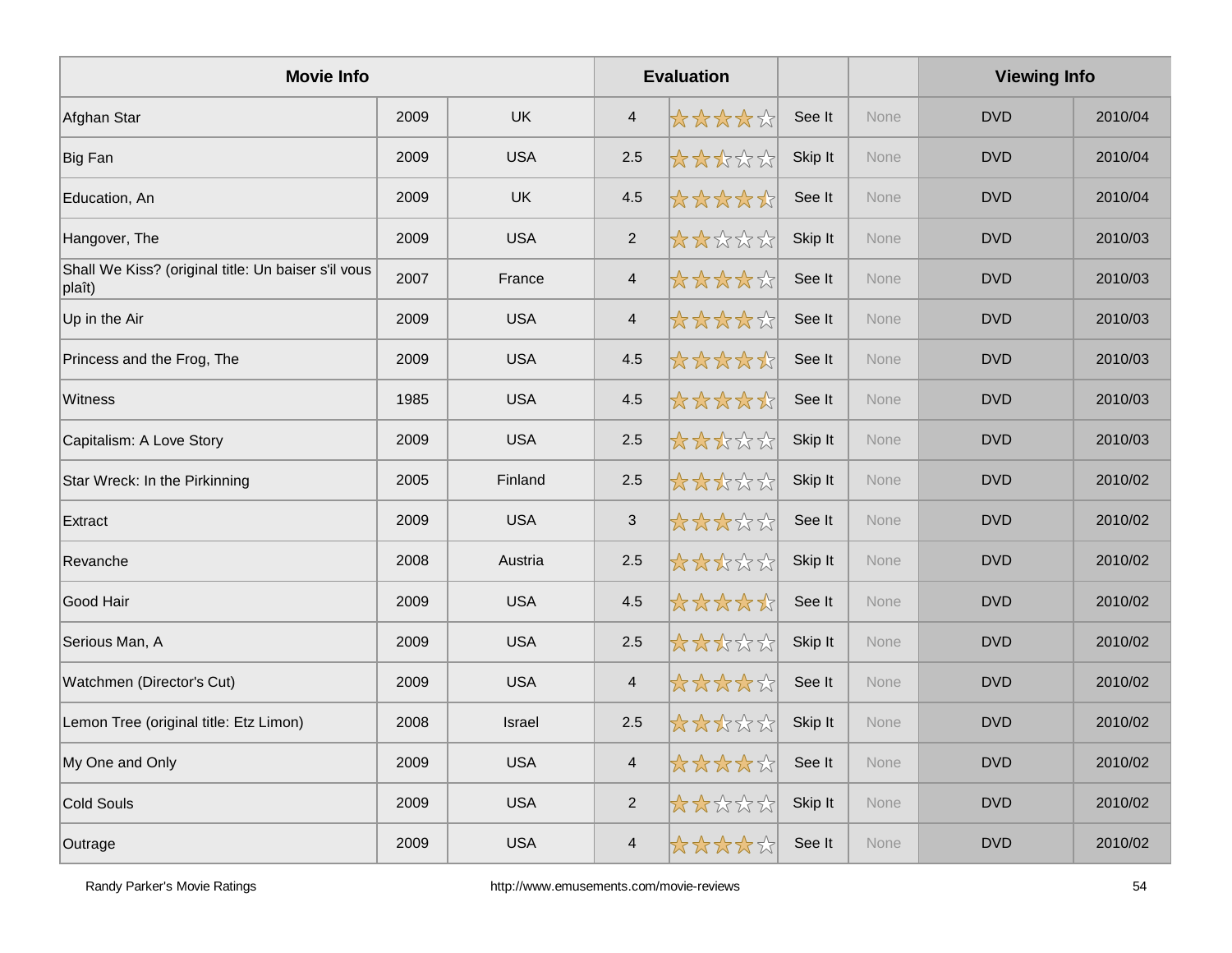| Movie Info | | | Evaluation | | | | Viewing Info | |
|---|---|---|---|---|---|---|---|---|
| Afghan Star | 2009 | UK | 4 | ★★★★☆ | See It | None | DVD | 2010/04 |
| Big Fan | 2009 | USA | 2.5 | ★★½☆☆ | Skip It | None | DVD | 2010/04 |
| Education, An | 2009 | UK | 4.5 | ★★★★½ | See It | None | DVD | 2010/04 |
| Hangover, The | 2009 | USA | 2 | ★★☆☆☆ | Skip It | None | DVD | 2010/03 |
| Shall We Kiss? (original title: Un baiser s'il vous plaît) | 2007 | France | 4 | ★★★★☆ | See It | None | DVD | 2010/03 |
| Up in the Air | 2009 | USA | 4 | ★★★★☆ | See It | None | DVD | 2010/03 |
| Princess and the Frog, The | 2009 | USA | 4.5 | ★★★★½ | See It | None | DVD | 2010/03 |
| Witness | 1985 | USA | 4.5 | ★★★★½ | See It | None | DVD | 2010/03 |
| Capitalism: A Love Story | 2009 | USA | 2.5 | ★★½☆☆ | Skip It | None | DVD | 2010/03 |
| Star Wreck: In the Pirkinning | 2005 | Finland | 2.5 | ★★½☆☆ | Skip It | None | DVD | 2010/02 |
| Extract | 2009 | USA | 3 | ★★★☆☆ | See It | None | DVD | 2010/02 |
| Revanche | 2008 | Austria | 2.5 | ★★½☆☆ | Skip It | None | DVD | 2010/02 |
| Good Hair | 2009 | USA | 4.5 | ★★★★½ | See It | None | DVD | 2010/02 |
| Serious Man, A | 2009 | USA | 2.5 | ★★½☆☆ | Skip It | None | DVD | 2010/02 |
| Watchmen (Director's Cut) | 2009 | USA | 4 | ★★★★☆ | See It | None | DVD | 2010/02 |
| Lemon Tree (original title: Etz Limon) | 2008 | Israel | 2.5 | ★★½☆☆ | Skip It | None | DVD | 2010/02 |
| My One and Only | 2009 | USA | 4 | ★★★★☆ | See It | None | DVD | 2010/02 |
| Cold Souls | 2009 | USA | 2 | ★★☆☆☆ | Skip It | None | DVD | 2010/02 |
| Outrage | 2009 | USA | 4 | ★★★★☆ | See It | None | DVD | 2010/02 |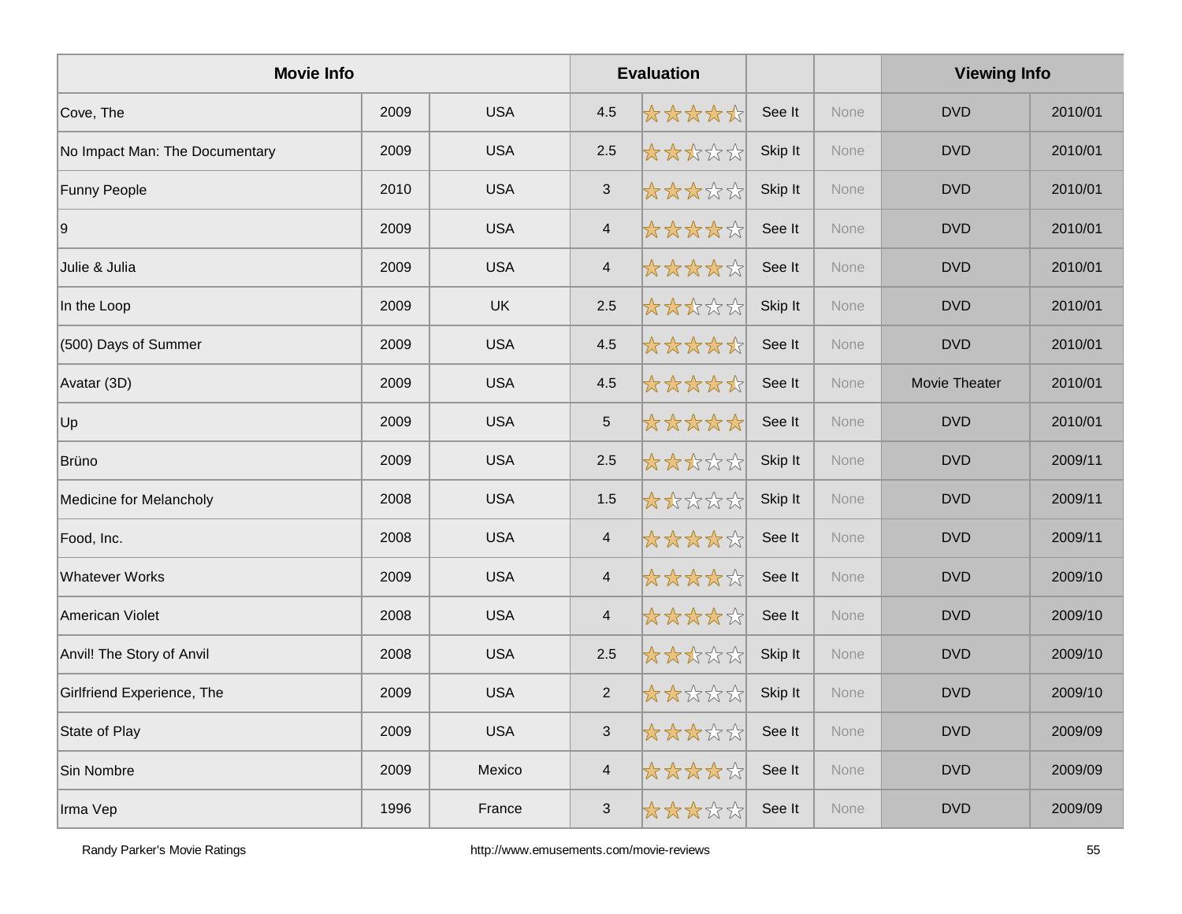| Movie Info | | | Evaluation | | | | Viewing Info | |
|---|---|---|---|---|---|---|---|---|
| Cove, The | 2009 | USA | 4.5 | ★★★★½ | See It | None | DVD | 2010/01 |
| No Impact Man: The Documentary | 2009 | USA | 2.5 | ★★½☆☆ | Skip It | None | DVD | 2010/01 |
| Funny People | 2010 | USA | 3 | ★★★☆☆ | Skip It | None | DVD | 2010/01 |
| 9 | 2009 | USA | 4 | ★★★★☆ | See It | None | DVD | 2010/01 |
| Julie & Julia | 2009 | USA | 4 | ★★★★☆ | See It | None | DVD | 2010/01 |
| In the Loop | 2009 | UK | 2.5 | ★★½☆☆ | Skip It | None | DVD | 2010/01 |
| (500) Days of Summer | 2009 | USA | 4.5 | ★★★★½ | See It | None | DVD | 2010/01 |
| Avatar (3D) | 2009 | USA | 4.5 | ★★★★½ | See It | None | Movie Theater | 2010/01 |
| Up | 2009 | USA | 5 | ★★★★★ | See It | None | DVD | 2010/01 |
| Brüno | 2009 | USA | 2.5 | ★★½☆☆ | Skip It | None | DVD | 2009/11 |
| Medicine for Melancholy | 2008 | USA | 1.5 | ★½☆☆☆ | Skip It | None | DVD | 2009/11 |
| Food, Inc. | 2008 | USA | 4 | ★★★★☆ | See It | None | DVD | 2009/11 |
| Whatever Works | 2009 | USA | 4 | ★★★★☆ | See It | None | DVD | 2009/10 |
| American Violet | 2008 | USA | 4 | ★★★★☆ | See It | None | DVD | 2009/10 |
| Anvil! The Story of Anvil | 2008 | USA | 2.5 | ★★½☆☆ | Skip It | None | DVD | 2009/10 |
| Girlfriend Experience, The | 2009 | USA | 2 | ★★☆☆☆ | Skip It | None | DVD | 2009/10 |
| State of Play | 2009 | USA | 3 | ★★★☆☆ | See It | None | DVD | 2009/09 |
| Sin Nombre | 2009 | Mexico | 4 | ★★★★☆ | See It | None | DVD | 2009/09 |
| Irma Vep | 1996 | France | 3 | ★★★☆☆ | See It | None | DVD | 2009/09 |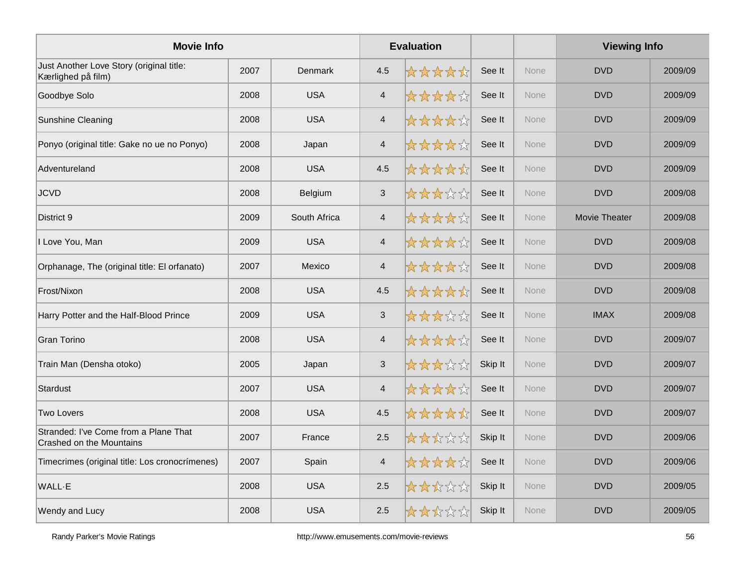| Movie Info | | | Evaluation | | | | Viewing Info | |
|---|---|---|---|---|---|---|---|---|
| Just Another Love Story (original title: Kærlighed på film) | 2007 | Denmark | 4.5 | ★★★★½ | See It | None | DVD | 2009/09 |
| Goodbye Solo | 2008 | USA | 4 | ★★★★☆ | See It | None | DVD | 2009/09 |
| Sunshine Cleaning | 2008 | USA | 4 | ★★★★☆ | See It | None | DVD | 2009/09 |
| Ponyo (original title: Gake no ue no Ponyo) | 2008 | Japan | 4 | ★★★★☆ | See It | None | DVD | 2009/09 |
| Adventureland | 2008 | USA | 4.5 | ★★★★½ | See It | None | DVD | 2009/09 |
| JCVD | 2008 | Belgium | 3 | ★★★☆☆ | See It | None | DVD | 2009/08 |
| District 9 | 2009 | South Africa | 4 | ★★★★☆ | See It | None | Movie Theater | 2009/08 |
| I Love You, Man | 2009 | USA | 4 | ★★★★☆ | See It | None | DVD | 2009/08 |
| Orphanage, The (original title: El orfanato) | 2007 | Mexico | 4 | ★★★★☆ | See It | None | DVD | 2009/08 |
| Frost/Nixon | 2008 | USA | 4.5 | ★★★★½ | See It | None | DVD | 2009/08 |
| Harry Potter and the Half-Blood Prince | 2009 | USA | 3 | ★★★☆☆ | See It | None | IMAX | 2009/08 |
| Gran Torino | 2008 | USA | 4 | ★★★★☆ | See It | None | DVD | 2009/07 |
| Train Man (Densha otoko) | 2005 | Japan | 3 | ★★★☆☆ | Skip It | None | DVD | 2009/07 |
| Stardust | 2007 | USA | 4 | ★★★★☆ | See It | None | DVD | 2009/07 |
| Two Lovers | 2008 | USA | 4.5 | ★★★★½ | See It | None | DVD | 2009/07 |
| Stranded: I've Come from a Plane That Crashed on the Mountains | 2007 | France | 2.5 | ★★½☆☆ | Skip It | None | DVD | 2009/06 |
| Timecrimes (original title: Los cronocrímenes) | 2007 | Spain | 4 | ★★★★☆ | See It | None | DVD | 2009/06 |
| WALL·E | 2008 | USA | 2.5 | ★★½☆☆ | Skip It | None | DVD | 2009/05 |
| Wendy and Lucy | 2008 | USA | 2.5 | ★★½☆☆ | Skip It | None | DVD | 2009/05 |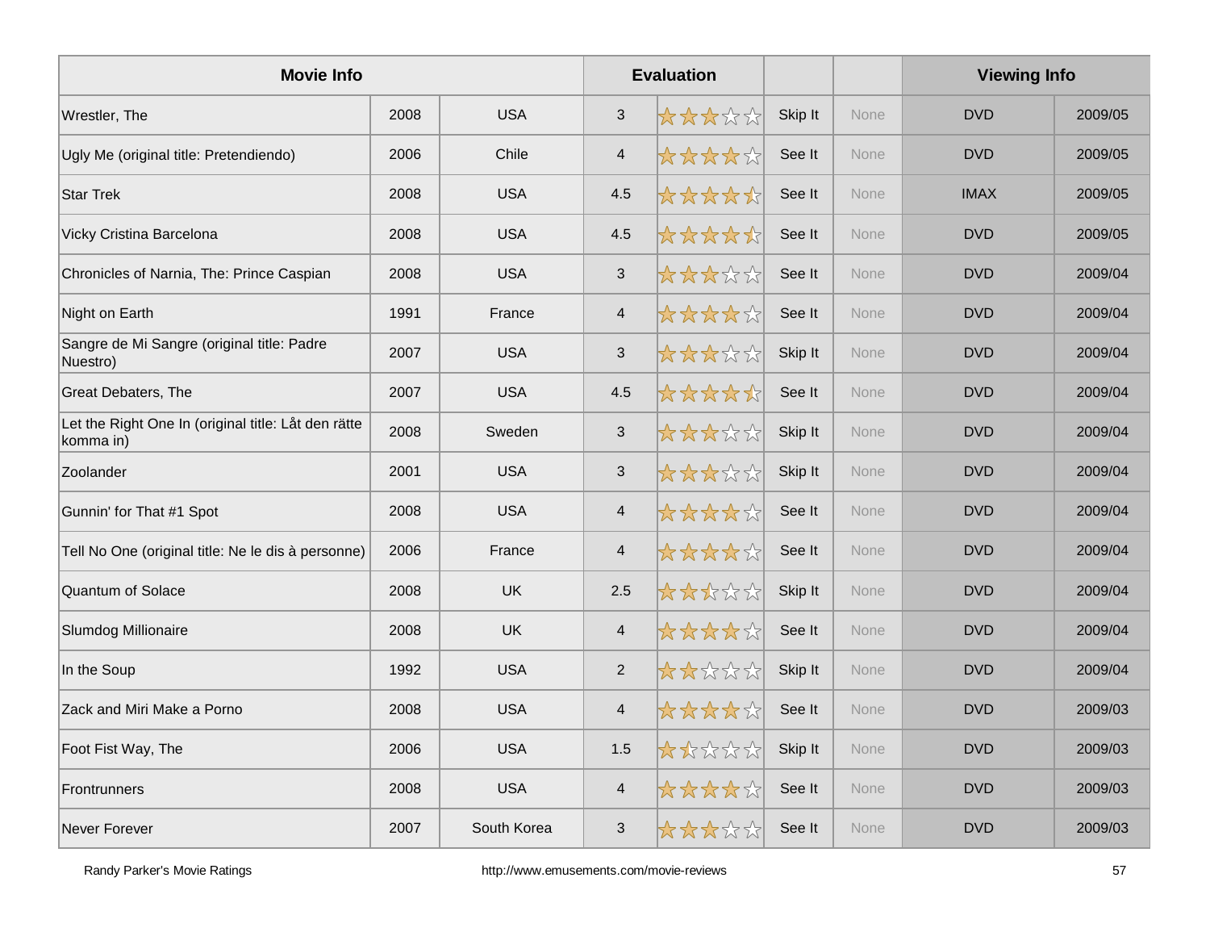| Movie Info | | | Evaluation | | | | Viewing Info | |
|---|---|---|---|---|---|---|---|---|
| Wrestler, The | 2008 | USA | 3 | ★★★☆☆ | Skip It | None | DVD | 2009/05 |
| Ugly Me (original title: Pretendiendo) | 2006 | Chile | 4 | ★★★★☆ | See It | None | DVD | 2009/05 |
| Star Trek | 2008 | USA | 4.5 | ★★★★½ | See It | None | IMAX | 2009/05 |
| Vicky Cristina Barcelona | 2008 | USA | 4.5 | ★★★★½ | See It | None | DVD | 2009/05 |
| Chronicles of Narnia, The: Prince Caspian | 2008 | USA | 3 | ★★★☆☆ | See It | None | DVD | 2009/04 |
| Night on Earth | 1991 | France | 4 | ★★★★☆ | See It | None | DVD | 2009/04 |
| Sangre de Mi Sangre (original title: Padre Nuestro) | 2007 | USA | 3 | ★★★☆☆ | Skip It | None | DVD | 2009/04 |
| Great Debaters, The | 2007 | USA | 4.5 | ★★★★½ | See It | None | DVD | 2009/04 |
| Let the Right One In (original title: Låt den rätte komma in) | 2008 | Sweden | 3 | ★★★☆☆ | Skip It | None | DVD | 2009/04 |
| Zoolander | 2001 | USA | 3 | ★★★☆☆ | Skip It | None | DVD | 2009/04 |
| Gunnin' for That #1 Spot | 2008 | USA | 4 | ★★★★☆ | See It | None | DVD | 2009/04 |
| Tell No One (original title: Ne le dis à personne) | 2006 | France | 4 | ★★★★☆ | See It | None | DVD | 2009/04 |
| Quantum of Solace | 2008 | UK | 2.5 | ★★½☆☆ | Skip It | None | DVD | 2009/04 |
| Slumdog Millionaire | 2008 | UK | 4 | ★★★★☆ | See It | None | DVD | 2009/04 |
| In the Soup | 1992 | USA | 2 | ★★☆☆☆ | Skip It | None | DVD | 2009/04 |
| Zack and Miri Make a Porno | 2008 | USA | 4 | ★★★★☆ | See It | None | DVD | 2009/03 |
| Foot Fist Way, The | 2006 | USA | 1.5 | ★½☆☆☆ | Skip It | None | DVD | 2009/03 |
| Frontrunners | 2008 | USA | 4 | ★★★★☆ | See It | None | DVD | 2009/03 |
| Never Forever | 2007 | South Korea | 3 | ★★★☆☆ | See It | None | DVD | 2009/03 |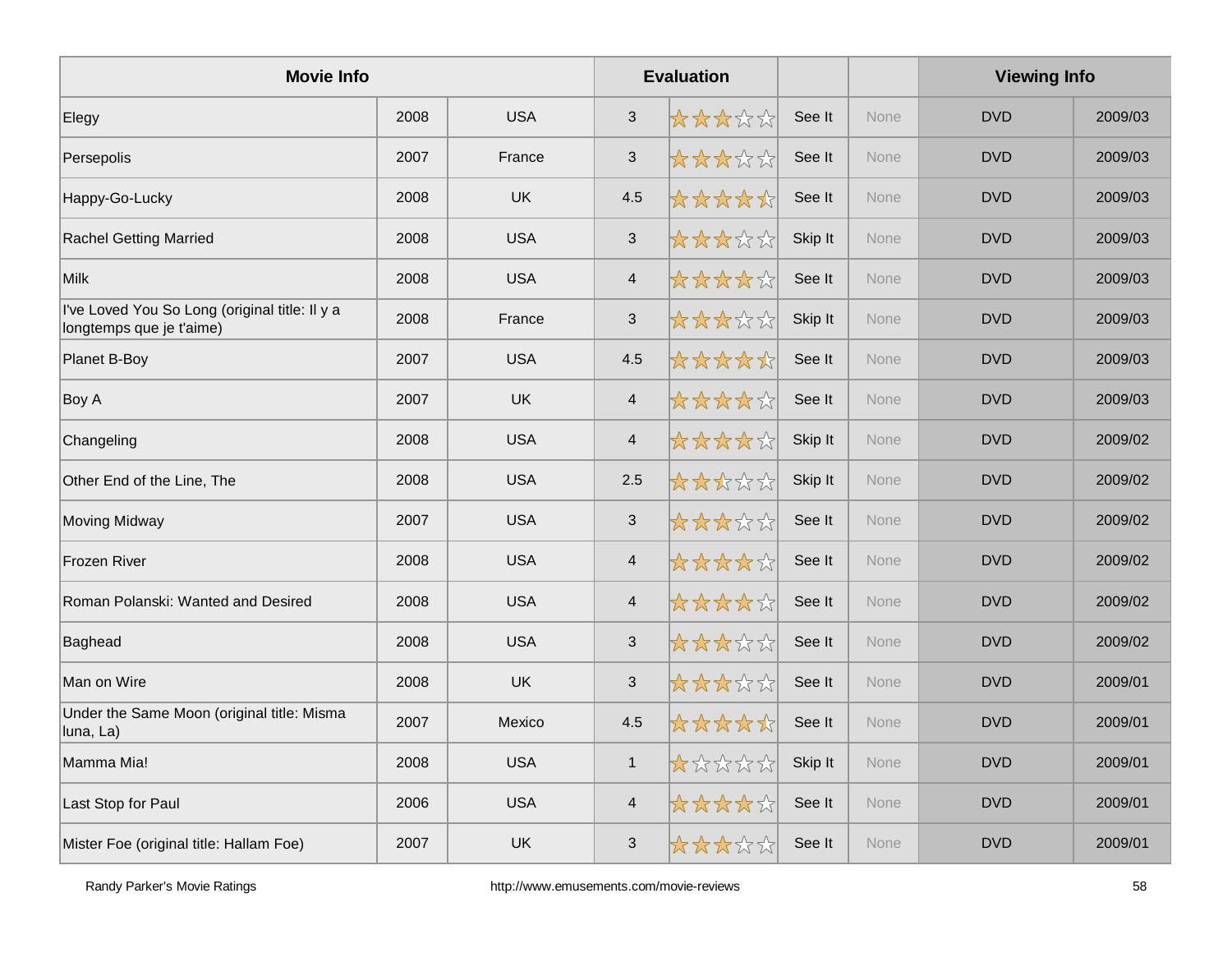| Movie Info | | | Evaluation | | | | Viewing Info | |
|---|---|---|---|---|---|---|---|---|
| Elegy | 2008 | USA | 3 | ★★★☆☆ | See It | None | DVD | 2009/03 |
| Persepolis | 2007 | France | 3 | ★★★☆☆ | See It | None | DVD | 2009/03 |
| Happy-Go-Lucky | 2008 | UK | 4.5 | ★★★★½ | See It | None | DVD | 2009/03 |
| Rachel Getting Married | 2008 | USA | 3 | ★★★☆☆ | Skip It | None | DVD | 2009/03 |
| Milk | 2008 | USA | 4 | ★★★★☆ | See It | None | DVD | 2009/03 |
| I've Loved You So Long (original title: Il y a longtemps que je t'aime) | 2008 | France | 3 | ★★★☆☆ | Skip It | None | DVD | 2009/03 |
| Planet B-Boy | 2007 | USA | 4.5 | ★★★★½ | See It | None | DVD | 2009/03 |
| Boy A | 2007 | UK | 4 | ★★★★☆ | See It | None | DVD | 2009/03 |
| Changeling | 2008 | USA | 4 | ★★★★☆ | Skip It | None | DVD | 2009/02 |
| Other End of the Line, The | 2008 | USA | 2.5 | ★★½☆☆ | Skip It | None | DVD | 2009/02 |
| Moving Midway | 2007 | USA | 3 | ★★★☆☆ | See It | None | DVD | 2009/02 |
| Frozen River | 2008 | USA | 4 | ★★★★☆ | See It | None | DVD | 2009/02 |
| Roman Polanski: Wanted and Desired | 2008 | USA | 4 | ★★★★☆ | See It | None | DVD | 2009/02 |
| Baghead | 2008 | USA | 3 | ★★★☆☆ | See It | None | DVD | 2009/02 |
| Man on Wire | 2008 | UK | 3 | ★★★☆☆ | See It | None | DVD | 2009/01 |
| Under the Same Moon (original title: Misma luna, La) | 2007 | Mexico | 4.5 | ★★★★½ | See It | None | DVD | 2009/01 |
| Mamma Mia! | 2008 | USA | 1 | ★☆☆☆☆ | Skip It | None | DVD | 2009/01 |
| Last Stop for Paul | 2006 | USA | 4 | ★★★★☆ | See It | None | DVD | 2009/01 |
| Mister Foe (original title: Hallam Foe) | 2007 | UK | 3 | ★★★☆☆ | See It | None | DVD | 2009/01 |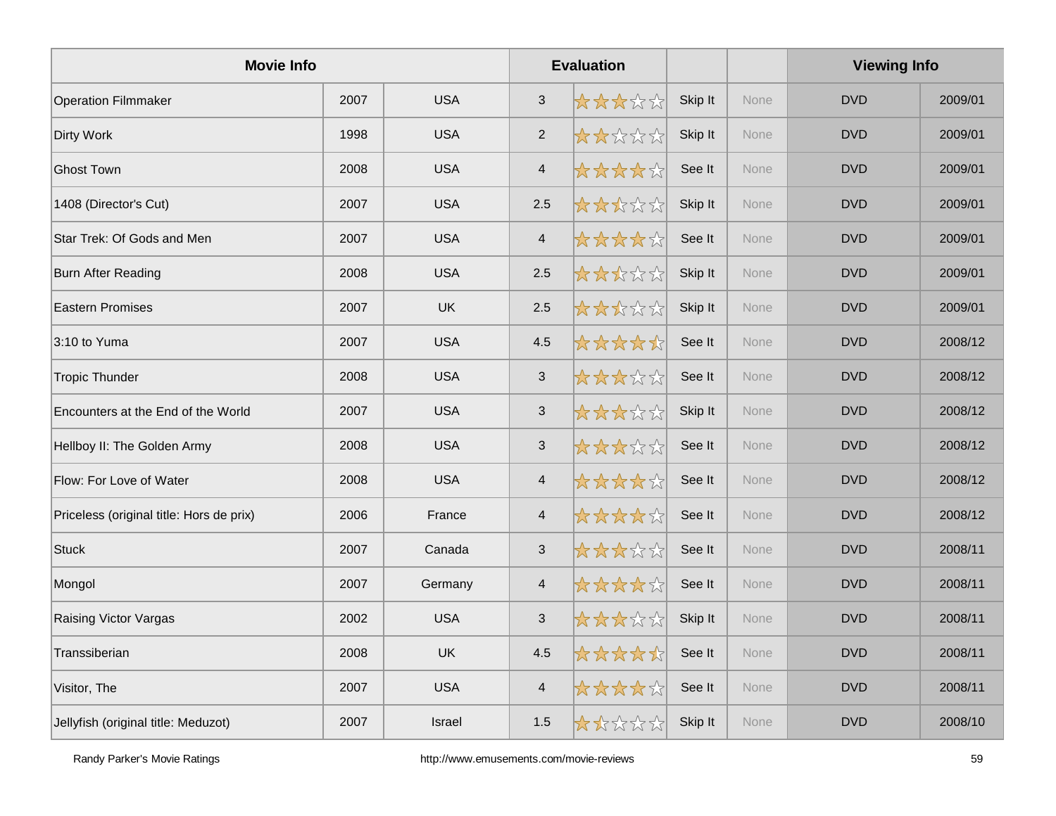| Movie Info | | | Evaluation | | | | Viewing Info | |
|---|---|---|---|---|---|---|---|---|
| Operation Filmmaker | 2007 | USA | 3 | ★★★☆☆ | Skip It | None | DVD | 2009/01 |
| Dirty Work | 1998 | USA | 2 | ★★☆☆☆ | Skip It | None | DVD | 2009/01 |
| Ghost Town | 2008 | USA | 4 | ★★★★☆ | See It | None | DVD | 2009/01 |
| 1408 (Director's Cut) | 2007 | USA | 2.5 | ★★½☆☆ | Skip It | None | DVD | 2009/01 |
| Star Trek: Of Gods and Men | 2007 | USA | 4 | ★★★★☆ | See It | None | DVD | 2009/01 |
| Burn After Reading | 2008 | USA | 2.5 | ★★½☆☆ | Skip It | None | DVD | 2009/01 |
| Eastern Promises | 2007 | UK | 2.5 | ★★½☆☆ | Skip It | None | DVD | 2009/01 |
| 3:10 to Yuma | 2007 | USA | 4.5 | ★★★★½ | See It | None | DVD | 2008/12 |
| Tropic Thunder | 2008 | USA | 3 | ★★★☆☆ | See It | None | DVD | 2008/12 |
| Encounters at the End of the World | 2007 | USA | 3 | ★★★☆☆ | Skip It | None | DVD | 2008/12 |
| Hellboy II: The Golden Army | 2008 | USA | 3 | ★★★☆☆ | See It | None | DVD | 2008/12 |
| Flow: For Love of Water | 2008 | USA | 4 | ★★★★☆ | See It | None | DVD | 2008/12 |
| Priceless (original title: Hors de prix) | 2006 | France | 4 | ★★★★☆ | See It | None | DVD | 2008/12 |
| Stuck | 2007 | Canada | 3 | ★★★☆☆ | See It | None | DVD | 2008/11 |
| Mongol | 2007 | Germany | 4 | ★★★★☆ | See It | None | DVD | 2008/11 |
| Raising Victor Vargas | 2002 | USA | 3 | ★★★☆☆ | Skip It | None | DVD | 2008/11 |
| Transsiberian | 2008 | UK | 4.5 | ★★★★½ | See It | None | DVD | 2008/11 |
| Visitor, The | 2007 | USA | 4 | ★★★★☆ | See It | None | DVD | 2008/11 |
| Jellyfish (original title: Meduzot) | 2007 | Israel | 1.5 | ★½☆☆☆ | Skip It | None | DVD | 2008/10 |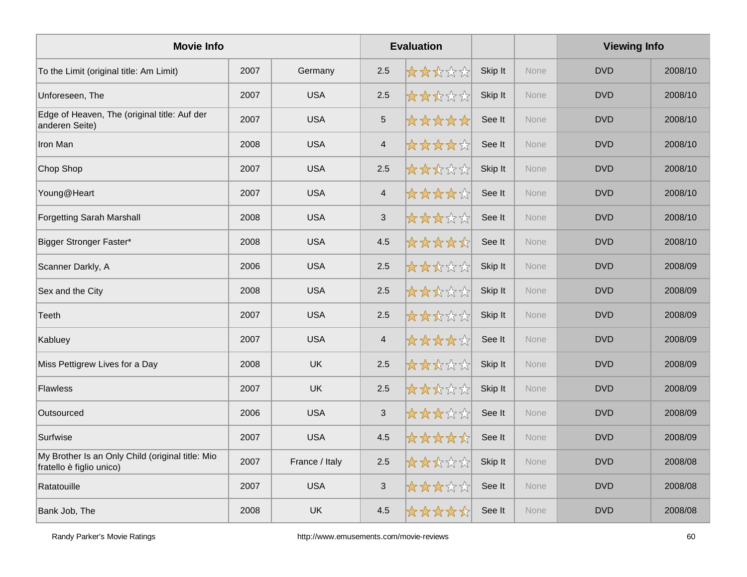| Movie Info | | | Evaluation | | | | Viewing Info | |
|---|---|---|---|---|---|---|---|---|
| To the Limit (original title: Am Limit) | 2007 | Germany | 2.5 | ★★½☆☆ | Skip It | None | DVD | 2008/10 |
| Unforeseen, The | 2007 | USA | 2.5 | ★★½☆☆ | Skip It | None | DVD | 2008/10 |
| Edge of Heaven, The (original title: Auf der anderen Seite) | 2007 | USA | 5 | ★★★★★ | See It | None | DVD | 2008/10 |
| Iron Man | 2008 | USA | 4 | ★★★★☆ | See It | None | DVD | 2008/10 |
| Chop Shop | 2007 | USA | 2.5 | ★★½☆☆ | Skip It | None | DVD | 2008/10 |
| Young@Heart | 2007 | USA | 4 | ★★★★☆ | See It | None | DVD | 2008/10 |
| Forgetting Sarah Marshall | 2008 | USA | 3 | ★★★☆☆ | See It | None | DVD | 2008/10 |
| Bigger Stronger Faster* | 2008 | USA | 4.5 | ★★★★½ | See It | None | DVD | 2008/10 |
| Scanner Darkly, A | 2006 | USA | 2.5 | ★★½☆☆ | Skip It | None | DVD | 2008/09 |
| Sex and the City | 2008 | USA | 2.5 | ★★½☆☆ | Skip It | None | DVD | 2008/09 |
| Teeth | 2007 | USA | 2.5 | ★★½☆☆ | Skip It | None | DVD | 2008/09 |
| Kabluey | 2007 | USA | 4 | ★★★★☆ | See It | None | DVD | 2008/09 |
| Miss Pettigrew Lives for a Day | 2008 | UK | 2.5 | ★★½☆☆ | Skip It | None | DVD | 2008/09 |
| Flawless | 2007 | UK | 2.5 | ★★½☆☆ | Skip It | None | DVD | 2008/09 |
| Outsourced | 2006 | USA | 3 | ★★★☆☆ | See It | None | DVD | 2008/09 |
| Surfwise | 2007 | USA | 4.5 | ★★★★½ | See It | None | DVD | 2008/09 |
| My Brother Is an Only Child (original title: Mio fratello è figlio unico) | 2007 | France / Italy | 2.5 | ★★½☆☆ | Skip It | None | DVD | 2008/08 |
| Ratatouille | 2007 | USA | 3 | ★★★☆☆ | See It | None | DVD | 2008/08 |
| Bank Job, The | 2008 | UK | 4.5 | ★★★★½ | See It | None | DVD | 2008/08 |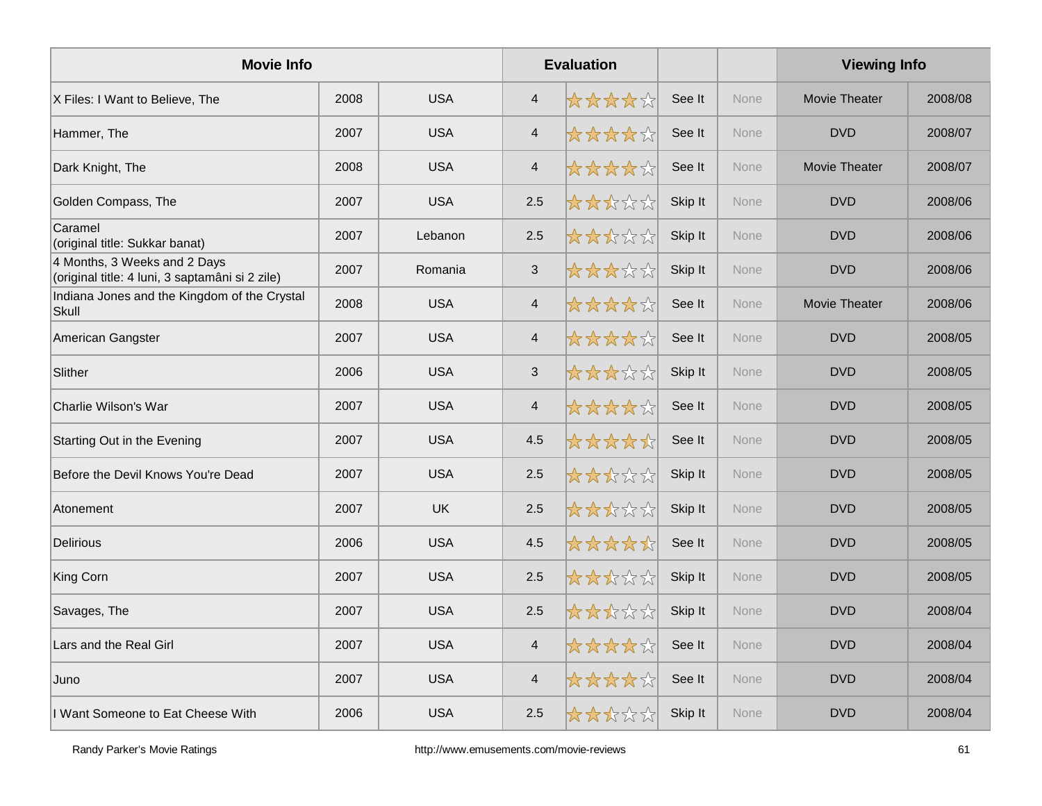| Movie Info | | | Evaluation | | | | Viewing Info | |
|---|---|---|---|---|---|---|---|---|
| X Files: I Want to Believe, The | 2008 | USA | 4 | ★★★★☆ | See It | None | Movie Theater | 2008/08 |
| Hammer, The | 2007 | USA | 4 | ★★★★☆ | See It | None | DVD | 2008/07 |
| Dark Knight, The | 2008 | USA | 4 | ★★★★☆ | See It | None | Movie Theater | 2008/07 |
| Golden Compass, The | 2007 | USA | 2.5 | ★★½☆☆ | Skip It | None | DVD | 2008/06 |
| Caramel<br>(original title: Sukkar banat) | 2007 | Lebanon | 2.5 | ★★½☆☆ | Skip It | None | DVD | 2008/06 |
| 4 Months, 3 Weeks and 2 Days<br>(original title: 4 luni, 3 saptamâni si 2 zile) | 2007 | Romania | 3 | ★★★☆☆ | Skip It | None | DVD | 2008/06 |
| Indiana Jones and the Kingdom of the Crystal Skull | 2008 | USA | 4 | ★★★★☆ | See It | None | Movie Theater | 2008/06 |
| American Gangster | 2007 | USA | 4 | ★★★★☆ | See It | None | DVD | 2008/05 |
| Slither | 2006 | USA | 3 | ★★★☆☆ | Skip It | None | DVD | 2008/05 |
| Charlie Wilson's War | 2007 | USA | 4 | ★★★★☆ | See It | None | DVD | 2008/05 |
| Starting Out in the Evening | 2007 | USA | 4.5 | ★★★★½ | See It | None | DVD | 2008/05 |
| Before the Devil Knows You're Dead | 2007 | USA | 2.5 | ★★½☆☆ | Skip It | None | DVD | 2008/05 |
| Atonement | 2007 | UK | 2.5 | ★★½☆☆ | Skip It | None | DVD | 2008/05 |
| Delirious | 2006 | USA | 4.5 | ★★★★½ | See It | None | DVD | 2008/05 |
| King Corn | 2007 | USA | 2.5 | ★★½☆☆ | Skip It | None | DVD | 2008/05 |
| Savages, The | 2007 | USA | 2.5 | ★★½☆☆ | Skip It | None | DVD | 2008/04 |
| Lars and the Real Girl | 2007 | USA | 4 | ★★★★☆ | See It | None | DVD | 2008/04 |
| Juno | 2007 | USA | 4 | ★★★★☆ | See It | None | DVD | 2008/04 |
| I Want Someone to Eat Cheese With | 2006 | USA | 2.5 | ★★½☆☆ | Skip It | None | DVD | 2008/04 |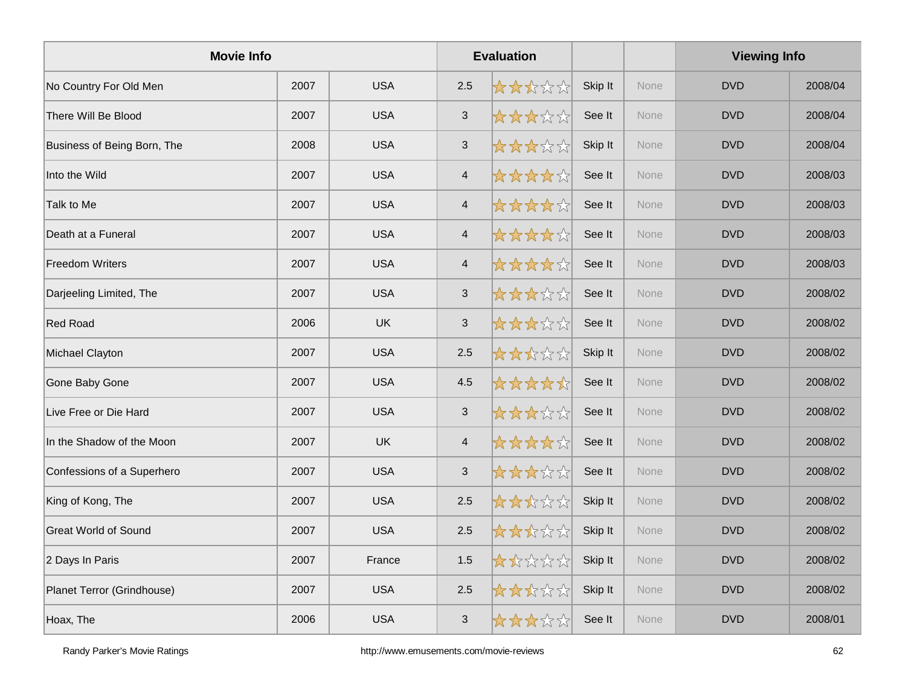| Movie Info | | | Evaluation | | | | Viewing Info | |
|---|---|---|---|---|---|---|---|---|
| No Country For Old Men | 2007 | USA | 2.5 | ★★½☆☆ | Skip It | None | DVD | 2008/04 |
| There Will Be Blood | 2007 | USA | 3 | ★★★☆☆ | See It | None | DVD | 2008/04 |
| Business of Being Born, The | 2008 | USA | 3 | ★★★☆☆ | Skip It | None | DVD | 2008/04 |
| Into the Wild | 2007 | USA | 4 | ★★★★☆ | See It | None | DVD | 2008/03 |
| Talk to Me | 2007 | USA | 4 | ★★★★☆ | See It | None | DVD | 2008/03 |
| Death at a Funeral | 2007 | USA | 4 | ★★★★☆ | See It | None | DVD | 2008/03 |
| Freedom Writers | 2007 | USA | 4 | ★★★★☆ | See It | None | DVD | 2008/03 |
| Darjeeling Limited, The | 2007 | USA | 3 | ★★★☆☆ | See It | None | DVD | 2008/02 |
| Red Road | 2006 | UK | 3 | ★★★☆☆ | See It | None | DVD | 2008/02 |
| Michael Clayton | 2007 | USA | 2.5 | ★★½☆☆ | Skip It | None | DVD | 2008/02 |
| Gone Baby Gone | 2007 | USA | 4.5 | ★★★★½ | See It | None | DVD | 2008/02 |
| Live Free or Die Hard | 2007 | USA | 3 | ★★★☆☆ | See It | None | DVD | 2008/02 |
| In the Shadow of the Moon | 2007 | UK | 4 | ★★★★☆ | See It | None | DVD | 2008/02 |
| Confessions of a Superhero | 2007 | USA | 3 | ★★★☆☆ | See It | None | DVD | 2008/02 |
| King of Kong, The | 2007 | USA | 2.5 | ★★½☆☆ | Skip It | None | DVD | 2008/02 |
| Great World of Sound | 2007 | USA | 2.5 | ★★½☆☆ | Skip It | None | DVD | 2008/02 |
| 2 Days In Paris | 2007 | France | 1.5 | ★½☆☆☆ | Skip It | None | DVD | 2008/02 |
| Planet Terror (Grindhouse) | 2007 | USA | 2.5 | ★★½☆☆ | Skip It | None | DVD | 2008/02 |
| Hoax, The | 2006 | USA | 3 | ★★★☆☆ | See It | None | DVD | 2008/01 |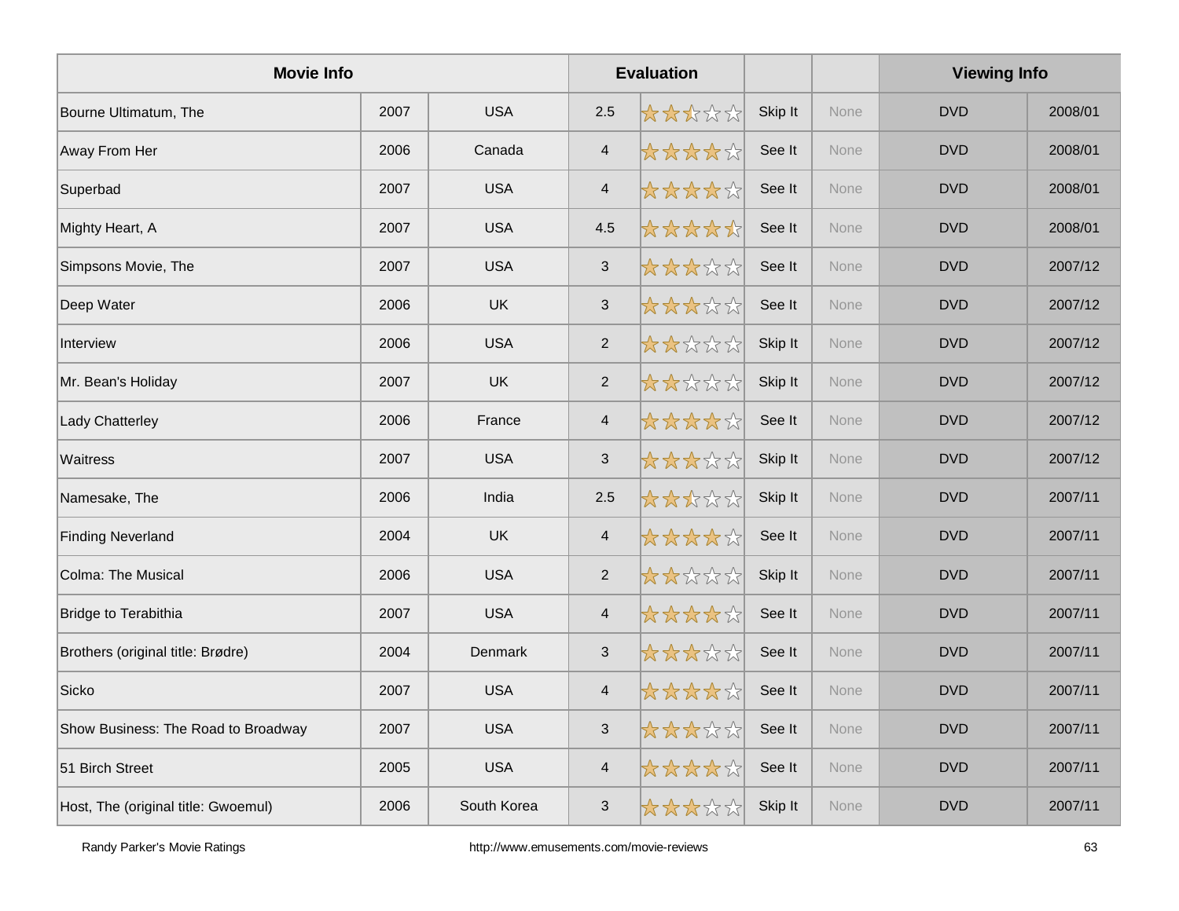| Movie Info | | | Evaluation | | | | Viewing Info | |
|---|---|---|---|---|---|---|---|---|
| Bourne Ultimatum, The | 2007 | USA | 2.5 | ★★½☆☆ | Skip It | None | DVD | 2008/01 |
| Away From Her | 2006 | Canada | 4 | ★★★★☆ | See It | None | DVD | 2008/01 |
| Superbad | 2007 | USA | 4 | ★★★★☆ | See It | None | DVD | 2008/01 |
| Mighty Heart, A | 2007 | USA | 4.5 | ★★★★½ | See It | None | DVD | 2008/01 |
| Simpsons Movie, The | 2007 | USA | 3 | ★★★☆☆ | See It | None | DVD | 2007/12 |
| Deep Water | 2006 | UK | 3 | ★★★☆☆ | See It | None | DVD | 2007/12 |
| Interview | 2006 | USA | 2 | ★★☆☆☆ | Skip It | None | DVD | 2007/12 |
| Mr. Bean's Holiday | 2007 | UK | 2 | ★★☆☆☆ | Skip It | None | DVD | 2007/12 |
| Lady Chatterley | 2006 | France | 4 | ★★★★☆ | See It | None | DVD | 2007/12 |
| Waitress | 2007 | USA | 3 | ★★★☆☆ | Skip It | None | DVD | 2007/12 |
| Namesake, The | 2006 | India | 2.5 | ★★½☆☆ | Skip It | None | DVD | 2007/11 |
| Finding Neverland | 2004 | UK | 4 | ★★★★☆ | See It | None | DVD | 2007/11 |
| Colma: The Musical | 2006 | USA | 2 | ★★☆☆☆ | Skip It | None | DVD | 2007/11 |
| Bridge to Terabithia | 2007 | USA | 4 | ★★★★☆ | See It | None | DVD | 2007/11 |
| Brothers (original title: Brødre) | 2004 | Denmark | 3 | ★★★☆☆ | See It | None | DVD | 2007/11 |
| Sicko | 2007 | USA | 4 | ★★★★☆ | See It | None | DVD | 2007/11 |
| Show Business: The Road to Broadway | 2007 | USA | 3 | ★★★☆☆ | See It | None | DVD | 2007/11 |
| 51 Birch Street | 2005 | USA | 4 | ★★★★☆ | See It | None | DVD | 2007/11 |
| Host, The (original title: Gwoemul) | 2006 | South Korea | 3 | ★★★☆☆ | Skip It | None | DVD | 2007/11 |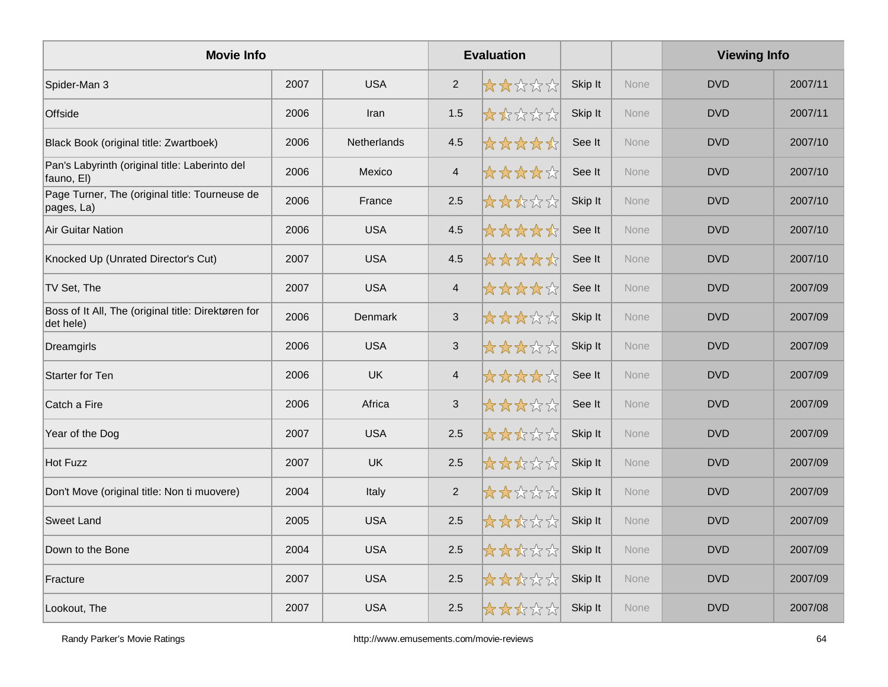| Movie Info | | | Evaluation | | | | Viewing Info | |
|---|---|---|---|---|---|---|---|---|
| Spider-Man 3 | 2007 | USA | 2 | ★★☆☆☆ | Skip It | None | DVD | 2007/11 |
| Offside | 2006 | Iran | 1.5 | ★½☆☆☆ | Skip It | None | DVD | 2007/11 |
| Black Book (original title: Zwartboek) | 2006 | Netherlands | 4.5 | ★★★★½ | See It | None | DVD | 2007/10 |
| Pan's Labyrinth (original title: Laberinto del fauno, El) | 2006 | Mexico | 4 | ★★★★☆ | See It | None | DVD | 2007/10 |
| Page Turner, The (original title: Tourneuse de pages, La) | 2006 | France | 2.5 | ★★½☆☆ | Skip It | None | DVD | 2007/10 |
| Air Guitar Nation | 2006 | USA | 4.5 | ★★★★½ | See It | None | DVD | 2007/10 |
| Knocked Up (Unrated Director's Cut) | 2007 | USA | 4.5 | ★★★★½ | See It | None | DVD | 2007/10 |
| TV Set, The | 2007 | USA | 4 | ★★★★☆ | See It | None | DVD | 2007/09 |
| Boss of It All, The (original title: Direktøren for det hele) | 2006 | Denmark | 3 | ★★★☆☆ | Skip It | None | DVD | 2007/09 |
| Dreamgirls | 2006 | USA | 3 | ★★★☆☆ | Skip It | None | DVD | 2007/09 |
| Starter for Ten | 2006 | UK | 4 | ★★★★☆ | See It | None | DVD | 2007/09 |
| Catch a Fire | 2006 | Africa | 3 | ★★★☆☆ | See It | None | DVD | 2007/09 |
| Year of the Dog | 2007 | USA | 2.5 | ★★½☆☆ | Skip It | None | DVD | 2007/09 |
| Hot Fuzz | 2007 | UK | 2.5 | ★★½☆☆ | Skip It | None | DVD | 2007/09 |
| Don't Move (original title: Non ti muovere) | 2004 | Italy | 2 | ★★☆☆☆ | Skip It | None | DVD | 2007/09 |
| Sweet Land | 2005 | USA | 2.5 | ★★½☆☆ | Skip It | None | DVD | 2007/09 |
| Down to the Bone | 2004 | USA | 2.5 | ★★½☆☆ | Skip It | None | DVD | 2007/09 |
| Fracture | 2007 | USA | 2.5 | ★★½☆☆ | Skip It | None | DVD | 2007/09 |
| Lookout, The | 2007 | USA | 2.5 | ★★½☆☆ | Skip It | None | DVD | 2007/08 |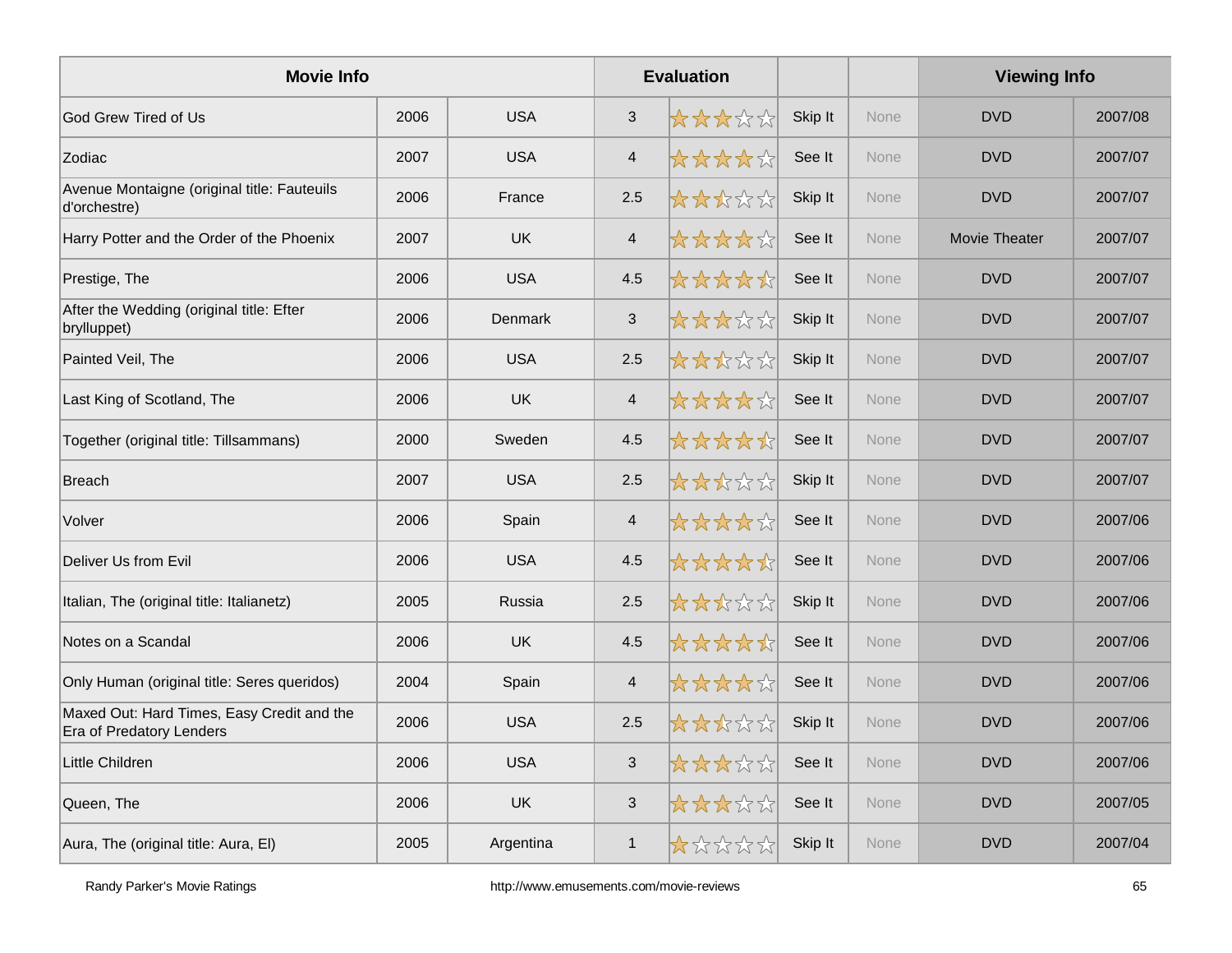| Movie Info | | | Evaluation | | | | Viewing Info | |
|---|---|---|---|---|---|---|---|---|
| God Grew Tired of Us | 2006 | USA | 3 | ★★★☆☆ | Skip It | None | DVD | 2007/08 |
| Zodiac | 2007 | USA | 4 | ★★★★☆ | See It | None | DVD | 2007/07 |
| Avenue Montaigne (original title: Fauteuils d'orchestre) | 2006 | France | 2.5 | ★★½☆☆ | Skip It | None | DVD | 2007/07 |
| Harry Potter and the Order of the Phoenix | 2007 | UK | 4 | ★★★★☆ | See It | None | Movie Theater | 2007/07 |
| Prestige, The | 2006 | USA | 4.5 | ★★★★½ | See It | None | DVD | 2007/07 |
| After the Wedding (original title: Efter brylluppet) | 2006 | Denmark | 3 | ★★★☆☆ | Skip It | None | DVD | 2007/07 |
| Painted Veil, The | 2006 | USA | 2.5 | ★★½☆☆ | Skip It | None | DVD | 2007/07 |
| Last King of Scotland, The | 2006 | UK | 4 | ★★★★☆ | See It | None | DVD | 2007/07 |
| Together (original title: Tillsammans) | 2000 | Sweden | 4.5 | ★★★★½ | See It | None | DVD | 2007/07 |
| Breach | 2007 | USA | 2.5 | ★★½☆☆ | Skip It | None | DVD | 2007/07 |
| Volver | 2006 | Spain | 4 | ★★★★☆ | See It | None | DVD | 2007/06 |
| Deliver Us from Evil | 2006 | USA | 4.5 | ★★★★½ | See It | None | DVD | 2007/06 |
| Italian, The (original title: Italianetz) | 2005 | Russia | 2.5 | ★★½☆☆ | Skip It | None | DVD | 2007/06 |
| Notes on a Scandal | 2006 | UK | 4.5 | ★★★★½ | See It | None | DVD | 2007/06 |
| Only Human (original title: Seres queridos) | 2004 | Spain | 4 | ★★★★☆ | See It | None | DVD | 2007/06 |
| Maxed Out: Hard Times, Easy Credit and the Era of Predatory Lenders | 2006 | USA | 2.5 | ★★½☆☆ | Skip It | None | DVD | 2007/06 |
| Little Children | 2006 | USA | 3 | ★★★☆☆ | See It | None | DVD | 2007/06 |
| Queen, The | 2006 | UK | 3 | ★★★☆☆ | See It | None | DVD | 2007/05 |
| Aura, The (original title: Aura, El) | 2005 | Argentina | 1 | ★☆☆☆☆ | Skip It | None | DVD | 2007/04 |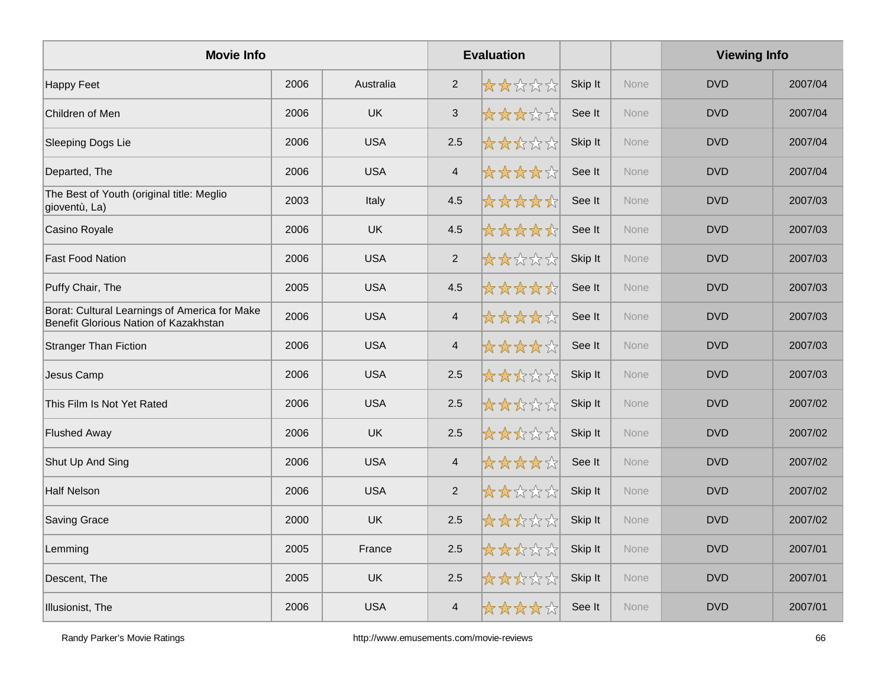| Movie Info | | | Evaluation | | | | Viewing Info | |
|---|---|---|---|---|---|---|---|---|
| Happy Feet | 2006 | Australia | 2 | ★★☆☆☆ | Skip It | None | DVD | 2007/04 |
| Children of Men | 2006 | UK | 3 | ★★★☆☆ | See It | None | DVD | 2007/04 |
| Sleeping Dogs Lie | 2006 | USA | 2.5 | ★★½☆☆ | Skip It | None | DVD | 2007/04 |
| Departed, The | 2006 | USA | 4 | ★★★★☆ | See It | None | DVD | 2007/04 |
| The Best of Youth (original title: Meglio gioventù, La) | 2003 | Italy | 4.5 | ★★★★½ | See It | None | DVD | 2007/03 |
| Casino Royale | 2006 | UK | 4.5 | ★★★★½ | See It | None | DVD | 2007/03 |
| Fast Food Nation | 2006 | USA | 2 | ★★☆☆☆ | Skip It | None | DVD | 2007/03 |
| Puffy Chair, The | 2005 | USA | 4.5 | ★★★★½ | See It | None | DVD | 2007/03 |
| Borat: Cultural Learnings of America for Make Benefit Glorious Nation of Kazakhstan | 2006 | USA | 4 | ★★★★☆ | See It | None | DVD | 2007/03 |
| Stranger Than Fiction | 2006 | USA | 4 | ★★★★☆ | See It | None | DVD | 2007/03 |
| Jesus Camp | 2006 | USA | 2.5 | ★★½☆☆ | Skip It | None | DVD | 2007/03 |
| This Film Is Not Yet Rated | 2006 | USA | 2.5 | ★★½☆☆ | Skip It | None | DVD | 2007/02 |
| Flushed Away | 2006 | UK | 2.5 | ★★½☆☆ | Skip It | None | DVD | 2007/02 |
| Shut Up And Sing | 2006 | USA | 4 | ★★★★☆ | See It | None | DVD | 2007/02 |
| Half Nelson | 2006 | USA | 2 | ★★☆☆☆ | Skip It | None | DVD | 2007/02 |
| Saving Grace | 2000 | UK | 2.5 | ★★½☆☆ | Skip It | None | DVD | 2007/02 |
| Lemming | 2005 | France | 2.5 | ★★½☆☆ | Skip It | None | DVD | 2007/01 |
| Descent, The | 2005 | UK | 2.5 | ★★½☆☆ | Skip It | None | DVD | 2007/01 |
| Illusionist, The | 2006 | USA | 4 | ★★★★☆ | See It | None | DVD | 2007/01 |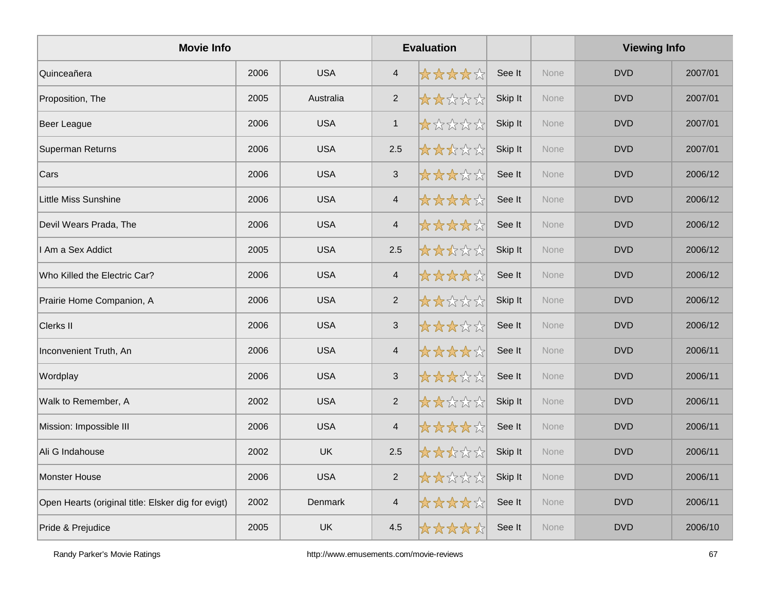| Movie Info | | | Evaluation | | | | Viewing Info | |
|---|---|---|---|---|---|---|---|---|
| Quinceañera | 2006 | USA | 4 | ★★★★☆ | See It | None | DVD | 2007/01 |
| Proposition, The | 2005 | Australia | 2 | ★★☆☆☆ | Skip It | None | DVD | 2007/01 |
| Beer League | 2006 | USA | 1 | ★☆☆☆☆ | Skip It | None | DVD | 2007/01 |
| Superman Returns | 2006 | USA | 2.5 | ★★½☆☆ | Skip It | None | DVD | 2007/01 |
| Cars | 2006 | USA | 3 | ★★★☆☆ | See It | None | DVD | 2006/12 |
| Little Miss Sunshine | 2006 | USA | 4 | ★★★★☆ | See It | None | DVD | 2006/12 |
| Devil Wears Prada, The | 2006 | USA | 4 | ★★★★☆ | See It | None | DVD | 2006/12 |
| I Am a Sex Addict | 2005 | USA | 2.5 | ★★½☆☆ | Skip It | None | DVD | 2006/12 |
| Who Killed the Electric Car? | 2006 | USA | 4 | ★★★★☆ | See It | None | DVD | 2006/12 |
| Prairie Home Companion, A | 2006 | USA | 2 | ★★☆☆☆ | Skip It | None | DVD | 2006/12 |
| Clerks II | 2006 | USA | 3 | ★★★☆☆ | See It | None | DVD | 2006/12 |
| Inconvenient Truth, An | 2006 | USA | 4 | ★★★★☆ | See It | None | DVD | 2006/11 |
| Wordplay | 2006 | USA | 3 | ★★★☆☆ | See It | None | DVD | 2006/11 |
| Walk to Remember, A | 2002 | USA | 2 | ★★☆☆☆ | Skip It | None | DVD | 2006/11 |
| Mission: Impossible III | 2006 | USA | 4 | ★★★★☆ | See It | None | DVD | 2006/11 |
| Ali G Indahouse | 2002 | UK | 2.5 | ★★½☆☆ | Skip It | None | DVD | 2006/11 |
| Monster House | 2006 | USA | 2 | ★★☆☆☆ | Skip It | None | DVD | 2006/11 |
| Open Hearts (original title: Elsker dig for evigt) | 2002 | Denmark | 4 | ★★★★☆ | See It | None | DVD | 2006/11 |
| Pride & Prejudice | 2005 | UK | 4.5 | ★★★★½ | See It | None | DVD | 2006/10 |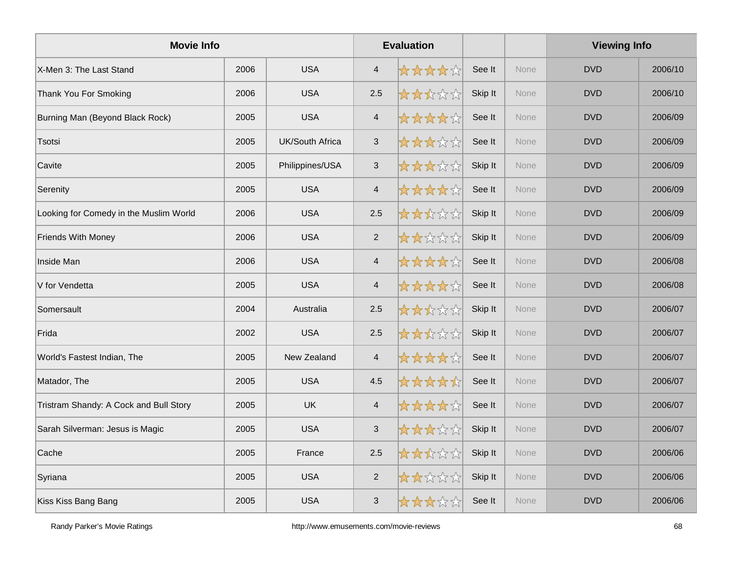| Movie Info | | | Evaluation | | | | Viewing Info | |
|---|---|---|---|---|---|---|---|---|
| X-Men 3: The Last Stand | 2006 | USA | 4 | ★★★★☆ | See It | None | DVD | 2006/10 |
| Thank You For Smoking | 2006 | USA | 2.5 | ★★½☆☆ | Skip It | None | DVD | 2006/10 |
| Burning Man (Beyond Black Rock) | 2005 | USA | 4 | ★★★★☆ | See It | None | DVD | 2006/09 |
| Tsotsi | 2005 | UK/South Africa | 3 | ★★★☆☆ | See It | None | DVD | 2006/09 |
| Cavite | 2005 | Philippines/USA | 3 | ★★★☆☆ | Skip It | None | DVD | 2006/09 |
| Serenity | 2005 | USA | 4 | ★★★★☆ | See It | None | DVD | 2006/09 |
| Looking for Comedy in the Muslim World | 2006 | USA | 2.5 | ★★½☆☆ | Skip It | None | DVD | 2006/09 |
| Friends With Money | 2006 | USA | 2 | ★★☆☆☆ | Skip It | None | DVD | 2006/09 |
| Inside Man | 2006 | USA | 4 | ★★★★☆ | See It | None | DVD | 2006/08 |
| V for Vendetta | 2005 | USA | 4 | ★★★★☆ | See It | None | DVD | 2006/08 |
| Somersault | 2004 | Australia | 2.5 | ★★½☆☆ | Skip It | None | DVD | 2006/07 |
| Frida | 2002 | USA | 2.5 | ★★½☆☆ | Skip It | None | DVD | 2006/07 |
| World's Fastest Indian, The | 2005 | New Zealand | 4 | ★★★★☆ | See It | None | DVD | 2006/07 |
| Matador, The | 2005 | USA | 4.5 | ★★★★½ | See It | None | DVD | 2006/07 |
| Tristram Shandy: A Cock and Bull Story | 2005 | UK | 4 | ★★★★☆ | See It | None | DVD | 2006/07 |
| Sarah Silverman: Jesus is Magic | 2005 | USA | 3 | ★★★☆☆ | Skip It | None | DVD | 2006/07 |
| Cache | 2005 | France | 2.5 | ★★½☆☆ | Skip It | None | DVD | 2006/06 |
| Syriana | 2005 | USA | 2 | ★★☆☆☆ | Skip It | None | DVD | 2006/06 |
| Kiss Kiss Bang Bang | 2005 | USA | 3 | ★★★☆☆ | See It | None | DVD | 2006/06 |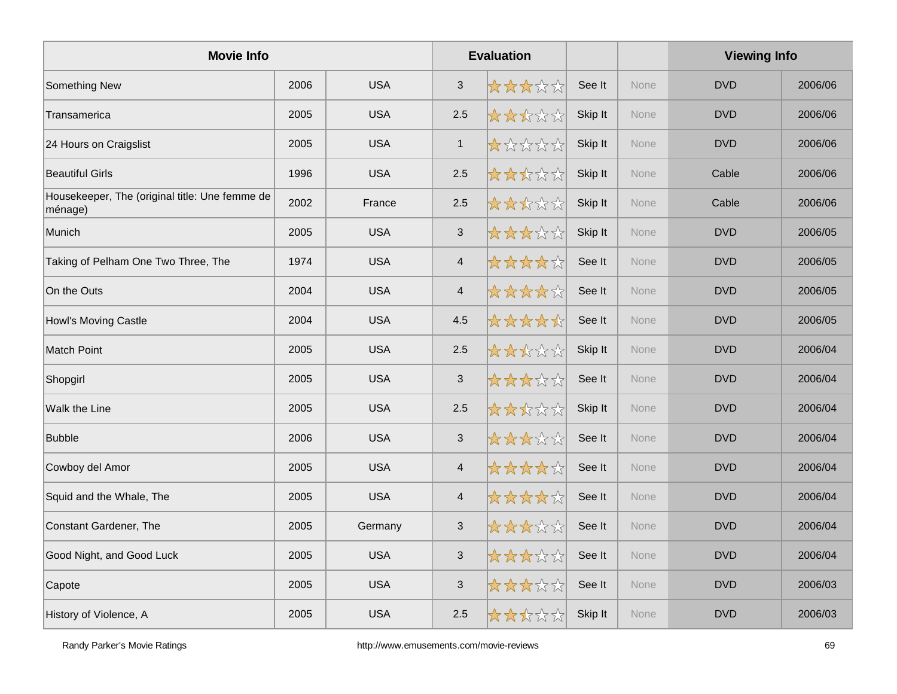| Movie Info | | | Evaluation | | | | Viewing Info | |
|---|---|---|---|---|---|---|---|---|
| Something New | 2006 | USA | 3 | ★★★☆☆ | See It | None | DVD | 2006/06 |
| Transamerica | 2005 | USA | 2.5 | ★★½☆☆ | Skip It | None | DVD | 2006/06 |
| 24 Hours on Craigslist | 2005 | USA | 1 | ★☆☆☆☆ | Skip It | None | DVD | 2006/06 |
| Beautiful Girls | 1996 | USA | 2.5 | ★★½☆☆ | Skip It | None | Cable | 2006/06 |
| Housekeeper, The (original title: Une femme de ménage) | 2002 | France | 2.5 | ★★½☆☆ | Skip It | None | Cable | 2006/06 |
| Munich | 2005 | USA | 3 | ★★★☆☆ | Skip It | None | DVD | 2006/05 |
| Taking of Pelham One Two Three, The | 1974 | USA | 4 | ★★★★☆ | See It | None | DVD | 2006/05 |
| On the Outs | 2004 | USA | 4 | ★★★★☆ | See It | None | DVD | 2006/05 |
| Howl's Moving Castle | 2004 | USA | 4.5 | ★★★★½ | See It | None | DVD | 2006/05 |
| Match Point | 2005 | USA | 2.5 | ★★½☆☆ | Skip It | None | DVD | 2006/04 |
| Shopgirl | 2005 | USA | 3 | ★★★☆☆ | See It | None | DVD | 2006/04 |
| Walk the Line | 2005 | USA | 2.5 | ★★½☆☆ | Skip It | None | DVD | 2006/04 |
| Bubble | 2006 | USA | 3 | ★★★☆☆ | See It | None | DVD | 2006/04 |
| Cowboy del Amor | 2005 | USA | 4 | ★★★★☆ | See It | None | DVD | 2006/04 |
| Squid and the Whale, The | 2005 | USA | 4 | ★★★★☆ | See It | None | DVD | 2006/04 |
| Constant Gardener, The | 2005 | Germany | 3 | ★★★☆☆ | See It | None | DVD | 2006/04 |
| Good Night, and Good Luck | 2005 | USA | 3 | ★★★☆☆ | See It | None | DVD | 2006/04 |
| Capote | 2005 | USA | 3 | ★★★☆☆ | See It | None | DVD | 2006/03 |
| History of Violence, A | 2005 | USA | 2.5 | ★★½☆☆ | Skip It | None | DVD | 2006/03 |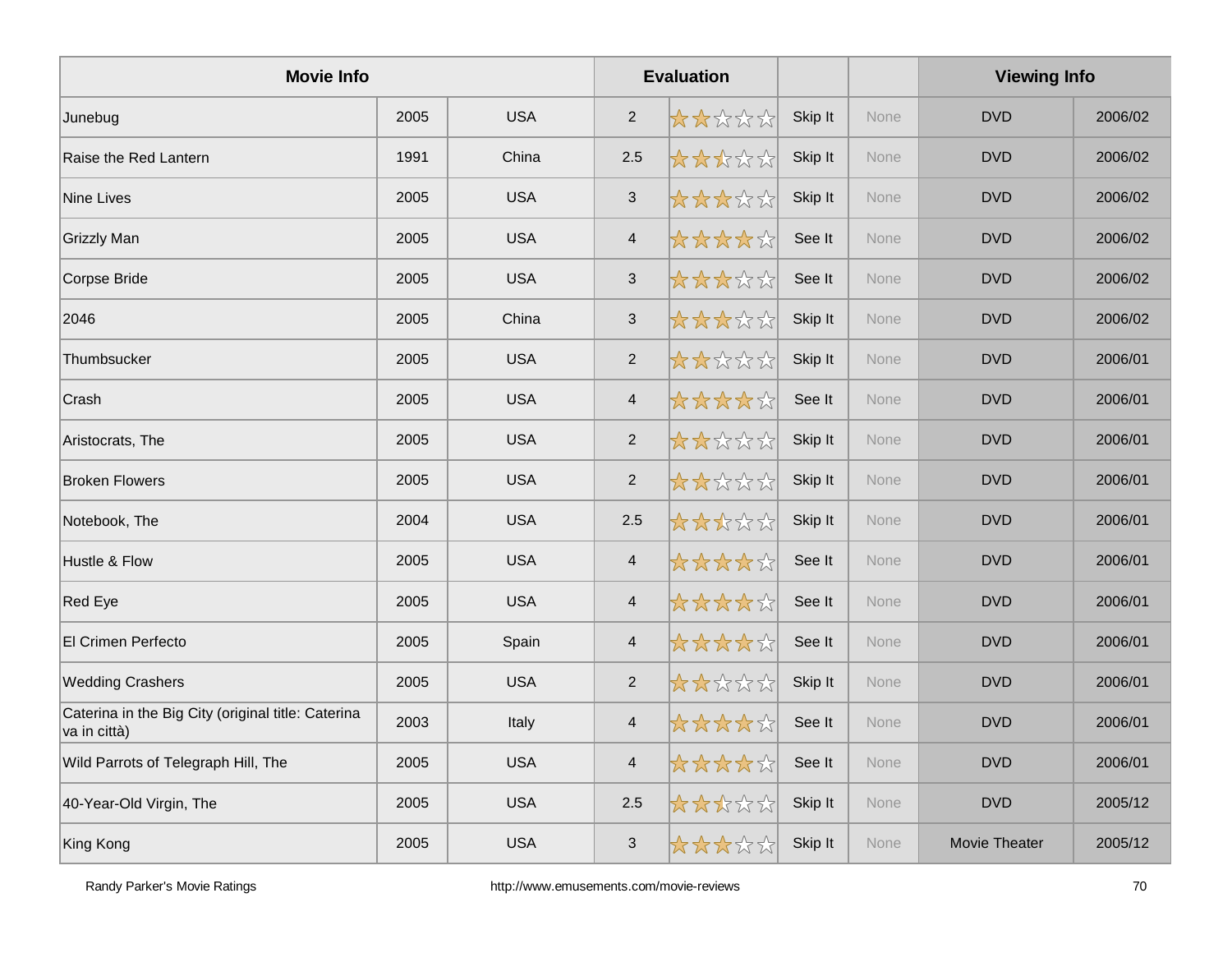| Movie Info | | | Evaluation | | | | Viewing Info | |
|---|---|---|---|---|---|---|---|---|
| Junebug | 2005 | USA | 2 | ★★☆☆☆ | Skip It | None | DVD | 2006/02 |
| Raise the Red Lantern | 1991 | China | 2.5 | ★★½☆☆ | Skip It | None | DVD | 2006/02 |
| Nine Lives | 2005 | USA | 3 | ★★★☆☆ | Skip It | None | DVD | 2006/02 |
| Grizzly Man | 2005 | USA | 4 | ★★★★☆ | See It | None | DVD | 2006/02 |
| Corpse Bride | 2005 | USA | 3 | ★★★☆☆ | See It | None | DVD | 2006/02 |
| 2046 | 2005 | China | 3 | ★★★☆☆ | Skip It | None | DVD | 2006/02 |
| Thumbsucker | 2005 | USA | 2 | ★★☆☆☆ | Skip It | None | DVD | 2006/01 |
| Crash | 2005 | USA | 4 | ★★★★☆ | See It | None | DVD | 2006/01 |
| Aristocrats, The | 2005 | USA | 2 | ★★☆☆☆ | Skip It | None | DVD | 2006/01 |
| Broken Flowers | 2005 | USA | 2 | ★★☆☆☆ | Skip It | None | DVD | 2006/01 |
| Notebook, The | 2004 | USA | 2.5 | ★★½☆☆ | Skip It | None | DVD | 2006/01 |
| Hustle & Flow | 2005 | USA | 4 | ★★★★☆ | See It | None | DVD | 2006/01 |
| Red Eye | 2005 | USA | 4 | ★★★★☆ | See It | None | DVD | 2006/01 |
| El Crimen Perfecto | 2005 | Spain | 4 | ★★★★☆ | See It | None | DVD | 2006/01 |
| Wedding Crashers | 2005 | USA | 2 | ★★☆☆☆ | Skip It | None | DVD | 2006/01 |
| Caterina in the Big City (original title: Caterina va in città) | 2003 | Italy | 4 | ★★★★☆ | See It | None | DVD | 2006/01 |
| Wild Parrots of Telegraph Hill, The | 2005 | USA | 4 | ★★★★☆ | See It | None | DVD | 2006/01 |
| 40-Year-Old Virgin, The | 2005 | USA | 2.5 | ★★½☆☆ | Skip It | None | DVD | 2005/12 |
| King Kong | 2005 | USA | 3 | ★★★☆☆ | Skip It | None | Movie Theater | 2005/12 |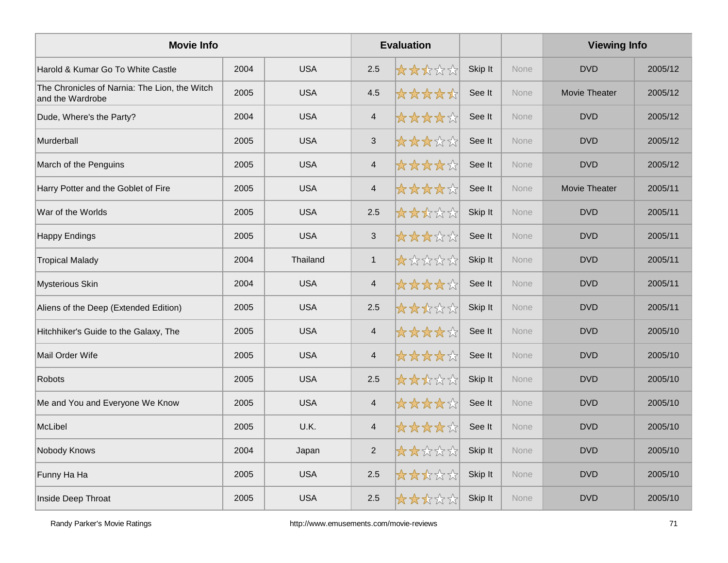| Movie Info | | | Evaluation | | | | Viewing Info | |
|---|---|---|---|---|---|---|---|---|
| Harold & Kumar Go To White Castle | 2004 | USA | 2.5 | ★★½☆☆ | Skip It | None | DVD | 2005/12 |
| The Chronicles of Narnia: The Lion, the Witch and the Wardrobe | 2005 | USA | 4.5 | ★★★★½ | See It | None | Movie Theater | 2005/12 |
| Dude, Where's the Party? | 2004 | USA | 4 | ★★★★☆ | See It | None | DVD | 2005/12 |
| Murderball | 2005 | USA | 3 | ★★★☆☆ | See It | None | DVD | 2005/12 |
| March of the Penguins | 2005 | USA | 4 | ★★★★☆ | See It | None | DVD | 2005/12 |
| Harry Potter and the Goblet of Fire | 2005 | USA | 4 | ★★★★☆ | See It | None | Movie Theater | 2005/11 |
| War of the Worlds | 2005 | USA | 2.5 | ★★½☆☆ | Skip It | None | DVD | 2005/11 |
| Happy Endings | 2005 | USA | 3 | ★★★☆☆ | See It | None | DVD | 2005/11 |
| Tropical Malady | 2004 | Thailand | 1 | ★☆☆☆☆ | Skip It | None | DVD | 2005/11 |
| Mysterious Skin | 2004 | USA | 4 | ★★★★☆ | See It | None | DVD | 2005/11 |
| Aliens of the Deep (Extended Edition) | 2005 | USA | 2.5 | ★★½☆☆ | Skip It | None | DVD | 2005/11 |
| Hitchhiker's Guide to the Galaxy, The | 2005 | USA | 4 | ★★★★☆ | See It | None | DVD | 2005/10 |
| Mail Order Wife | 2005 | USA | 4 | ★★★★☆ | See It | None | DVD | 2005/10 |
| Robots | 2005 | USA | 2.5 | ★★½☆☆ | Skip It | None | DVD | 2005/10 |
| Me and You and Everyone We Know | 2005 | USA | 4 | ★★★★☆ | See It | None | DVD | 2005/10 |
| McLibel | 2005 | U.K. | 4 | ★★★★☆ | See It | None | DVD | 2005/10 |
| Nobody Knows | 2004 | Japan | 2 | ★★☆☆☆ | Skip It | None | DVD | 2005/10 |
| Funny Ha Ha | 2005 | USA | 2.5 | ★★½☆☆ | Skip It | None | DVD | 2005/10 |
| Inside Deep Throat | 2005 | USA | 2.5 | ★★½☆☆ | Skip It | None | DVD | 2005/10 |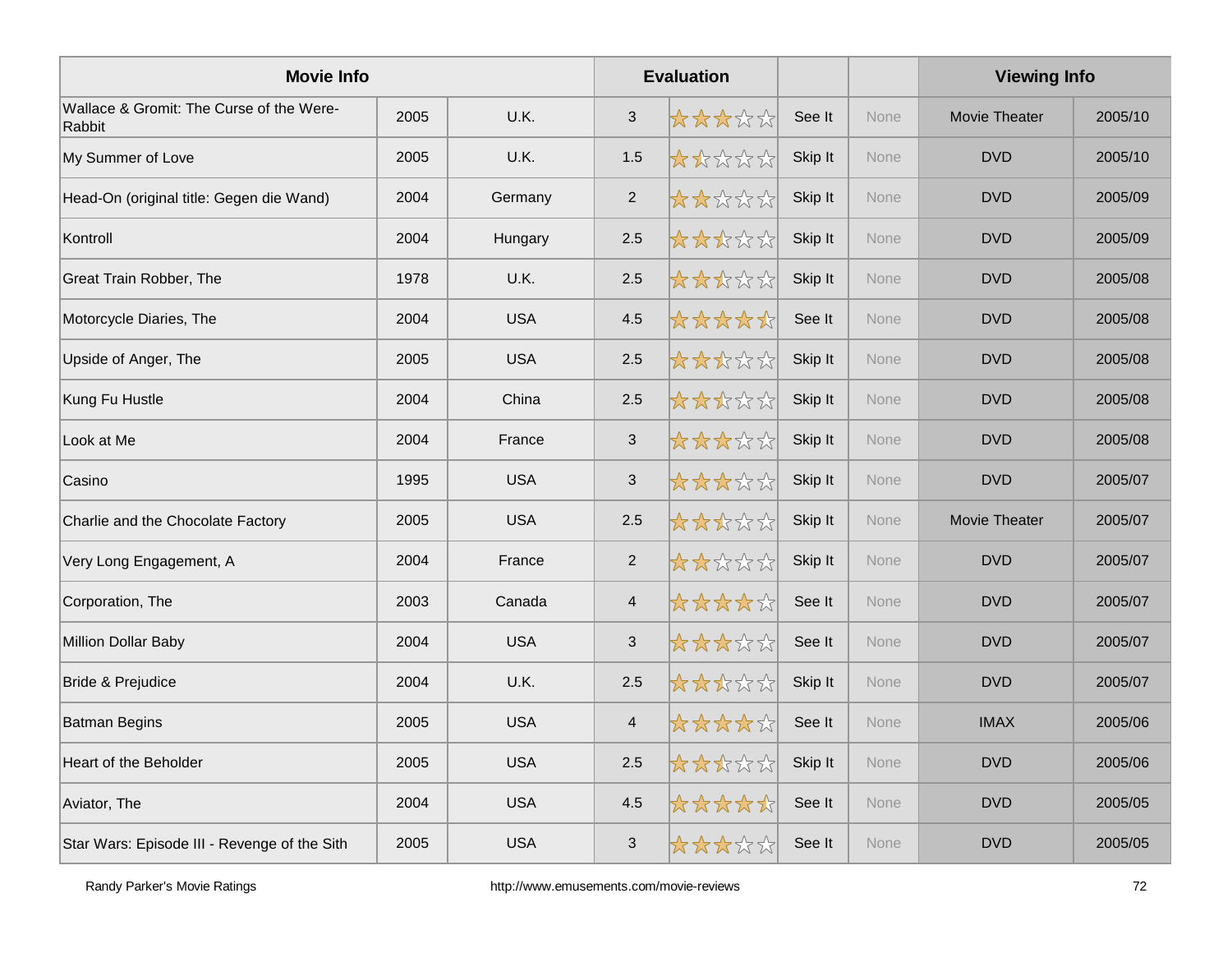| Movie Info | | | Evaluation | | | | Viewing Info | |
|---|---|---|---|---|---|---|---|---|
| Wallace & Gromit: The Curse of the Were-Rabbit | 2005 | U.K. | 3 | ★★★☆☆ | See It | None | Movie Theater | 2005/10 |
| My Summer of Love | 2005 | U.K. | 1.5 | ★½☆☆☆ | Skip It | None | DVD | 2005/10 |
| Head-On (original title: Gegen die Wand) | 2004 | Germany | 2 | ★★☆☆☆ | Skip It | None | DVD | 2005/09 |
| Kontroll | 2004 | Hungary | 2.5 | ★★½☆☆ | Skip It | None | DVD | 2005/09 |
| Great Train Robber, The | 1978 | U.K. | 2.5 | ★★½☆☆ | Skip It | None | DVD | 2005/08 |
| Motorcycle Diaries, The | 2004 | USA | 4.5 | ★★★★½ | See It | None | DVD | 2005/08 |
| Upside of Anger, The | 2005 | USA | 2.5 | ★★½☆☆ | Skip It | None | DVD | 2005/08 |
| Kung Fu Hustle | 2004 | China | 2.5 | ★★½☆☆ | Skip It | None | DVD | 2005/08 |
| Look at Me | 2004 | France | 3 | ★★★☆☆ | Skip It | None | DVD | 2005/08 |
| Casino | 1995 | USA | 3 | ★★★☆☆ | Skip It | None | DVD | 2005/07 |
| Charlie and the Chocolate Factory | 2005 | USA | 2.5 | ★★½☆☆ | Skip It | None | Movie Theater | 2005/07 |
| Very Long Engagement, A | 2004 | France | 2 | ★★☆☆☆ | Skip It | None | DVD | 2005/07 |
| Corporation, The | 2003 | Canada | 4 | ★★★★☆ | See It | None | DVD | 2005/07 |
| Million Dollar Baby | 2004 | USA | 3 | ★★★☆☆ | See It | None | DVD | 2005/07 |
| Bride & Prejudice | 2004 | U.K. | 2.5 | ★★½☆☆ | Skip It | None | DVD | 2005/07 |
| Batman Begins | 2005 | USA | 4 | ★★★★☆ | See It | None | IMAX | 2005/06 |
| Heart of the Beholder | 2005 | USA | 2.5 | ★★½☆☆ | Skip It | None | DVD | 2005/06 |
| Aviator, The | 2004 | USA | 4.5 | ★★★★½ | See It | None | DVD | 2005/05 |
| Star Wars: Episode III - Revenge of the Sith | 2005 | USA | 3 | ★★★☆☆ | See It | None | DVD | 2005/05 |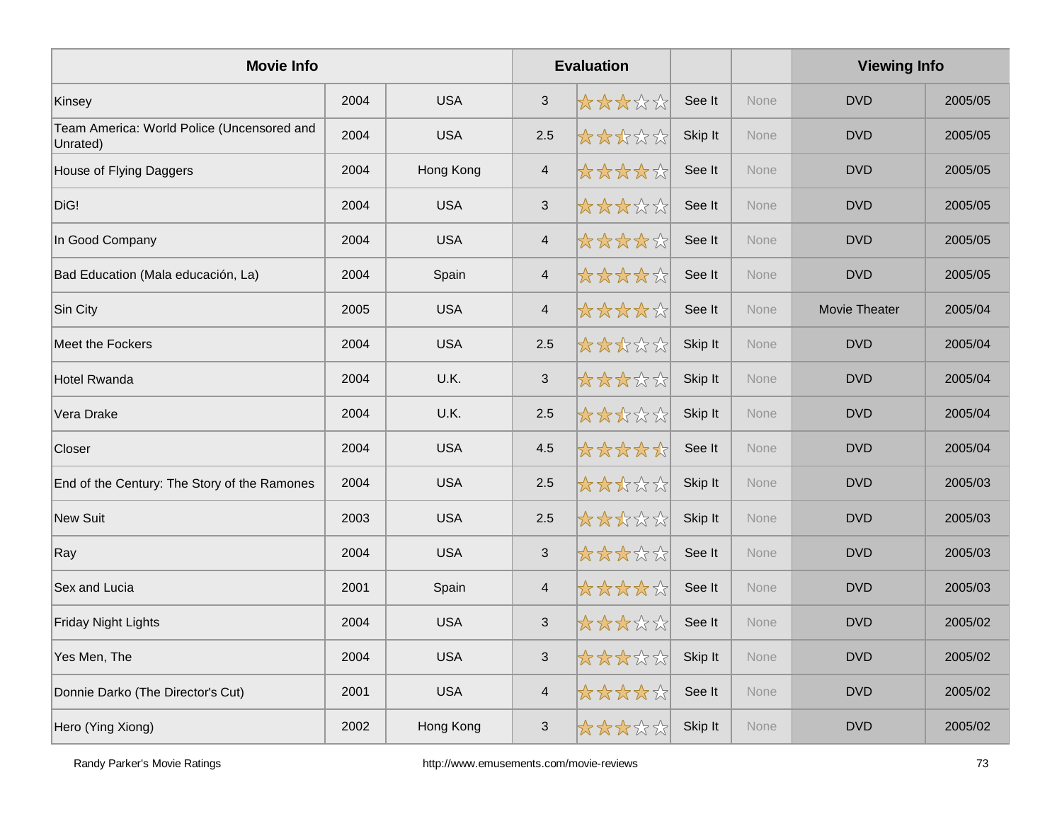| Movie Info | | | Evaluation | | | | Viewing Info | |
|---|---|---|---|---|---|---|---|---|
| Kinsey | 2004 | USA | 3 | ★★★☆☆ | See It | None | DVD | 2005/05 |
| Team America: World Police (Uncensored and Unrated) | 2004 | USA | 2.5 | ★★½☆☆ | Skip It | None | DVD | 2005/05 |
| House of Flying Daggers | 2004 | Hong Kong | 4 | ★★★★☆ | See It | None | DVD | 2005/05 |
| DiG! | 2004 | USA | 3 | ★★★☆☆ | See It | None | DVD | 2005/05 |
| In Good Company | 2004 | USA | 4 | ★★★★☆ | See It | None | DVD | 2005/05 |
| Bad Education (Mala educación, La) | 2004 | Spain | 4 | ★★★★☆ | See It | None | DVD | 2005/05 |
| Sin City | 2005 | USA | 4 | ★★★★☆ | See It | None | Movie Theater | 2005/04 |
| Meet the Fockers | 2004 | USA | 2.5 | ★★½☆☆ | Skip It | None | DVD | 2005/04 |
| Hotel Rwanda | 2004 | U.K. | 3 | ★★★☆☆ | Skip It | None | DVD | 2005/04 |
| Vera Drake | 2004 | U.K. | 2.5 | ★★½☆☆ | Skip It | None | DVD | 2005/04 |
| Closer | 2004 | USA | 4.5 | ★★★★½ | See It | None | DVD | 2005/04 |
| End of the Century: The Story of the Ramones | 2004 | USA | 2.5 | ★★½☆☆ | Skip It | None | DVD | 2005/03 |
| New Suit | 2003 | USA | 2.5 | ★★½☆☆ | Skip It | None | DVD | 2005/03 |
| Ray | 2004 | USA | 3 | ★★★☆☆ | See It | None | DVD | 2005/03 |
| Sex and Lucia | 2001 | Spain | 4 | ★★★★☆ | See It | None | DVD | 2005/03 |
| Friday Night Lights | 2004 | USA | 3 | ★★★☆☆ | See It | None | DVD | 2005/02 |
| Yes Men, The | 2004 | USA | 3 | ★★★☆☆ | Skip It | None | DVD | 2005/02 |
| Donnie Darko (The Director's Cut) | 2001 | USA | 4 | ★★★★☆ | See It | None | DVD | 2005/02 |
| Hero (Ying Xiong) | 2002 | Hong Kong | 3 | ★★★☆☆ | Skip It | None | DVD | 2005/02 |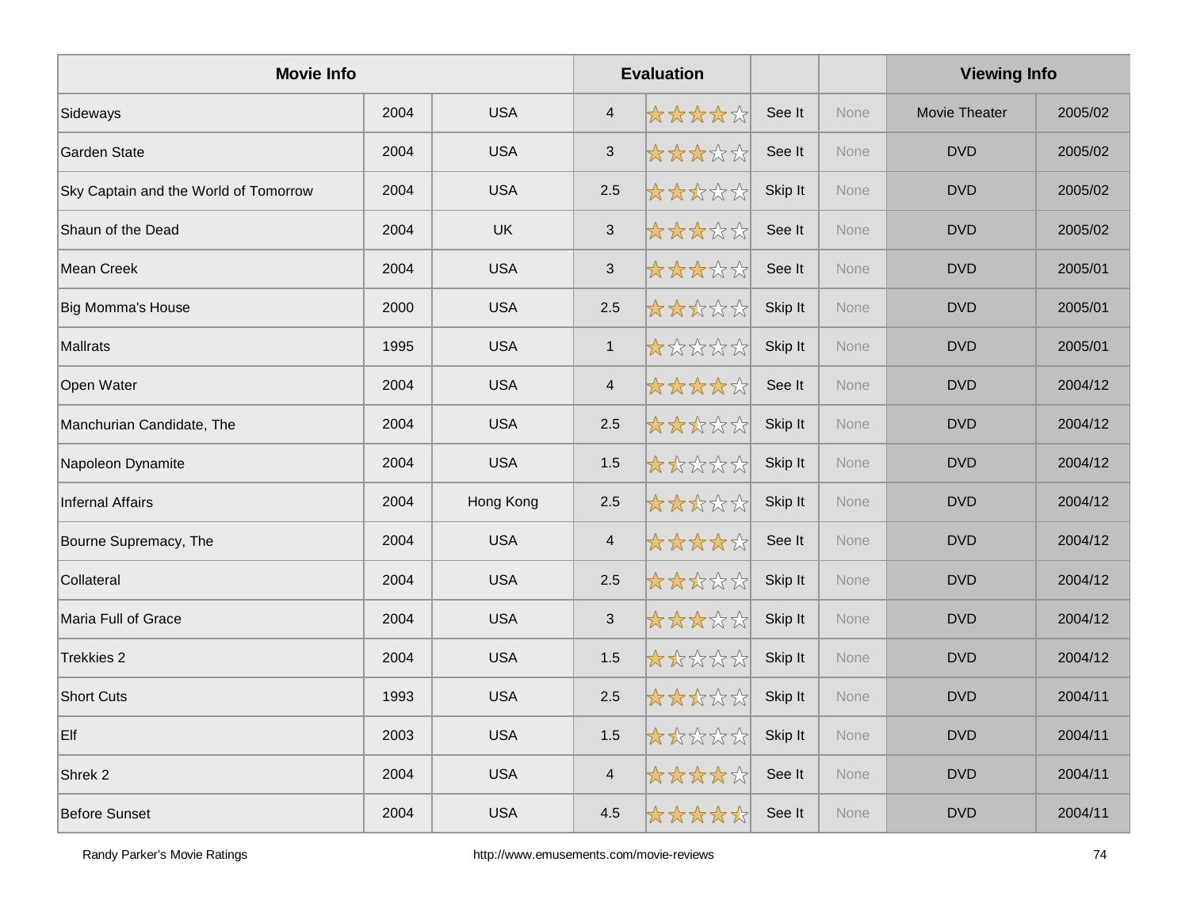| Movie Info | | | Evaluation | | | | Viewing Info | |
|---|---|---|---|---|---|---|---|---|
| Sideways | 2004 | USA | 4 | ★★★★☆ | See It | None | Movie Theater | 2005/02 |
| Garden State | 2004 | USA | 3 | ★★★☆☆ | See It | None | DVD | 2005/02 |
| Sky Captain and the World of Tomorrow | 2004 | USA | 2.5 | ★★½☆☆ | Skip It | None | DVD | 2005/02 |
| Shaun of the Dead | 2004 | UK | 3 | ★★★☆☆ | See It | None | DVD | 2005/02 |
| Mean Creek | 2004 | USA | 3 | ★★★☆☆ | See It | None | DVD | 2005/01 |
| Big Momma's House | 2000 | USA | 2.5 | ★★½☆☆ | Skip It | None | DVD | 2005/01 |
| Mallrats | 1995 | USA | 1 | ★☆☆☆☆ | Skip It | None | DVD | 2005/01 |
| Open Water | 2004 | USA | 4 | ★★★★☆ | See It | None | DVD | 2004/12 |
| Manchurian Candidate, The | 2004 | USA | 2.5 | ★★½☆☆ | Skip It | None | DVD | 2004/12 |
| Napoleon Dynamite | 2004 | USA | 1.5 | ★½☆☆☆ | Skip It | None | DVD | 2004/12 |
| Infernal Affairs | 2004 | Hong Kong | 2.5 | ★★½☆☆ | Skip It | None | DVD | 2004/12 |
| Bourne Supremacy, The | 2004 | USA | 4 | ★★★★☆ | See It | None | DVD | 2004/12 |
| Collateral | 2004 | USA | 2.5 | ★★½☆☆ | Skip It | None | DVD | 2004/12 |
| Maria Full of Grace | 2004 | USA | 3 | ★★★☆☆ | Skip It | None | DVD | 2004/12 |
| Trekkies 2 | 2004 | USA | 1.5 | ★½☆☆☆ | Skip It | None | DVD | 2004/12 |
| Short Cuts | 1993 | USA | 2.5 | ★★½☆☆ | Skip It | None | DVD | 2004/11 |
| Elf | 2003 | USA | 1.5 | ★½☆☆☆ | Skip It | None | DVD | 2004/11 |
| Shrek 2 | 2004 | USA | 4 | ★★★★☆ | See It | None | DVD | 2004/11 |
| Before Sunset | 2004 | USA | 4.5 | ★★★★½ | See It | None | DVD | 2004/11 |

Randy Parker's Movie Ratings — http://www.emusements.com/movie-reviews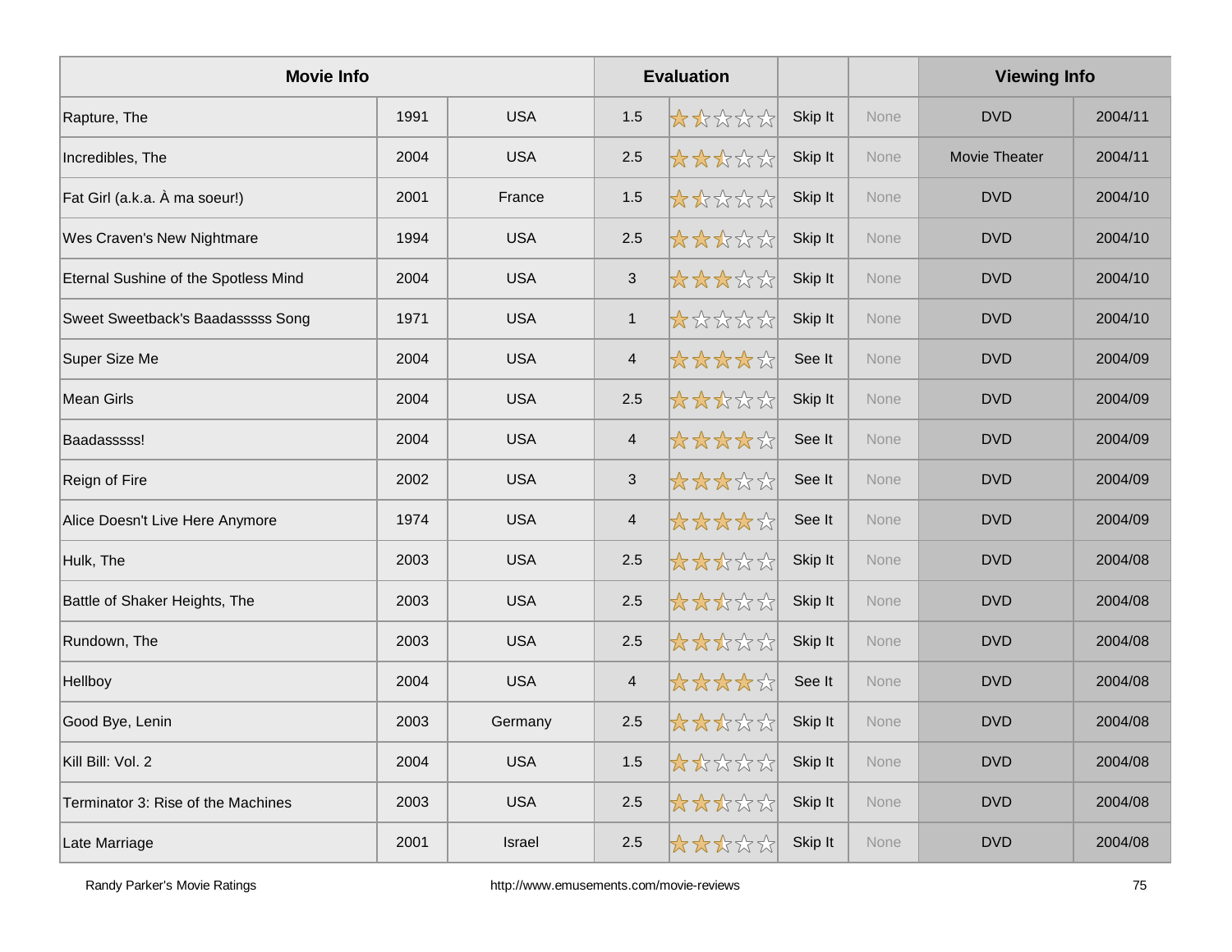| Movie Info | | | Evaluation | | | | Viewing Info | |
|---|---|---|---|---|---|---|---|---|
| Rapture, The | 1991 | USA | 1.5 | | Skip It | None | DVD | 2004/11 |
| Incredibles, The | 2004 | USA | 2.5 | | Skip It | None | Movie Theater | 2004/11 |
| Fat Girl (a.k.a. À ma soeur!) | 2001 | France | 1.5 | | Skip It | None | DVD | 2004/10 |
| Wes Craven's New Nightmare | 1994 | USA | 2.5 | | Skip It | None | DVD | 2004/10 |
| Eternal Sushine of the Spotless Mind | 2004 | USA | 3 | | Skip It | None | DVD | 2004/10 |
| Sweet Sweetback's Baadasssss Song | 1971 | USA | 1 | | Skip It | None | DVD | 2004/10 |
| Super Size Me | 2004 | USA | 4 | | See It | None | DVD | 2004/09 |
| Mean Girls | 2004 | USA | 2.5 | | Skip It | None | DVD | 2004/09 |
| Baadasssss! | 2004 | USA | 4 | | See It | None | DVD | 2004/09 |
| Reign of Fire | 2002 | USA | 3 | | See It | None | DVD | 2004/09 |
| Alice Doesn't Live Here Anymore | 1974 | USA | 4 | | See It | None | DVD | 2004/09 |
| Hulk, The | 2003 | USA | 2.5 | | Skip It | None | DVD | 2004/08 |
| Battle of Shaker Heights, The | 2003 | USA | 2.5 | | Skip It | None | DVD | 2004/08 |
| Rundown, The | 2003 | USA | 2.5 | | Skip It | None | DVD | 2004/08 |
| Hellboy | 2004 | USA | 4 | | See It | None | DVD | 2004/08 |
| Good Bye, Lenin | 2003 | Germany | 2.5 | | Skip It | None | DVD | 2004/08 |
| Kill Bill: Vol. 2 | 2004 | USA | 1.5 | | Skip It | None | DVD | 2004/08 |
| Terminator 3: Rise of the Machines | 2003 | USA | 2.5 | | Skip It | None | DVD | 2004/08 |
| Late Marriage | 2001 | Israel | 2.5 | | Skip It | None | DVD | 2004/08 |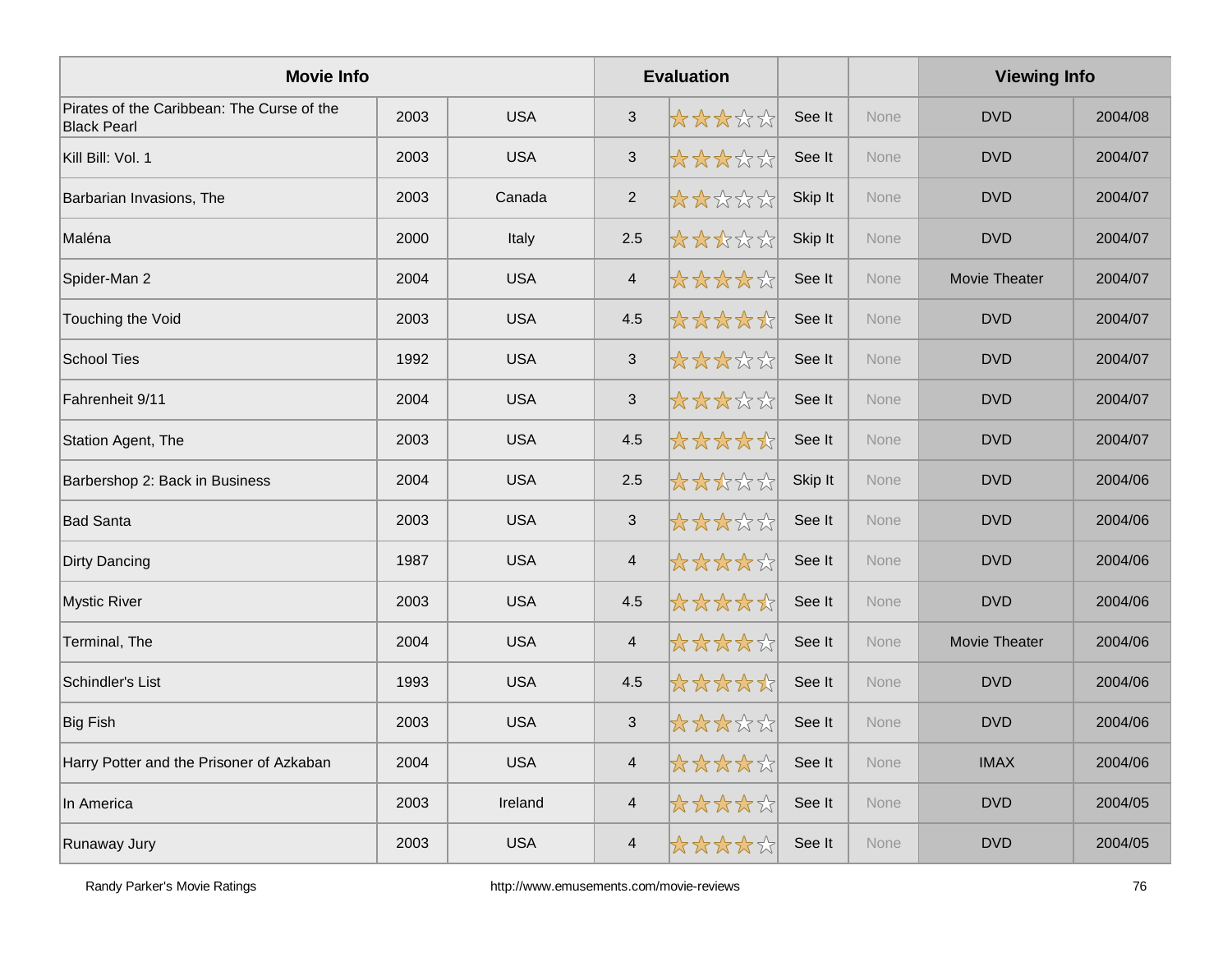| Movie Info | | | Evaluation | | | | Viewing Info | |
|---|---|---|---|---|---|---|---|---|
| Pirates of the Caribbean: The Curse of the Black Pearl | 2003 | USA | 3 | ★★★☆☆ | See It | None | DVD | 2004/08 |
| Kill Bill: Vol. 1 | 2003 | USA | 3 | ★★★☆☆ | See It | None | DVD | 2004/07 |
| Barbarian Invasions, The | 2003 | Canada | 2 | ★★☆☆☆ | Skip It | None | DVD | 2004/07 |
| Maléna | 2000 | Italy | 2.5 | ★★½☆☆ | Skip It | None | DVD | 2004/07 |
| Spider-Man 2 | 2004 | USA | 4 | ★★★★☆ | See It | None | Movie Theater | 2004/07 |
| Touching the Void | 2003 | USA | 4.5 | ★★★★½ | See It | None | DVD | 2004/07 |
| School Ties | 1992 | USA | 3 | ★★★☆☆ | See It | None | DVD | 2004/07 |
| Fahrenheit 9/11 | 2004 | USA | 3 | ★★★☆☆ | See It | None | DVD | 2004/07 |
| Station Agent, The | 2003 | USA | 4.5 | ★★★★½ | See It | None | DVD | 2004/07 |
| Barbershop 2: Back in Business | 2004 | USA | 2.5 | ★★½☆☆ | Skip It | None | DVD | 2004/06 |
| Bad Santa | 2003 | USA | 3 | ★★★☆☆ | See It | None | DVD | 2004/06 |
| Dirty Dancing | 1987 | USA | 4 | ★★★★☆ | See It | None | DVD | 2004/06 |
| Mystic River | 2003 | USA | 4.5 | ★★★★½ | See It | None | DVD | 2004/06 |
| Terminal, The | 2004 | USA | 4 | ★★★★☆ | See It | None | Movie Theater | 2004/06 |
| Schindler's List | 1993 | USA | 4.5 | ★★★★½ | See It | None | DVD | 2004/06 |
| Big Fish | 2003 | USA | 3 | ★★★☆☆ | See It | None | DVD | 2004/06 |
| Harry Potter and the Prisoner of Azkaban | 2004 | USA | 4 | ★★★★☆ | See It | None | IMAX | 2004/06 |
| In America | 2003 | Ireland | 4 | ★★★★☆ | See It | None | DVD | 2004/05 |
| Runaway Jury | 2003 | USA | 4 | ★★★★☆ | See It | None | DVD | 2004/05 |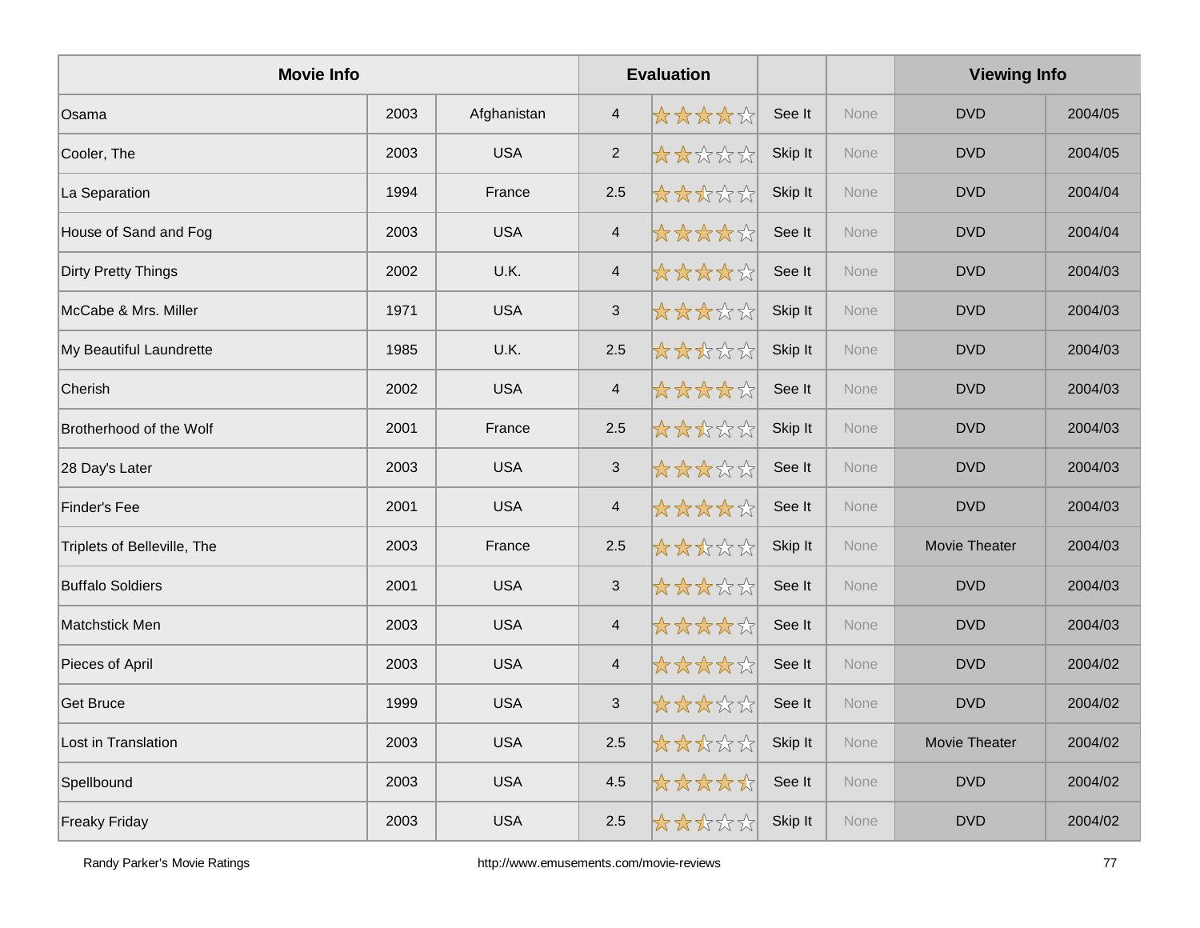| Movie Info | | | Evaluation | | | | Viewing Info | |
|---|---|---|---|---|---|---|---|---|
| Osama | 2003 | Afghanistan | 4 | ★★★★☆ | See It | None | DVD | 2004/05 |
| Cooler, The | 2003 | USA | 2 | ★★☆☆☆ | Skip It | None | DVD | 2004/05 |
| La Separation | 1994 | France | 2.5 | ★★½☆☆ | Skip It | None | DVD | 2004/04 |
| House of Sand and Fog | 2003 | USA | 4 | ★★★★☆ | See It | None | DVD | 2004/04 |
| Dirty Pretty Things | 2002 | U.K. | 4 | ★★★★☆ | See It | None | DVD | 2004/03 |
| McCabe & Mrs. Miller | 1971 | USA | 3 | ★★★☆☆ | Skip It | None | DVD | 2004/03 |
| My Beautiful Laundrette | 1985 | U.K. | 2.5 | ★★½☆☆ | Skip It | None | DVD | 2004/03 |
| Cherish | 2002 | USA | 4 | ★★★★☆ | See It | None | DVD | 2004/03 |
| Brotherhood of the Wolf | 2001 | France | 2.5 | ★★½☆☆ | Skip It | None | DVD | 2004/03 |
| 28 Day's Later | 2003 | USA | 3 | ★★★☆☆ | See It | None | DVD | 2004/03 |
| Finder's Fee | 2001 | USA | 4 | ★★★★☆ | See It | None | DVD | 2004/03 |
| Triplets of Belleville, The | 2003 | France | 2.5 | ★★½☆☆ | Skip It | None | Movie Theater | 2004/03 |
| Buffalo Soldiers | 2001 | USA | 3 | ★★★☆☆ | See It | None | DVD | 2004/03 |
| Matchstick Men | 2003 | USA | 4 | ★★★★☆ | See It | None | DVD | 2004/03 |
| Pieces of April | 2003 | USA | 4 | ★★★★☆ | See It | None | DVD | 2004/02 |
| Get Bruce | 1999 | USA | 3 | ★★★☆☆ | See It | None | DVD | 2004/02 |
| Lost in Translation | 2003 | USA | 2.5 | ★★½☆☆ | Skip It | None | Movie Theater | 2004/02 |
| Spellbound | 2003 | USA | 4.5 | ★★★★½ | See It | None | DVD | 2004/02 |
| Freaky Friday | 2003 | USA | 2.5 | ★★½☆☆ | Skip It | None | DVD | 2004/02 |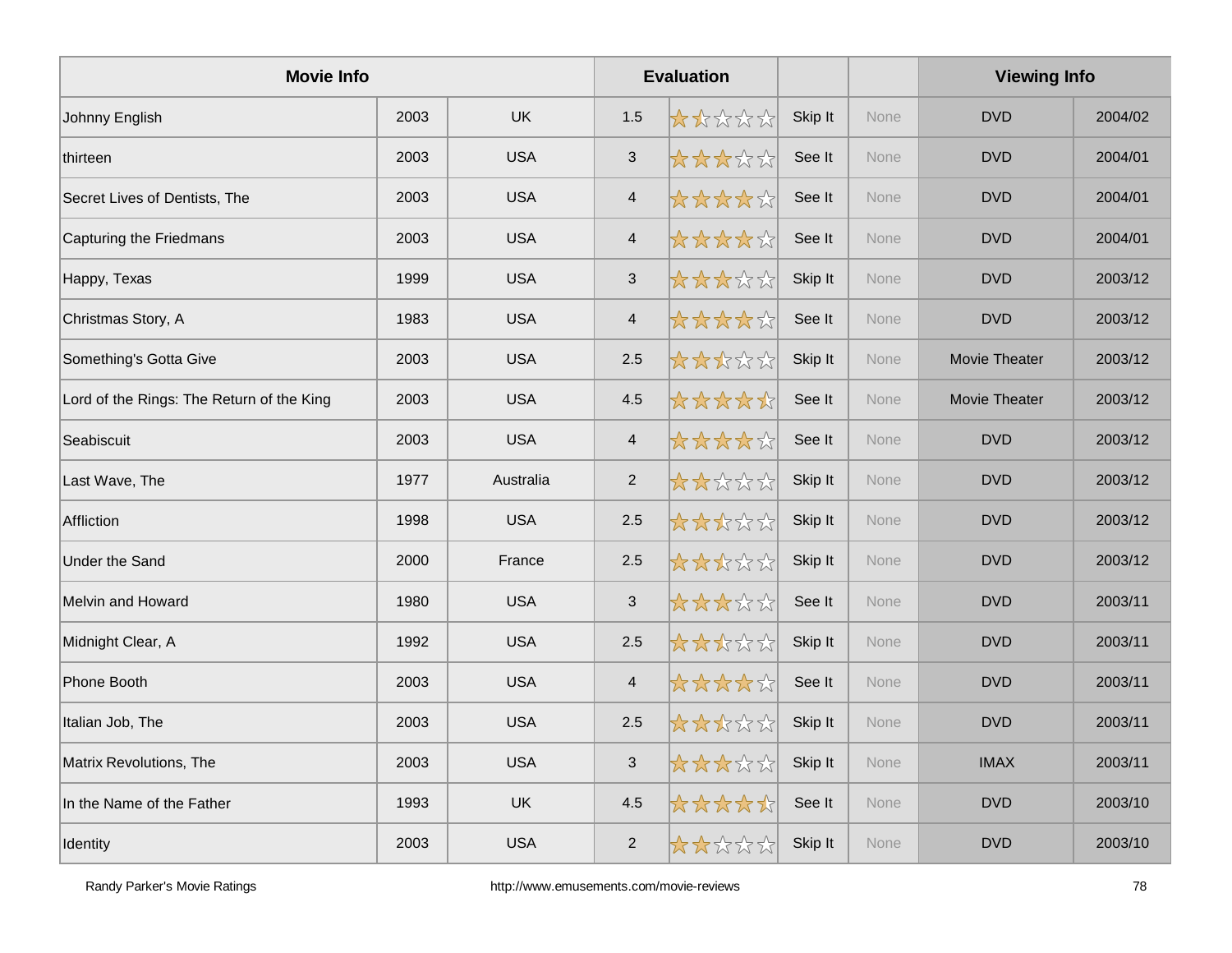| Movie Info | | | Evaluation | | | | Viewing Info | |
|---|---|---|---|---|---|---|---|---|
| Johnny English | 2003 | UK | 1.5 | | Skip It | None | DVD | 2004/02 |
| thirteen | 2003 | USA | 3 | | See It | None | DVD | 2004/01 |
| Secret Lives of Dentists, The | 2003 | USA | 4 | | See It | None | DVD | 2004/01 |
| Capturing the Friedmans | 2003 | USA | 4 | | See It | None | DVD | 2004/01 |
| Happy, Texas | 1999 | USA | 3 | | Skip It | None | DVD | 2003/12 |
| Christmas Story, A | 1983 | USA | 4 | | See It | None | DVD | 2003/12 |
| Something's Gotta Give | 2003 | USA | 2.5 | | Skip It | None | Movie Theater | 2003/12 |
| Lord of the Rings: The Return of the King | 2003 | USA | 4.5 | | See It | None | Movie Theater | 2003/12 |
| Seabiscuit | 2003 | USA | 4 | | See It | None | DVD | 2003/12 |
| Last Wave, The | 1977 | Australia | 2 | | Skip It | None | DVD | 2003/12 |
| Affliction | 1998 | USA | 2.5 | | Skip It | None | DVD | 2003/12 |
| Under the Sand | 2000 | France | 2.5 | | Skip It | None | DVD | 2003/12 |
| Melvin and Howard | 1980 | USA | 3 | | See It | None | DVD | 2003/11 |
| Midnight Clear, A | 1992 | USA | 2.5 | | Skip It | None | DVD | 2003/11 |
| Phone Booth | 2003 | USA | 4 | | See It | None | DVD | 2003/11 |
| Italian Job, The | 2003 | USA | 2.5 | | Skip It | None | DVD | 2003/11 |
| Matrix Revolutions, The | 2003 | USA | 3 | | Skip It | None | IMAX | 2003/11 |
| In the Name of the Father | 1993 | UK | 4.5 | | See It | None | DVD | 2003/10 |
| Identity | 2003 | USA | 2 | | Skip It | None | DVD | 2003/10 |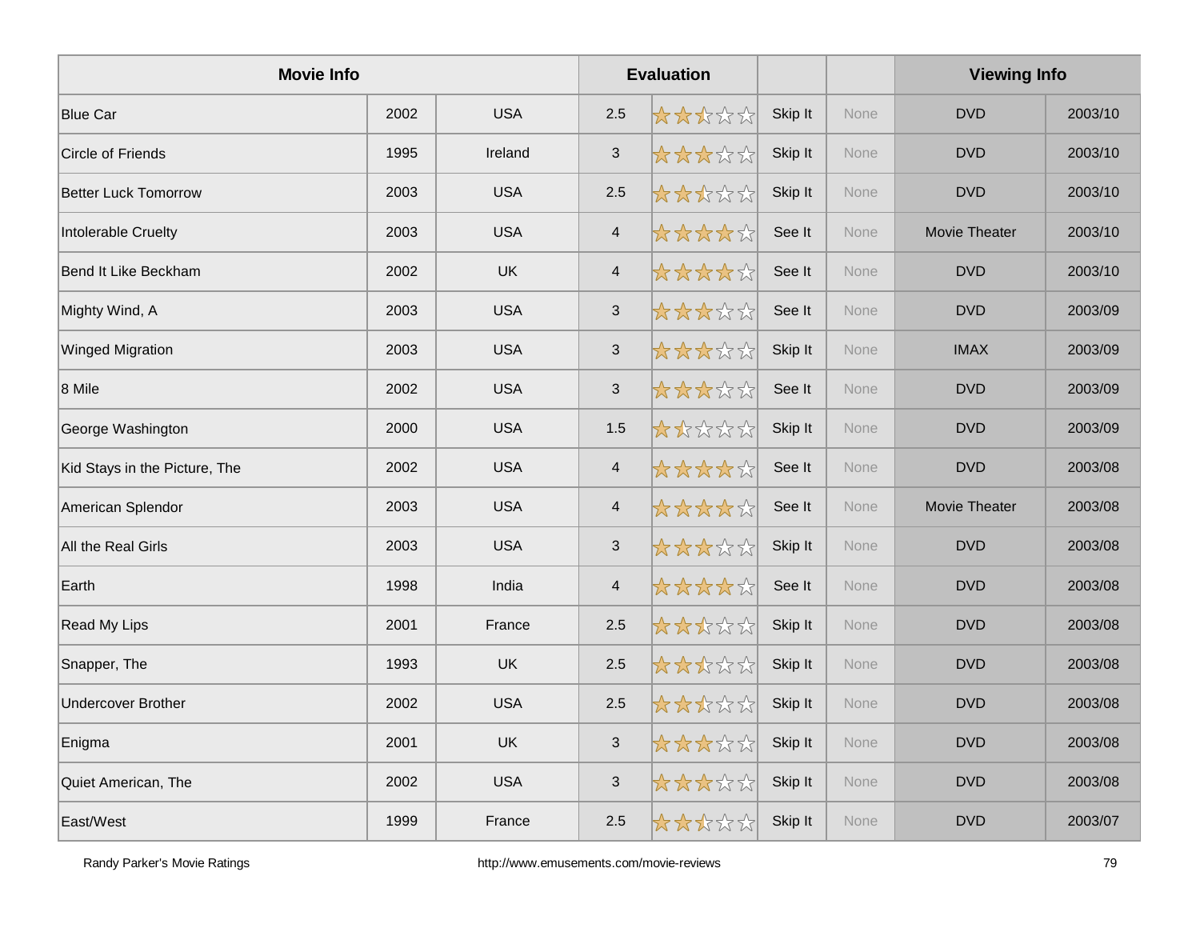| Movie Info | | | Evaluation | | | | Viewing Info | |
|---|---|---|---|---|---|---|---|---|
| Blue Car | 2002 | USA | 2.5 | ★★½☆☆ | Skip It | None | DVD | 2003/10 |
| Circle of Friends | 1995 | Ireland | 3 | ★★★☆☆ | Skip It | None | DVD | 2003/10 |
| Better Luck Tomorrow | 2003 | USA | 2.5 | ★★½☆☆ | Skip It | None | DVD | 2003/10 |
| Intolerable Cruelty | 2003 | USA | 4 | ★★★★☆ | See It | None | Movie Theater | 2003/10 |
| Bend It Like Beckham | 2002 | UK | 4 | ★★★★☆ | See It | None | DVD | 2003/10 |
| Mighty Wind, A | 2003 | USA | 3 | ★★★☆☆ | See It | None | DVD | 2003/09 |
| Winged Migration | 2003 | USA | 3 | ★★★☆☆ | Skip It | None | IMAX | 2003/09 |
| 8 Mile | 2002 | USA | 3 | ★★★☆☆ | See It | None | DVD | 2003/09 |
| George Washington | 2000 | USA | 1.5 | ★½☆☆☆ | Skip It | None | DVD | 2003/09 |
| Kid Stays in the Picture, The | 2002 | USA | 4 | ★★★★☆ | See It | None | DVD | 2003/08 |
| American Splendor | 2003 | USA | 4 | ★★★★☆ | See It | None | Movie Theater | 2003/08 |
| All the Real Girls | 2003 | USA | 3 | ★★★☆☆ | Skip It | None | DVD | 2003/08 |
| Earth | 1998 | India | 4 | ★★★★☆ | See It | None | DVD | 2003/08 |
| Read My Lips | 2001 | France | 2.5 | ★★½☆☆ | Skip It | None | DVD | 2003/08 |
| Snapper, The | 1993 | UK | 2.5 | ★★½☆☆ | Skip It | None | DVD | 2003/08 |
| Undercover Brother | 2002 | USA | 2.5 | ★★½☆☆ | Skip It | None | DVD | 2003/08 |
| Enigma | 2001 | UK | 3 | ★★★☆☆ | Skip It | None | DVD | 2003/08 |
| Quiet American, The | 2002 | USA | 3 | ★★★☆☆ | Skip It | None | DVD | 2003/08 |
| East/West | 1999 | France | 2.5 | ★★½☆☆ | Skip It | None | DVD | 2003/07 |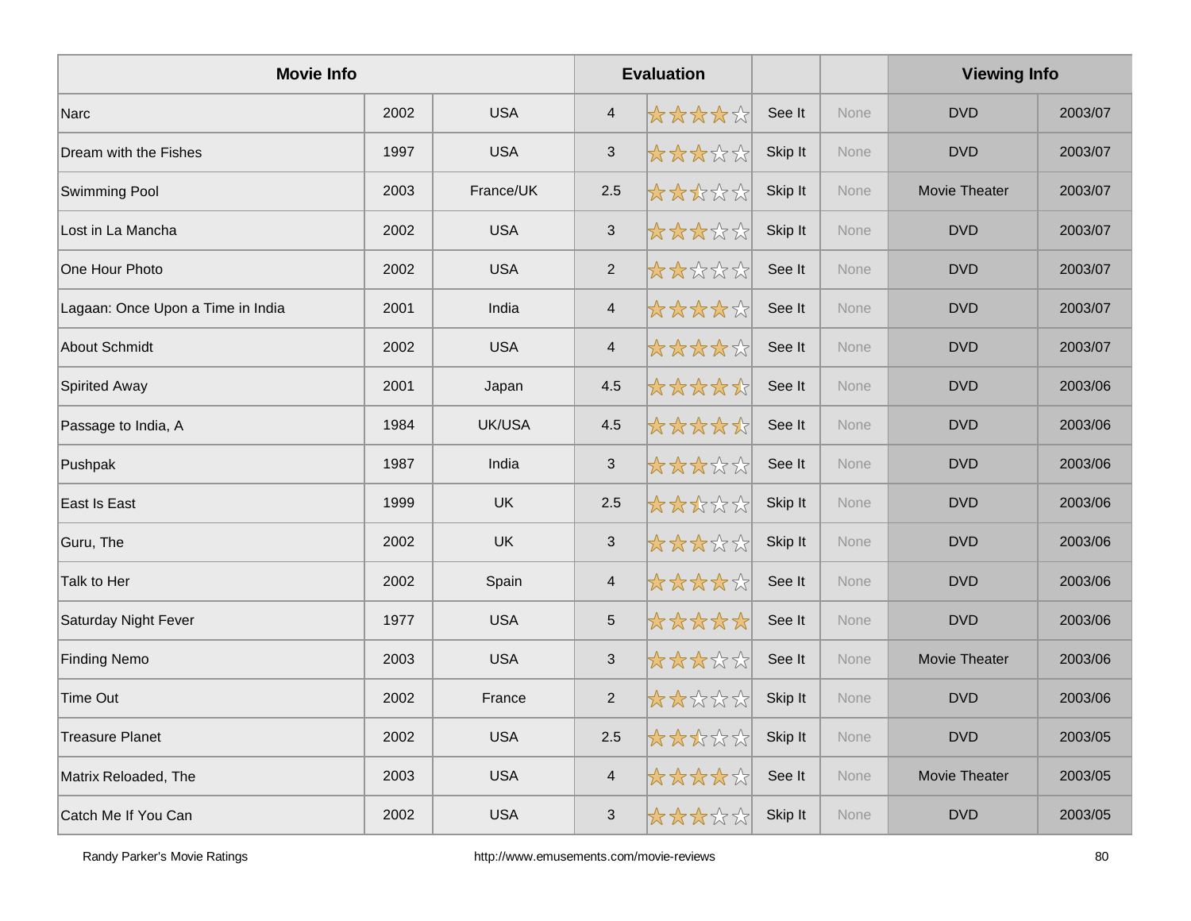| Movie Info | | | Evaluation | | | | Viewing Info | |
|---|---|---|---|---|---|---|---|---|
| Narc | 2002 | USA | 4 | ★★★★☆ | See It | None | DVD | 2003/07 |
| Dream with the Fishes | 1997 | USA | 3 | ★★★☆☆ | Skip It | None | DVD | 2003/07 |
| Swimming Pool | 2003 | France/UK | 2.5 | ★★½☆☆ | Skip It | None | Movie Theater | 2003/07 |
| Lost in La Mancha | 2002 | USA | 3 | ★★★☆☆ | Skip It | None | DVD | 2003/07 |
| One Hour Photo | 2002 | USA | 2 | ★★☆☆☆ | See It | None | DVD | 2003/07 |
| Lagaan: Once Upon a Time in India | 2001 | India | 4 | ★★★★☆ | See It | None | DVD | 2003/07 |
| About Schmidt | 2002 | USA | 4 | ★★★★☆ | See It | None | DVD | 2003/07 |
| Spirited Away | 2001 | Japan | 4.5 | ★★★★½ | See It | None | DVD | 2003/06 |
| Passage to India, A | 1984 | UK/USA | 4.5 | ★★★★½ | See It | None | DVD | 2003/06 |
| Pushpak | 1987 | India | 3 | ★★★☆☆ | See It | None | DVD | 2003/06 |
| East Is East | 1999 | UK | 2.5 | ★★½☆☆ | Skip It | None | DVD | 2003/06 |
| Guru, The | 2002 | UK | 3 | ★★★☆☆ | Skip It | None | DVD | 2003/06 |
| Talk to Her | 2002 | Spain | 4 | ★★★★☆ | See It | None | DVD | 2003/06 |
| Saturday Night Fever | 1977 | USA | 5 | ★★★★★ | See It | None | DVD | 2003/06 |
| Finding Nemo | 2003 | USA | 3 | ★★★☆☆ | See It | None | Movie Theater | 2003/06 |
| Time Out | 2002 | France | 2 | ★★☆☆☆ | Skip It | None | DVD | 2003/06 |
| Treasure Planet | 2002 | USA | 2.5 | ★★½☆☆ | Skip It | None | DVD | 2003/05 |
| Matrix Reloaded, The | 2003 | USA | 4 | ★★★★☆ | See It | None | Movie Theater | 2003/05 |
| Catch Me If You Can | 2002 | USA | 3 | ★★★☆☆ | Skip It | None | DVD | 2003/05 |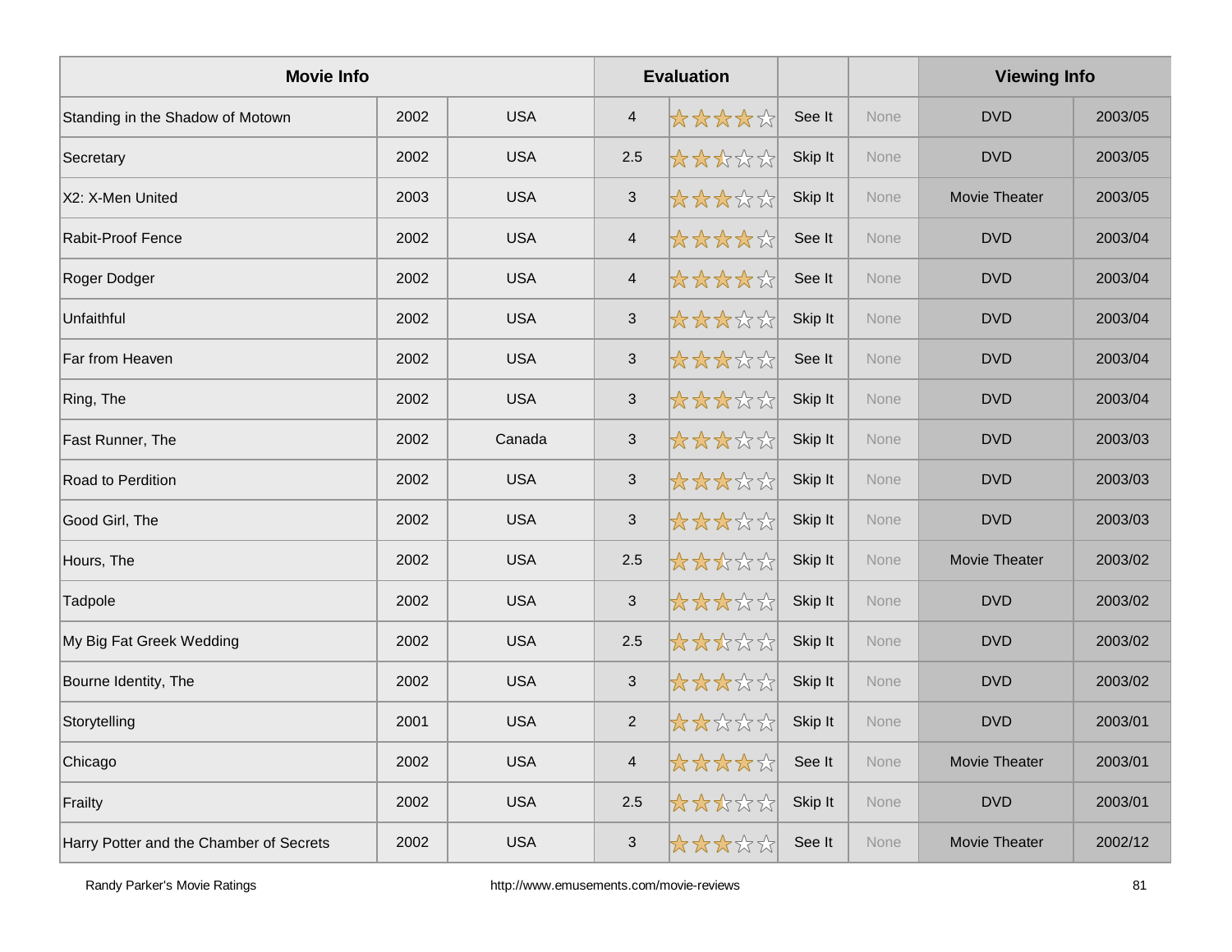| Movie Info | | | Evaluation | | | | Viewing Info | |
|---|---|---|---|---|---|---|---|---|
| Standing in the Shadow of Motown | 2002 | USA | 4 | ★★★★☆ | See It | None | DVD | 2003/05 |
| Secretary | 2002 | USA | 2.5 | ★★½☆☆ | Skip It | None | DVD | 2003/05 |
| X2: X-Men United | 2003 | USA | 3 | ★★★☆☆ | Skip It | None | Movie Theater | 2003/05 |
| Rabit-Proof Fence | 2002 | USA | 4 | ★★★★☆ | See It | None | DVD | 2003/04 |
| Roger Dodger | 2002 | USA | 4 | ★★★★☆ | See It | None | DVD | 2003/04 |
| Unfaithful | 2002 | USA | 3 | ★★★☆☆ | Skip It | None | DVD | 2003/04 |
| Far from Heaven | 2002 | USA | 3 | ★★★☆☆ | See It | None | DVD | 2003/04 |
| Ring, The | 2002 | USA | 3 | ★★★☆☆ | Skip It | None | DVD | 2003/04 |
| Fast Runner, The | 2002 | Canada | 3 | ★★★☆☆ | Skip It | None | DVD | 2003/03 |
| Road to Perdition | 2002 | USA | 3 | ★★★☆☆ | Skip It | None | DVD | 2003/03 |
| Good Girl, The | 2002 | USA | 3 | ★★★☆☆ | Skip It | None | DVD | 2003/03 |
| Hours, The | 2002 | USA | 2.5 | ★★½☆☆ | Skip It | None | Movie Theater | 2003/02 |
| Tadpole | 2002 | USA | 3 | ★★★☆☆ | Skip It | None | DVD | 2003/02 |
| My Big Fat Greek Wedding | 2002 | USA | 2.5 | ★★½☆☆ | Skip It | None | DVD | 2003/02 |
| Bourne Identity, The | 2002 | USA | 3 | ★★★☆☆ | Skip It | None | DVD | 2003/02 |
| Storytelling | 2001 | USA | 2 | ★★☆☆☆ | Skip It | None | DVD | 2003/01 |
| Chicago | 2002 | USA | 4 | ★★★★☆ | See It | None | Movie Theater | 2003/01 |
| Frailty | 2002 | USA | 2.5 | ★★½☆☆ | Skip It | None | DVD | 2003/01 |
| Harry Potter and the Chamber of Secrets | 2002 | USA | 3 | ★★★☆☆ | See It | None | Movie Theater | 2002/12 |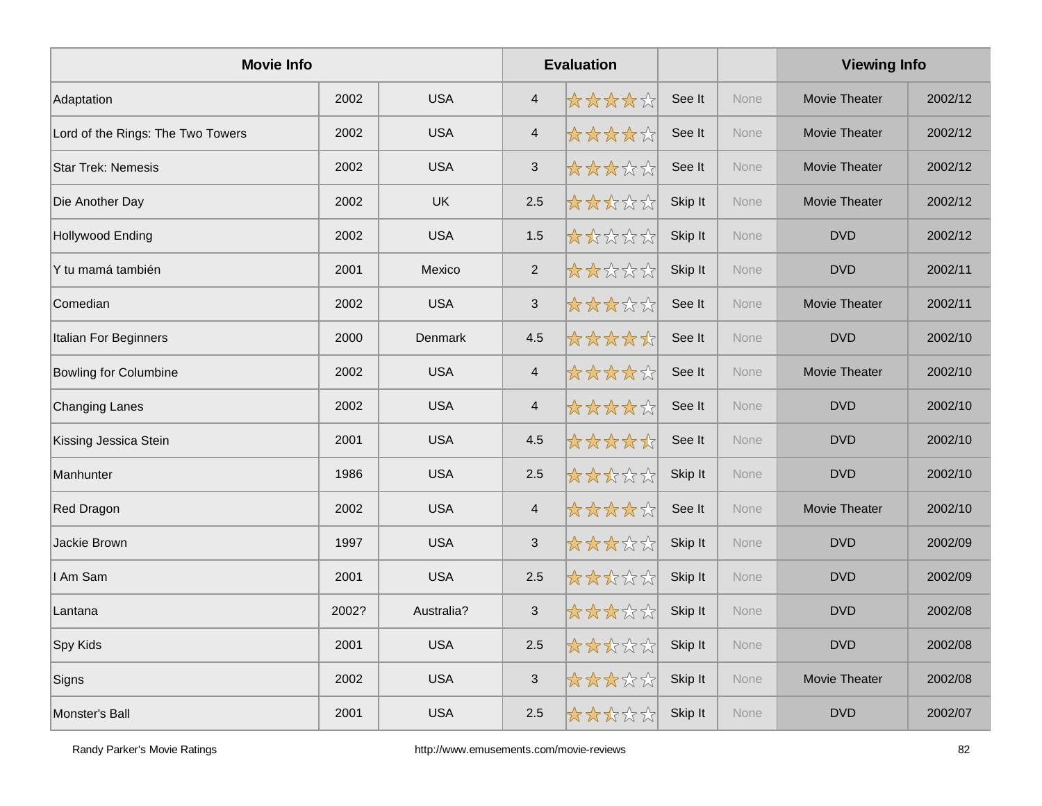| Movie Info | | | Evaluation | | | | Viewing Info | |
|---|---|---|---|---|---|---|---|---|
| Adaptation | 2002 | USA | 4 | ★★★★☆ | See It | None | Movie Theater | 2002/12 |
| Lord of the Rings: The Two Towers | 2002 | USA | 4 | ★★★★☆ | See It | None | Movie Theater | 2002/12 |
| Star Trek: Nemesis | 2002 | USA | 3 | ★★★☆☆ | See It | None | Movie Theater | 2002/12 |
| Die Another Day | 2002 | UK | 2.5 | ★★½☆☆ | Skip It | None | Movie Theater | 2002/12 |
| Hollywood Ending | 2002 | USA | 1.5 | ★½☆☆☆ | Skip It | None | DVD | 2002/12 |
| Y tu mamá también | 2001 | Mexico | 2 | ★★☆☆☆ | Skip It | None | DVD | 2002/11 |
| Comedian | 2002 | USA | 3 | ★★★☆☆ | See It | None | Movie Theater | 2002/11 |
| Italian For Beginners | 2000 | Denmark | 4.5 | ★★★★½ | See It | None | DVD | 2002/10 |
| Bowling for Columbine | 2002 | USA | 4 | ★★★★☆ | See It | None | Movie Theater | 2002/10 |
| Changing Lanes | 2002 | USA | 4 | ★★★★☆ | See It | None | DVD | 2002/10 |
| Kissing Jessica Stein | 2001 | USA | 4.5 | ★★★★½ | See It | None | DVD | 2002/10 |
| Manhunter | 1986 | USA | 2.5 | ★★½☆☆ | Skip It | None | DVD | 2002/10 |
| Red Dragon | 2002 | USA | 4 | ★★★★☆ | See It | None | Movie Theater | 2002/10 |
| Jackie Brown | 1997 | USA | 3 | ★★★☆☆ | Skip It | None | DVD | 2002/09 |
| I Am Sam | 2001 | USA | 2.5 | ★★½☆☆ | Skip It | None | DVD | 2002/09 |
| Lantana | 2002? | Australia? | 3 | ★★★☆☆ | Skip It | None | DVD | 2002/08 |
| Spy Kids | 2001 | USA | 2.5 | ★★½☆☆ | Skip It | None | DVD | 2002/08 |
| Signs | 2002 | USA | 3 | ★★★☆☆ | Skip It | None | Movie Theater | 2002/08 |
| Monster's Ball | 2001 | USA | 2.5 | ★★½☆☆ | Skip It | None | DVD | 2002/07 |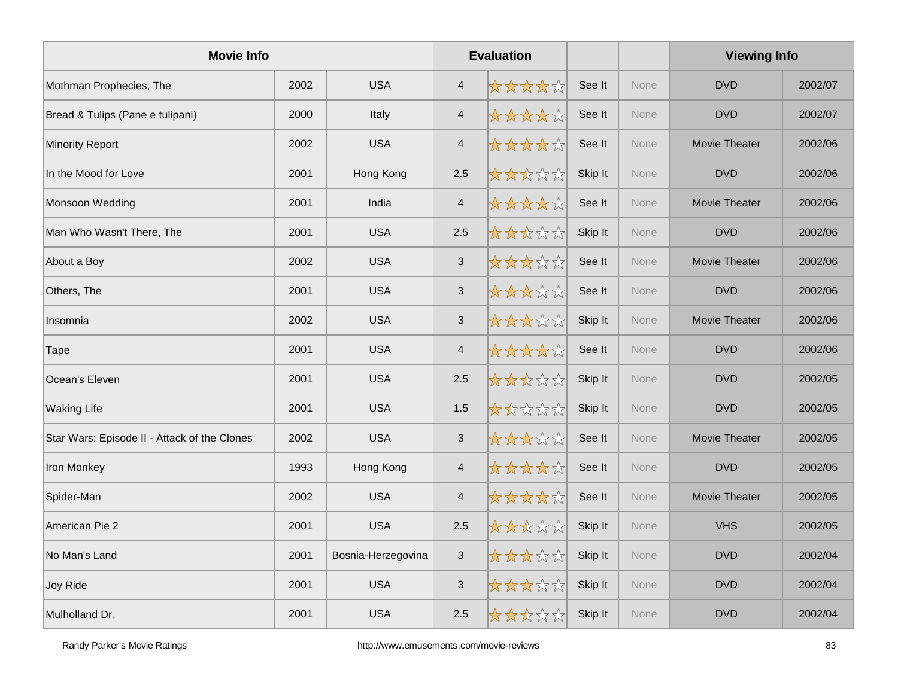| Movie Info | | | Evaluation | | | | Viewing Info | |
|---|---|---|---|---|---|---|---|---|
| Mothman Prophecies, The | 2002 | USA | 4 | ★★★★☆ | See It | None | DVD | 2002/07 |
| Bread & Tulips (Pane e tulipani) | 2000 | Italy | 4 | ★★★★☆ | See It | None | DVD | 2002/07 |
| Minority Report | 2002 | USA | 4 | ★★★★☆ | See It | None | Movie Theater | 2002/06 |
| In the Mood for Love | 2001 | Hong Kong | 2.5 | ★★½☆☆ | Skip It | None | DVD | 2002/06 |
| Monsoon Wedding | 2001 | India | 4 | ★★★★☆ | See It | None | Movie Theater | 2002/06 |
| Man Who Wasn't There, The | 2001 | USA | 2.5 | ★★½☆☆ | Skip It | None | DVD | 2002/06 |
| About a Boy | 2002 | USA | 3 | ★★★☆☆ | See It | None | Movie Theater | 2002/06 |
| Others, The | 2001 | USA | 3 | ★★★☆☆ | See It | None | DVD | 2002/06 |
| Insomnia | 2002 | USA | 3 | ★★★☆☆ | Skip It | None | Movie Theater | 2002/06 |
| Tape | 2001 | USA | 4 | ★★★★☆ | See It | None | DVD | 2002/06 |
| Ocean's Eleven | 2001 | USA | 2.5 | ★★½☆☆ | Skip It | None | DVD | 2002/05 |
| Waking Life | 2001 | USA | 1.5 | ★½☆☆☆ | Skip It | None | DVD | 2002/05 |
| Star Wars: Episode II - Attack of the Clones | 2002 | USA | 3 | ★★★☆☆ | See It | None | Movie Theater | 2002/05 |
| Iron Monkey | 1993 | Hong Kong | 4 | ★★★★☆ | See It | None | DVD | 2002/05 |
| Spider-Man | 2002 | USA | 4 | ★★★★☆ | See It | None | Movie Theater | 2002/05 |
| American Pie 2 | 2001 | USA | 2.5 | ★★½☆☆ | Skip It | None | VHS | 2002/05 |
| No Man's Land | 2001 | Bosnia-Herzegovina | 3 | ★★★☆☆ | Skip It | None | DVD | 2002/04 |
| Joy Ride | 2001 | USA | 3 | ★★★☆☆ | Skip It | None | DVD | 2002/04 |
| Mulholland Dr. | 2001 | USA | 2.5 | ★★½☆☆ | Skip It | None | DVD | 2002/04 |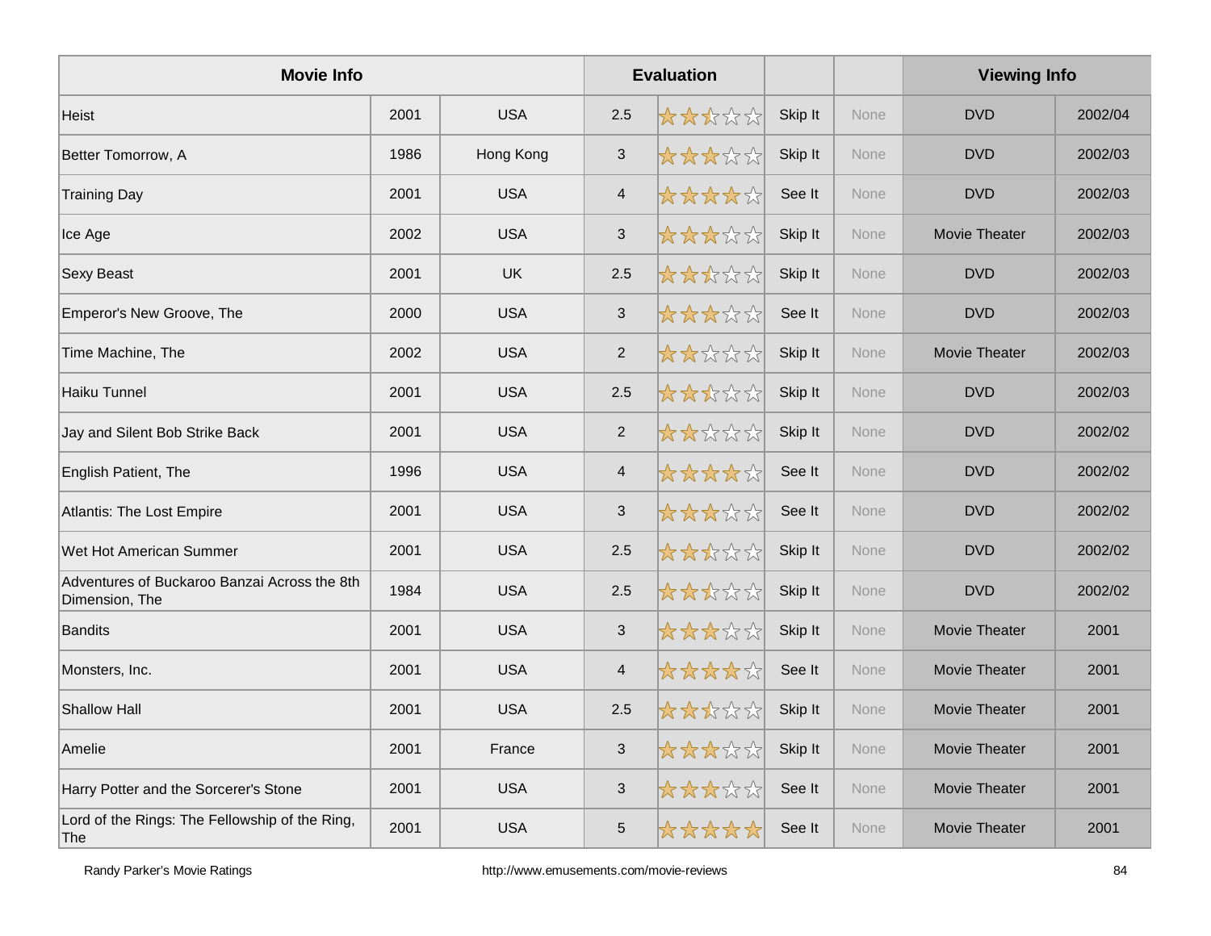| Movie Info | | | Evaluation | | | | Viewing Info | |
|---|---|---|---|---|---|---|---|---|
| Heist | 2001 | USA | 2.5 | | Skip It | None | DVD | 2002/04 |
| Better Tomorrow, A | 1986 | Hong Kong | 3 | | Skip It | None | DVD | 2002/03 |
| Training Day | 2001 | USA | 4 | | See It | None | DVD | 2002/03 |
| Ice Age | 2002 | USA | 3 | | Skip It | None | Movie Theater | 2002/03 |
| Sexy Beast | 2001 | UK | 2.5 | | Skip It | None | DVD | 2002/03 |
| Emperor's New Groove, The | 2000 | USA | 3 | | See It | None | DVD | 2002/03 |
| Time Machine, The | 2002 | USA | 2 | | Skip It | None | Movie Theater | 2002/03 |
| Haiku Tunnel | 2001 | USA | 2.5 | | Skip It | None | DVD | 2002/03 |
| Jay and Silent Bob Strike Back | 2001 | USA | 2 | | Skip It | None | DVD | 2002/02 |
| English Patient, The | 1996 | USA | 4 | | See It | None | DVD | 2002/02 |
| Atlantis: The Lost Empire | 2001 | USA | 3 | | See It | None | DVD | 2002/02 |
| Wet Hot American Summer | 2001 | USA | 2.5 | | Skip It | None | DVD | 2002/02 |
| Adventures of Buckaroo Banzai Across the 8th Dimension, The | 1984 | USA | 2.5 | | Skip It | None | DVD | 2002/02 |
| Bandits | 2001 | USA | 3 | | Skip It | None | Movie Theater | 2001 |
| Monsters, Inc. | 2001 | USA | 4 | | See It | None | Movie Theater | 2001 |
| Shallow Hall | 2001 | USA | 2.5 | | Skip It | None | Movie Theater | 2001 |
| Amelie | 2001 | France | 3 | | Skip It | None | Movie Theater | 2001 |
| Harry Potter and the Sorcerer's Stone | 2001 | USA | 3 | | See It | None | Movie Theater | 2001 |
| Lord of the Rings: The Fellowship of the Ring, The | 2001 | USA | 5 | | See It | None | Movie Theater | 2001 |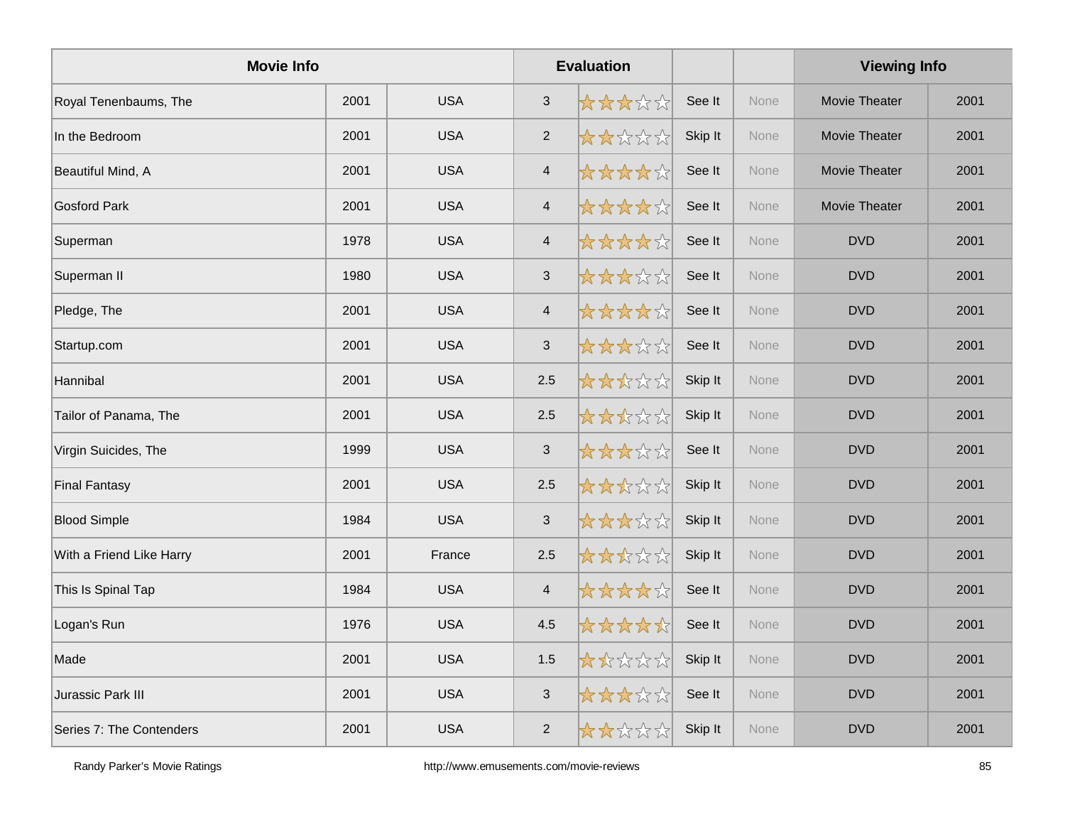| Movie Info | | | Evaluation | | | | Viewing Info | |
|---|---|---|---|---|---|---|---|---|
| Royal Tenenbaums, The | 2001 | USA | 3 | ★★★☆☆ | See It | None | Movie Theater | 2001 |
| In the Bedroom | 2001 | USA | 2 | ★★☆☆☆ | Skip It | None | Movie Theater | 2001 |
| Beautiful Mind, A | 2001 | USA | 4 | ★★★★☆ | See It | None | Movie Theater | 2001 |
| Gosford Park | 2001 | USA | 4 | ★★★★☆ | See It | None | Movie Theater | 2001 |
| Superman | 1978 | USA | 4 | ★★★★☆ | See It | None | DVD | 2001 |
| Superman II | 1980 | USA | 3 | ★★★☆☆ | See It | None | DVD | 2001 |
| Pledge, The | 2001 | USA | 4 | ★★★★☆ | See It | None | DVD | 2001 |
| Startup.com | 2001 | USA | 3 | ★★★☆☆ | See It | None | DVD | 2001 |
| Hannibal | 2001 | USA | 2.5 | ★★½☆☆ | Skip It | None | DVD | 2001 |
| Tailor of Panama, The | 2001 | USA | 2.5 | ★★½☆☆ | Skip It | None | DVD | 2001 |
| Virgin Suicides, The | 1999 | USA | 3 | ★★★☆☆ | See It | None | DVD | 2001 |
| Final Fantasy | 2001 | USA | 2.5 | ★★½☆☆ | Skip It | None | DVD | 2001 |
| Blood Simple | 1984 | USA | 3 | ★★★☆☆ | Skip It | None | DVD | 2001 |
| With a Friend Like Harry | 2001 | France | 2.5 | ★★½☆☆ | Skip It | None | DVD | 2001 |
| This Is Spinal Tap | 1984 | USA | 4 | ★★★★☆ | See It | None | DVD | 2001 |
| Logan's Run | 1976 | USA | 4.5 | ★★★★½ | See It | None | DVD | 2001 |
| Made | 2001 | USA | 1.5 | ★½☆☆☆ | Skip It | None | DVD | 2001 |
| Jurassic Park III | 2001 | USA | 3 | ★★★☆☆ | See It | None | DVD | 2001 |
| Series 7: The Contenders | 2001 | USA | 2 | ★★☆☆☆ | Skip It | None | DVD | 2001 |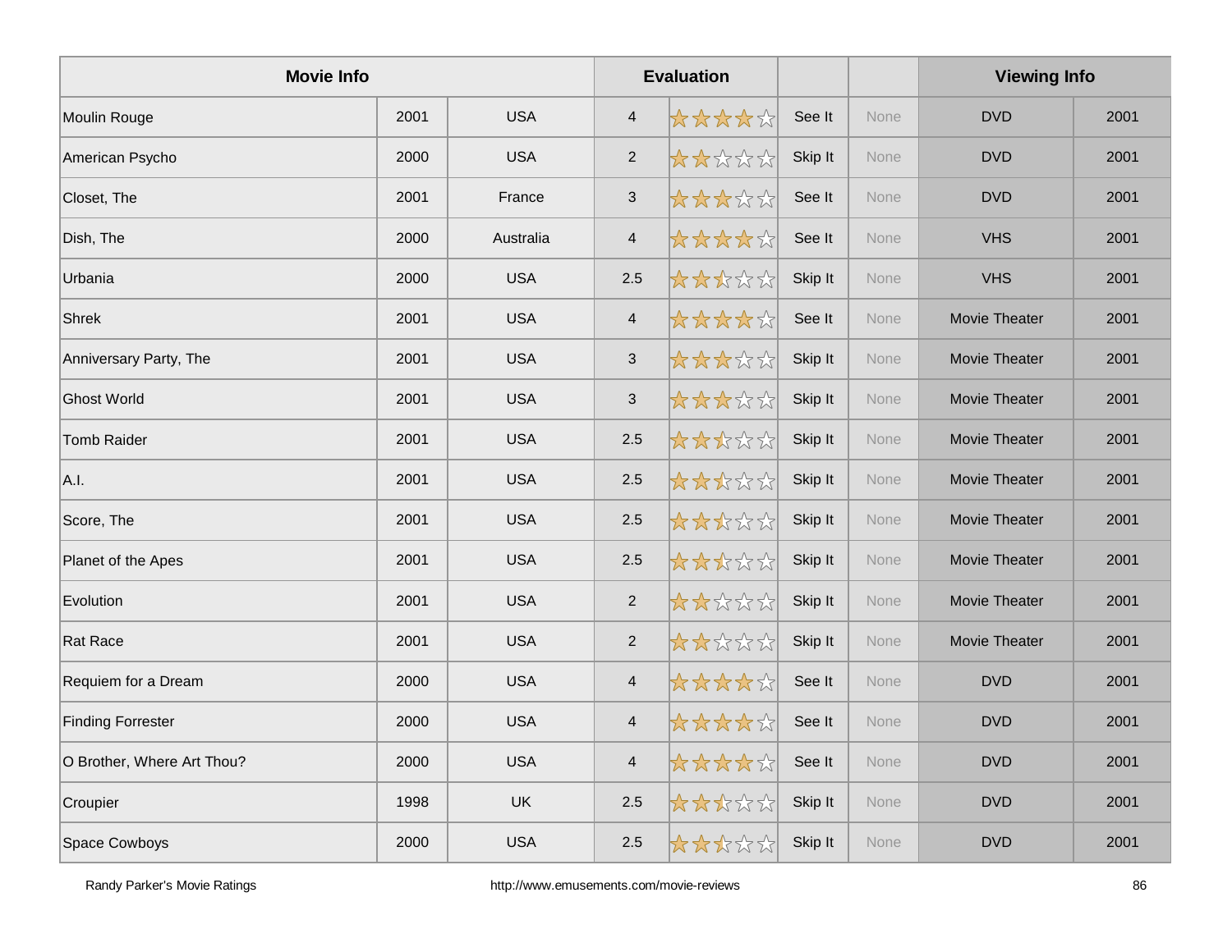| Movie Info | | | Evaluation | | | | Viewing Info | |
|---|---|---|---|---|---|---|---|---|
| Moulin Rouge | 2001 | USA | 4 | ★★★★☆ | See It | None | DVD | 2001 |
| American Psycho | 2000 | USA | 2 | ★★☆☆☆ | Skip It | None | DVD | 2001 |
| Closet, The | 2001 | France | 3 | ★★★☆☆ | See It | None | DVD | 2001 |
| Dish, The | 2000 | Australia | 4 | ★★★★☆ | See It | None | VHS | 2001 |
| Urbania | 2000 | USA | 2.5 | ★★½☆☆ | Skip It | None | VHS | 2001 |
| Shrek | 2001 | USA | 4 | ★★★★☆ | See It | None | Movie Theater | 2001 |
| Anniversary Party, The | 2001 | USA | 3 | ★★★☆☆ | Skip It | None | Movie Theater | 2001 |
| Ghost World | 2001 | USA | 3 | ★★★☆☆ | Skip It | None | Movie Theater | 2001 |
| Tomb Raider | 2001 | USA | 2.5 | ★★½☆☆ | Skip It | None | Movie Theater | 2001 |
| A.I. | 2001 | USA | 2.5 | ★★½☆☆ | Skip It | None | Movie Theater | 2001 |
| Score, The | 2001 | USA | 2.5 | ★★½☆☆ | Skip It | None | Movie Theater | 2001 |
| Planet of the Apes | 2001 | USA | 2.5 | ★★½☆☆ | Skip It | None | Movie Theater | 2001 |
| Evolution | 2001 | USA | 2 | ★★☆☆☆ | Skip It | None | Movie Theater | 2001 |
| Rat Race | 2001 | USA | 2 | ★★☆☆☆ | Skip It | None | Movie Theater | 2001 |
| Requiem for a Dream | 2000 | USA | 4 | ★★★★☆ | See It | None | DVD | 2001 |
| Finding Forrester | 2000 | USA | 4 | ★★★★☆ | See It | None | DVD | 2001 |
| O Brother, Where Art Thou? | 2000 | USA | 4 | ★★★★☆ | See It | None | DVD | 2001 |
| Croupier | 1998 | UK | 2.5 | ★★½☆☆ | Skip It | None | DVD | 2001 |
| Space Cowboys | 2000 | USA | 2.5 | ★★½☆☆ | Skip It | None | DVD | 2001 |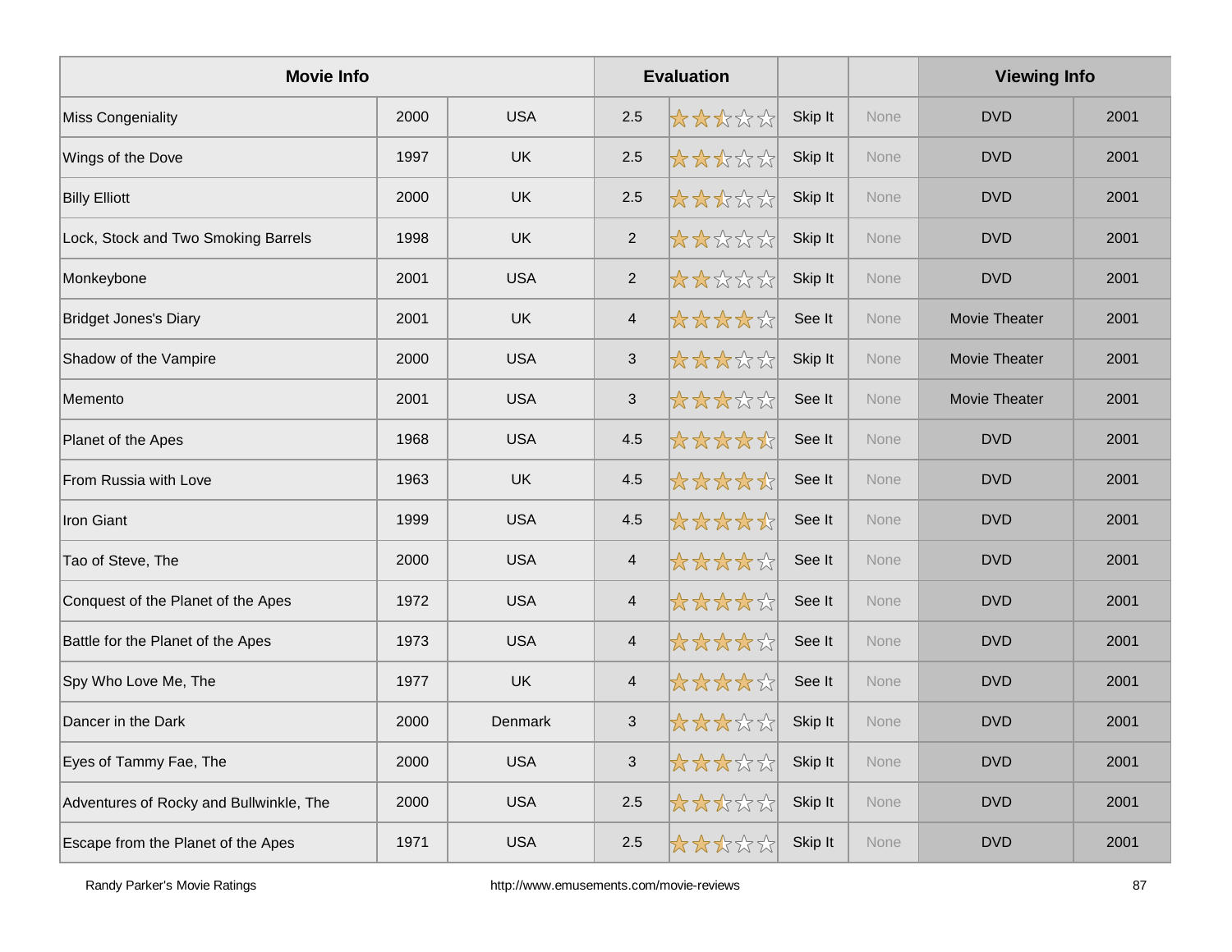| Movie Info | | | Evaluation | | | | Viewing Info | |
|---|---|---|---|---|---|---|---|---|
| Miss Congeniality | 2000 | USA | 2.5 | | Skip It | None | DVD | 2001 |
| Wings of the Dove | 1997 | UK | 2.5 | | Skip It | None | DVD | 2001 |
| Billy Elliott | 2000 | UK | 2.5 | | Skip It | None | DVD | 2001 |
| Lock, Stock and Two Smoking Barrels | 1998 | UK | 2 | | Skip It | None | DVD | 2001 |
| Monkeybone | 2001 | USA | 2 | | Skip It | None | DVD | 2001 |
| Bridget Jones's Diary | 2001 | UK | 4 | | See It | None | Movie Theater | 2001 |
| Shadow of the Vampire | 2000 | USA | 3 | | Skip It | None | Movie Theater | 2001 |
| Memento | 2001 | USA | 3 | | See It | None | Movie Theater | 2001 |
| Planet of the Apes | 1968 | USA | 4.5 | | See It | None | DVD | 2001 |
| From Russia with Love | 1963 | UK | 4.5 | | See It | None | DVD | 2001 |
| Iron Giant | 1999 | USA | 4.5 | | See It | None | DVD | 2001 |
| Tao of Steve, The | 2000 | USA | 4 | | See It | None | DVD | 2001 |
| Conquest of the Planet of the Apes | 1972 | USA | 4 | | See It | None | DVD | 2001 |
| Battle for the Planet of the Apes | 1973 | USA | 4 | | See It | None | DVD | 2001 |
| Spy Who Love Me, The | 1977 | UK | 4 | | See It | None | DVD | 2001 |
| Dancer in the Dark | 2000 | Denmark | 3 | | Skip It | None | DVD | 2001 |
| Eyes of Tammy Fae, The | 2000 | USA | 3 | | Skip It | None | DVD | 2001 |
| Adventures of Rocky and Bullwinkle, The | 2000 | USA | 2.5 | | Skip It | None | DVD | 2001 |
| Escape from the Planet of the Apes | 1971 | USA | 2.5 | | Skip It | None | DVD | 2001 |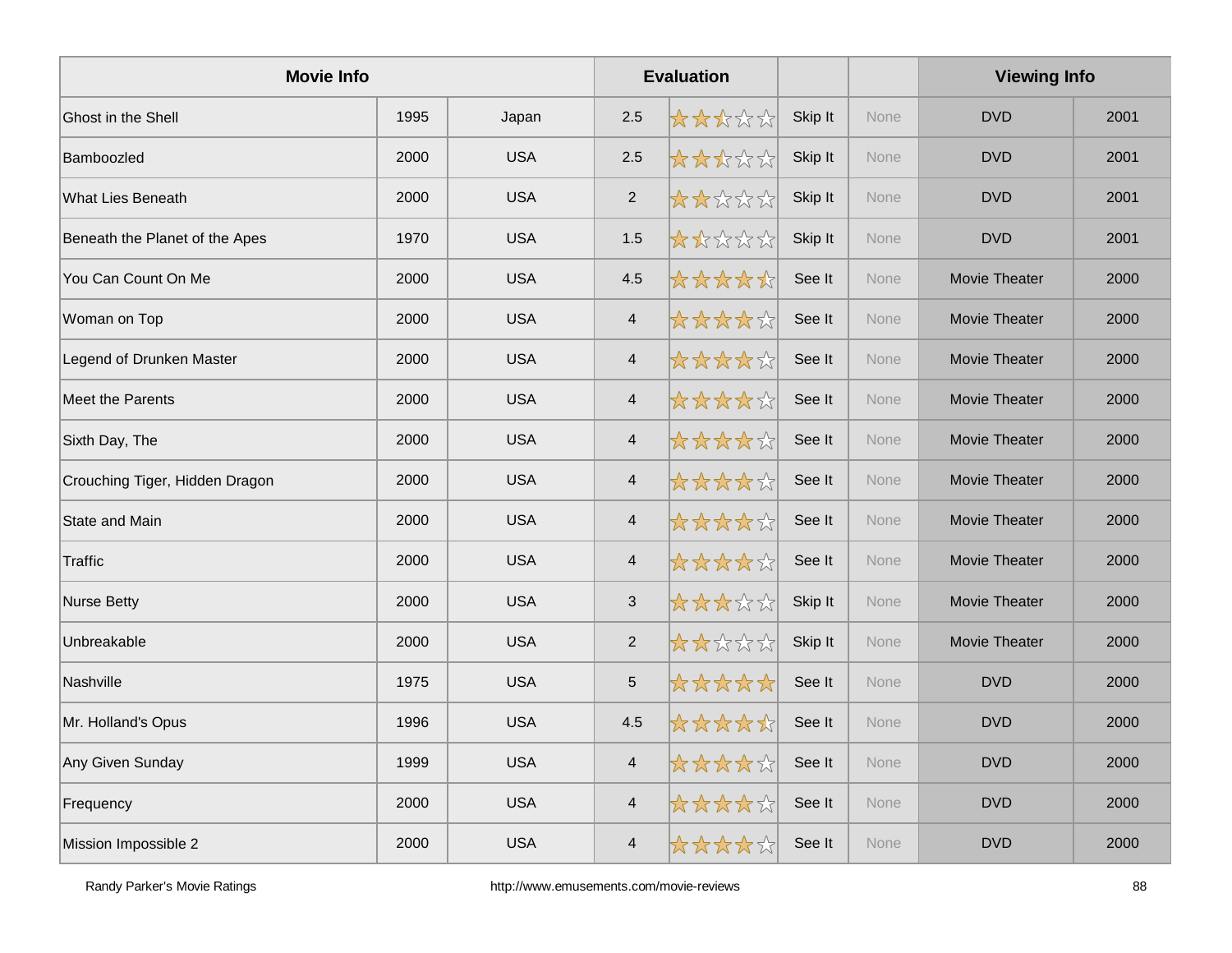| Movie Info | | | Evaluation | | | | Viewing Info | |
|---|---|---|---|---|---|---|---|---|
| Ghost in the Shell | 1995 | Japan | 2.5 | ★★½☆☆ | Skip It | None | DVD | 2001 |
| Bamboozled | 2000 | USA | 2.5 | ★★½☆☆ | Skip It | None | DVD | 2001 |
| What Lies Beneath | 2000 | USA | 2 | ★★☆☆☆ | Skip It | None | DVD | 2001 |
| Beneath the Planet of the Apes | 1970 | USA | 1.5 | ★½☆☆☆ | Skip It | None | DVD | 2001 |
| You Can Count On Me | 2000 | USA | 4.5 | ★★★★½ | See It | None | Movie Theater | 2000 |
| Woman on Top | 2000 | USA | 4 | ★★★★☆ | See It | None | Movie Theater | 2000 |
| Legend of Drunken Master | 2000 | USA | 4 | ★★★★☆ | See It | None | Movie Theater | 2000 |
| Meet the Parents | 2000 | USA | 4 | ★★★★☆ | See It | None | Movie Theater | 2000 |
| Sixth Day, The | 2000 | USA | 4 | ★★★★☆ | See It | None | Movie Theater | 2000 |
| Crouching Tiger, Hidden Dragon | 2000 | USA | 4 | ★★★★☆ | See It | None | Movie Theater | 2000 |
| State and Main | 2000 | USA | 4 | ★★★★☆ | See It | None | Movie Theater | 2000 |
| Traffic | 2000 | USA | 4 | ★★★★☆ | See It | None | Movie Theater | 2000 |
| Nurse Betty | 2000 | USA | 3 | ★★★☆☆ | Skip It | None | Movie Theater | 2000 |
| Unbreakable | 2000 | USA | 2 | ★★☆☆☆ | Skip It | None | Movie Theater | 2000 |
| Nashville | 1975 | USA | 5 | ★★★★★ | See It | None | DVD | 2000 |
| Mr. Holland's Opus | 1996 | USA | 4.5 | ★★★★½ | See It | None | DVD | 2000 |
| Any Given Sunday | 1999 | USA | 4 | ★★★★☆ | See It | None | DVD | 2000 |
| Frequency | 2000 | USA | 4 | ★★★★☆ | See It | None | DVD | 2000 |
| Mission Impossible 2 | 2000 | USA | 4 | ★★★★☆ | See It | None | DVD | 2000 |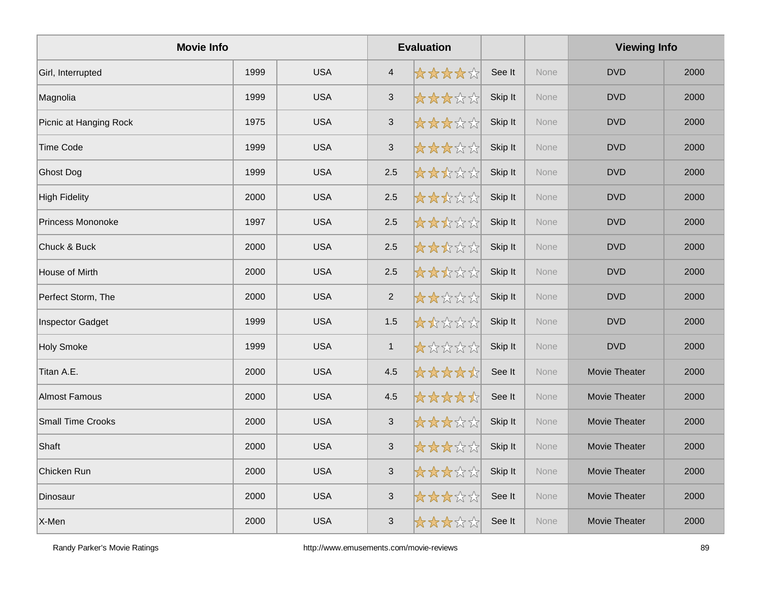| Movie Info | | | Evaluation | | | | Viewing Info | |
|---|---|---|---|---|---|---|---|---|
| Girl, Interrupted | 1999 | USA | 4 | ★★★★☆ | See It | None | DVD | 2000 |
| Magnolia | 1999 | USA | 3 | ★★★☆☆ | Skip It | None | DVD | 2000 |
| Picnic at Hanging Rock | 1975 | USA | 3 | ★★★☆☆ | Skip It | None | DVD | 2000 |
| Time Code | 1999 | USA | 3 | ★★★☆☆ | Skip It | None | DVD | 2000 |
| Ghost Dog | 1999 | USA | 2.5 | ★★½☆☆ | Skip It | None | DVD | 2000 |
| High Fidelity | 2000 | USA | 2.5 | ★★½☆☆ | Skip It | None | DVD | 2000 |
| Princess Mononoke | 1997 | USA | 2.5 | ★★½☆☆ | Skip It | None | DVD | 2000 |
| Chuck & Buck | 2000 | USA | 2.5 | ★★½☆☆ | Skip It | None | DVD | 2000 |
| House of Mirth | 2000 | USA | 2.5 | ★★½☆☆ | Skip It | None | DVD | 2000 |
| Perfect Storm, The | 2000 | USA | 2 | ★★☆☆☆ | Skip It | None | DVD | 2000 |
| Inspector Gadget | 1999 | USA | 1.5 | ★½☆☆☆ | Skip It | None | DVD | 2000 |
| Holy Smoke | 1999 | USA | 1 | ★☆☆☆☆ | Skip It | None | DVD | 2000 |
| Titan A.E. | 2000 | USA | 4.5 | ★★★★½ | See It | None | Movie Theater | 2000 |
| Almost Famous | 2000 | USA | 4.5 | ★★★★½ | See It | None | Movie Theater | 2000 |
| Small Time Crooks | 2000 | USA | 3 | ★★★☆☆ | Skip It | None | Movie Theater | 2000 |
| Shaft | 2000 | USA | 3 | ★★★☆☆ | Skip It | None | Movie Theater | 2000 |
| Chicken Run | 2000 | USA | 3 | ★★★☆☆ | Skip It | None | Movie Theater | 2000 |
| Dinosaur | 2000 | USA | 3 | ★★★☆☆ | See It | None | Movie Theater | 2000 |
| X-Men | 2000 | USA | 3 | ★★★☆☆ | See It | None | Movie Theater | 2000 |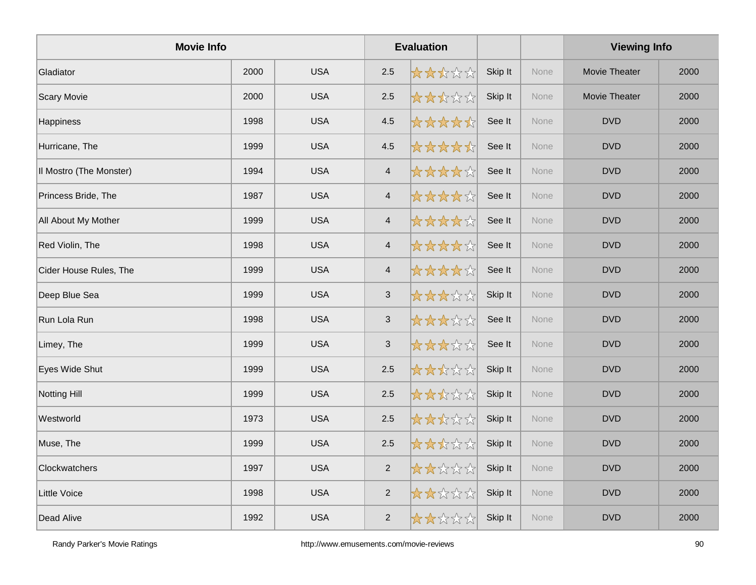| Movie Info | | | Evaluation | | | | Viewing Info | |
|---|---|---|---|---|---|---|---|---|
| Gladiator | 2000 | USA | 2.5 | ★★½☆☆ | Skip It | None | Movie Theater | 2000 |
| Scary Movie | 2000 | USA | 2.5 | ★★½☆☆ | Skip It | None | Movie Theater | 2000 |
| Happiness | 1998 | USA | 4.5 | ★★★★½ | See It | None | DVD | 2000 |
| Hurricane, The | 1999 | USA | 4.5 | ★★★★½ | See It | None | DVD | 2000 |
| Il Mostro (The Monster) | 1994 | USA | 4 | ★★★★☆ | See It | None | DVD | 2000 |
| Princess Bride, The | 1987 | USA | 4 | ★★★★☆ | See It | None | DVD | 2000 |
| All About My Mother | 1999 | USA | 4 | ★★★★☆ | See It | None | DVD | 2000 |
| Red Violin, The | 1998 | USA | 4 | ★★★★☆ | See It | None | DVD | 2000 |
| Cider House Rules, The | 1999 | USA | 4 | ★★★★☆ | See It | None | DVD | 2000 |
| Deep Blue Sea | 1999 | USA | 3 | ★★★☆☆ | Skip It | None | DVD | 2000 |
| Run Lola Run | 1998 | USA | 3 | ★★★☆☆ | See It | None | DVD | 2000 |
| Limey, The | 1999 | USA | 3 | ★★★☆☆ | See It | None | DVD | 2000 |
| Eyes Wide Shut | 1999 | USA | 2.5 | ★★½☆☆ | Skip It | None | DVD | 2000 |
| Notting Hill | 1999 | USA | 2.5 | ★★½☆☆ | Skip It | None | DVD | 2000 |
| Westworld | 1973 | USA | 2.5 | ★★½☆☆ | Skip It | None | DVD | 2000 |
| Muse, The | 1999 | USA | 2.5 | ★★½☆☆ | Skip It | None | DVD | 2000 |
| Clockwatchers | 1997 | USA | 2 | ★★☆☆☆ | Skip It | None | DVD | 2000 |
| Little Voice | 1998 | USA | 2 | ★★☆☆☆ | Skip It | None | DVD | 2000 |
| Dead Alive | 1992 | USA | 2 | ★★☆☆☆ | Skip It | None | DVD | 2000 |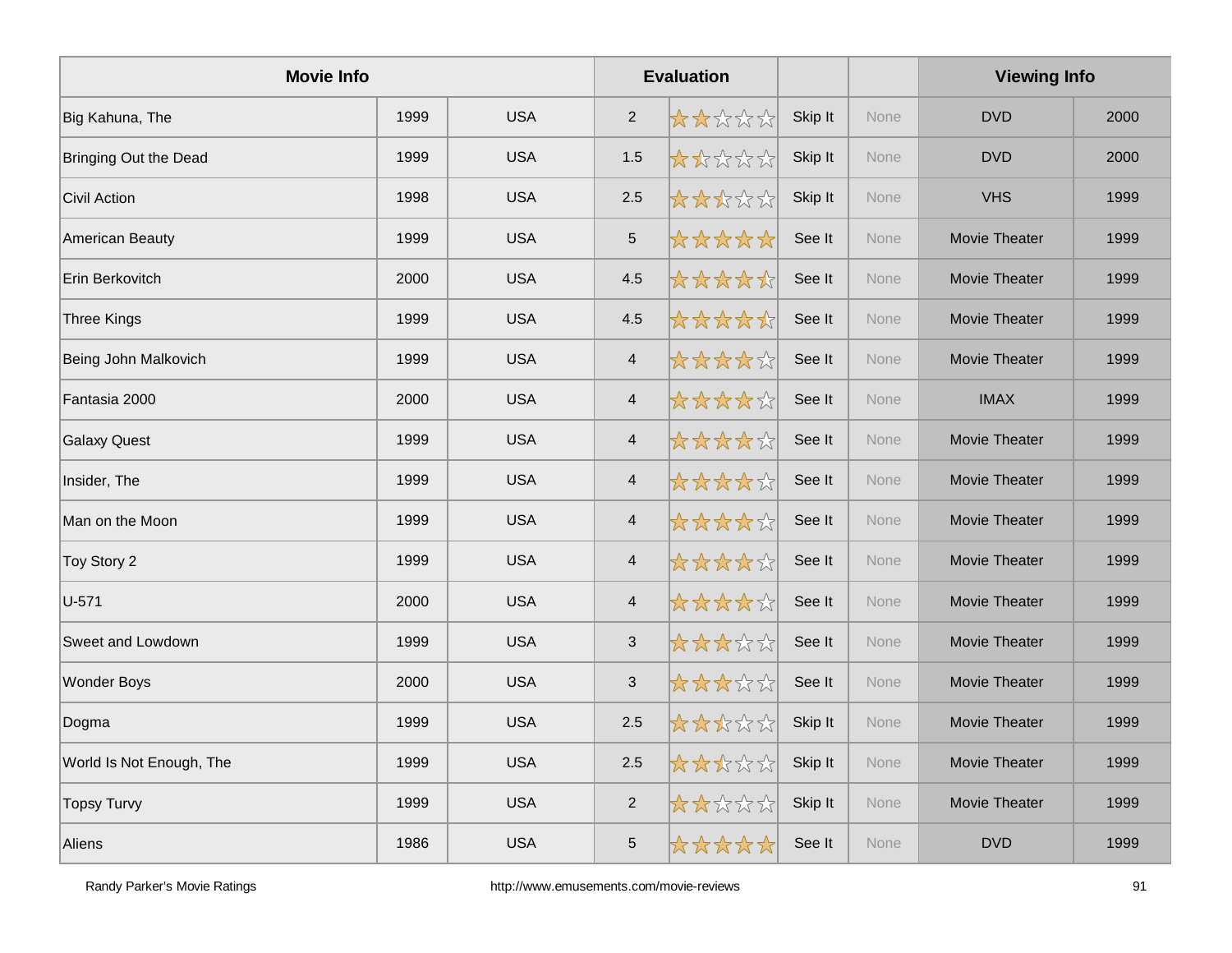| Movie Info | | | Evaluation | | | | Viewing Info | |
|---|---|---|---|---|---|---|---|---|
| Big Kahuna, The | 1999 | USA | 2 | ★★☆☆☆ | Skip It | None | DVD | 2000 |
| Bringing Out the Dead | 1999 | USA | 1.5 | ★½☆☆☆ | Skip It | None | DVD | 2000 |
| Civil Action | 1998 | USA | 2.5 | ★★½☆☆ | Skip It | None | VHS | 1999 |
| American Beauty | 1999 | USA | 5 | ★★★★★ | See It | None | Movie Theater | 1999 |
| Erin Berkovitch | 2000 | USA | 4.5 | ★★★★½ | See It | None | Movie Theater | 1999 |
| Three Kings | 1999 | USA | 4.5 | ★★★★½ | See It | None | Movie Theater | 1999 |
| Being John Malkovich | 1999 | USA | 4 | ★★★★☆ | See It | None | Movie Theater | 1999 |
| Fantasia 2000 | 2000 | USA | 4 | ★★★★☆ | See It | None | IMAX | 1999 |
| Galaxy Quest | 1999 | USA | 4 | ★★★★☆ | See It | None | Movie Theater | 1999 |
| Insider, The | 1999 | USA | 4 | ★★★★☆ | See It | None | Movie Theater | 1999 |
| Man on the Moon | 1999 | USA | 4 | ★★★★☆ | See It | None | Movie Theater | 1999 |
| Toy Story 2 | 1999 | USA | 4 | ★★★★☆ | See It | None | Movie Theater | 1999 |
| U-571 | 2000 | USA | 4 | ★★★★☆ | See It | None | Movie Theater | 1999 |
| Sweet and Lowdown | 1999 | USA | 3 | ★★★☆☆ | See It | None | Movie Theater | 1999 |
| Wonder Boys | 2000 | USA | 3 | ★★★☆☆ | See It | None | Movie Theater | 1999 |
| Dogma | 1999 | USA | 2.5 | ★★½☆☆ | Skip It | None | Movie Theater | 1999 |
| World Is Not Enough, The | 1999 | USA | 2.5 | ★★½☆☆ | Skip It | None | Movie Theater | 1999 |
| Topsy Turvy | 1999 | USA | 2 | ★★☆☆☆ | Skip It | None | Movie Theater | 1999 |
| Aliens | 1986 | USA | 5 | ★★★★★ | See It | None | DVD | 1999 |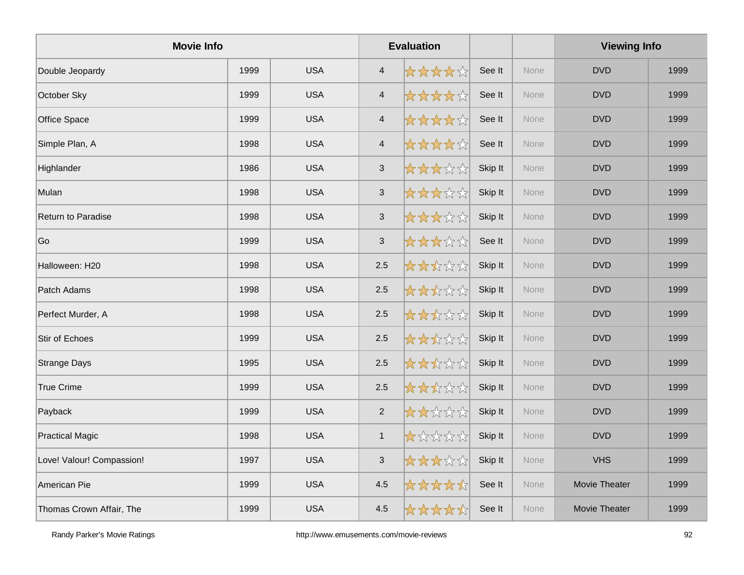| Movie Info | | | Evaluation | | | | Viewing Info | |
|---|---|---|---|---|---|---|---|---|
| Double Jeopardy | 1999 | USA | 4 | ★★★★☆ | See It | None | DVD | 1999 |
| October Sky | 1999 | USA | 4 | ★★★★☆ | See It | None | DVD | 1999 |
| Office Space | 1999 | USA | 4 | ★★★★☆ | See It | None | DVD | 1999 |
| Simple Plan, A | 1998 | USA | 4 | ★★★★☆ | See It | None | DVD | 1999 |
| Highlander | 1986 | USA | 3 | ★★★☆☆ | Skip It | None | DVD | 1999 |
| Mulan | 1998 | USA | 3 | ★★★☆☆ | Skip It | None | DVD | 1999 |
| Return to Paradise | 1998 | USA | 3 | ★★★☆☆ | Skip It | None | DVD | 1999 |
| Go | 1999 | USA | 3 | ★★★☆☆ | See It | None | DVD | 1999 |
| Halloween: H20 | 1998 | USA | 2.5 | ★★½☆☆ | Skip It | None | DVD | 1999 |
| Patch Adams | 1998 | USA | 2.5 | ★★½☆☆ | Skip It | None | DVD | 1999 |
| Perfect Murder, A | 1998 | USA | 2.5 | ★★½☆☆ | Skip It | None | DVD | 1999 |
| Stir of Echoes | 1999 | USA | 2.5 | ★★½☆☆ | Skip It | None | DVD | 1999 |
| Strange Days | 1995 | USA | 2.5 | ★★½☆☆ | Skip It | None | DVD | 1999 |
| True Crime | 1999 | USA | 2.5 | ★★½☆☆ | Skip It | None | DVD | 1999 |
| Payback | 1999 | USA | 2 | ★★☆☆☆ | Skip It | None | DVD | 1999 |
| Practical Magic | 1998 | USA | 1 | ★☆☆☆☆ | Skip It | None | DVD | 1999 |
| Love! Valour! Compassion! | 1997 | USA | 3 | ★★★☆☆ | Skip It | None | VHS | 1999 |
| American Pie | 1999 | USA | 4.5 | ★★★★½ | See It | None | Movie Theater | 1999 |
| Thomas Crown Affair, The | 1999 | USA | 4.5 | ★★★★½ | See It | None | Movie Theater | 1999 |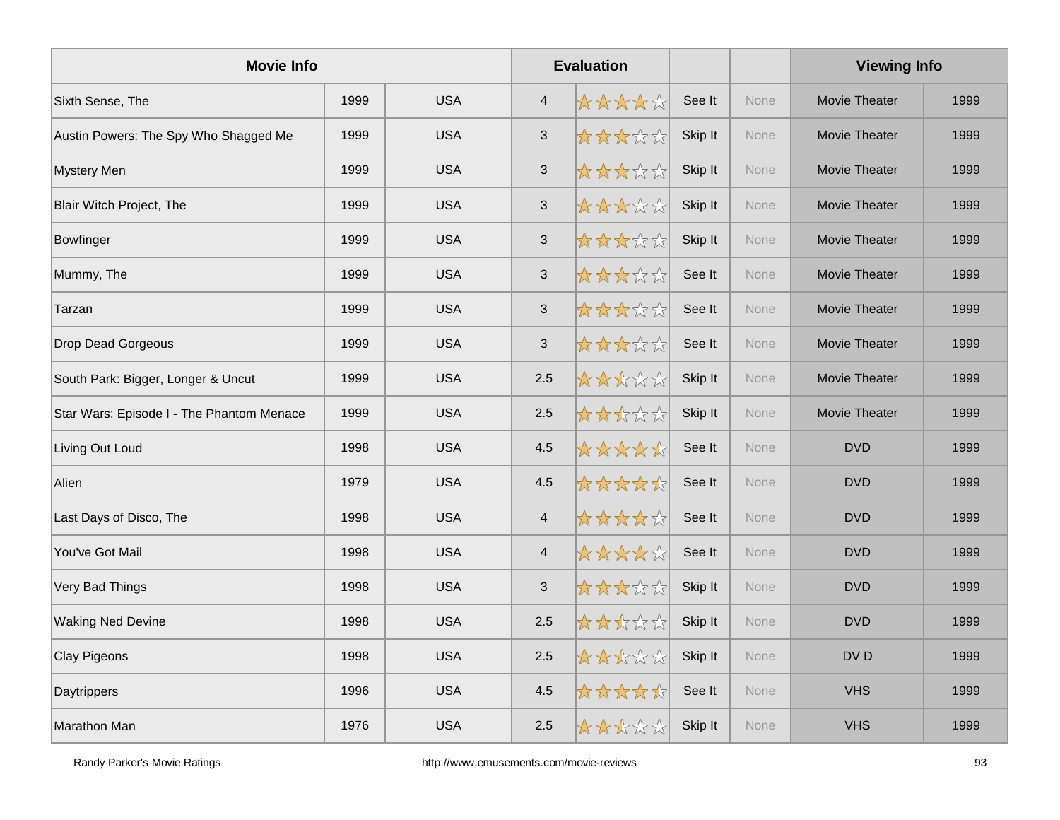| Movie Info | | | Evaluation | | | | Viewing Info | |
|---|---|---|---|---|---|---|---|---|
| Sixth Sense, The | 1999 | USA | 4 | ★★★★☆ | See It | None | Movie Theater | 1999 |
| Austin Powers: The Spy Who Shagged Me | 1999 | USA | 3 | ★★★☆☆ | Skip It | None | Movie Theater | 1999 |
| Mystery Men | 1999 | USA | 3 | ★★★☆☆ | Skip It | None | Movie Theater | 1999 |
| Blair Witch Project, The | 1999 | USA | 3 | ★★★☆☆ | Skip It | None | Movie Theater | 1999 |
| Bowfinger | 1999 | USA | 3 | ★★★☆☆ | Skip It | None | Movie Theater | 1999 |
| Mummy, The | 1999 | USA | 3 | ★★★☆☆ | See It | None | Movie Theater | 1999 |
| Tarzan | 1999 | USA | 3 | ★★★☆☆ | See It | None | Movie Theater | 1999 |
| Drop Dead Gorgeous | 1999 | USA | 3 | ★★★☆☆ | See It | None | Movie Theater | 1999 |
| South Park: Bigger, Longer & Uncut | 1999 | USA | 2.5 | ★★½☆☆ | Skip It | None | Movie Theater | 1999 |
| Star Wars: Episode I - The Phantom Menace | 1999 | USA | 2.5 | ★★½☆☆ | Skip It | None | Movie Theater | 1999 |
| Living Out Loud | 1998 | USA | 4.5 | ★★★★½ | See It | None | DVD | 1999 |
| Alien | 1979 | USA | 4.5 | ★★★★½ | See It | None | DVD | 1999 |
| Last Days of Disco, The | 1998 | USA | 4 | ★★★★☆ | See It | None | DVD | 1999 |
| You've Got Mail | 1998 | USA | 4 | ★★★★☆ | See It | None | DVD | 1999 |
| Very Bad Things | 1998 | USA | 3 | ★★★☆☆ | Skip It | None | DVD | 1999 |
| Waking Ned Devine | 1998 | USA | 2.5 | ★★½☆☆ | Skip It | None | DVD | 1999 |
| Clay Pigeons | 1998 | USA | 2.5 | ★★½☆☆ | Skip It | None | DV D | 1999 |
| Daytrippers | 1996 | USA | 4.5 | ★★★★½ | See It | None | VHS | 1999 |
| Marathon Man | 1976 | USA | 2.5 | ★★½☆☆ | Skip It | None | VHS | 1999 |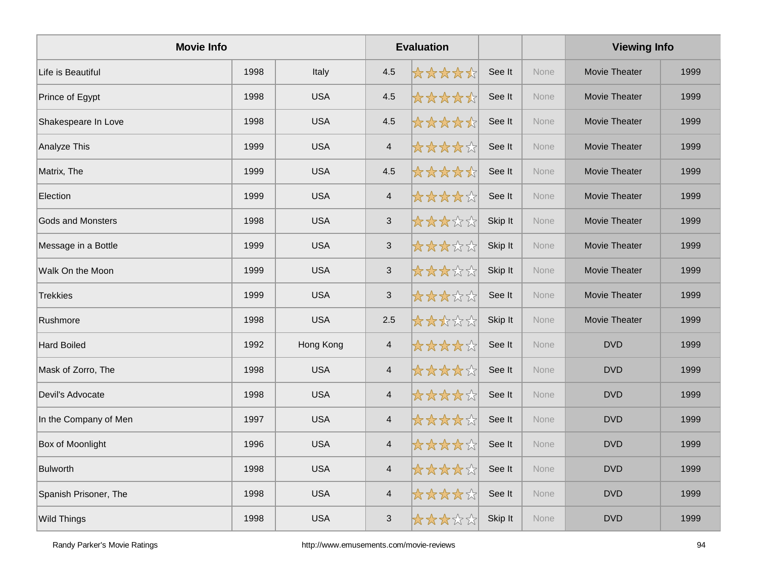| Movie Info | | | Evaluation | | | | Viewing Info | |
|---|---|---|---|---|---|---|---|---|
| Life is Beautiful | 1998 | Italy | 4.5 | ★★★★½ | See It | None | Movie Theater | 1999 |
| Prince of Egypt | 1998 | USA | 4.5 | ★★★★½ | See It | None | Movie Theater | 1999 |
| Shakespeare In Love | 1998 | USA | 4.5 | ★★★★½ | See It | None | Movie Theater | 1999 |
| Analyze This | 1999 | USA | 4 | ★★★★☆ | See It | None | Movie Theater | 1999 |
| Matrix, The | 1999 | USA | 4.5 | ★★★★½ | See It | None | Movie Theater | 1999 |
| Election | 1999 | USA | 4 | ★★★★☆ | See It | None | Movie Theater | 1999 |
| Gods and Monsters | 1998 | USA | 3 | ★★★☆☆ | Skip It | None | Movie Theater | 1999 |
| Message in a Bottle | 1999 | USA | 3 | ★★★☆☆ | Skip It | None | Movie Theater | 1999 |
| Walk On the Moon | 1999 | USA | 3 | ★★★☆☆ | Skip It | None | Movie Theater | 1999 |
| Trekkies | 1999 | USA | 3 | ★★★☆☆ | See It | None | Movie Theater | 1999 |
| Rushmore | 1998 | USA | 2.5 | ★★½☆☆ | Skip It | None | Movie Theater | 1999 |
| Hard Boiled | 1992 | Hong Kong | 4 | ★★★★☆ | See It | None | DVD | 1999 |
| Mask of Zorro, The | 1998 | USA | 4 | ★★★★☆ | See It | None | DVD | 1999 |
| Devil's Advocate | 1998 | USA | 4 | ★★★★☆ | See It | None | DVD | 1999 |
| In the Company of Men | 1997 | USA | 4 | ★★★★☆ | See It | None | DVD | 1999 |
| Box of Moonlight | 1996 | USA | 4 | ★★★★☆ | See It | None | DVD | 1999 |
| Bulworth | 1998 | USA | 4 | ★★★★☆ | See It | None | DVD | 1999 |
| Spanish Prisoner, The | 1998 | USA | 4 | ★★★★☆ | See It | None | DVD | 1999 |
| Wild Things | 1998 | USA | 3 | ★★★☆☆ | Skip It | None | DVD | 1999 |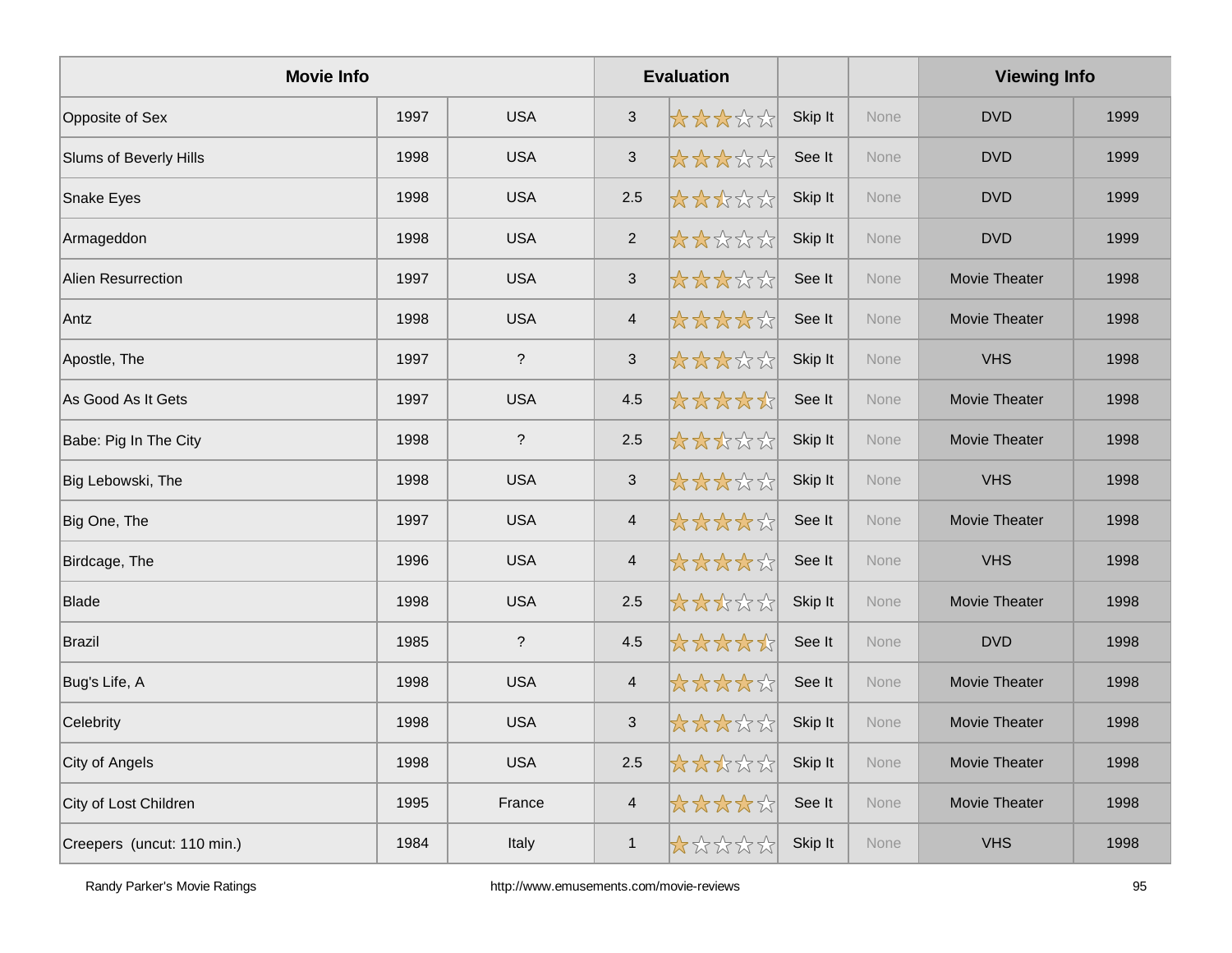| Movie Info | | | Evaluation | | | | Viewing Info | |
|---|---|---|---|---|---|---|---|---|
| Opposite of Sex | 1997 | USA | 3 | ★★★☆☆ | Skip It | None | DVD | 1999 |
| Slums of Beverly Hills | 1998 | USA | 3 | ★★★☆☆ | See It | None | DVD | 1999 |
| Snake Eyes | 1998 | USA | 2.5 | ★★½☆☆ | Skip It | None | DVD | 1999 |
| Armageddon | 1998 | USA | 2 | ★★☆☆☆ | Skip It | None | DVD | 1999 |
| Alien Resurrection | 1997 | USA | 3 | ★★★☆☆ | See It | None | Movie Theater | 1998 |
| Antz | 1998 | USA | 4 | ★★★★☆ | See It | None | Movie Theater | 1998 |
| Apostle, The | 1997 | ? | 3 | ★★★☆☆ | Skip It | None | VHS | 1998 |
| As Good As It Gets | 1997 | USA | 4.5 | ★★★★½ | See It | None | Movie Theater | 1998 |
| Babe: Pig In The City | 1998 | ? | 2.5 | ★★½☆☆ | Skip It | None | Movie Theater | 1998 |
| Big Lebowski, The | 1998 | USA | 3 | ★★★☆☆ | Skip It | None | VHS | 1998 |
| Big One, The | 1997 | USA | 4 | ★★★★☆ | See It | None | Movie Theater | 1998 |
| Birdcage, The | 1996 | USA | 4 | ★★★★☆ | See It | None | VHS | 1998 |
| Blade | 1998 | USA | 2.5 | ★★½☆☆ | Skip It | None | Movie Theater | 1998 |
| Brazil | 1985 | ? | 4.5 | ★★★★½ | See It | None | DVD | 1998 |
| Bug's Life, A | 1998 | USA | 4 | ★★★★☆ | See It | None | Movie Theater | 1998 |
| Celebrity | 1998 | USA | 3 | ★★★☆☆ | Skip It | None | Movie Theater | 1998 |
| City of Angels | 1998 | USA | 2.5 | ★★½☆☆ | Skip It | None | Movie Theater | 1998 |
| City of Lost Children | 1995 | France | 4 | ★★★★☆ | See It | None | Movie Theater | 1998 |
| Creepers (uncut: 110 min.) | 1984 | Italy | 1 | ★☆☆☆☆ | Skip It | None | VHS | 1998 |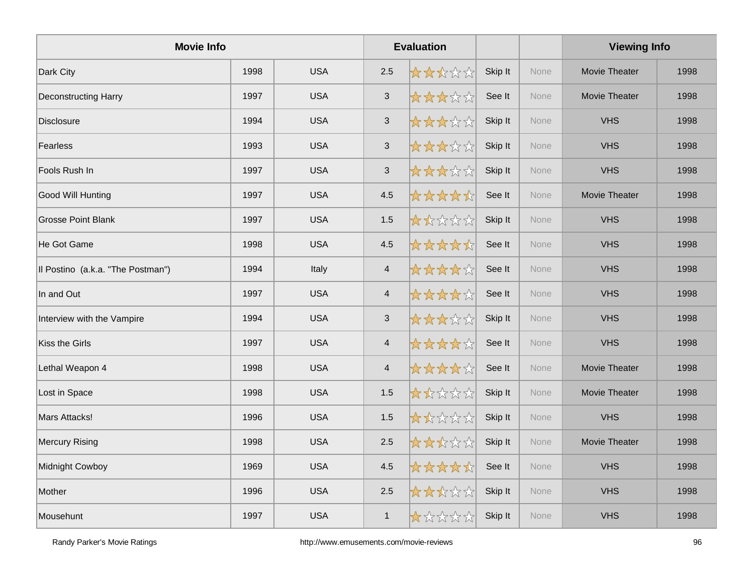| Movie Info | | | Evaluation | | | | Viewing Info | |
|---|---|---|---|---|---|---|---|---|
| Dark City | 1998 | USA | 2.5 | ★★½☆☆ | Skip It | None | Movie Theater | 1998 |
| Deconstructing Harry | 1997 | USA | 3 | ★★★☆☆ | See It | None | Movie Theater | 1998 |
| Disclosure | 1994 | USA | 3 | ★★★☆☆ | Skip It | None | VHS | 1998 |
| Fearless | 1993 | USA | 3 | ★★★☆☆ | Skip It | None | VHS | 1998 |
| Fools Rush In | 1997 | USA | 3 | ★★★☆☆ | Skip It | None | VHS | 1998 |
| Good Will Hunting | 1997 | USA | 4.5 | ★★★★½ | See It | None | Movie Theater | 1998 |
| Grosse Point Blank | 1997 | USA | 1.5 | ★½☆☆☆ | Skip It | None | VHS | 1998 |
| He Got Game | 1998 | USA | 4.5 | ★★★★½ | See It | None | VHS | 1998 |
| Il Postino (a.k.a. "The Postman") | 1994 | Italy | 4 | ★★★★☆ | See It | None | VHS | 1998 |
| In and Out | 1997 | USA | 4 | ★★★★☆ | See It | None | VHS | 1998 |
| Interview with the Vampire | 1994 | USA | 3 | ★★★☆☆ | Skip It | None | VHS | 1998 |
| Kiss the Girls | 1997 | USA | 4 | ★★★★☆ | See It | None | VHS | 1998 |
| Lethal Weapon 4 | 1998 | USA | 4 | ★★★★☆ | See It | None | Movie Theater | 1998 |
| Lost in Space | 1998 | USA | 1.5 | ★½☆☆☆ | Skip It | None | Movie Theater | 1998 |
| Mars Attacks! | 1996 | USA | 1.5 | ★½☆☆☆ | Skip It | None | VHS | 1998 |
| Mercury Rising | 1998 | USA | 2.5 | ★★½☆☆ | Skip It | None | Movie Theater | 1998 |
| Midnight Cowboy | 1969 | USA | 4.5 | ★★★★½ | See It | None | VHS | 1998 |
| Mother | 1996 | USA | 2.5 | ★★½☆☆ | Skip It | None | VHS | 1998 |
| Mousehunt | 1997 | USA | 1 | ★☆☆☆☆ | Skip It | None | VHS | 1998 |

Randy Parker's Movie Ratings http://www.emusements.com/movie-reviews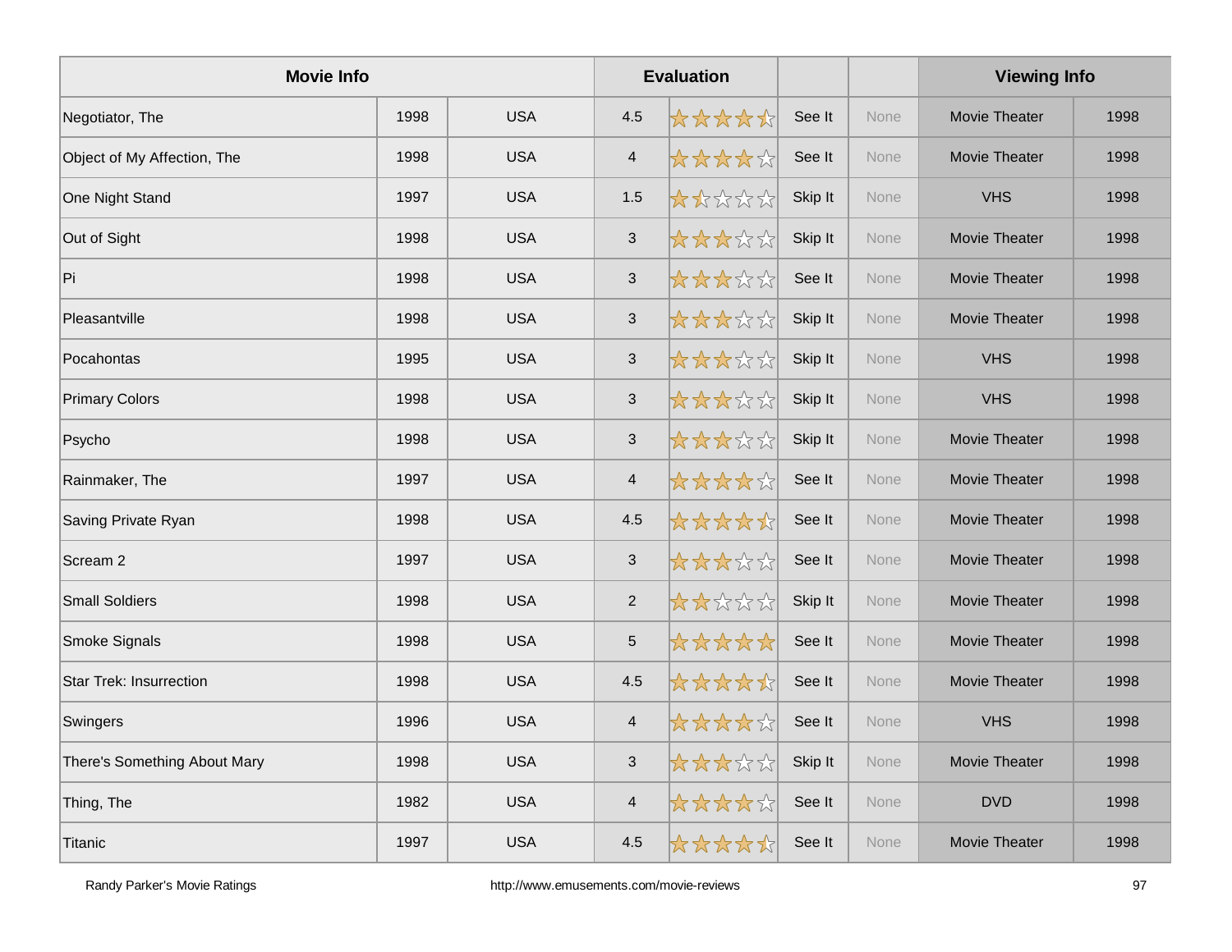| Movie Info | | | Evaluation | | | | Viewing Info | |
|---|---|---|---|---|---|---|---|---|
| Negotiator, The | 1998 | USA | 4.5 | ★★★★½ | See It | None | Movie Theater | 1998 |
| Object of My Affection, The | 1998 | USA | 4 | ★★★★☆ | See It | None | Movie Theater | 1998 |
| One Night Stand | 1997 | USA | 1.5 | ★½☆☆☆ | Skip It | None | VHS | 1998 |
| Out of Sight | 1998 | USA | 3 | ★★★☆☆ | Skip It | None | Movie Theater | 1998 |
| Pi | 1998 | USA | 3 | ★★★☆☆ | See It | None | Movie Theater | 1998 |
| Pleasantville | 1998 | USA | 3 | ★★★☆☆ | Skip It | None | Movie Theater | 1998 |
| Pocahontas | 1995 | USA | 3 | ★★★☆☆ | Skip It | None | VHS | 1998 |
| Primary Colors | 1998 | USA | 3 | ★★★☆☆ | Skip It | None | VHS | 1998 |
| Psycho | 1998 | USA | 3 | ★★★☆☆ | Skip It | None | Movie Theater | 1998 |
| Rainmaker, The | 1997 | USA | 4 | ★★★★☆ | See It | None | Movie Theater | 1998 |
| Saving Private Ryan | 1998 | USA | 4.5 | ★★★★½ | See It | None | Movie Theater | 1998 |
| Scream 2 | 1997 | USA | 3 | ★★★☆☆ | See It | None | Movie Theater | 1998 |
| Small Soldiers | 1998 | USA | 2 | ★★☆☆☆ | Skip It | None | Movie Theater | 1998 |
| Smoke Signals | 1998 | USA | 5 | ★★★★★ | See It | None | Movie Theater | 1998 |
| Star Trek: Insurrection | 1998 | USA | 4.5 | ★★★★½ | See It | None | Movie Theater | 1998 |
| Swingers | 1996 | USA | 4 | ★★★★☆ | See It | None | VHS | 1998 |
| There's Something About Mary | 1998 | USA | 3 | ★★★☆☆ | Skip It | None | Movie Theater | 1998 |
| Thing, The | 1982 | USA | 4 | ★★★★☆ | See It | None | DVD | 1998 |
| Titanic | 1997 | USA | 4.5 | ★★★★½ | See It | None | Movie Theater | 1998 |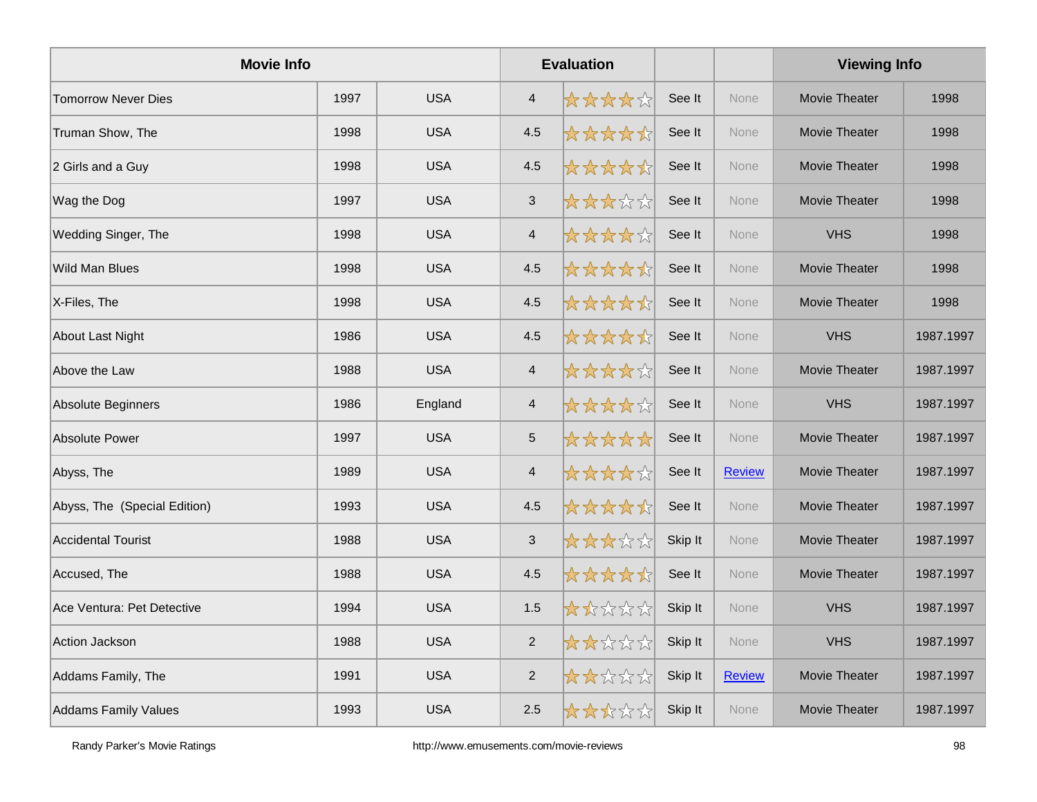| Movie Info | | | Evaluation | | | | Viewing Info | |
|---|---|---|---|---|---|---|---|---|
| Tomorrow Never Dies | 1997 | USA | 4 | | See It | None | Movie Theater | 1998 |
| Truman Show, The | 1998 | USA | 4.5 | | See It | None | Movie Theater | 1998 |
| 2 Girls and a Guy | 1998 | USA | 4.5 | | See It | None | Movie Theater | 1998 |
| Wag the Dog | 1997 | USA | 3 | | See It | None | Movie Theater | 1998 |
| Wedding Singer, The | 1998 | USA | 4 | | See It | None | VHS | 1998 |
| Wild Man Blues | 1998 | USA | 4.5 | | See It | None | Movie Theater | 1998 |
| X-Files, The | 1998 | USA | 4.5 | | See It | None | Movie Theater | 1998 |
| About Last Night | 1986 | USA | 4.5 | | See It | None | VHS | 1987.1997 |
| Above the Law | 1988 | USA | 4 | | See It | None | Movie Theater | 1987.1997 |
| Absolute Beginners | 1986 | England | 4 | | See It | None | VHS | 1987.1997 |
| Absolute Power | 1997 | USA | 5 | | See It | None | Movie Theater | 1987.1997 |
| Abyss, The | 1989 | USA | 4 | | See It | Review | Movie Theater | 1987.1997 |
| Abyss, The (Special Edition) | 1993 | USA | 4.5 | | See It | None | Movie Theater | 1987.1997 |
| Accidental Tourist | 1988 | USA | 3 | | Skip It | None | Movie Theater | 1987.1997 |
| Accused, The | 1988 | USA | 4.5 | | See It | None | Movie Theater | 1987.1997 |
| Ace Ventura: Pet Detective | 1994 | USA | 1.5 | | Skip It | None | VHS | 1987.1997 |
| Action Jackson | 1988 | USA | 2 | | Skip It | None | VHS | 1987.1997 |
| Addams Family, The | 1991 | USA | 2 | | Skip It | Review | Movie Theater | 1987.1997 |
| Addams Family Values | 1993 | USA | 2.5 | | Skip It | None | Movie Theater | 1987.1997 |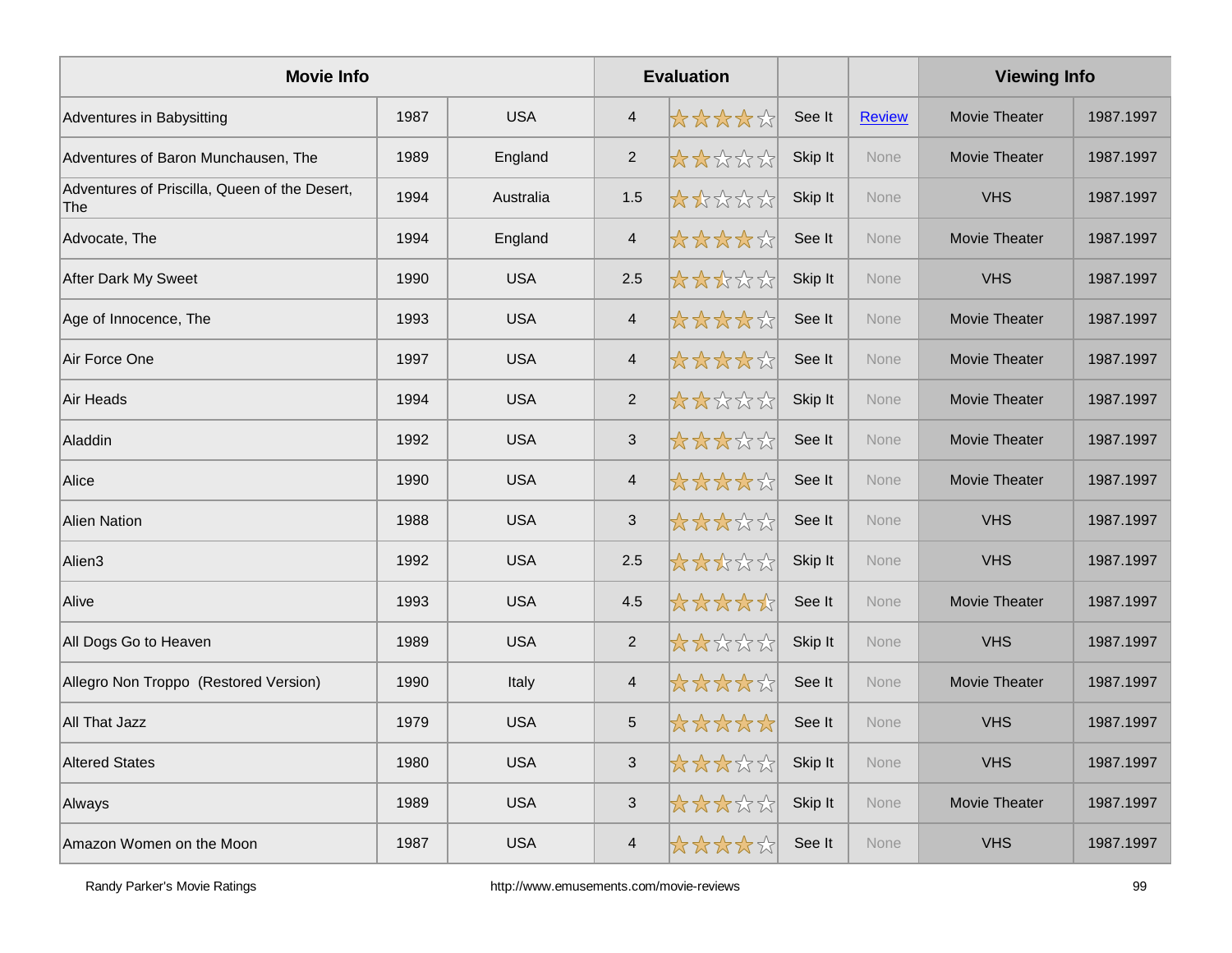| Movie Info | | | Evaluation | | | | Viewing Info | |
|---|---|---|---|---|---|---|---|---|
| Adventures in Babysitting | 1987 | USA | 4 | ★★★★☆ | See It | Review | Movie Theater | 1987.1997 |
| Adventures of Baron Munchausen, The | 1989 | England | 2 | ★★☆☆☆ | Skip It | None | Movie Theater | 1987.1997 |
| Adventures of Priscilla, Queen of the Desert, The | 1994 | Australia | 1.5 | ★½☆☆☆ | Skip It | None | VHS | 1987.1997 |
| Advocate, The | 1994 | England | 4 | ★★★★☆ | See It | None | Movie Theater | 1987.1997 |
| After Dark My Sweet | 1990 | USA | 2.5 | ★★½☆☆ | Skip It | None | VHS | 1987.1997 |
| Age of Innocence, The | 1993 | USA | 4 | ★★★★☆ | See It | None | Movie Theater | 1987.1997 |
| Air Force One | 1997 | USA | 4 | ★★★★☆ | See It | None | Movie Theater | 1987.1997 |
| Air Heads | 1994 | USA | 2 | ★★☆☆☆ | Skip It | None | Movie Theater | 1987.1997 |
| Aladdin | 1992 | USA | 3 | ★★★☆☆ | See It | None | Movie Theater | 1987.1997 |
| Alice | 1990 | USA | 4 | ★★★★☆ | See It | None | Movie Theater | 1987.1997 |
| Alien Nation | 1988 | USA | 3 | ★★★☆☆ | See It | None | VHS | 1987.1997 |
| Alien3 | 1992 | USA | 2.5 | ★★½☆☆ | Skip It | None | VHS | 1987.1997 |
| Alive | 1993 | USA | 4.5 | ★★★★½ | See It | None | Movie Theater | 1987.1997 |
| All Dogs Go to Heaven | 1989 | USA | 2 | ★★☆☆☆ | Skip It | None | VHS | 1987.1997 |
| Allegro Non Troppo (Restored Version) | 1990 | Italy | 4 | ★★★★☆ | See It | None | Movie Theater | 1987.1997 |
| All That Jazz | 1979 | USA | 5 | ★★★★★ | See It | None | VHS | 1987.1997 |
| Altered States | 1980 | USA | 3 | ★★★☆☆ | Skip It | None | VHS | 1987.1997 |
| Always | 1989 | USA | 3 | ★★★☆☆ | Skip It | None | Movie Theater | 1987.1997 |
| Amazon Women on the Moon | 1987 | USA | 4 | ★★★★☆ | See It | None | VHS | 1987.1997 |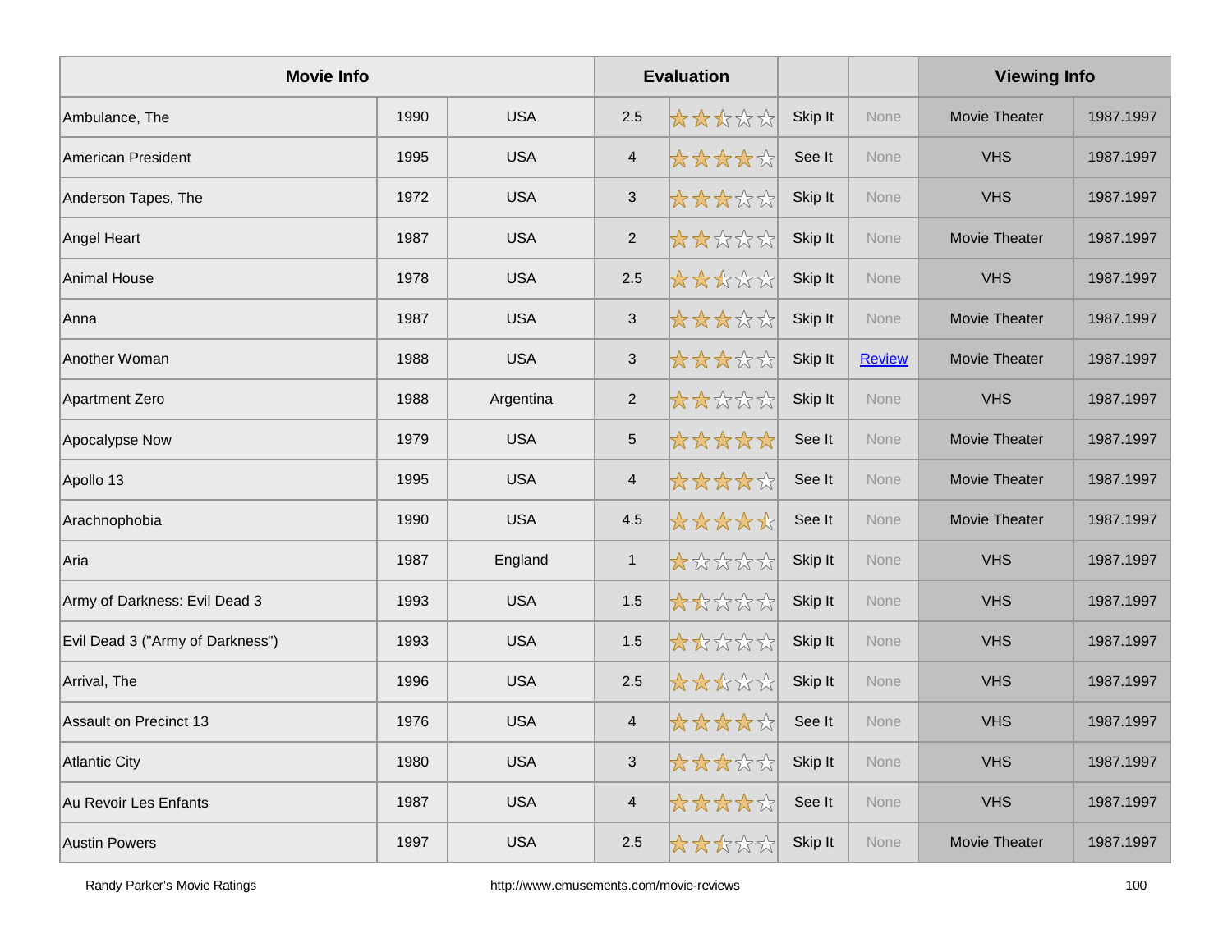| Movie Info | | | Evaluation | | | | Viewing Info | |
|---|---|---|---|---|---|---|---|---|
| Ambulance, The | 1990 | USA | 2.5 | | Skip It | None | Movie Theater | 1987.1997 |
| American President | 1995 | USA | 4 | | See It | None | VHS | 1987.1997 |
| Anderson Tapes, The | 1972 | USA | 3 | | Skip It | None | VHS | 1987.1997 |
| Angel Heart | 1987 | USA | 2 | | Skip It | None | Movie Theater | 1987.1997 |
| Animal House | 1978 | USA | 2.5 | | Skip It | None | VHS | 1987.1997 |
| Anna | 1987 | USA | 3 | | Skip It | None | Movie Theater | 1987.1997 |
| Another Woman | 1988 | USA | 3 | | Skip It | Review | Movie Theater | 1987.1997 |
| Apartment Zero | 1988 | Argentina | 2 | | Skip It | None | VHS | 1987.1997 |
| Apocalypse Now | 1979 | USA | 5 | | See It | None | Movie Theater | 1987.1997 |
| Apollo 13 | 1995 | USA | 4 | | See It | None | Movie Theater | 1987.1997 |
| Arachnophobia | 1990 | USA | 4.5 | | See It | None | Movie Theater | 1987.1997 |
| Aria | 1987 | England | 1 | | Skip It | None | VHS | 1987.1997 |
| Army of Darkness: Evil Dead 3 | 1993 | USA | 1.5 | | Skip It | None | VHS | 1987.1997 |
| Evil Dead 3 ("Army of Darkness") | 1993 | USA | 1.5 | | Skip It | None | VHS | 1987.1997 |
| Arrival, The | 1996 | USA | 2.5 | | Skip It | None | VHS | 1987.1997 |
| Assault on Precinct 13 | 1976 | USA | 4 | | See It | None | VHS | 1987.1997 |
| Atlantic City | 1980 | USA | 3 | | Skip It | None | VHS | 1987.1997 |
| Au Revoir Les Enfants | 1987 | USA | 4 | | See It | None | VHS | 1987.1997 |
| Austin Powers | 1997 | USA | 2.5 | | Skip It | None | Movie Theater | 1987.1997 |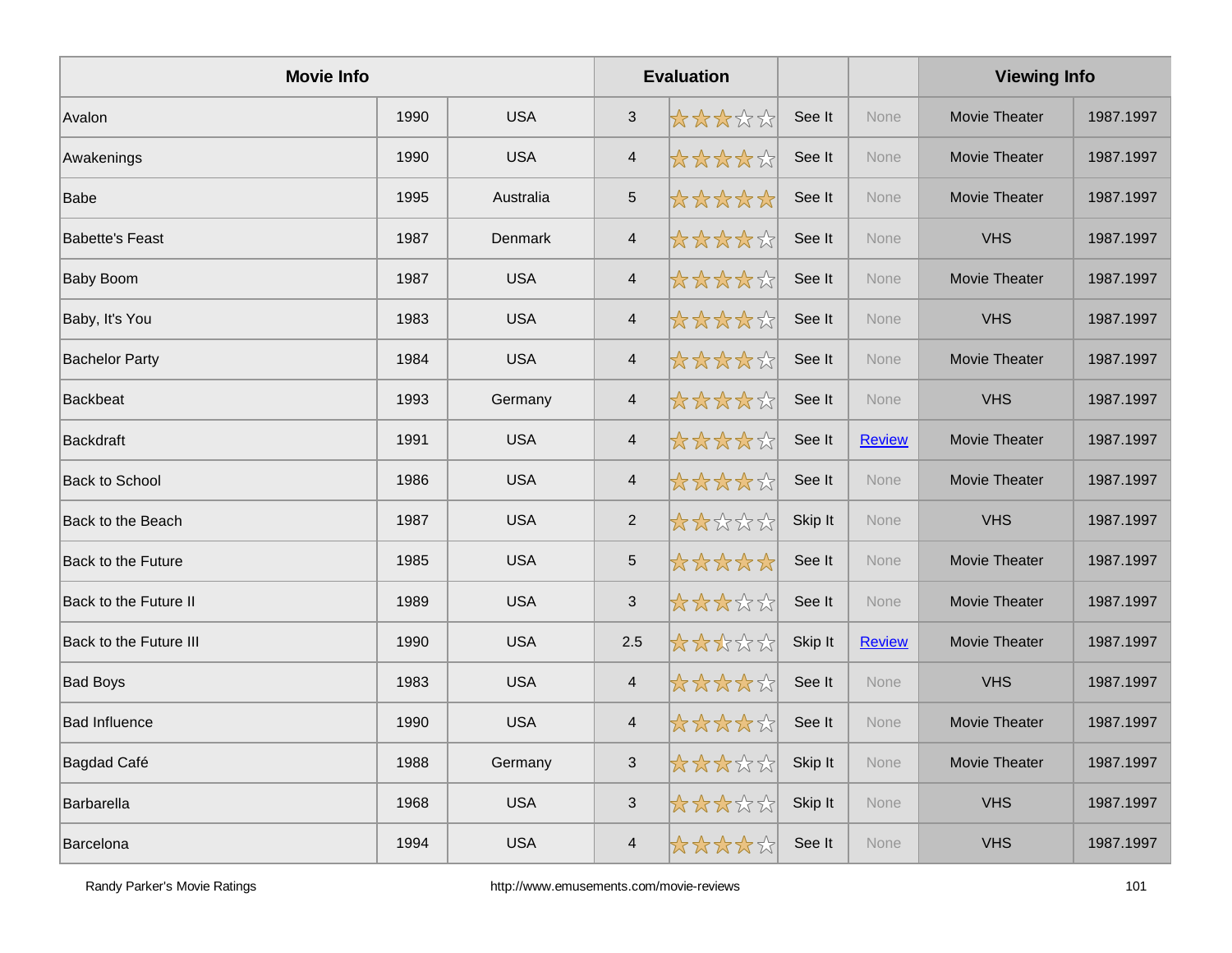| Movie Info | | | Evaluation | | | | Viewing Info | |
|---|---|---|---|---|---|---|---|---|
| Avalon | 1990 | USA | 3 | ★★★☆☆ | See It | None | Movie Theater | 1987.1997 |
| Awakenings | 1990 | USA | 4 | ★★★★☆ | See It | None | Movie Theater | 1987.1997 |
| Babe | 1995 | Australia | 5 | ★★★★★ | See It | None | Movie Theater | 1987.1997 |
| Babette's Feast | 1987 | Denmark | 4 | ★★★★☆ | See It | None | VHS | 1987.1997 |
| Baby Boom | 1987 | USA | 4 | ★★★★☆ | See It | None | Movie Theater | 1987.1997 |
| Baby, It's You | 1983 | USA | 4 | ★★★★☆ | See It | None | VHS | 1987.1997 |
| Bachelor Party | 1984 | USA | 4 | ★★★★☆ | See It | None | Movie Theater | 1987.1997 |
| Backbeat | 1993 | Germany | 4 | ★★★★☆ | See It | None | VHS | 1987.1997 |
| Backdraft | 1991 | USA | 4 | ★★★★☆ | See It | Review | Movie Theater | 1987.1997 |
| Back to School | 1986 | USA | 4 | ★★★★☆ | See It | None | Movie Theater | 1987.1997 |
| Back to the Beach | 1987 | USA | 2 | ★★☆☆☆ | Skip It | None | VHS | 1987.1997 |
| Back to the Future | 1985 | USA | 5 | ★★★★★ | See It | None | Movie Theater | 1987.1997 |
| Back to the Future II | 1989 | USA | 3 | ★★★☆☆ | See It | None | Movie Theater | 1987.1997 |
| Back to the Future III | 1990 | USA | 2.5 | ★★½☆☆ | Skip It | Review | Movie Theater | 1987.1997 |
| Bad Boys | 1983 | USA | 4 | ★★★★☆ | See It | None | VHS | 1987.1997 |
| Bad Influence | 1990 | USA | 4 | ★★★★☆ | See It | None | Movie Theater | 1987.1997 |
| Bagdad Café | 1988 | Germany | 3 | ★★★☆☆ | Skip It | None | Movie Theater | 1987.1997 |
| Barbarella | 1968 | USA | 3 | ★★★☆☆ | Skip It | None | VHS | 1987.1997 |
| Barcelona | 1994 | USA | 4 | ★★★★☆ | See It | None | VHS | 1987.1997 |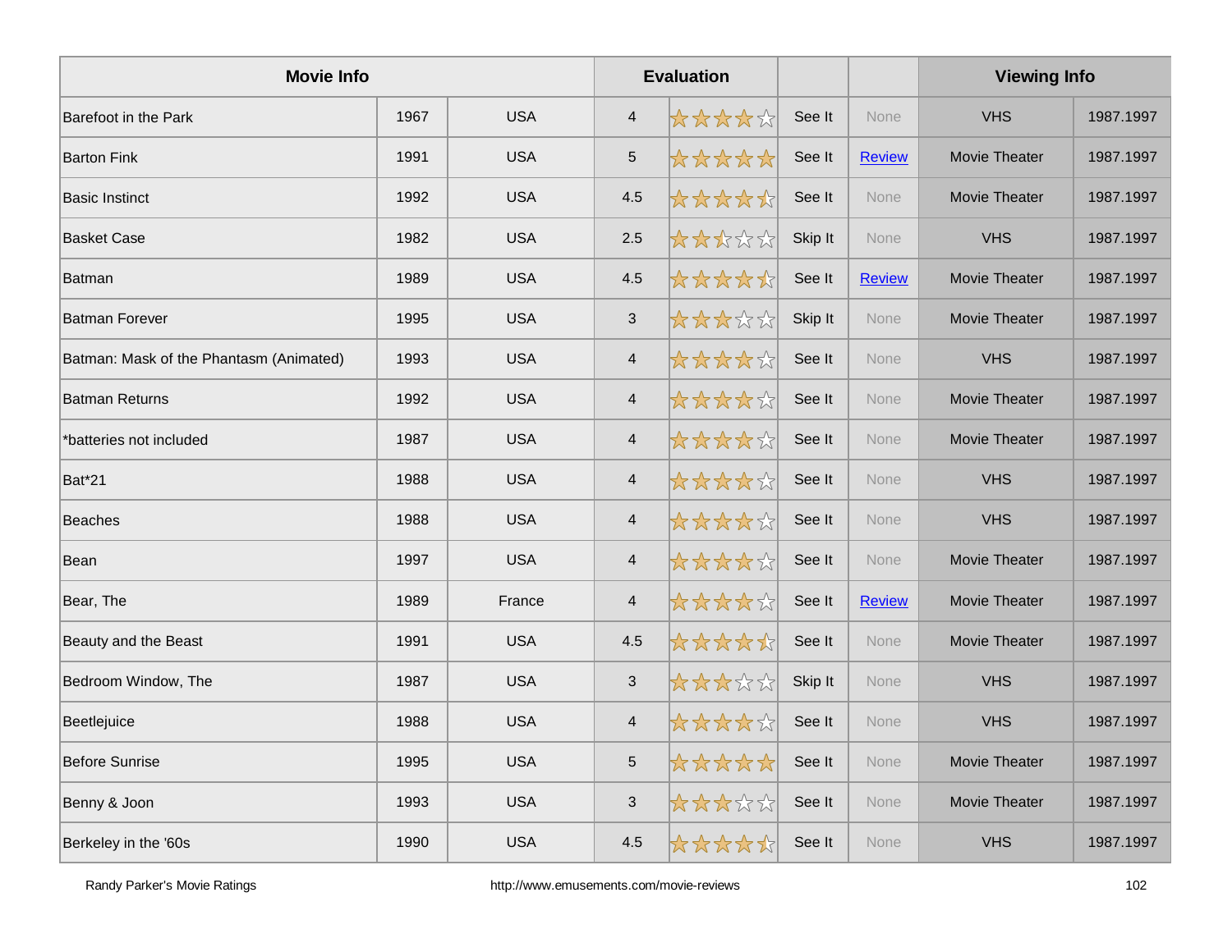| Movie Info | | | Evaluation | | | | Viewing Info | |
|---|---|---|---|---|---|---|---|---|
| Barefoot in the Park | 1967 | USA | 4 | ★★★★☆ | See It | None | VHS | 1987.1997 |
| Barton Fink | 1991 | USA | 5 | ★★★★★ | See It | Review | Movie Theater | 1987.1997 |
| Basic Instinct | 1992 | USA | 4.5 | ★★★★½ | See It | None | Movie Theater | 1987.1997 |
| Basket Case | 1982 | USA | 2.5 | ★★½☆☆ | Skip It | None | VHS | 1987.1997 |
| Batman | 1989 | USA | 4.5 | ★★★★½ | See It | Review | Movie Theater | 1987.1997 |
| Batman Forever | 1995 | USA | 3 | ★★★☆☆ | Skip It | None | Movie Theater | 1987.1997 |
| Batman: Mask of the Phantasm (Animated) | 1993 | USA | 4 | ★★★★☆ | See It | None | VHS | 1987.1997 |
| Batman Returns | 1992 | USA | 4 | ★★★★☆ | See It | None | Movie Theater | 1987.1997 |
| *batteries not included | 1987 | USA | 4 | ★★★★☆ | See It | None | Movie Theater | 1987.1997 |
| Bat*21 | 1988 | USA | 4 | ★★★★☆ | See It | None | VHS | 1987.1997 |
| Beaches | 1988 | USA | 4 | ★★★★☆ | See It | None | VHS | 1987.1997 |
| Bean | 1997 | USA | 4 | ★★★★☆ | See It | None | Movie Theater | 1987.1997 |
| Bear, The | 1989 | France | 4 | ★★★★☆ | See It | Review | Movie Theater | 1987.1997 |
| Beauty and the Beast | 1991 | USA | 4.5 | ★★★★½ | See It | None | Movie Theater | 1987.1997 |
| Bedroom Window, The | 1987 | USA | 3 | ★★★☆☆ | Skip It | None | VHS | 1987.1997 |
| Beetlejuice | 1988 | USA | 4 | ★★★★☆ | See It | None | VHS | 1987.1997 |
| Before Sunrise | 1995 | USA | 5 | ★★★★★ | See It | None | Movie Theater | 1987.1997 |
| Benny & Joon | 1993 | USA | 3 | ★★★☆☆ | See It | None | Movie Theater | 1987.1997 |
| Berkeley in the '60s | 1990 | USA | 4.5 | ★★★★½ | See It | None | VHS | 1987.1997 |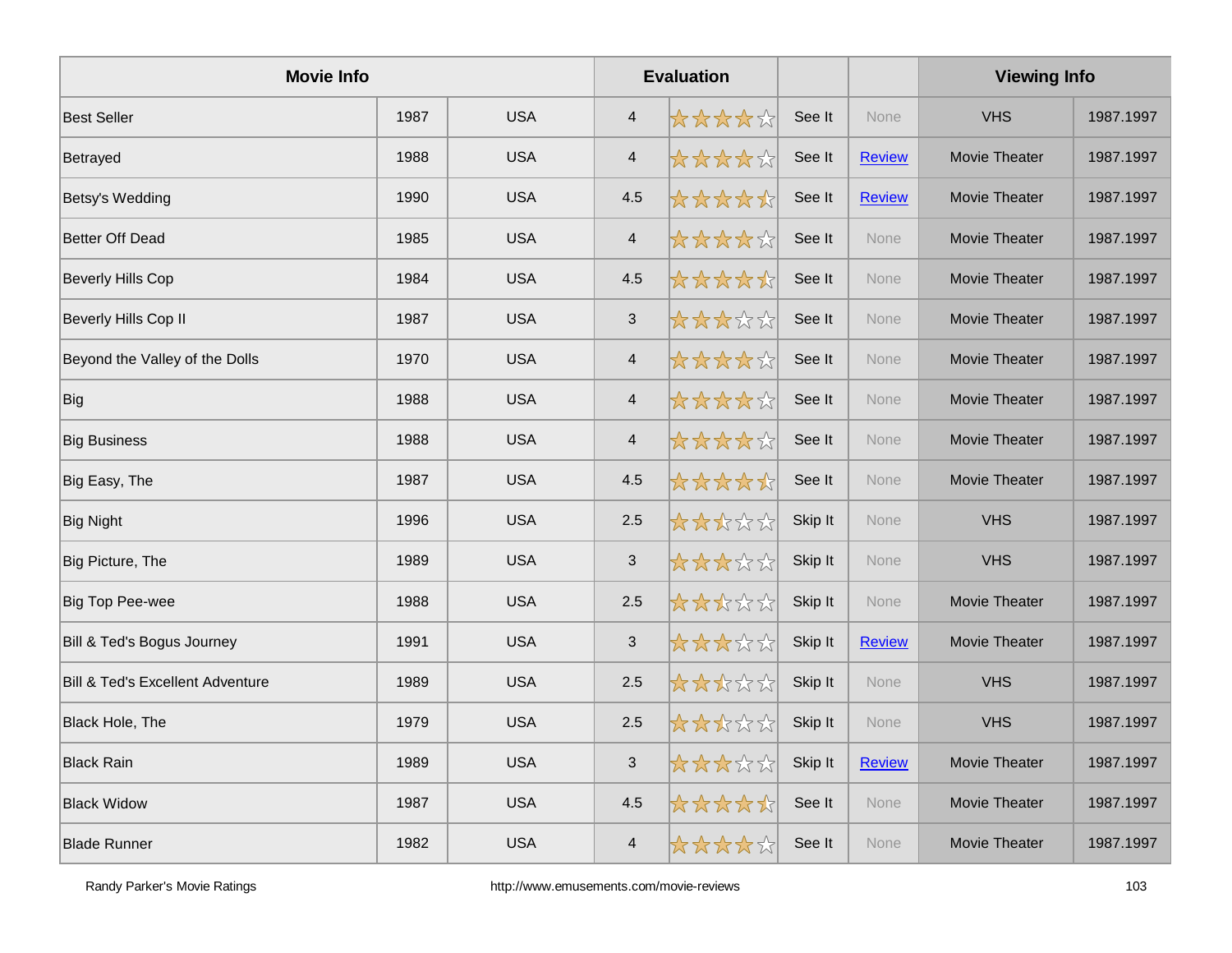| Movie Info | | | Evaluation | | | | Viewing Info | |
|---|---|---|---|---|---|---|---|---|
| Best Seller | 1987 | USA | 4 | ★★★★☆ | See It | None | VHS | 1987.1997 |
| Betrayed | 1988 | USA | 4 | ★★★★☆ | See It | Review | Movie Theater | 1987.1997 |
| Betsy's Wedding | 1990 | USA | 4.5 | ★★★★½ | See It | Review | Movie Theater | 1987.1997 |
| Better Off Dead | 1985 | USA | 4 | ★★★★☆ | See It | None | Movie Theater | 1987.1997 |
| Beverly Hills Cop | 1984 | USA | 4.5 | ★★★★½ | See It | None | Movie Theater | 1987.1997 |
| Beverly Hills Cop II | 1987 | USA | 3 | ★★★☆☆ | See It | None | Movie Theater | 1987.1997 |
| Beyond the Valley of the Dolls | 1970 | USA | 4 | ★★★★☆ | See It | None | Movie Theater | 1987.1997 |
| Big | 1988 | USA | 4 | ★★★★☆ | See It | None | Movie Theater | 1987.1997 |
| Big Business | 1988 | USA | 4 | ★★★★☆ | See It | None | Movie Theater | 1987.1997 |
| Big Easy, The | 1987 | USA | 4.5 | ★★★★½ | See It | None | Movie Theater | 1987.1997 |
| Big Night | 1996 | USA | 2.5 | ★★½☆☆ | Skip It | None | VHS | 1987.1997 |
| Big Picture, The | 1989 | USA | 3 | ★★★☆☆ | Skip It | None | VHS | 1987.1997 |
| Big Top Pee-wee | 1988 | USA | 2.5 | ★★½☆☆ | Skip It | None | Movie Theater | 1987.1997 |
| Bill & Ted's Bogus Journey | 1991 | USA | 3 | ★★★☆☆ | Skip It | Review | Movie Theater | 1987.1997 |
| Bill & Ted's Excellent Adventure | 1989 | USA | 2.5 | ★★½☆☆ | Skip It | None | VHS | 1987.1997 |
| Black Hole, The | 1979 | USA | 2.5 | ★★½☆☆ | Skip It | None | VHS | 1987.1997 |
| Black Rain | 1989 | USA | 3 | ★★★☆☆ | Skip It | Review | Movie Theater | 1987.1997 |
| Black Widow | 1987 | USA | 4.5 | ★★★★½ | See It | None | Movie Theater | 1987.1997 |
| Blade Runner | 1982 | USA | 4 | ★★★★☆ | See It | None | Movie Theater | 1987.1997 |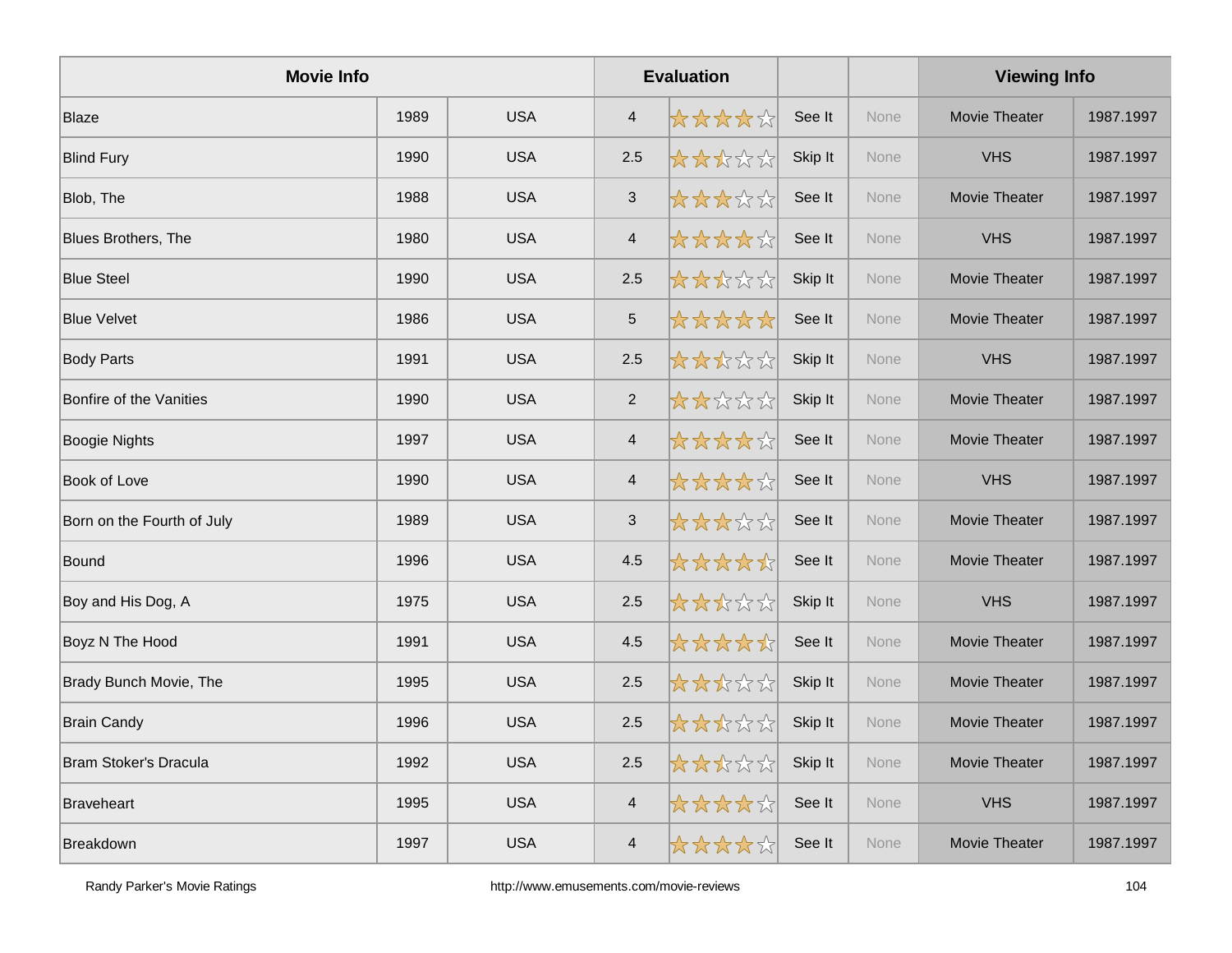| Movie Info | | | Evaluation | | | | Viewing Info | |
|---|---|---|---|---|---|---|---|---|
| Blaze | 1989 | USA | 4 | ★★★★☆ | See It | None | Movie Theater | 1987.1997 |
| Blind Fury | 1990 | USA | 2.5 | ★★½☆☆ | Skip It | None | VHS | 1987.1997 |
| Blob, The | 1988 | USA | 3 | ★★★☆☆ | See It | None | Movie Theater | 1987.1997 |
| Blues Brothers, The | 1980 | USA | 4 | ★★★★☆ | See It | None | VHS | 1987.1997 |
| Blue Steel | 1990 | USA | 2.5 | ★★½☆☆ | Skip It | None | Movie Theater | 1987.1997 |
| Blue Velvet | 1986 | USA | 5 | ★★★★★ | See It | None | Movie Theater | 1987.1997 |
| Body Parts | 1991 | USA | 2.5 | ★★½☆☆ | Skip It | None | VHS | 1987.1997 |
| Bonfire of the Vanities | 1990 | USA | 2 | ★★☆☆☆ | Skip It | None | Movie Theater | 1987.1997 |
| Boogie Nights | 1997 | USA | 4 | ★★★★☆ | See It | None | Movie Theater | 1987.1997 |
| Book of Love | 1990 | USA | 4 | ★★★★☆ | See It | None | VHS | 1987.1997 |
| Born on the Fourth of July | 1989 | USA | 3 | ★★★☆☆ | See It | None | Movie Theater | 1987.1997 |
| Bound | 1996 | USA | 4.5 | ★★★★½ | See It | None | Movie Theater | 1987.1997 |
| Boy and His Dog, A | 1975 | USA | 2.5 | ★★½☆☆ | Skip It | None | VHS | 1987.1997 |
| Boyz N The Hood | 1991 | USA | 4.5 | ★★★★½ | See It | None | Movie Theater | 1987.1997 |
| Brady Bunch Movie, The | 1995 | USA | 2.5 | ★★½☆☆ | Skip It | None | Movie Theater | 1987.1997 |
| Brain Candy | 1996 | USA | 2.5 | ★★½☆☆ | Skip It | None | Movie Theater | 1987.1997 |
| Bram Stoker's Dracula | 1992 | USA | 2.5 | ★★½☆☆ | Skip It | None | Movie Theater | 1987.1997 |
| Braveheart | 1995 | USA | 4 | ★★★★☆ | See It | None | VHS | 1987.1997 |
| Breakdown | 1997 | USA | 4 | ★★★★☆ | See It | None | Movie Theater | 1987.1997 |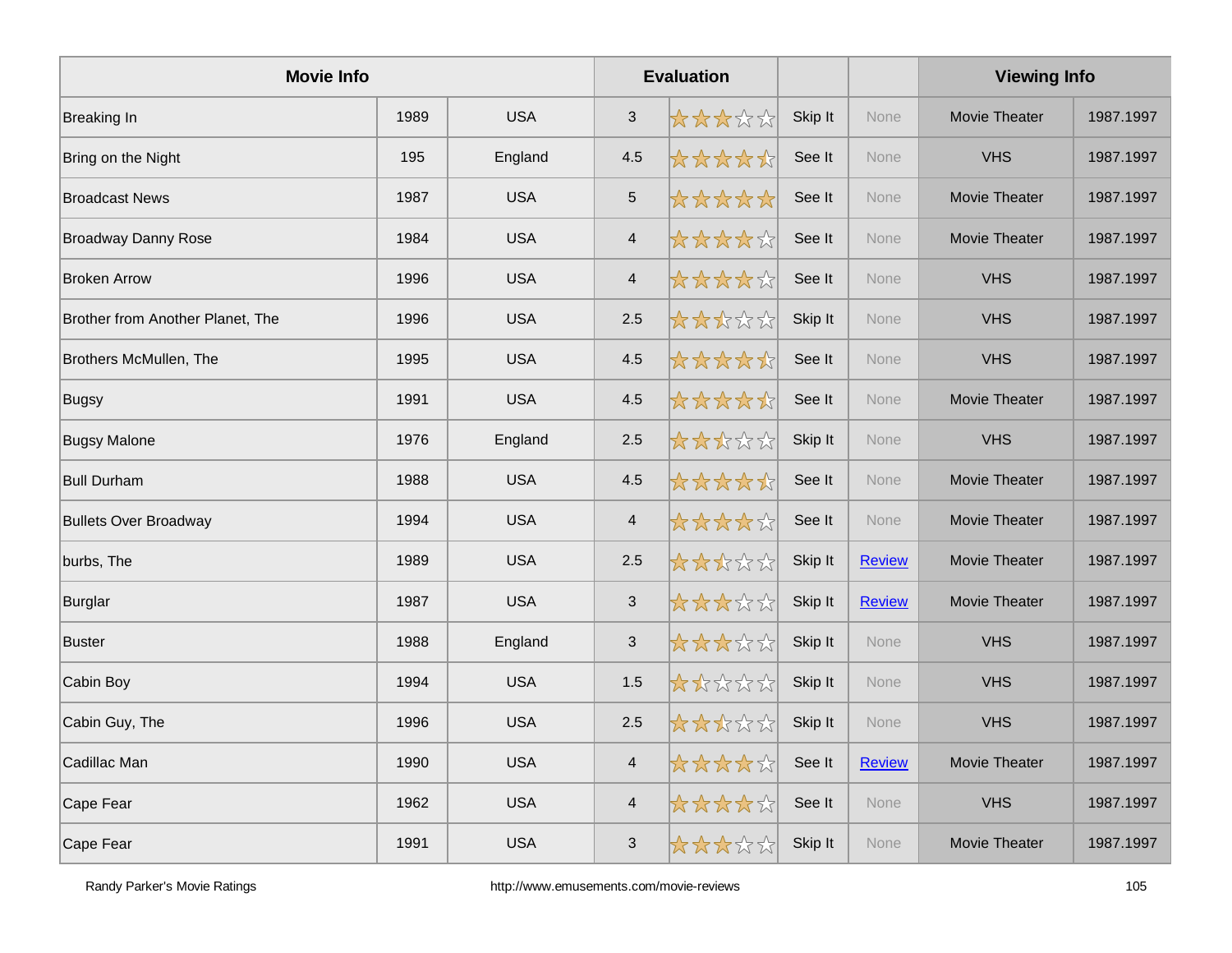| Movie Info | | | Evaluation | | | | Viewing Info | |
|---|---|---|---|---|---|---|---|---|
| Breaking In | 1989 | USA | 3 | ★★★☆☆ | Skip It | None | Movie Theater | 1987.1997 |
| Bring on the Night | 195 | England | 4.5 | ★★★★½ | See It | None | VHS | 1987.1997 |
| Broadcast News | 1987 | USA | 5 | ★★★★★ | See It | None | Movie Theater | 1987.1997 |
| Broadway Danny Rose | 1984 | USA | 4 | ★★★★☆ | See It | None | Movie Theater | 1987.1997 |
| Broken Arrow | 1996 | USA | 4 | ★★★★☆ | See It | None | VHS | 1987.1997 |
| Brother from Another Planet, The | 1996 | USA | 2.5 | ★★½☆☆ | Skip It | None | VHS | 1987.1997 |
| Brothers McMullen, The | 1995 | USA | 4.5 | ★★★★½ | See It | None | VHS | 1987.1997 |
| Bugsy | 1991 | USA | 4.5 | ★★★★½ | See It | None | Movie Theater | 1987.1997 |
| Bugsy Malone | 1976 | England | 2.5 | ★★½☆☆ | Skip It | None | VHS | 1987.1997 |
| Bull Durham | 1988 | USA | 4.5 | ★★★★½ | See It | None | Movie Theater | 1987.1997 |
| Bullets Over Broadway | 1994 | USA | 4 | ★★★★☆ | See It | None | Movie Theater | 1987.1997 |
| burbs, The | 1989 | USA | 2.5 | ★★½☆☆ | Skip It | Review | Movie Theater | 1987.1997 |
| Burglar | 1987 | USA | 3 | ★★★☆☆ | Skip It | Review | Movie Theater | 1987.1997 |
| Buster | 1988 | England | 3 | ★★★☆☆ | Skip It | None | VHS | 1987.1997 |
| Cabin Boy | 1994 | USA | 1.5 | ★½☆☆☆ | Skip It | None | VHS | 1987.1997 |
| Cabin Guy, The | 1996 | USA | 2.5 | ★★½☆☆ | Skip It | None | VHS | 1987.1997 |
| Cadillac Man | 1990 | USA | 4 | ★★★★☆ | See It | Review | Movie Theater | 1987.1997 |
| Cape Fear | 1962 | USA | 4 | ★★★★☆ | See It | None | VHS | 1987.1997 |
| Cape Fear | 1991 | USA | 3 | ★★★☆☆ | Skip It | None | Movie Theater | 1987.1997 |

Randy Parker's Movie Ratings http://www.emusements.com/movie-reviews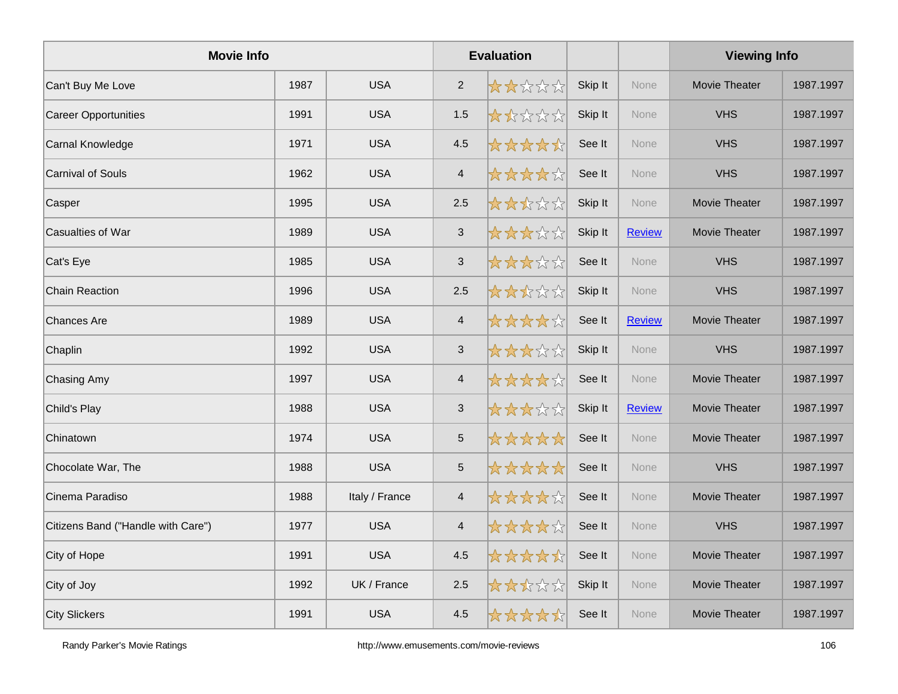| Movie Info | | | Evaluation | | | | Viewing Info | |
|---|---|---|---|---|---|---|---|---|
| Can't Buy Me Love | 1987 | USA | 2 | ★★☆☆☆ | Skip It | None | Movie Theater | 1987.1997 |
| Career Opportunities | 1991 | USA | 1.5 | ★½☆☆☆ | Skip It | None | VHS | 1987.1997 |
| Carnal Knowledge | 1971 | USA | 4.5 | ★★★★½ | See It | None | VHS | 1987.1997 |
| Carnival of Souls | 1962 | USA | 4 | ★★★★☆ | See It | None | VHS | 1987.1997 |
| Casper | 1995 | USA | 2.5 | ★★½☆☆ | Skip It | None | Movie Theater | 1987.1997 |
| Casualties of War | 1989 | USA | 3 | ★★★☆☆ | Skip It | Review | Movie Theater | 1987.1997 |
| Cat's Eye | 1985 | USA | 3 | ★★★☆☆ | See It | None | VHS | 1987.1997 |
| Chain Reaction | 1996 | USA | 2.5 | ★★½☆☆ | Skip It | None | VHS | 1987.1997 |
| Chances Are | 1989 | USA | 4 | ★★★★☆ | See It | Review | Movie Theater | 1987.1997 |
| Chaplin | 1992 | USA | 3 | ★★★☆☆ | Skip It | None | VHS | 1987.1997 |
| Chasing Amy | 1997 | USA | 4 | ★★★★☆ | See It | None | Movie Theater | 1987.1997 |
| Child's Play | 1988 | USA | 3 | ★★★☆☆ | Skip It | Review | Movie Theater | 1987.1997 |
| Chinatown | 1974 | USA | 5 | ★★★★★ | See It | None | Movie Theater | 1987.1997 |
| Chocolate War, The | 1988 | USA | 5 | ★★★★★ | See It | None | VHS | 1987.1997 |
| Cinema Paradiso | 1988 | Italy / France | 4 | ★★★★☆ | See It | None | Movie Theater | 1987.1997 |
| Citizens Band ("Handle with Care") | 1977 | USA | 4 | ★★★★☆ | See It | None | VHS | 1987.1997 |
| City of Hope | 1991 | USA | 4.5 | ★★★★½ | See It | None | Movie Theater | 1987.1997 |
| City of Joy | 1992 | UK / France | 2.5 | ★★½☆☆ | Skip It | None | Movie Theater | 1987.1997 |
| City Slickers | 1991 | USA | 4.5 | ★★★★½ | See It | None | Movie Theater | 1987.1997 |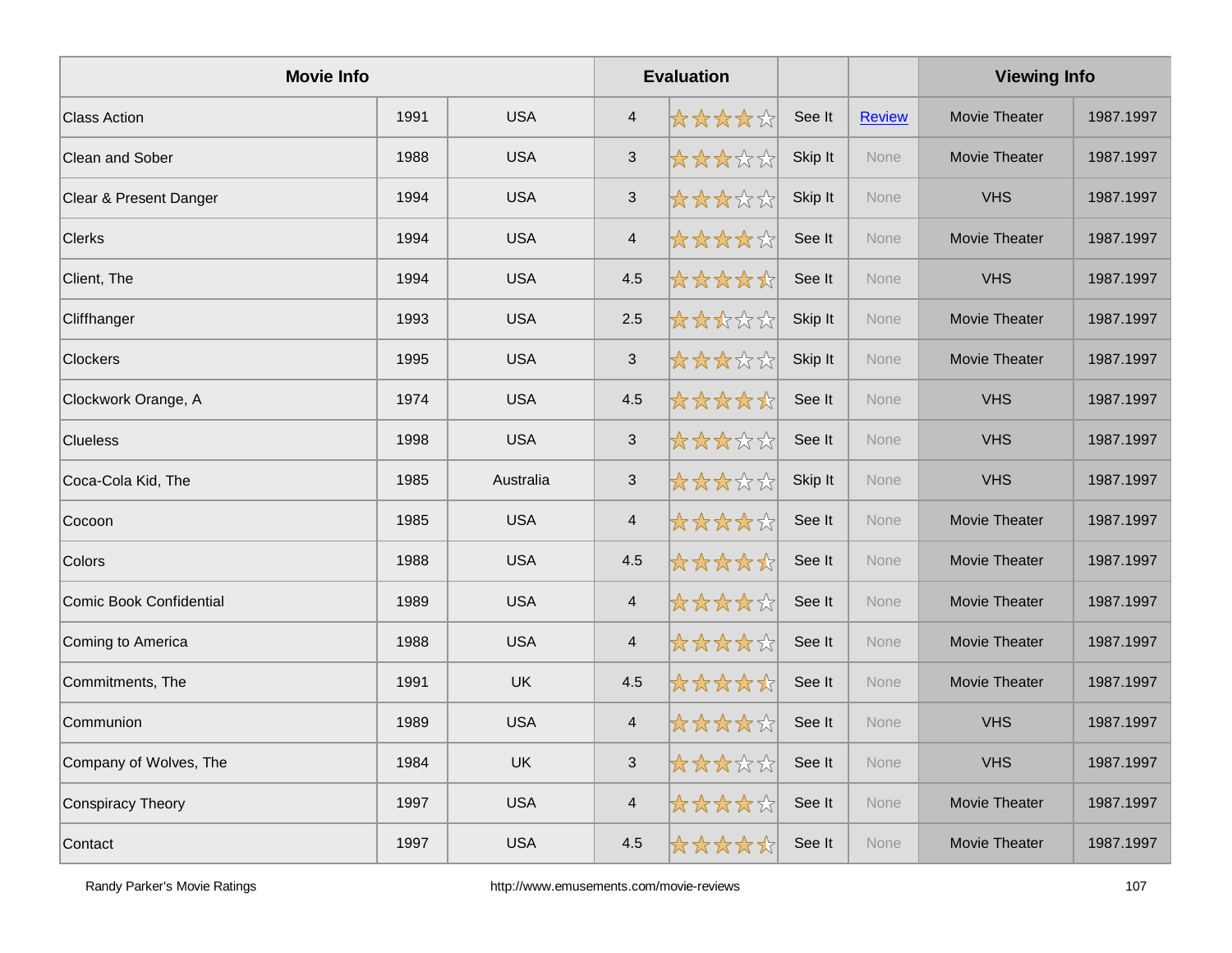| Movie Info | | | Evaluation | | | | Viewing Info | |
|---|---|---|---|---|---|---|---|---|
| Class Action | 1991 | USA | 4 | ★★★★☆ | See It | Review | Movie Theater | 1987.1997 |
| Clean and Sober | 1988 | USA | 3 | ★★★☆☆ | Skip It | None | Movie Theater | 1987.1997 |
| Clear & Present Danger | 1994 | USA | 3 | ★★★☆☆ | Skip It | None | VHS | 1987.1997 |
| Clerks | 1994 | USA | 4 | ★★★★☆ | See It | None | Movie Theater | 1987.1997 |
| Client, The | 1994 | USA | 4.5 | ★★★★½ | See It | None | VHS | 1987.1997 |
| Cliffhanger | 1993 | USA | 2.5 | ★★½☆☆ | Skip It | None | Movie Theater | 1987.1997 |
| Clockers | 1995 | USA | 3 | ★★★☆☆ | Skip It | None | Movie Theater | 1987.1997 |
| Clockwork Orange, A | 1974 | USA | 4.5 | ★★★★½ | See It | None | VHS | 1987.1997 |
| Clueless | 1998 | USA | 3 | ★★★☆☆ | See It | None | VHS | 1987.1997 |
| Coca-Cola Kid, The | 1985 | Australia | 3 | ★★★☆☆ | Skip It | None | VHS | 1987.1997 |
| Cocoon | 1985 | USA | 4 | ★★★★☆ | See It | None | Movie Theater | 1987.1997 |
| Colors | 1988 | USA | 4.5 | ★★★★½ | See It | None | Movie Theater | 1987.1997 |
| Comic Book Confidential | 1989 | USA | 4 | ★★★★☆ | See It | None | Movie Theater | 1987.1997 |
| Coming to America | 1988 | USA | 4 | ★★★★☆ | See It | None | Movie Theater | 1987.1997 |
| Commitments, The | 1991 | UK | 4.5 | ★★★★½ | See It | None | Movie Theater | 1987.1997 |
| Communion | 1989 | USA | 4 | ★★★★☆ | See It | None | VHS | 1987.1997 |
| Company of Wolves, The | 1984 | UK | 3 | ★★★☆☆ | See It | None | VHS | 1987.1997 |
| Conspiracy Theory | 1997 | USA | 4 | ★★★★☆ | See It | None | Movie Theater | 1987.1997 |
| Contact | 1997 | USA | 4.5 | ★★★★½ | See It | None | Movie Theater | 1987.1997 |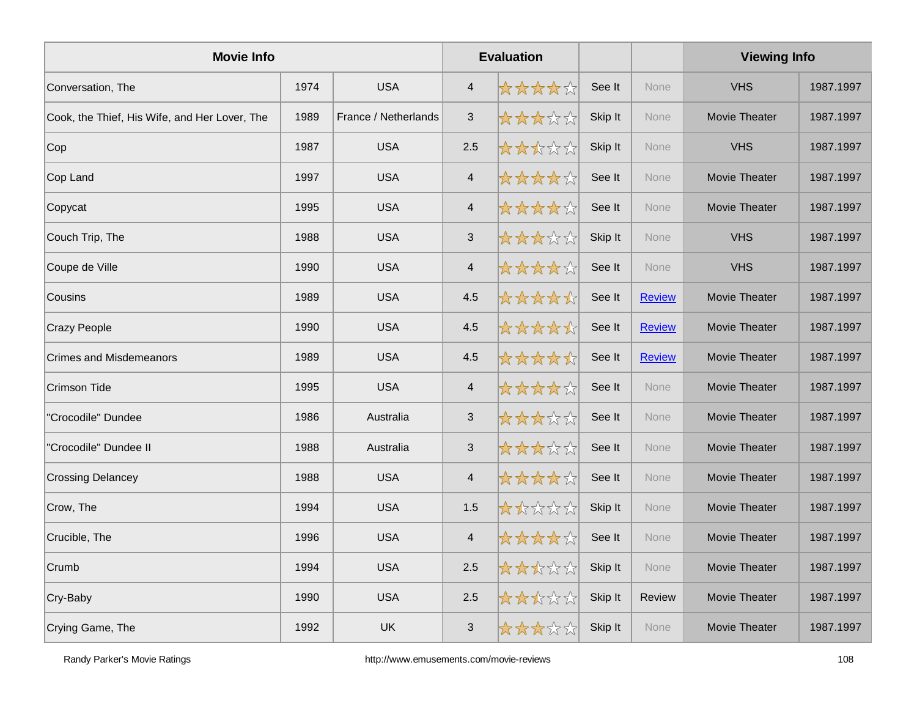| Movie Info | | | Evaluation | | | | Viewing Info | |
|---|---|---|---|---|---|---|---|---|
| Conversation, The | 1974 | USA | 4 | ★★★★☆ | See It | None | VHS | 1987.1997 |
| Cook, the Thief, His Wife, and Her Lover, The | 1989 | France / Netherlands | 3 | ★★★☆☆ | Skip It | None | Movie Theater | 1987.1997 |
| Cop | 1987 | USA | 2.5 | ★★½☆☆ | Skip It | None | VHS | 1987.1997 |
| Cop Land | 1997 | USA | 4 | ★★★★☆ | See It | None | Movie Theater | 1987.1997 |
| Copycat | 1995 | USA | 4 | ★★★★☆ | See It | None | Movie Theater | 1987.1997 |
| Couch Trip, The | 1988 | USA | 3 | ★★★☆☆ | Skip It | None | VHS | 1987.1997 |
| Coupe de Ville | 1990 | USA | 4 | ★★★★☆ | See It | None | VHS | 1987.1997 |
| Cousins | 1989 | USA | 4.5 | ★★★★½ | See It | Review | Movie Theater | 1987.1997 |
| Crazy People | 1990 | USA | 4.5 | ★★★★½ | See It | Review | Movie Theater | 1987.1997 |
| Crimes and Misdemeanors | 1989 | USA | 4.5 | ★★★★½ | See It | Review | Movie Theater | 1987.1997 |
| Crimson Tide | 1995 | USA | 4 | ★★★★☆ | See It | None | Movie Theater | 1987.1997 |
| "Crocodile" Dundee | 1986 | Australia | 3 | ★★★☆☆ | See It | None | Movie Theater | 1987.1997 |
| "Crocodile" Dundee II | 1988 | Australia | 3 | ★★★☆☆ | See It | None | Movie Theater | 1987.1997 |
| Crossing Delancey | 1988 | USA | 4 | ★★★★☆ | See It | None | Movie Theater | 1987.1997 |
| Crow, The | 1994 | USA | 1.5 | ★½☆☆☆ | Skip It | None | Movie Theater | 1987.1997 |
| Crucible, The | 1996 | USA | 4 | ★★★★☆ | See It | None | Movie Theater | 1987.1997 |
| Crumb | 1994 | USA | 2.5 | ★★½☆☆ | Skip It | None | Movie Theater | 1987.1997 |
| Cry-Baby | 1990 | USA | 2.5 | ★★½☆☆ | Skip It | Review | Movie Theater | 1987.1997 |
| Crying Game, The | 1992 | UK | 3 | ★★★☆☆ | Skip It | None | Movie Theater | 1987.1997 |

Randy Parker's Movie Ratings http://www.emusements.com/movie-reviews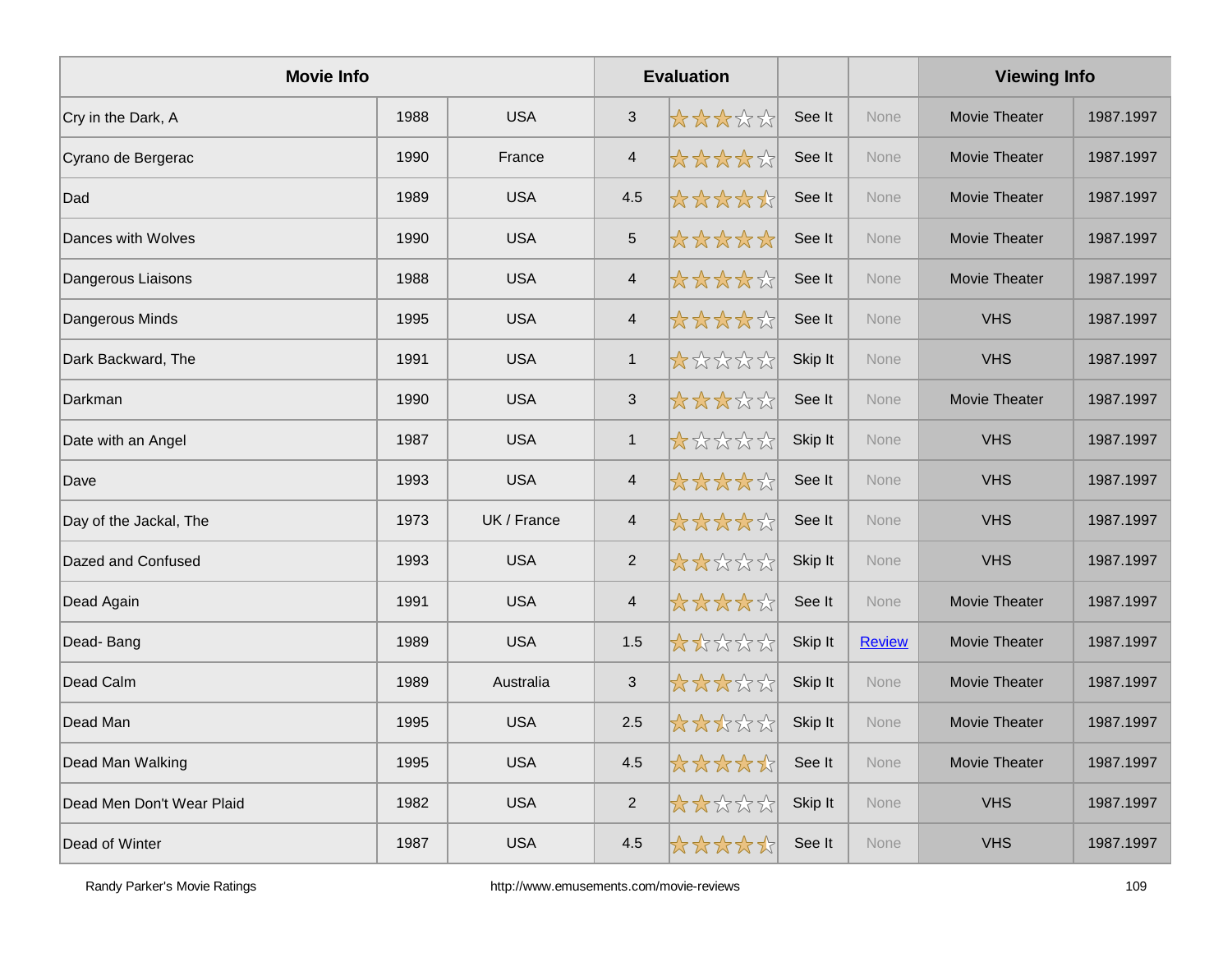| Movie Info | | | Evaluation | | | | Viewing Info | |
|---|---|---|---|---|---|---|---|---|
| Cry in the Dark, A | 1988 | USA | 3 | | See It | None | Movie Theater | 1987.1997 |
| Cyrano de Bergerac | 1990 | France | 4 | | See It | None | Movie Theater | 1987.1997 |
| Dad | 1989 | USA | 4.5 | | See It | None | Movie Theater | 1987.1997 |
| Dances with Wolves | 1990 | USA | 5 | | See It | None | Movie Theater | 1987.1997 |
| Dangerous Liaisons | 1988 | USA | 4 | | See It | None | Movie Theater | 1987.1997 |
| Dangerous Minds | 1995 | USA | 4 | | See It | None | VHS | 1987.1997 |
| Dark Backward, The | 1991 | USA | 1 | | Skip It | None | VHS | 1987.1997 |
| Darkman | 1990 | USA | 3 | | See It | None | Movie Theater | 1987.1997 |
| Date with an Angel | 1987 | USA | 1 | | Skip It | None | VHS | 1987.1997 |
| Dave | 1993 | USA | 4 | | See It | None | VHS | 1987.1997 |
| Day of the Jackal, The | 1973 | UK / France | 4 | | See It | None | VHS | 1987.1997 |
| Dazed and Confused | 1993 | USA | 2 | | Skip It | None | VHS | 1987.1997 |
| Dead Again | 1991 | USA | 4 | | See It | None | Movie Theater | 1987.1997 |
| Dead- Bang | 1989 | USA | 1.5 | | Skip It | Review | Movie Theater | 1987.1997 |
| Dead Calm | 1989 | Australia | 3 | | Skip It | None | Movie Theater | 1987.1997 |
| Dead Man | 1995 | USA | 2.5 | | Skip It | None | Movie Theater | 1987.1997 |
| Dead Man Walking | 1995 | USA | 4.5 | | See It | None | Movie Theater | 1987.1997 |
| Dead Men Don't Wear Plaid | 1982 | USA | 2 | | Skip It | None | VHS | 1987.1997 |
| Dead of Winter | 1987 | USA | 4.5 | | See It | None | VHS | 1987.1997 |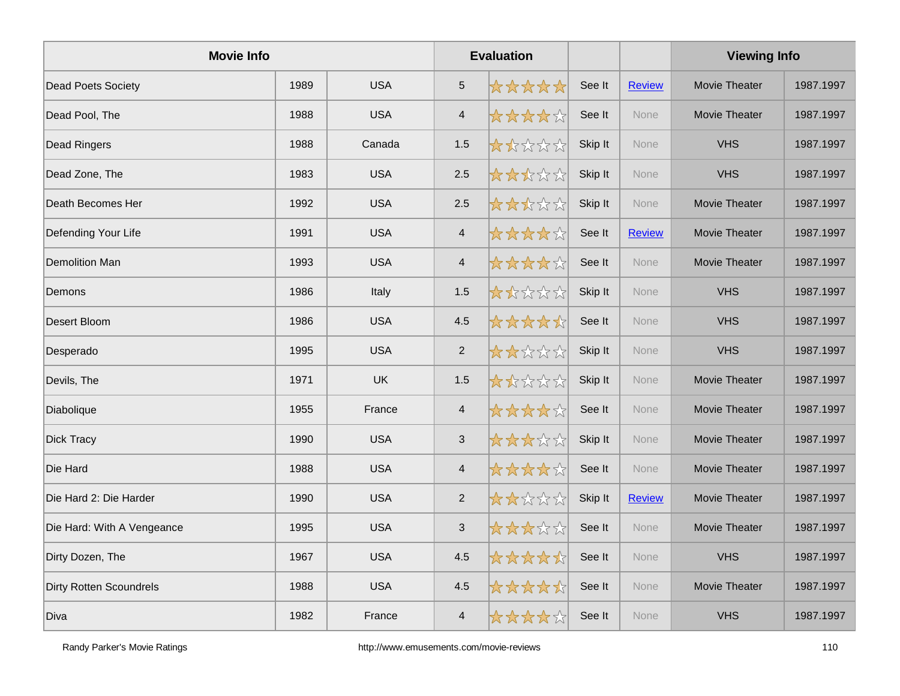| Movie Info | | | Evaluation | | | | Viewing Info | |
|---|---|---|---|---|---|---|---|---|
| Dead Poets Society | 1989 | USA | 5 | ★★★★★ | See It | Review | Movie Theater | 1987.1997 |
| Dead Pool, The | 1988 | USA | 4 | ★★★★☆ | See It | None | Movie Theater | 1987.1997 |
| Dead Ringers | 1988 | Canada | 1.5 | ★½☆☆☆ | Skip It | None | VHS | 1987.1997 |
| Dead Zone, The | 1983 | USA | 2.5 | ★★½☆☆ | Skip It | None | VHS | 1987.1997 |
| Death Becomes Her | 1992 | USA | 2.5 | ★★½☆☆ | Skip It | None | Movie Theater | 1987.1997 |
| Defending Your Life | 1991 | USA | 4 | ★★★★☆ | See It | Review | Movie Theater | 1987.1997 |
| Demolition Man | 1993 | USA | 4 | ★★★★☆ | See It | None | Movie Theater | 1987.1997 |
| Demons | 1986 | Italy | 1.5 | ★½☆☆☆ | Skip It | None | VHS | 1987.1997 |
| Desert Bloom | 1986 | USA | 4.5 | ★★★★½ | See It | None | VHS | 1987.1997 |
| Desperado | 1995 | USA | 2 | ★★☆☆☆ | Skip It | None | VHS | 1987.1997 |
| Devils, The | 1971 | UK | 1.5 | ★½☆☆☆ | Skip It | None | Movie Theater | 1987.1997 |
| Diabolique | 1955 | France | 4 | ★★★★☆ | See It | None | Movie Theater | 1987.1997 |
| Dick Tracy | 1990 | USA | 3 | ★★★☆☆ | Skip It | None | Movie Theater | 1987.1997 |
| Die Hard | 1988 | USA | 4 | ★★★★☆ | See It | None | Movie Theater | 1987.1997 |
| Die Hard 2: Die Harder | 1990 | USA | 2 | ★★☆☆☆ | Skip It | Review | Movie Theater | 1987.1997 |
| Die Hard: With A Vengeance | 1995 | USA | 3 | ★★★☆☆ | See It | None | Movie Theater | 1987.1997 |
| Dirty Dozen, The | 1967 | USA | 4.5 | ★★★★½ | See It | None | VHS | 1987.1997 |
| Dirty Rotten Scoundrels | 1988 | USA | 4.5 | ★★★★½ | See It | None | Movie Theater | 1987.1997 |
| Diva | 1982 | France | 4 | ★★★★☆ | See It | None | VHS | 1987.1997 |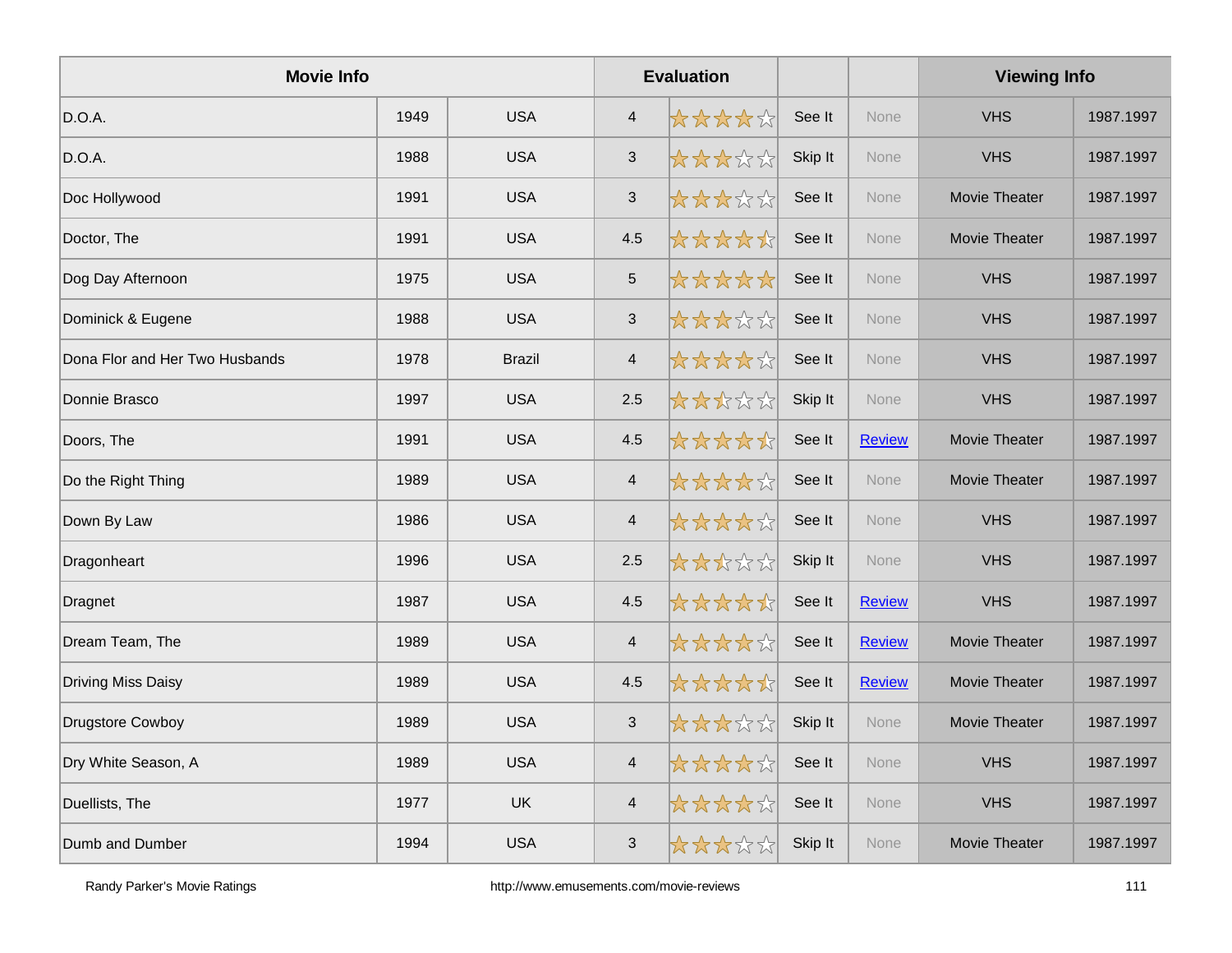| Movie Info | | | Evaluation | | | | Viewing Info | |
|---|---|---|---|---|---|---|---|---|
| D.O.A. | 1949 | USA | 4 | ★★★★☆ | See It | None | VHS | 1987.1997 |
| D.O.A. | 1988 | USA | 3 | ★★★☆☆ | Skip It | None | VHS | 1987.1997 |
| Doc Hollywood | 1991 | USA | 3 | ★★★☆☆ | See It | None | Movie Theater | 1987.1997 |
| Doctor, The | 1991 | USA | 4.5 | ★★★★½ | See It | None | Movie Theater | 1987.1997 |
| Dog Day Afternoon | 1975 | USA | 5 | ★★★★★ | See It | None | VHS | 1987.1997 |
| Dominick & Eugene | 1988 | USA | 3 | ★★★☆☆ | See It | None | VHS | 1987.1997 |
| Dona Flor and Her Two Husbands | 1978 | Brazil | 4 | ★★★★☆ | See It | None | VHS | 1987.1997 |
| Donnie Brasco | 1997 | USA | 2.5 | ★★½☆☆ | Skip It | None | VHS | 1987.1997 |
| Doors, The | 1991 | USA | 4.5 | ★★★★½ | See It | Review | Movie Theater | 1987.1997 |
| Do the Right Thing | 1989 | USA | 4 | ★★★★☆ | See It | None | Movie Theater | 1987.1997 |
| Down By Law | 1986 | USA | 4 | ★★★★☆ | See It | None | VHS | 1987.1997 |
| Dragonheart | 1996 | USA | 2.5 | ★★½☆☆ | Skip It | None | VHS | 1987.1997 |
| Dragnet | 1987 | USA | 4.5 | ★★★★½ | See It | Review | VHS | 1987.1997 |
| Dream Team, The | 1989 | USA | 4 | ★★★★☆ | See It | Review | Movie Theater | 1987.1997 |
| Driving Miss Daisy | 1989 | USA | 4.5 | ★★★★½ | See It | Review | Movie Theater | 1987.1997 |
| Drugstore Cowboy | 1989 | USA | 3 | ★★★☆☆ | Skip It | None | Movie Theater | 1987.1997 |
| Dry White Season, A | 1989 | USA | 4 | ★★★★☆ | See It | None | VHS | 1987.1997 |
| Duellists, The | 1977 | UK | 4 | ★★★★☆ | See It | None | VHS | 1987.1997 |
| Dumb and Dumber | 1994 | USA | 3 | ★★★☆☆ | Skip It | None | Movie Theater | 1987.1997 |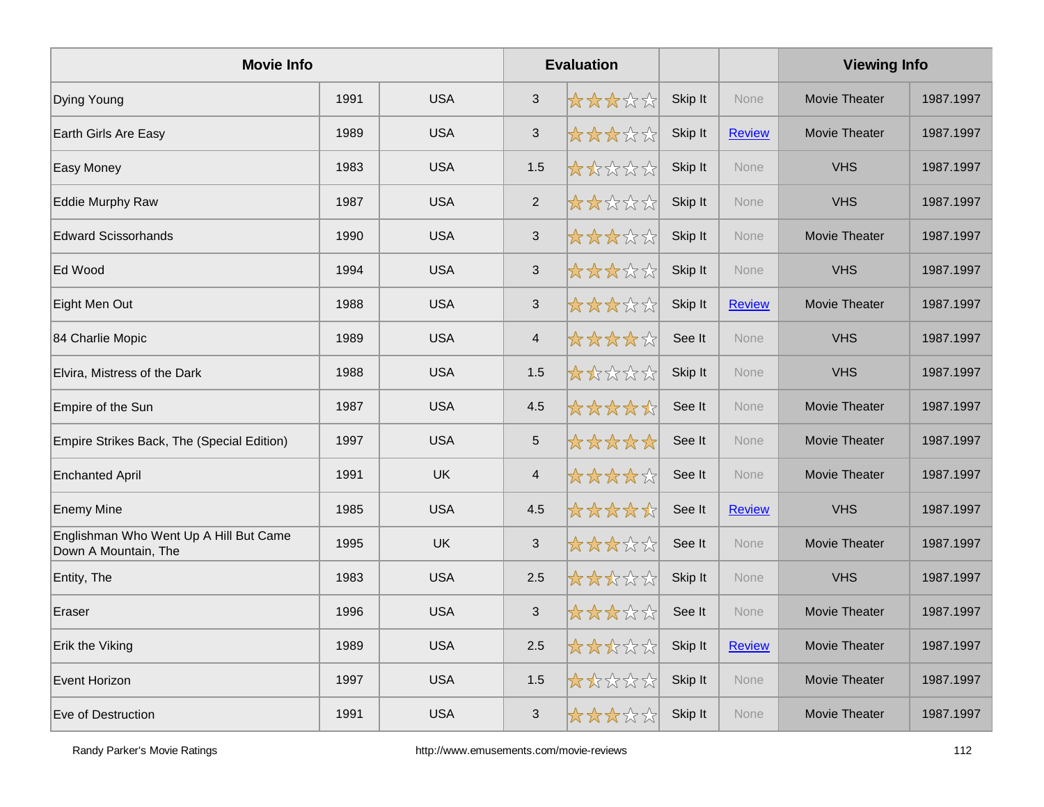| Movie Info | | | Evaluation | | | | Viewing Info | |
|---|---|---|---|---|---|---|---|---|
| Dying Young | 1991 | USA | 3 | ★★★☆☆ | Skip It | None | Movie Theater | 1987.1997 |
| Earth Girls Are Easy | 1989 | USA | 3 | ★★★☆☆ | Skip It | Review | Movie Theater | 1987.1997 |
| Easy Money | 1983 | USA | 1.5 | ★½☆☆☆ | Skip It | None | VHS | 1987.1997 |
| Eddie Murphy Raw | 1987 | USA | 2 | ★★☆☆☆ | Skip It | None | VHS | 1987.1997 |
| Edward Scissorhands | 1990 | USA | 3 | ★★★☆☆ | Skip It | None | Movie Theater | 1987.1997 |
| Ed Wood | 1994 | USA | 3 | ★★★☆☆ | Skip It | None | VHS | 1987.1997 |
| Eight Men Out | 1988 | USA | 3 | ★★★☆☆ | Skip It | Review | Movie Theater | 1987.1997 |
| 84 Charlie Mopic | 1989 | USA | 4 | ★★★★☆ | See It | None | VHS | 1987.1997 |
| Elvira, Mistress of the Dark | 1988 | USA | 1.5 | ★½☆☆☆ | Skip It | None | VHS | 1987.1997 |
| Empire of the Sun | 1987 | USA | 4.5 | ★★★★½ | See It | None | Movie Theater | 1987.1997 |
| Empire Strikes Back, The (Special Edition) | 1997 | USA | 5 | ★★★★★ | See It | None | Movie Theater | 1987.1997 |
| Enchanted April | 1991 | UK | 4 | ★★★★☆ | See It | None | Movie Theater | 1987.1997 |
| Enemy Mine | 1985 | USA | 4.5 | ★★★★½ | See It | Review | VHS | 1987.1997 |
| Englishman Who Went Up A Hill But Came Down A Mountain, The | 1995 | UK | 3 | ★★★☆☆ | See It | None | Movie Theater | 1987.1997 |
| Entity, The | 1983 | USA | 2.5 | ★★½☆☆ | Skip It | None | VHS | 1987.1997 |
| Eraser | 1996 | USA | 3 | ★★★☆☆ | See It | None | Movie Theater | 1987.1997 |
| Erik the Viking | 1989 | USA | 2.5 | ★★½☆☆ | Skip It | Review | Movie Theater | 1987.1997 |
| Event Horizon | 1997 | USA | 1.5 | ★½☆☆☆ | Skip It | None | Movie Theater | 1987.1997 |
| Eve of Destruction | 1991 | USA | 3 | ★★★☆☆ | Skip It | None | Movie Theater | 1987.1997 |

Randy Parker's Movie Ratings http://www.emusements.com/movie-reviews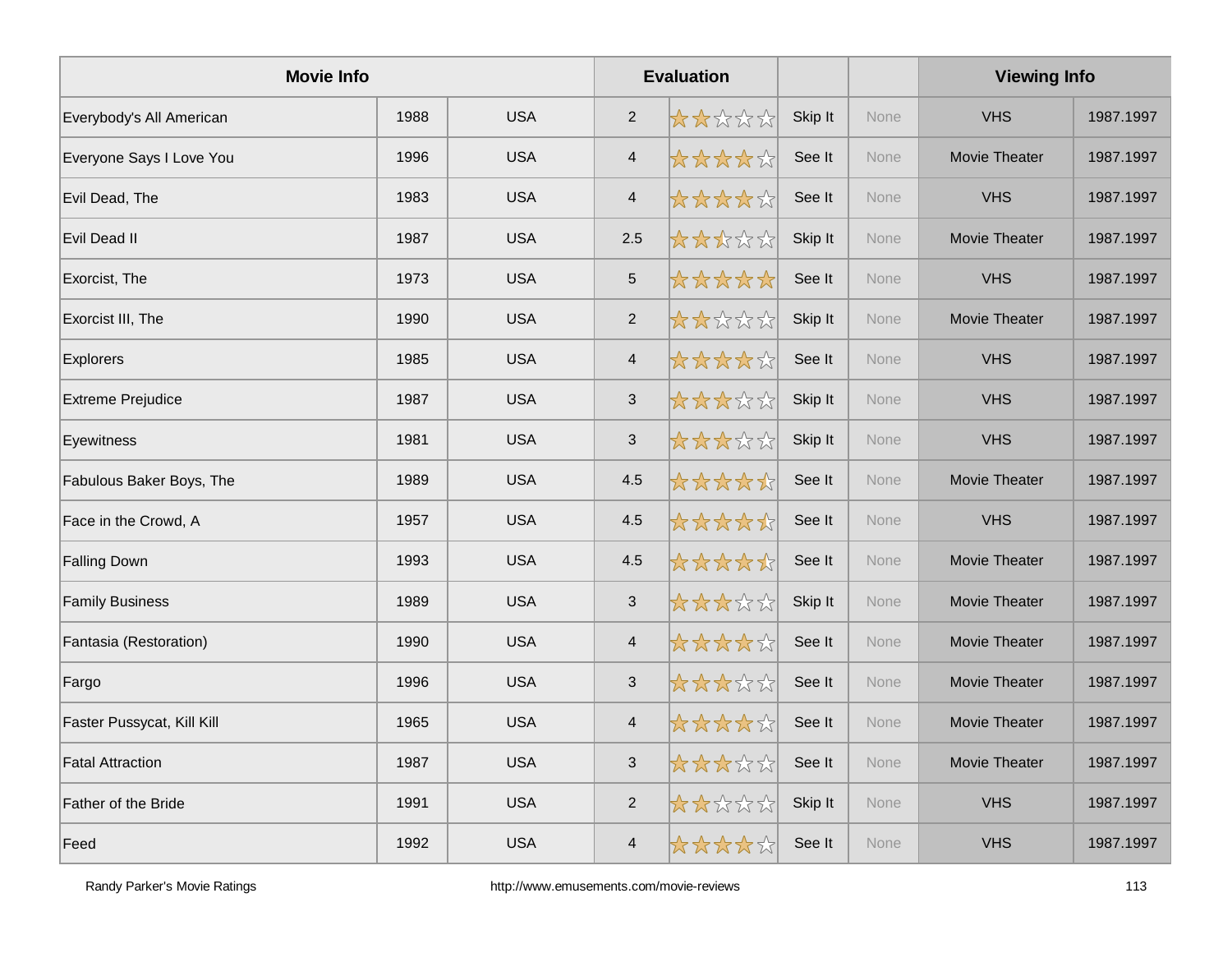| Movie Info | | | Evaluation | | | | Viewing Info | |
|---|---|---|---|---|---|---|---|---|
| Everybody's All American | 1988 | USA | 2 | | Skip It | None | VHS | 1987.1997 |
| Everyone Says I Love You | 1996 | USA | 4 | | See It | None | Movie Theater | 1987.1997 |
| Evil Dead, The | 1983 | USA | 4 | | See It | None | VHS | 1987.1997 |
| Evil Dead II | 1987 | USA | 2.5 | | Skip It | None | Movie Theater | 1987.1997 |
| Exorcist, The | 1973 | USA | 5 | | See It | None | VHS | 1987.1997 |
| Exorcist III, The | 1990 | USA | 2 | | Skip It | None | Movie Theater | 1987.1997 |
| Explorers | 1985 | USA | 4 | | See It | None | VHS | 1987.1997 |
| Extreme Prejudice | 1987 | USA | 3 | | Skip It | None | VHS | 1987.1997 |
| Eyewitness | 1981 | USA | 3 | | Skip It | None | VHS | 1987.1997 |
| Fabulous Baker Boys, The | 1989 | USA | 4.5 | | See It | None | Movie Theater | 1987.1997 |
| Face in the Crowd, A | 1957 | USA | 4.5 | | See It | None | VHS | 1987.1997 |
| Falling Down | 1993 | USA | 4.5 | | See It | None | Movie Theater | 1987.1997 |
| Family Business | 1989 | USA | 3 | | Skip It | None | Movie Theater | 1987.1997 |
| Fantasia (Restoration) | 1990 | USA | 4 | | See It | None | Movie Theater | 1987.1997 |
| Fargo | 1996 | USA | 3 | | See It | None | Movie Theater | 1987.1997 |
| Faster Pussycat, Kill Kill | 1965 | USA | 4 | | See It | None | Movie Theater | 1987.1997 |
| Fatal Attraction | 1987 | USA | 3 | | See It | None | Movie Theater | 1987.1997 |
| Father of the Bride | 1991 | USA | 2 | | Skip It | None | VHS | 1987.1997 |
| Feed | 1992 | USA | 4 | | See It | None | VHS | 1987.1997 |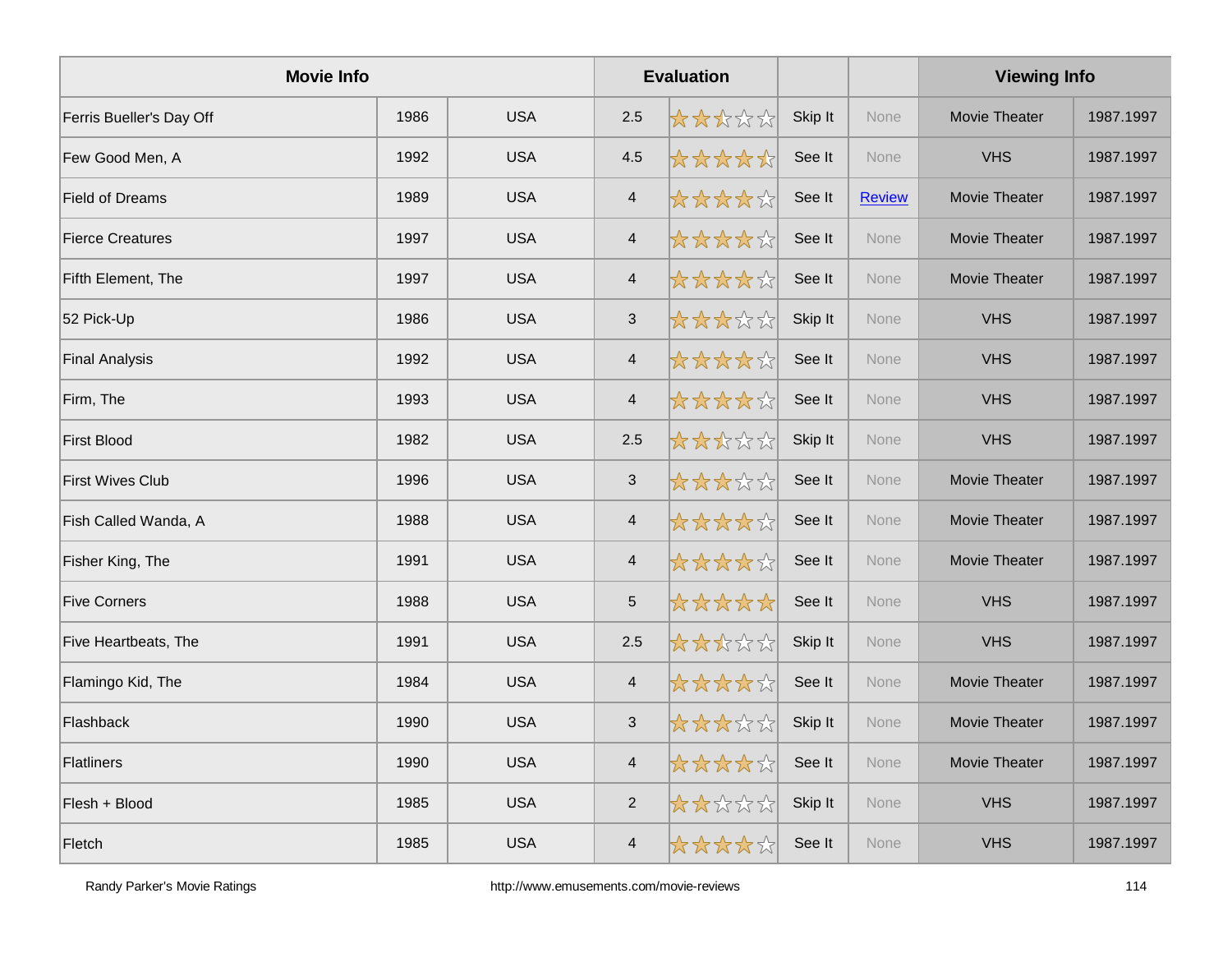| Movie Info | | | Evaluation | | | | Viewing Info | |
|---|---|---|---|---|---|---|---|---|
| Ferris Bueller's Day Off | 1986 | USA | 2.5 | | Skip It | None | Movie Theater | 1987.1997 |
| Few Good Men, A | 1992 | USA | 4.5 | | See It | None | VHS | 1987.1997 |
| Field of Dreams | 1989 | USA | 4 | | See It | Review | Movie Theater | 1987.1997 |
| Fierce Creatures | 1997 | USA | 4 | | See It | None | Movie Theater | 1987.1997 |
| Fifth Element, The | 1997 | USA | 4 | | See It | None | Movie Theater | 1987.1997 |
| 52 Pick-Up | 1986 | USA | 3 | | Skip It | None | VHS | 1987.1997 |
| Final Analysis | 1992 | USA | 4 | | See It | None | VHS | 1987.1997 |
| Firm, The | 1993 | USA | 4 | | See It | None | VHS | 1987.1997 |
| First Blood | 1982 | USA | 2.5 | | Skip It | None | VHS | 1987.1997 |
| First Wives Club | 1996 | USA | 3 | | See It | None | Movie Theater | 1987.1997 |
| Fish Called Wanda, A | 1988 | USA | 4 | | See It | None | Movie Theater | 1987.1997 |
| Fisher King, The | 1991 | USA | 4 | | See It | None | Movie Theater | 1987.1997 |
| Five Corners | 1988 | USA | 5 | | See It | None | VHS | 1987.1997 |
| Five Heartbeats, The | 1991 | USA | 2.5 | | Skip It | None | VHS | 1987.1997 |
| Flamingo Kid, The | 1984 | USA | 4 | | See It | None | Movie Theater | 1987.1997 |
| Flashback | 1990 | USA | 3 | | Skip It | None | Movie Theater | 1987.1997 |
| Flatliners | 1990 | USA | 4 | | See It | None | Movie Theater | 1987.1997 |
| Flesh + Blood | 1985 | USA | 2 | | Skip It | None | VHS | 1987.1997 |
| Fletch | 1985 | USA | 4 | | See It | None | VHS | 1987.1997 |

Randy Parker's Movie Ratings http://www.emusements.com/movie-reviews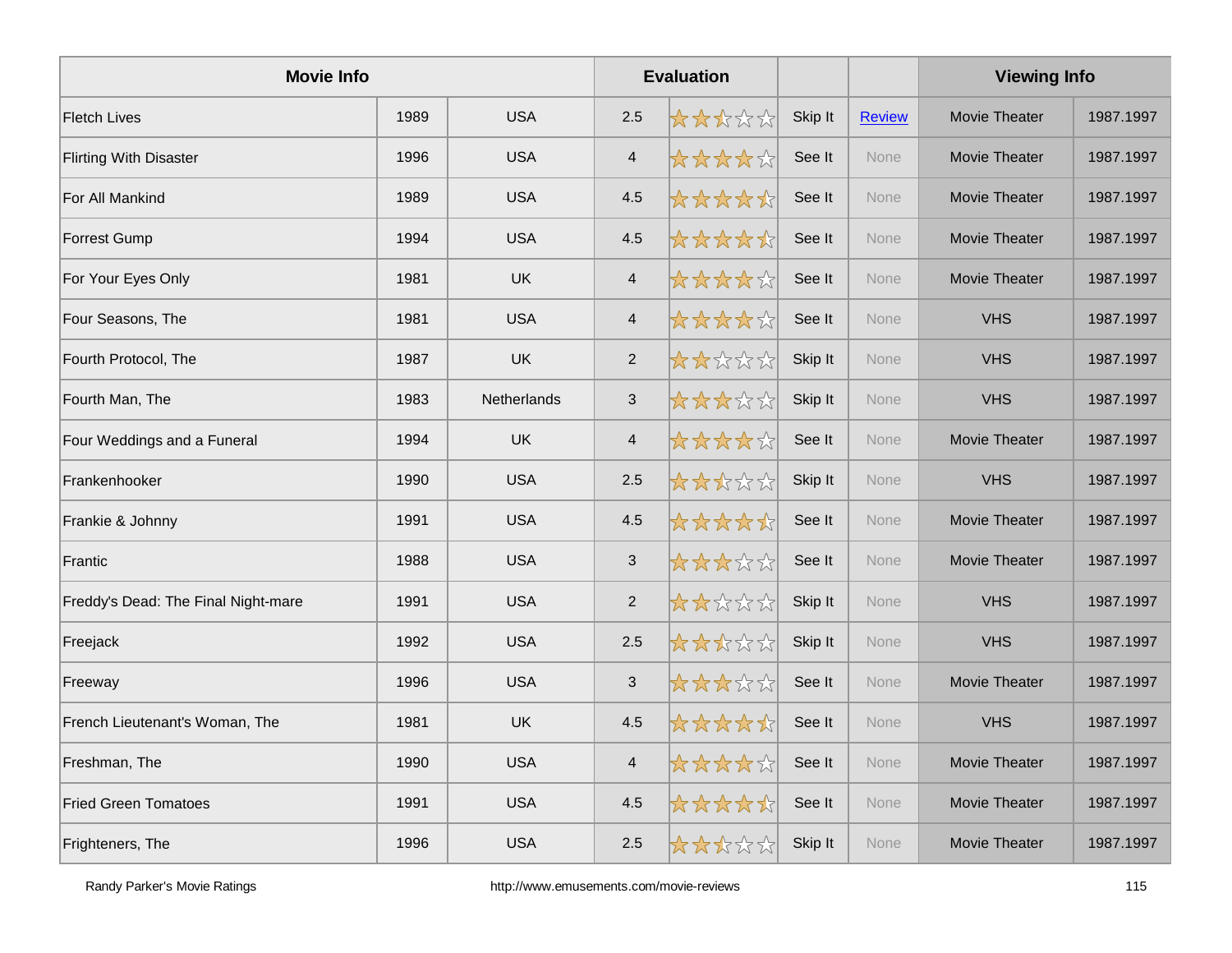| Movie Info | | | Evaluation | | | | Viewing Info | |
|---|---|---|---|---|---|---|---|---|
| Fletch Lives | 1989 | USA | 2.5 | | Skip It | Review | Movie Theater | 1987.1997 |
| Flirting With Disaster | 1996 | USA | 4 | | See It | None | Movie Theater | 1987.1997 |
| For All Mankind | 1989 | USA | 4.5 | | See It | None | Movie Theater | 1987.1997 |
| Forrest Gump | 1994 | USA | 4.5 | | See It | None | Movie Theater | 1987.1997 |
| For Your Eyes Only | 1981 | UK | 4 | | See It | None | Movie Theater | 1987.1997 |
| Four Seasons, The | 1981 | USA | 4 | | See It | None | VHS | 1987.1997 |
| Fourth Protocol, The | 1987 | UK | 2 | | Skip It | None | VHS | 1987.1997 |
| Fourth Man, The | 1983 | Netherlands | 3 | | Skip It | None | VHS | 1987.1997 |
| Four Weddings and a Funeral | 1994 | UK | 4 | | See It | None | Movie Theater | 1987.1997 |
| Frankenhooker | 1990 | USA | 2.5 | | Skip It | None | VHS | 1987.1997 |
| Frankie & Johnny | 1991 | USA | 4.5 | | See It | None | Movie Theater | 1987.1997 |
| Frantic | 1988 | USA | 3 | | See It | None | Movie Theater | 1987.1997 |
| Freddy's Dead: The Final Night-mare | 1991 | USA | 2 | | Skip It | None | VHS | 1987.1997 |
| Freejack | 1992 | USA | 2.5 | | Skip It | None | VHS | 1987.1997 |
| Freeway | 1996 | USA | 3 | | See It | None | Movie Theater | 1987.1997 |
| French Lieutenant's Woman, The | 1981 | UK | 4.5 | | See It | None | VHS | 1987.1997 |
| Freshman, The | 1990 | USA | 4 | | See It | None | Movie Theater | 1987.1997 |
| Fried Green Tomatoes | 1991 | USA | 4.5 | | See It | None | Movie Theater | 1987.1997 |
| Frighteners, The | 1996 | USA | 2.5 | | Skip It | None | Movie Theater | 1987.1997 |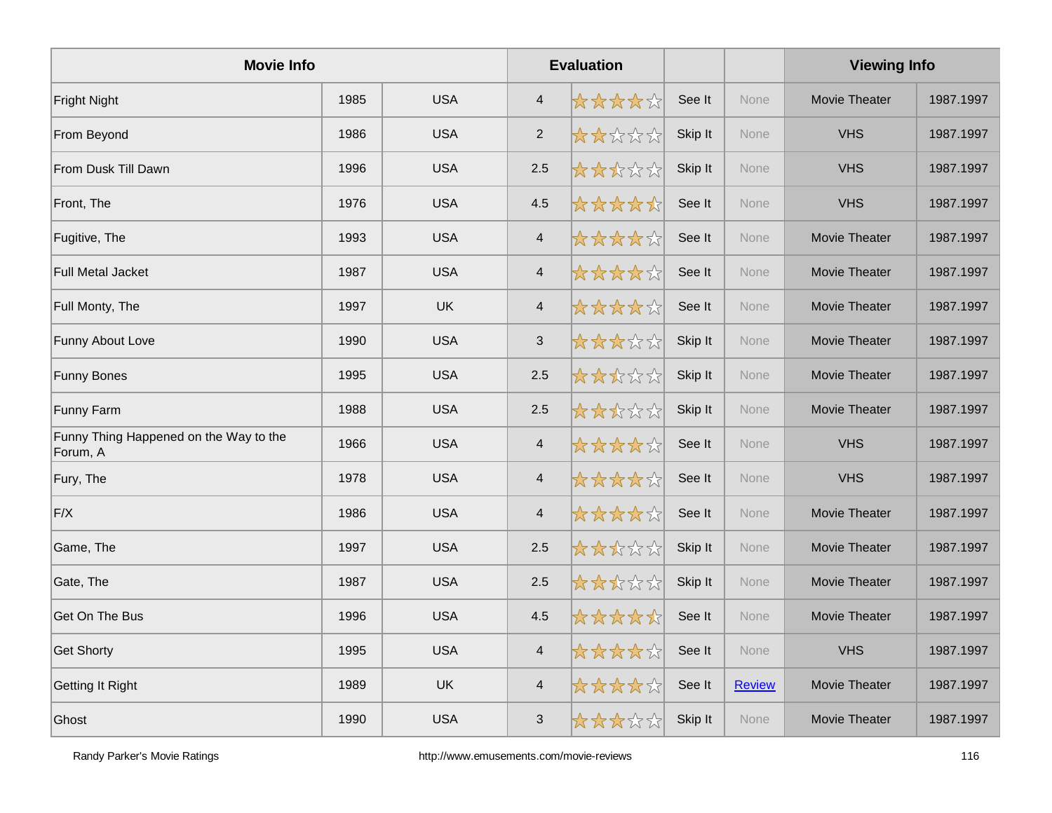| Movie Info | | | Evaluation | | | | Viewing Info | |
|---|---|---|---|---|---|---|---|---|
| Fright Night | 1985 | USA | 4 | | See It | None | Movie Theater | 1987.1997 |
| From Beyond | 1986 | USA | 2 | | Skip It | None | VHS | 1987.1997 |
| From Dusk Till Dawn | 1996 | USA | 2.5 | | Skip It | None | VHS | 1987.1997 |
| Front, The | 1976 | USA | 4.5 | | See It | None | VHS | 1987.1997 |
| Fugitive, The | 1993 | USA | 4 | | See It | None | Movie Theater | 1987.1997 |
| Full Metal Jacket | 1987 | USA | 4 | | See It | None | Movie Theater | 1987.1997 |
| Full Monty, The | 1997 | UK | 4 | | See It | None | Movie Theater | 1987.1997 |
| Funny About Love | 1990 | USA | 3 | | Skip It | None | Movie Theater | 1987.1997 |
| Funny Bones | 1995 | USA | 2.5 | | Skip It | None | Movie Theater | 1987.1997 |
| Funny Farm | 1988 | USA | 2.5 | | Skip It | None | Movie Theater | 1987.1997 |
| Funny Thing Happened on the Way to the Forum, A | 1966 | USA | 4 | | See It | None | VHS | 1987.1997 |
| Fury, The | 1978 | USA | 4 | | See It | None | VHS | 1987.1997 |
| F/X | 1986 | USA | 4 | | See It | None | Movie Theater | 1987.1997 |
| Game, The | 1997 | USA | 2.5 | | Skip It | None | Movie Theater | 1987.1997 |
| Gate, The | 1987 | USA | 2.5 | | Skip It | None | Movie Theater | 1987.1997 |
| Get On The Bus | 1996 | USA | 4.5 | | See It | None | Movie Theater | 1987.1997 |
| Get Shorty | 1995 | USA | 4 | | See It | None | VHS | 1987.1997 |
| Getting It Right | 1989 | UK | 4 | | See It | Review | Movie Theater | 1987.1997 |
| Ghost | 1990 | USA | 3 | | Skip It | None | Movie Theater | 1987.1997 |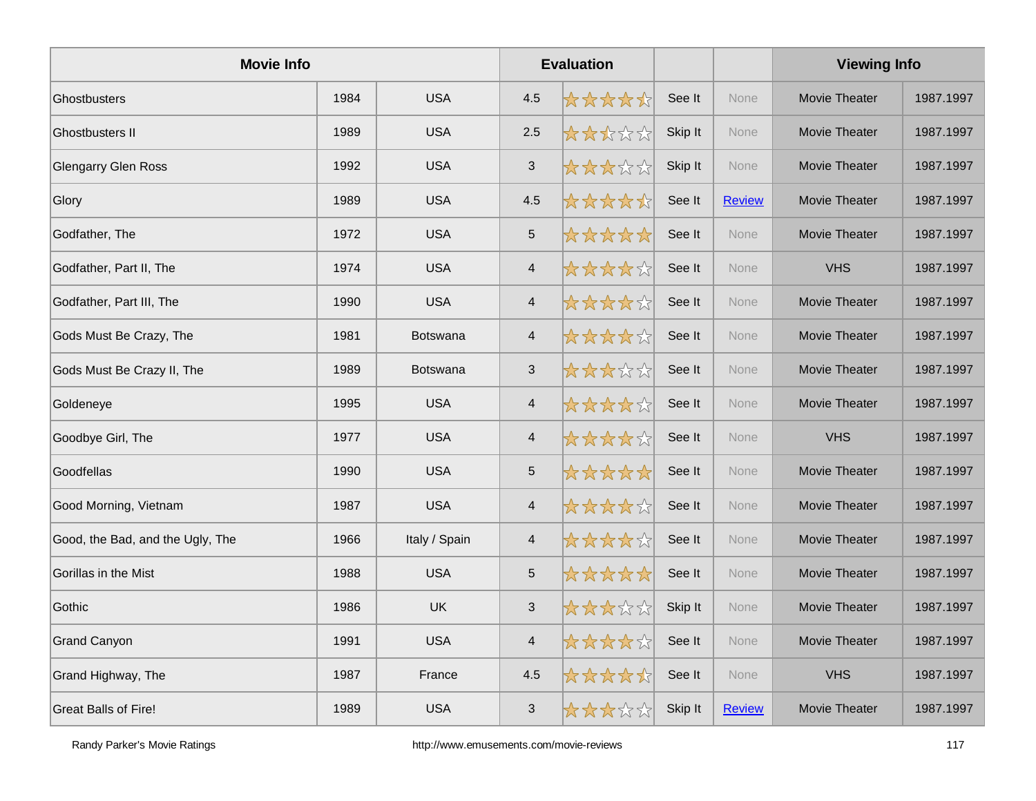| Movie Info | | | Evaluation | | | | Viewing Info | |
|---|---|---|---|---|---|---|---|---|
| Ghostbusters | 1984 | USA | 4.5 | | See It | None | Movie Theater | 1987.1997 |
| Ghostbusters II | 1989 | USA | 2.5 | | Skip It | None | Movie Theater | 1987.1997 |
| Glengarry Glen Ross | 1992 | USA | 3 | | Skip It | None | Movie Theater | 1987.1997 |
| Glory | 1989 | USA | 4.5 | | See It | Review | Movie Theater | 1987.1997 |
| Godfather, The | 1972 | USA | 5 | | See It | None | Movie Theater | 1987.1997 |
| Godfather, Part II, The | 1974 | USA | 4 | | See It | None | VHS | 1987.1997 |
| Godfather, Part III, The | 1990 | USA | 4 | | See It | None | Movie Theater | 1987.1997 |
| Gods Must Be Crazy, The | 1981 | Botswana | 4 | | See It | None | Movie Theater | 1987.1997 |
| Gods Must Be Crazy II, The | 1989 | Botswana | 3 | | See It | None | Movie Theater | 1987.1997 |
| Goldeneye | 1995 | USA | 4 | | See It | None | Movie Theater | 1987.1997 |
| Goodbye Girl, The | 1977 | USA | 4 | | See It | None | VHS | 1987.1997 |
| Goodfellas | 1990 | USA | 5 | | See It | None | Movie Theater | 1987.1997 |
| Good Morning, Vietnam | 1987 | USA | 4 | | See It | None | Movie Theater | 1987.1997 |
| Good, the Bad, and the Ugly, The | 1966 | Italy / Spain | 4 | | See It | None | Movie Theater | 1987.1997 |
| Gorillas in the Mist | 1988 | USA | 5 | | See It | None | Movie Theater | 1987.1997 |
| Gothic | 1986 | UK | 3 | | Skip It | None | Movie Theater | 1987.1997 |
| Grand Canyon | 1991 | USA | 4 | | See It | None | Movie Theater | 1987.1997 |
| Grand Highway, The | 1987 | France | 4.5 | | See It | None | VHS | 1987.1997 |
| Great Balls of Fire! | 1989 | USA | 3 | | Skip It | Review | Movie Theater | 1987.1997 |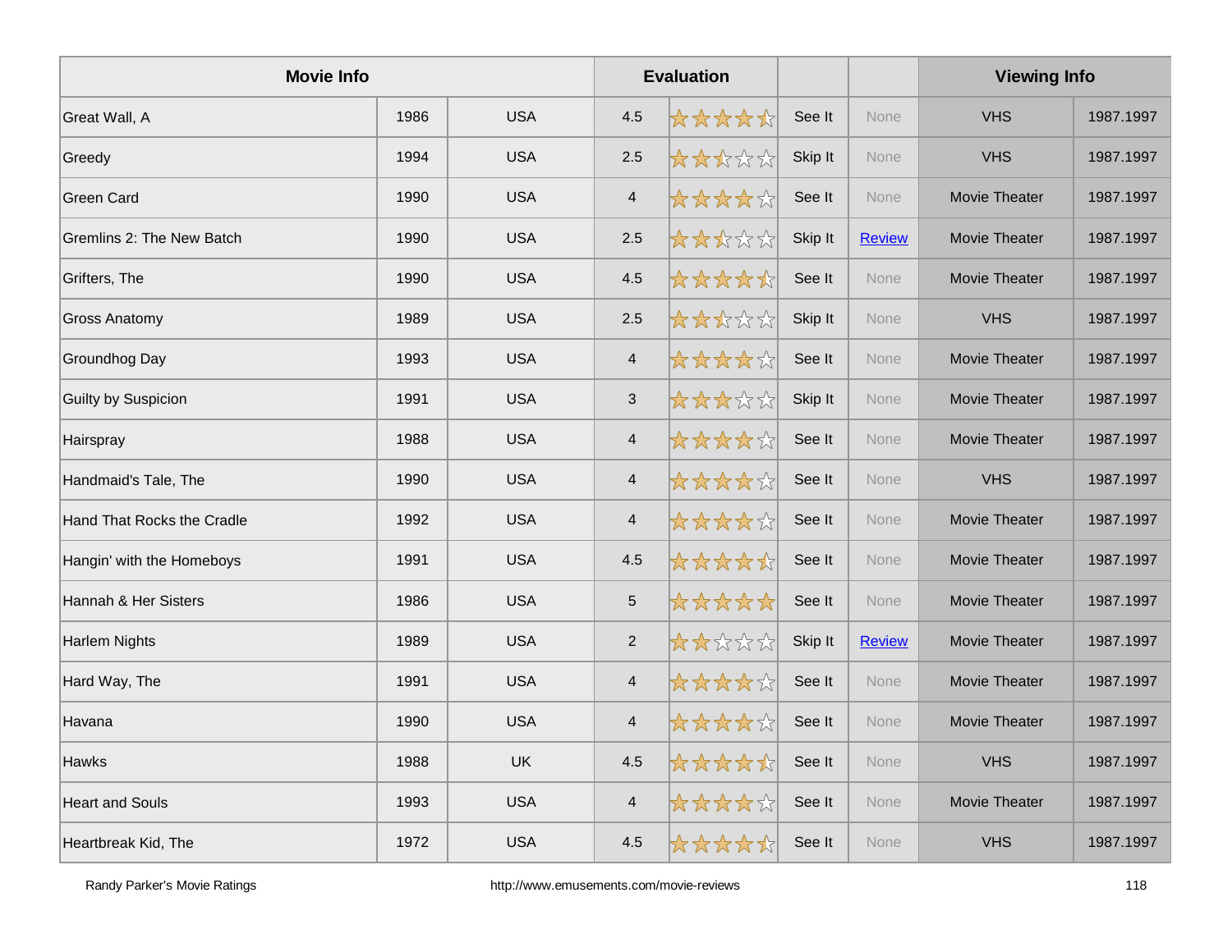| Movie Info | | | Evaluation | | | | Viewing Info | |
|---|---|---|---|---|---|---|---|---|
| Great Wall, A | 1986 | USA | 4.5 | | See It | None | VHS | 1987.1997 |
| Greedy | 1994 | USA | 2.5 | | Skip It | None | VHS | 1987.1997 |
| Green Card | 1990 | USA | 4 | | See It | None | Movie Theater | 1987.1997 |
| Gremlins 2: The New Batch | 1990 | USA | 2.5 | | Skip It | Review | Movie Theater | 1987.1997 |
| Grifters, The | 1990 | USA | 4.5 | | See It | None | Movie Theater | 1987.1997 |
| Gross Anatomy | 1989 | USA | 2.5 | | Skip It | None | VHS | 1987.1997 |
| Groundhog Day | 1993 | USA | 4 | | See It | None | Movie Theater | 1987.1997 |
| Guilty by Suspicion | 1991 | USA | 3 | | Skip It | None | Movie Theater | 1987.1997 |
| Hairspray | 1988 | USA | 4 | | See It | None | Movie Theater | 1987.1997 |
| Handmaid's Tale, The | 1990 | USA | 4 | | See It | None | VHS | 1987.1997 |
| Hand That Rocks the Cradle | 1992 | USA | 4 | | See It | None | Movie Theater | 1987.1997 |
| Hangin' with the Homeboys | 1991 | USA | 4.5 | | See It | None | Movie Theater | 1987.1997 |
| Hannah & Her Sisters | 1986 | USA | 5 | | See It | None | Movie Theater | 1987.1997 |
| Harlem Nights | 1989 | USA | 2 | | Skip It | Review | Movie Theater | 1987.1997 |
| Hard Way, The | 1991 | USA | 4 | | See It | None | Movie Theater | 1987.1997 |
| Havana | 1990 | USA | 4 | | See It | None | Movie Theater | 1987.1997 |
| Hawks | 1988 | UK | 4.5 | | See It | None | VHS | 1987.1997 |
| Heart and Souls | 1993 | USA | 4 | | See It | None | Movie Theater | 1987.1997 |
| Heartbreak Kid, The | 1972 | USA | 4.5 | | See It | None | VHS | 1987.1997 |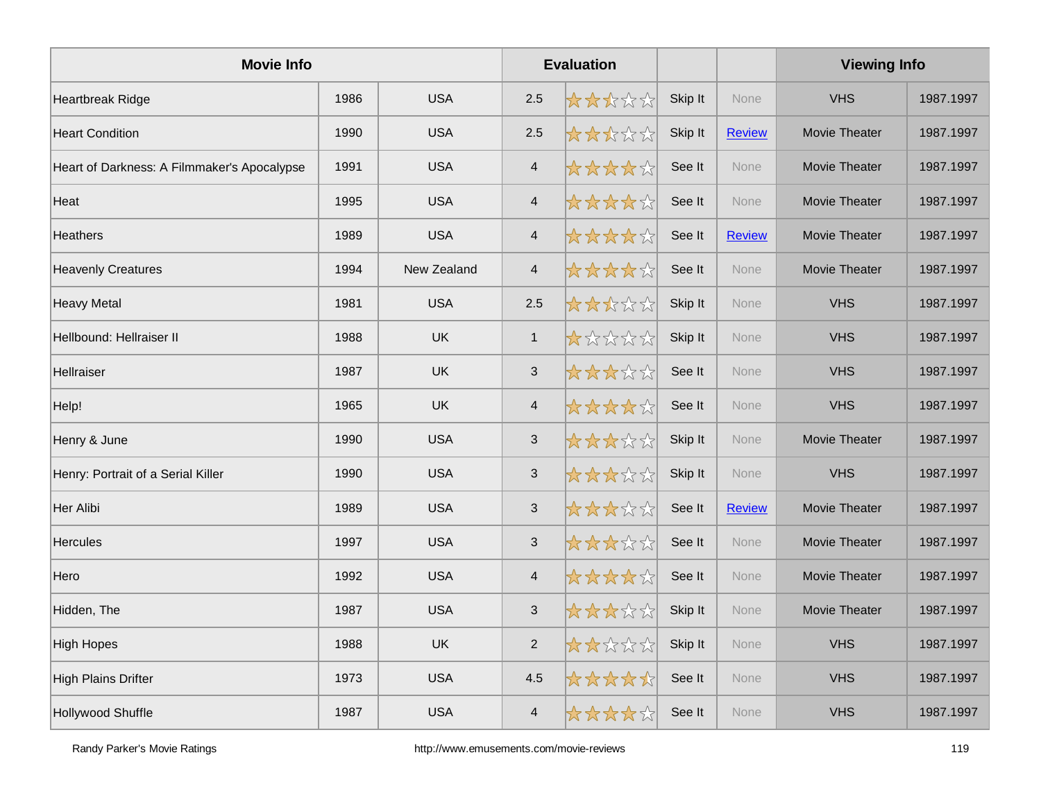| Movie Info | | | Evaluation | | | | Viewing Info | |
|---|---|---|---|---|---|---|---|---|
| Heartbreak Ridge | 1986 | USA | 2.5 | | Skip It | None | VHS | 1987.1997 |
| Heart Condition | 1990 | USA | 2.5 | | Skip It | Review | Movie Theater | 1987.1997 |
| Heart of Darkness: A Filmmaker's Apocalypse | 1991 | USA | 4 | | See It | None | Movie Theater | 1987.1997 |
| Heat | 1995 | USA | 4 | | See It | None | Movie Theater | 1987.1997 |
| Heathers | 1989 | USA | 4 | | See It | Review | Movie Theater | 1987.1997 |
| Heavenly Creatures | 1994 | New Zealand | 4 | | See It | None | Movie Theater | 1987.1997 |
| Heavy Metal | 1981 | USA | 2.5 | | Skip It | None | VHS | 1987.1997 |
| Hellbound: Hellraiser II | 1988 | UK | 1 | | Skip It | None | VHS | 1987.1997 |
| Hellraiser | 1987 | UK | 3 | | See It | None | VHS | 1987.1997 |
| Help! | 1965 | UK | 4 | | See It | None | VHS | 1987.1997 |
| Henry & June | 1990 | USA | 3 | | Skip It | None | Movie Theater | 1987.1997 |
| Henry: Portrait of a Serial Killer | 1990 | USA | 3 | | Skip It | None | VHS | 1987.1997 |
| Her Alibi | 1989 | USA | 3 | | See It | Review | Movie Theater | 1987.1997 |
| Hercules | 1997 | USA | 3 | | See It | None | Movie Theater | 1987.1997 |
| Hero | 1992 | USA | 4 | | See It | None | Movie Theater | 1987.1997 |
| Hidden, The | 1987 | USA | 3 | | Skip It | None | Movie Theater | 1987.1997 |
| High Hopes | 1988 | UK | 2 | | Skip It | None | VHS | 1987.1997 |
| High Plains Drifter | 1973 | USA | 4.5 | | See It | None | VHS | 1987.1997 |
| Hollywood Shuffle | 1987 | USA | 4 | | See It | None | VHS | 1987.1997 |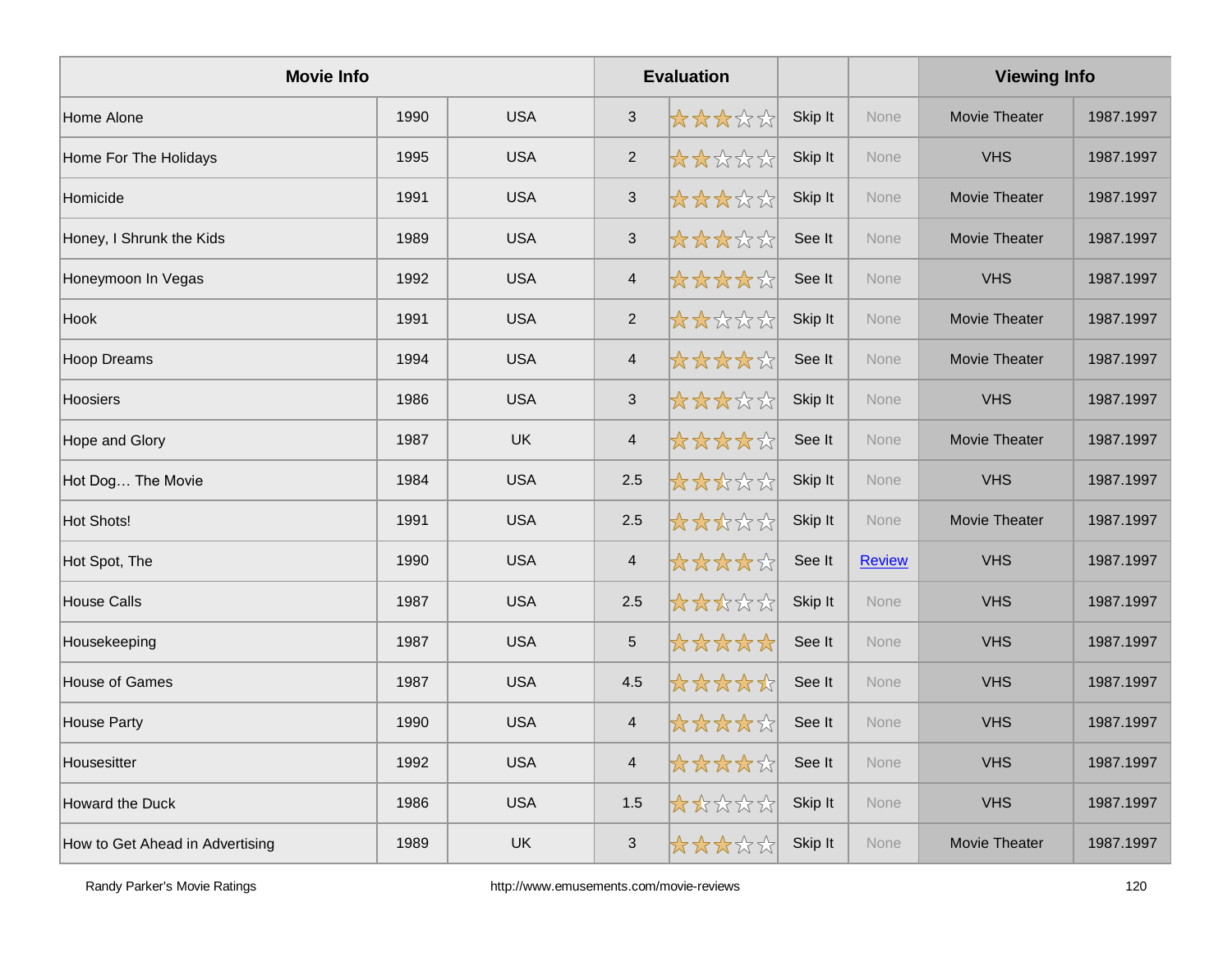| Movie Info | | | Evaluation | | | | Viewing Info | |
|---|---|---|---|---|---|---|---|---|
| Home Alone | 1990 | USA | 3 | ★★★☆☆ | Skip It | None | Movie Theater | 1987.1997 |
| Home For The Holidays | 1995 | USA | 2 | ★★☆☆☆ | Skip It | None | VHS | 1987.1997 |
| Homicide | 1991 | USA | 3 | ★★★☆☆ | Skip It | None | Movie Theater | 1987.1997 |
| Honey, I Shrunk the Kids | 1989 | USA | 3 | ★★★☆☆ | See It | None | Movie Theater | 1987.1997 |
| Honeymoon In Vegas | 1992 | USA | 4 | ★★★★☆ | See It | None | VHS | 1987.1997 |
| Hook | 1991 | USA | 2 | ★★☆☆☆ | Skip It | None | Movie Theater | 1987.1997 |
| Hoop Dreams | 1994 | USA | 4 | ★★★★☆ | See It | None | Movie Theater | 1987.1997 |
| Hoosiers | 1986 | USA | 3 | ★★★☆☆ | Skip It | None | VHS | 1987.1997 |
| Hope and Glory | 1987 | UK | 4 | ★★★★☆ | See It | None | Movie Theater | 1987.1997 |
| Hot Dog… The Movie | 1984 | USA | 2.5 | ★★½☆☆ | Skip It | None | VHS | 1987.1997 |
| Hot Shots! | 1991 | USA | 2.5 | ★★½☆☆ | Skip It | None | Movie Theater | 1987.1997 |
| Hot Spot, The | 1990 | USA | 4 | ★★★★☆ | See It | Review | VHS | 1987.1997 |
| House Calls | 1987 | USA | 2.5 | ★★½☆☆ | Skip It | None | VHS | 1987.1997 |
| Housekeeping | 1987 | USA | 5 | ★★★★★ | See It | None | VHS | 1987.1997 |
| House of Games | 1987 | USA | 4.5 | ★★★★½ | See It | None | VHS | 1987.1997 |
| House Party | 1990 | USA | 4 | ★★★★☆ | See It | None | VHS | 1987.1997 |
| Housesitter | 1992 | USA | 4 | ★★★★☆ | See It | None | VHS | 1987.1997 |
| Howard the Duck | 1986 | USA | 1.5 | ★½☆☆☆ | Skip It | None | VHS | 1987.1997 |
| How to Get Ahead in Advertising | 1989 | UK | 3 | ★★★☆☆ | Skip It | None | Movie Theater | 1987.1997 |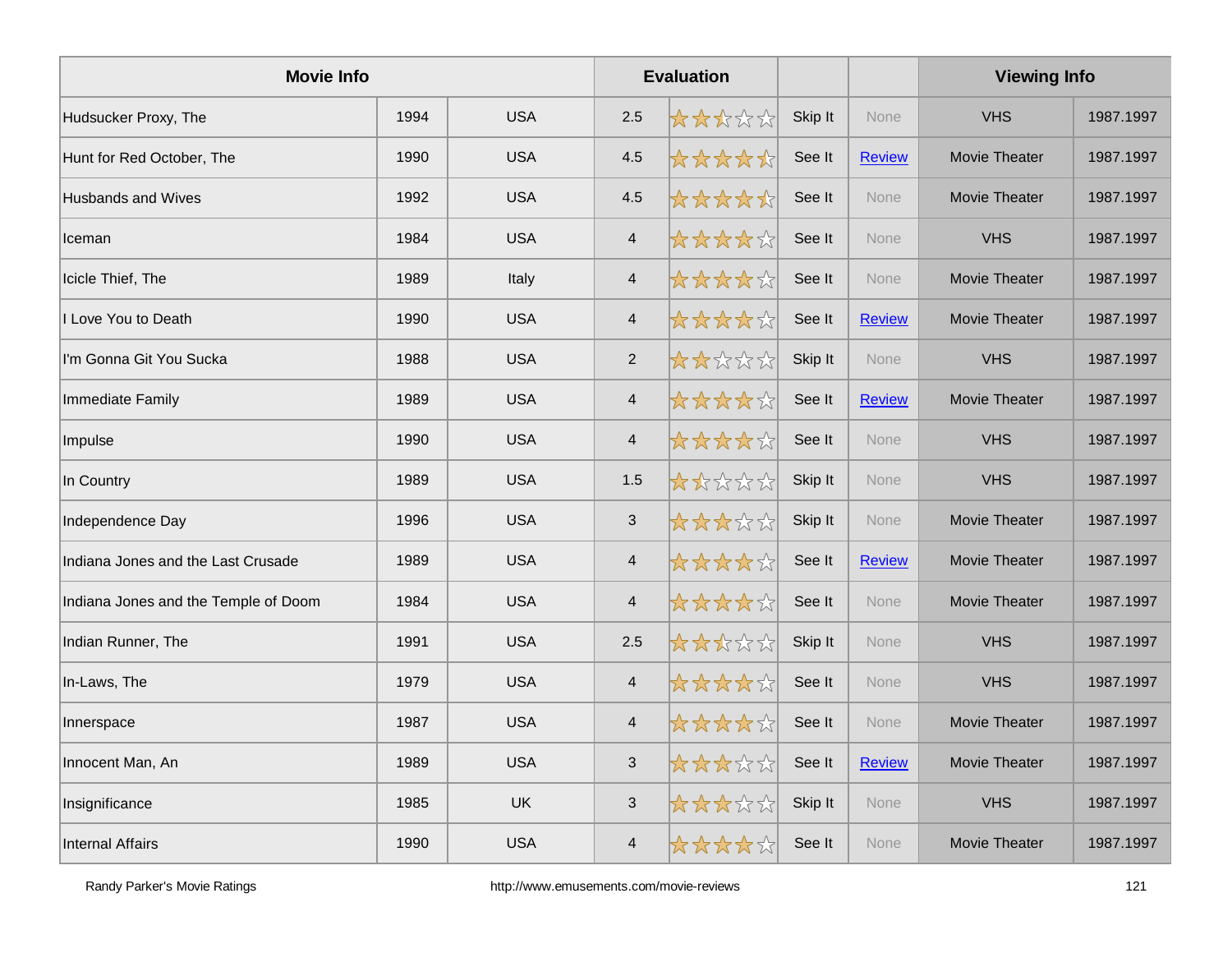| Movie Info | | | Evaluation | | | | Viewing Info | |
|---|---|---|---|---|---|---|---|---|
| Hudsucker Proxy, The | 1994 | USA | 2.5 | | Skip It | None | VHS | 1987.1997 |
| Hunt for Red October, The | 1990 | USA | 4.5 | | See It | Review | Movie Theater | 1987.1997 |
| Husbands and Wives | 1992 | USA | 4.5 | | See It | None | Movie Theater | 1987.1997 |
| Iceman | 1984 | USA | 4 | | See It | None | VHS | 1987.1997 |
| Icicle Thief, The | 1989 | Italy | 4 | | See It | None | Movie Theater | 1987.1997 |
| I Love You to Death | 1990 | USA | 4 | | See It | Review | Movie Theater | 1987.1997 |
| I'm Gonna Git You Sucka | 1988 | USA | 2 | | Skip It | None | VHS | 1987.1997 |
| Immediate Family | 1989 | USA | 4 | | See It | Review | Movie Theater | 1987.1997 |
| Impulse | 1990 | USA | 4 | | See It | None | VHS | 1987.1997 |
| In Country | 1989 | USA | 1.5 | | Skip It | None | VHS | 1987.1997 |
| Independence Day | 1996 | USA | 3 | | Skip It | None | Movie Theater | 1987.1997 |
| Indiana Jones and the Last Crusade | 1989 | USA | 4 | | See It | Review | Movie Theater | 1987.1997 |
| Indiana Jones and the Temple of Doom | 1984 | USA | 4 | | See It | None | Movie Theater | 1987.1997 |
| Indian Runner, The | 1991 | USA | 2.5 | | Skip It | None | VHS | 1987.1997 |
| In-Laws, The | 1979 | USA | 4 | | See It | None | VHS | 1987.1997 |
| Innerspace | 1987 | USA | 4 | | See It | None | Movie Theater | 1987.1997 |
| Innocent Man, An | 1989 | USA | 3 | | See It | Review | Movie Theater | 1987.1997 |
| Insignificance | 1985 | UK | 3 | | Skip It | None | VHS | 1987.1997 |
| Internal Affairs | 1990 | USA | 4 | | See It | None | Movie Theater | 1987.1997 |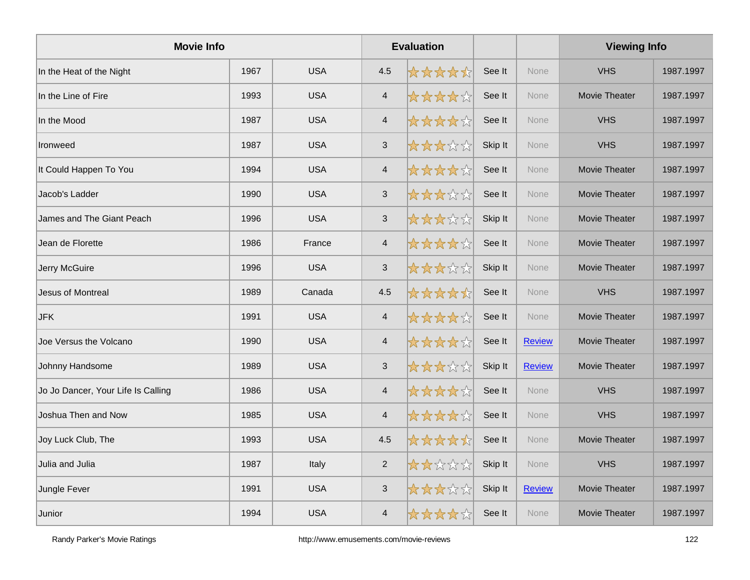| Movie Info | | | Evaluation | | | | Viewing Info | |
|---|---|---|---|---|---|---|---|---|
| In the Heat of the Night | 1967 | USA | 4.5 | ★★★★½ | See It | None | VHS | 1987.1997 |
| In the Line of Fire | 1993 | USA | 4 | ★★★★☆ | See It | None | Movie Theater | 1987.1997 |
| In the Mood | 1987 | USA | 4 | ★★★★☆ | See It | None | VHS | 1987.1997 |
| Ironweed | 1987 | USA | 3 | ★★★☆☆ | Skip It | None | VHS | 1987.1997 |
| It Could Happen To You | 1994 | USA | 4 | ★★★★☆ | See It | None | Movie Theater | 1987.1997 |
| Jacob's Ladder | 1990 | USA | 3 | ★★★☆☆ | See It | None | Movie Theater | 1987.1997 |
| James and The Giant Peach | 1996 | USA | 3 | ★★★☆☆ | Skip It | None | Movie Theater | 1987.1997 |
| Jean de Florette | 1986 | France | 4 | ★★★★☆ | See It | None | Movie Theater | 1987.1997 |
| Jerry McGuire | 1996 | USA | 3 | ★★★☆☆ | Skip It | None | Movie Theater | 1987.1997 |
| Jesus of Montreal | 1989 | Canada | 4.5 | ★★★★½ | See It | None | VHS | 1987.1997 |
| JFK | 1991 | USA | 4 | ★★★★☆ | See It | None | Movie Theater | 1987.1997 |
| Joe Versus the Volcano | 1990 | USA | 4 | ★★★★☆ | See It | Review | Movie Theater | 1987.1997 |
| Johnny Handsome | 1989 | USA | 3 | ★★★☆☆ | Skip It | Review | Movie Theater | 1987.1997 |
| Jo Jo Dancer, Your Life Is Calling | 1986 | USA | 4 | ★★★★☆ | See It | None | VHS | 1987.1997 |
| Joshua Then and Now | 1985 | USA | 4 | ★★★★☆ | See It | None | VHS | 1987.1997 |
| Joy Luck Club, The | 1993 | USA | 4.5 | ★★★★½ | See It | None | Movie Theater | 1987.1997 |
| Julia and Julia | 1987 | Italy | 2 | ★★☆☆☆ | Skip It | None | VHS | 1987.1997 |
| Jungle Fever | 1991 | USA | 3 | ★★★☆☆ | Skip It | Review | Movie Theater | 1987.1997 |
| Junior | 1994 | USA | 4 | ★★★★☆ | See It | None | Movie Theater | 1987.1997 |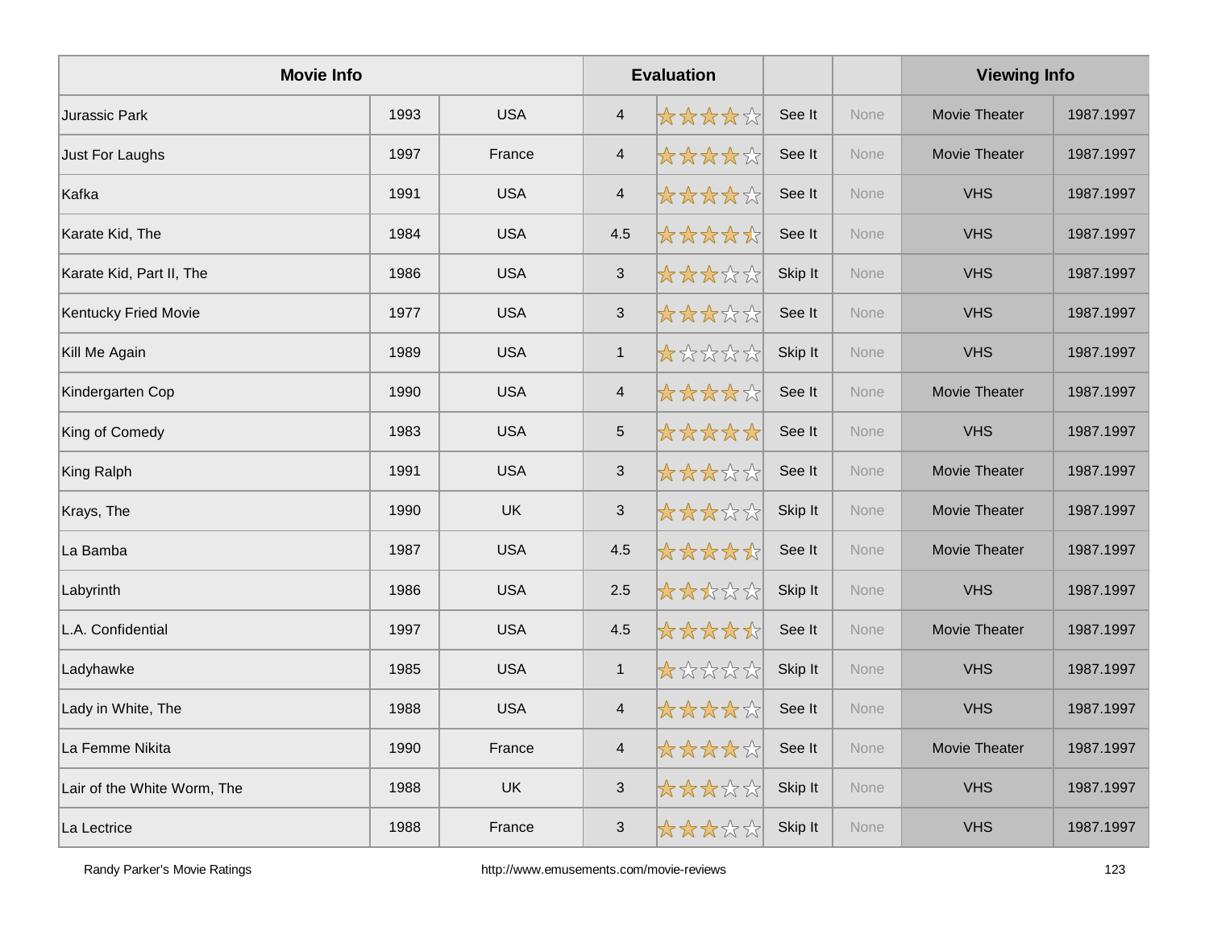| Movie Info | | | Evaluation | | | | Viewing Info | |
|---|---|---|---|---|---|---|---|---|
| Jurassic Park | 1993 | USA | 4 | ★★★★☆ | See It | None | Movie Theater | 1987.1997 |
| Just For Laughs | 1997 | France | 4 | ★★★★☆ | See It | None | Movie Theater | 1987.1997 |
| Kafka | 1991 | USA | 4 | ★★★★☆ | See It | None | VHS | 1987.1997 |
| Karate Kid, The | 1984 | USA | 4.5 | ★★★★½ | See It | None | VHS | 1987.1997 |
| Karate Kid, Part II, The | 1986 | USA | 3 | ★★★☆☆ | Skip It | None | VHS | 1987.1997 |
| Kentucky Fried Movie | 1977 | USA | 3 | ★★★☆☆ | See It | None | VHS | 1987.1997 |
| Kill Me Again | 1989 | USA | 1 | ★☆☆☆☆ | Skip It | None | VHS | 1987.1997 |
| Kindergarten Cop | 1990 | USA | 4 | ★★★★☆ | See It | None | Movie Theater | 1987.1997 |
| King of Comedy | 1983 | USA | 5 | ★★★★★ | See It | None | VHS | 1987.1997 |
| King Ralph | 1991 | USA | 3 | ★★★☆☆ | See It | None | Movie Theater | 1987.1997 |
| Krays, The | 1990 | UK | 3 | ★★★☆☆ | Skip It | None | Movie Theater | 1987.1997 |
| La Bamba | 1987 | USA | 4.5 | ★★★★½ | See It | None | Movie Theater | 1987.1997 |
| Labyrinth | 1986 | USA | 2.5 | ★★½☆☆ | Skip It | None | VHS | 1987.1997 |
| L.A. Confidential | 1997 | USA | 4.5 | ★★★★½ | See It | None | Movie Theater | 1987.1997 |
| Ladyhawke | 1985 | USA | 1 | ★☆☆☆☆ | Skip It | None | VHS | 1987.1997 |
| Lady in White, The | 1988 | USA | 4 | ★★★★☆ | See It | None | VHS | 1987.1997 |
| La Femme Nikita | 1990 | France | 4 | ★★★★☆ | See It | None | Movie Theater | 1987.1997 |
| Lair of the White Worm, The | 1988 | UK | 3 | ★★★☆☆ | Skip It | None | VHS | 1987.1997 |
| La Lectrice | 1988 | France | 3 | ★★★☆☆ | Skip It | None | VHS | 1987.1997 |

Randy Parker's Movie Ratings http://www.emusements.com/movie-reviews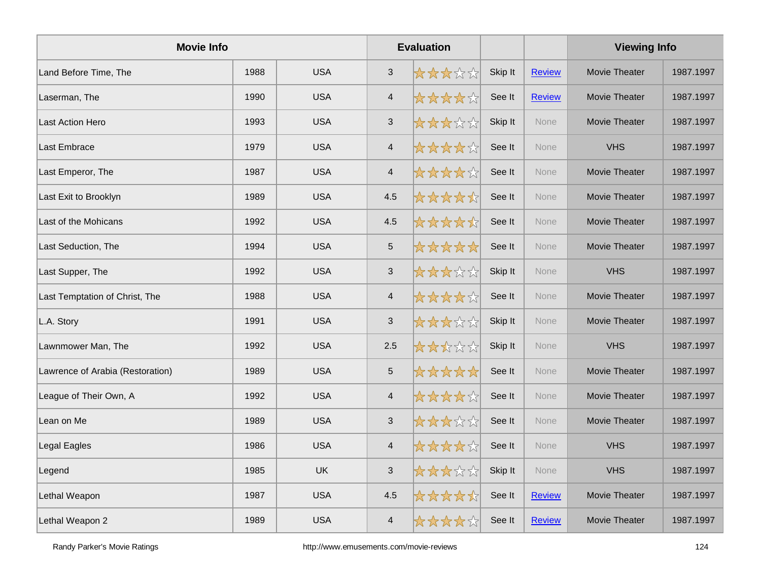| Movie Info | | | Evaluation | | | | Viewing Info | |
|---|---|---|---|---|---|---|---|---|
| Land Before Time, The | 1988 | USA | 3 | ★★★☆☆ | Skip It | Review | Movie Theater | 1987.1997 |
| Laserman, The | 1990 | USA | 4 | ★★★★☆ | See It | Review | Movie Theater | 1987.1997 |
| Last Action Hero | 1993 | USA | 3 | ★★★☆☆ | Skip It | None | Movie Theater | 1987.1997 |
| Last Embrace | 1979 | USA | 4 | ★★★★☆ | See It | None | VHS | 1987.1997 |
| Last Emperor, The | 1987 | USA | 4 | ★★★★☆ | See It | None | Movie Theater | 1987.1997 |
| Last Exit to Brooklyn | 1989 | USA | 4.5 | ★★★★½ | See It | None | Movie Theater | 1987.1997 |
| Last of the Mohicans | 1992 | USA | 4.5 | ★★★★½ | See It | None | Movie Theater | 1987.1997 |
| Last Seduction, The | 1994 | USA | 5 | ★★★★★ | See It | None | Movie Theater | 1987.1997 |
| Last Supper, The | 1992 | USA | 3 | ★★★☆☆ | Skip It | None | VHS | 1987.1997 |
| Last Temptation of Christ, The | 1988 | USA | 4 | ★★★★☆ | See It | None | Movie Theater | 1987.1997 |
| L.A. Story | 1991 | USA | 3 | ★★★☆☆ | Skip It | None | Movie Theater | 1987.1997 |
| Lawnmower Man, The | 1992 | USA | 2.5 | ★★½☆☆ | Skip It | None | VHS | 1987.1997 |
| Lawrence of Arabia (Restoration) | 1989 | USA | 5 | ★★★★★ | See It | None | Movie Theater | 1987.1997 |
| League of Their Own, A | 1992 | USA | 4 | ★★★★☆ | See It | None | Movie Theater | 1987.1997 |
| Lean on Me | 1989 | USA | 3 | ★★★☆☆ | See It | None | Movie Theater | 1987.1997 |
| Legal Eagles | 1986 | USA | 4 | ★★★★☆ | See It | None | VHS | 1987.1997 |
| Legend | 1985 | UK | 3 | ★★★☆☆ | Skip It | None | VHS | 1987.1997 |
| Lethal Weapon | 1987 | USA | 4.5 | ★★★★½ | See It | Review | Movie Theater | 1987.1997 |
| Lethal Weapon 2 | 1989 | USA | 4 | ★★★★☆ | See It | Review | Movie Theater | 1987.1997 |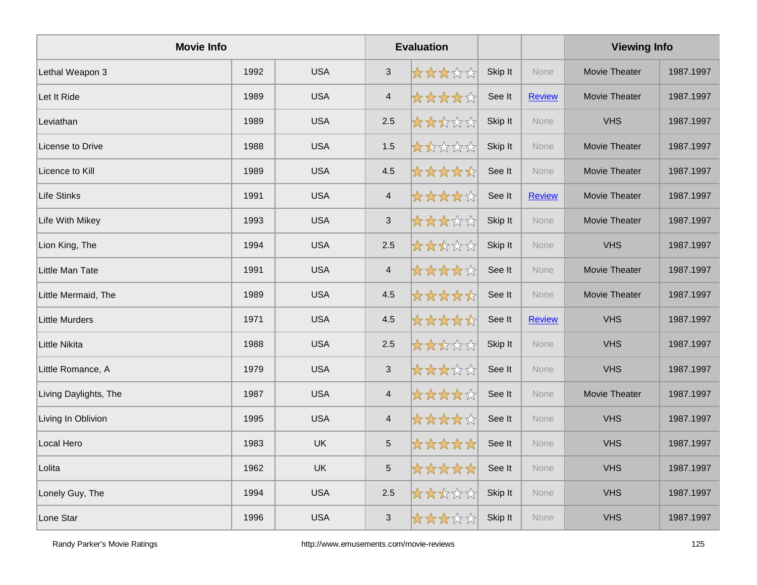| Movie Info | | | Evaluation | | | | Viewing Info | |
|---|---|---|---|---|---|---|---|---|
| Lethal Weapon 3 | 1992 | USA | 3 | ★★★☆☆ | Skip It | None | Movie Theater | 1987.1997 |
| Let It Ride | 1989 | USA | 4 | ★★★★☆ | See It | Review | Movie Theater | 1987.1997 |
| Leviathan | 1989 | USA | 2.5 | ★★½☆☆ | Skip It | None | VHS | 1987.1997 |
| License to Drive | 1988 | USA | 1.5 | ★½☆☆☆ | Skip It | None | Movie Theater | 1987.1997 |
| Licence to Kill | 1989 | USA | 4.5 | ★★★★½ | See It | None | Movie Theater | 1987.1997 |
| Life Stinks | 1991 | USA | 4 | ★★★★☆ | See It | Review | Movie Theater | 1987.1997 |
| Life With Mikey | 1993 | USA | 3 | ★★★☆☆ | Skip It | None | Movie Theater | 1987.1997 |
| Lion King, The | 1994 | USA | 2.5 | ★★½☆☆ | Skip It | None | VHS | 1987.1997 |
| Little Man Tate | 1991 | USA | 4 | ★★★★☆ | See It | None | Movie Theater | 1987.1997 |
| Little Mermaid, The | 1989 | USA | 4.5 | ★★★★½ | See It | None | Movie Theater | 1987.1997 |
| Little Murders | 1971 | USA | 4.5 | ★★★★½ | See It | Review | VHS | 1987.1997 |
| Little Nikita | 1988 | USA | 2.5 | ★★½☆☆ | Skip It | None | VHS | 1987.1997 |
| Little Romance, A | 1979 | USA | 3 | ★★★☆☆ | See It | None | VHS | 1987.1997 |
| Living Daylights, The | 1987 | USA | 4 | ★★★★☆ | See It | None | Movie Theater | 1987.1997 |
| Living In Oblivion | 1995 | USA | 4 | ★★★★☆ | See It | None | VHS | 1987.1997 |
| Local Hero | 1983 | UK | 5 | ★★★★★ | See It | None | VHS | 1987.1997 |
| Lolita | 1962 | UK | 5 | ★★★★★ | See It | None | VHS | 1987.1997 |
| Lonely Guy, The | 1994 | USA | 2.5 | ★★½☆☆ | Skip It | None | VHS | 1987.1997 |
| Lone Star | 1996 | USA | 3 | ★★★☆☆ | Skip It | None | VHS | 1987.1997 |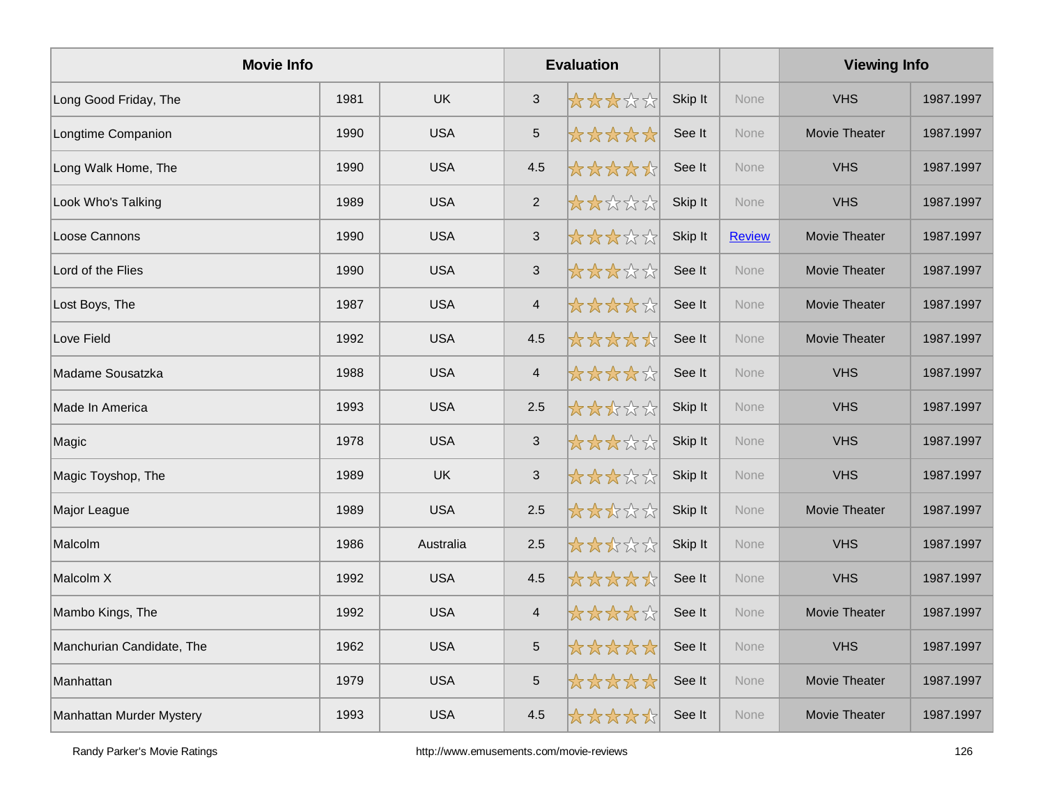| Movie Info | | | Evaluation | | | | Viewing Info | |
|---|---|---|---|---|---|---|---|---|
| Long Good Friday, The | 1981 | UK | 3 | ★★★☆☆ | Skip It | None | VHS | 1987.1997 |
| Longtime Companion | 1990 | USA | 5 | ★★★★★ | See It | None | Movie Theater | 1987.1997 |
| Long Walk Home, The | 1990 | USA | 4.5 | ★★★★½ | See It | None | VHS | 1987.1997 |
| Look Who's Talking | 1989 | USA | 2 | ★★☆☆☆ | Skip It | None | VHS | 1987.1997 |
| Loose Cannons | 1990 | USA | 3 | ★★★☆☆ | Skip It | Review | Movie Theater | 1987.1997 |
| Lord of the Flies | 1990 | USA | 3 | ★★★☆☆ | See It | None | Movie Theater | 1987.1997 |
| Lost Boys, The | 1987 | USA | 4 | ★★★★☆ | See It | None | Movie Theater | 1987.1997 |
| Love Field | 1992 | USA | 4.5 | ★★★★½ | See It | None | Movie Theater | 1987.1997 |
| Madame Sousatzka | 1988 | USA | 4 | ★★★★☆ | See It | None | VHS | 1987.1997 |
| Made In America | 1993 | USA | 2.5 | ★★½☆☆ | Skip It | None | VHS | 1987.1997 |
| Magic | 1978 | USA | 3 | ★★★☆☆ | Skip It | None | VHS | 1987.1997 |
| Magic Toyshop, The | 1989 | UK | 3 | ★★★☆☆ | Skip It | None | VHS | 1987.1997 |
| Major League | 1989 | USA | 2.5 | ★★½☆☆ | Skip It | None | Movie Theater | 1987.1997 |
| Malcolm | 1986 | Australia | 2.5 | ★★½☆☆ | Skip It | None | VHS | 1987.1997 |
| Malcolm X | 1992 | USA | 4.5 | ★★★★½ | See It | None | VHS | 1987.1997 |
| Mambo Kings, The | 1992 | USA | 4 | ★★★★☆ | See It | None | Movie Theater | 1987.1997 |
| Manchurian Candidate, The | 1962 | USA | 5 | ★★★★★ | See It | None | VHS | 1987.1997 |
| Manhattan | 1979 | USA | 5 | ★★★★★ | See It | None | Movie Theater | 1987.1997 |
| Manhattan Murder Mystery | 1993 | USA | 4.5 | ★★★★½ | See It | None | Movie Theater | 1987.1997 |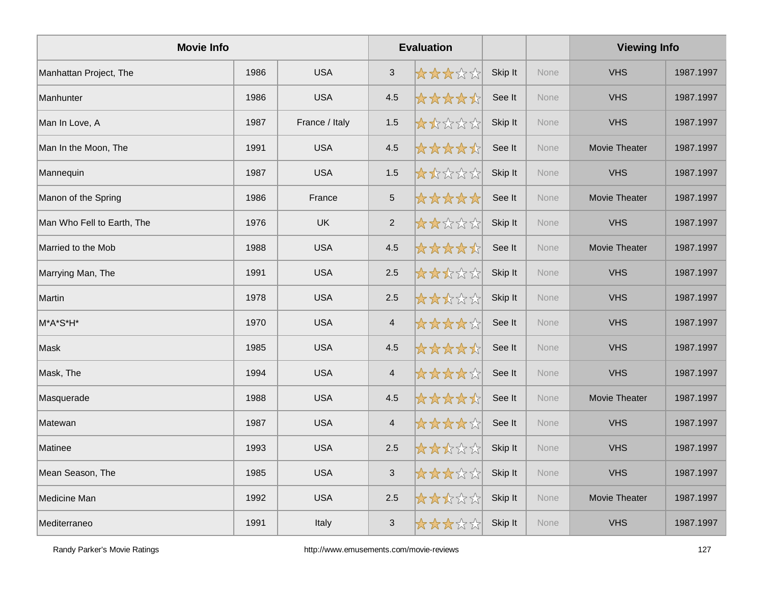| Movie Info | | | Evaluation | | | | Viewing Info | |
|---|---|---|---|---|---|---|---|---|
| Manhattan Project, The | 1986 | USA | 3 | ★★★☆☆ | Skip It | None | VHS | 1987.1997 |
| Manhunter | 1986 | USA | 4.5 | ★★★★½ | See It | None | VHS | 1987.1997 |
| Man In Love, A | 1987 | France / Italy | 1.5 | ★½☆☆☆ | Skip It | None | VHS | 1987.1997 |
| Man In the Moon, The | 1991 | USA | 4.5 | ★★★★½ | See It | None | Movie Theater | 1987.1997 |
| Mannequin | 1987 | USA | 1.5 | ★½☆☆☆ | Skip It | None | VHS | 1987.1997 |
| Manon of the Spring | 1986 | France | 5 | ★★★★★ | See It | None | Movie Theater | 1987.1997 |
| Man Who Fell to Earth, The | 1976 | UK | 2 | ★★☆☆☆ | Skip It | None | VHS | 1987.1997 |
| Married to the Mob | 1988 | USA | 4.5 | ★★★★½ | See It | None | Movie Theater | 1987.1997 |
| Marrying Man, The | 1991 | USA | 2.5 | ★★½☆☆ | Skip It | None | VHS | 1987.1997 |
| Martin | 1978 | USA | 2.5 | ★★½☆☆ | Skip It | None | VHS | 1987.1997 |
| M*A*S*H* | 1970 | USA | 4 | ★★★★☆ | See It | None | VHS | 1987.1997 |
| Mask | 1985 | USA | 4.5 | ★★★★½ | See It | None | VHS | 1987.1997 |
| Mask, The | 1994 | USA | 4 | ★★★★☆ | See It | None | VHS | 1987.1997 |
| Masquerade | 1988 | USA | 4.5 | ★★★★½ | See It | None | Movie Theater | 1987.1997 |
| Matewan | 1987 | USA | 4 | ★★★★☆ | See It | None | VHS | 1987.1997 |
| Matinee | 1993 | USA | 2.5 | ★★½☆☆ | Skip It | None | VHS | 1987.1997 |
| Mean Season, The | 1985 | USA | 3 | ★★★☆☆ | Skip It | None | VHS | 1987.1997 |
| Medicine Man | 1992 | USA | 2.5 | ★★½☆☆ | Skip It | None | Movie Theater | 1987.1997 |
| Mediterraneo | 1991 | Italy | 3 | ★★★☆☆ | Skip It | None | VHS | 1987.1997 |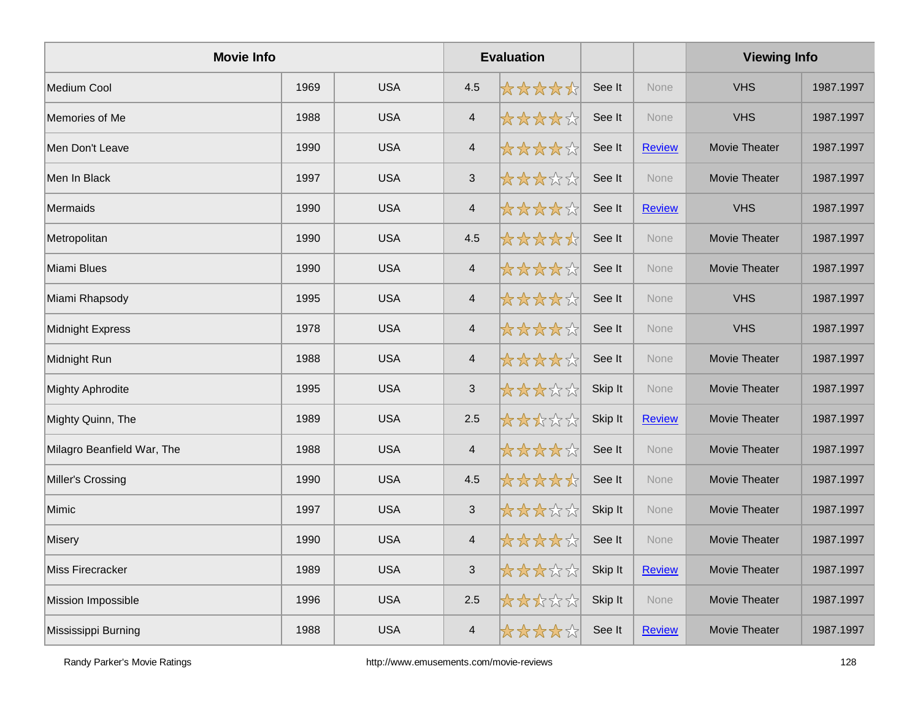| Movie Info | | | Evaluation | | | | Viewing Info | |
|---|---|---|---|---|---|---|---|---|
| Medium Cool | 1969 | USA | 4.5 | | See It | None | VHS | 1987.1997 |
| Memories of Me | 1988 | USA | 4 | | See It | None | VHS | 1987.1997 |
| Men Don't Leave | 1990 | USA | 4 | | See It | Review | Movie Theater | 1987.1997 |
| Men In Black | 1997 | USA | 3 | | See It | None | Movie Theater | 1987.1997 |
| Mermaids | 1990 | USA | 4 | | See It | Review | VHS | 1987.1997 |
| Metropolitan | 1990 | USA | 4.5 | | See It | None | Movie Theater | 1987.1997 |
| Miami Blues | 1990 | USA | 4 | | See It | None | Movie Theater | 1987.1997 |
| Miami Rhapsody | 1995 | USA | 4 | | See It | None | VHS | 1987.1997 |
| Midnight Express | 1978 | USA | 4 | | See It | None | VHS | 1987.1997 |
| Midnight Run | 1988 | USA | 4 | | See It | None | Movie Theater | 1987.1997 |
| Mighty Aphrodite | 1995 | USA | 3 | | Skip It | None | Movie Theater | 1987.1997 |
| Mighty Quinn, The | 1989 | USA | 2.5 | | Skip It | Review | Movie Theater | 1987.1997 |
| Milagro Beanfield War, The | 1988 | USA | 4 | | See It | None | Movie Theater | 1987.1997 |
| Miller's Crossing | 1990 | USA | 4.5 | | See It | None | Movie Theater | 1987.1997 |
| Mimic | 1997 | USA | 3 | | Skip It | None | Movie Theater | 1987.1997 |
| Misery | 1990 | USA | 4 | | See It | None | Movie Theater | 1987.1997 |
| Miss Firecracker | 1989 | USA | 3 | | Skip It | Review | Movie Theater | 1987.1997 |
| Mission Impossible | 1996 | USA | 2.5 | | Skip It | None | Movie Theater | 1987.1997 |
| Mississippi Burning | 1988 | USA | 4 | | See It | Review | Movie Theater | 1987.1997 |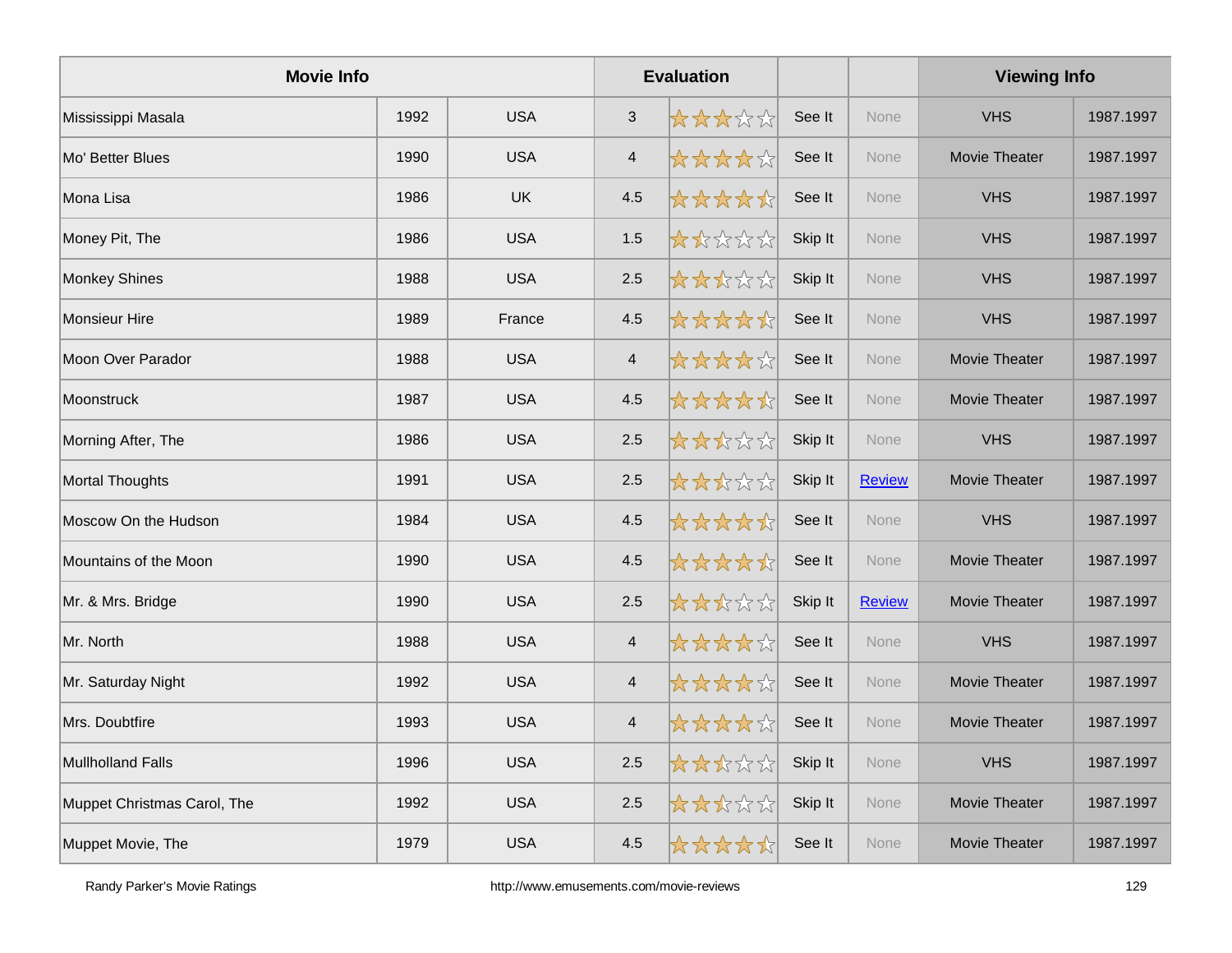| Movie Info | | | Evaluation | | | | Viewing Info | |
|---|---|---|---|---|---|---|---|---|
| Mississippi Masala | 1992 | USA | 3 | ★★★☆☆ | See It | None | VHS | 1987.1997 |
| Mo' Better Blues | 1990 | USA | 4 | ★★★★☆ | See It | None | Movie Theater | 1987.1997 |
| Mona Lisa | 1986 | UK | 4.5 | ★★★★½ | See It | None | VHS | 1987.1997 |
| Money Pit, The | 1986 | USA | 1.5 | ★½☆☆☆ | Skip It | None | VHS | 1987.1997 |
| Monkey Shines | 1988 | USA | 2.5 | ★★½☆☆ | Skip It | None | VHS | 1987.1997 |
| Monsieur Hire | 1989 | France | 4.5 | ★★★★½ | See It | None | VHS | 1987.1997 |
| Moon Over Parador | 1988 | USA | 4 | ★★★★☆ | See It | None | Movie Theater | 1987.1997 |
| Moonstruck | 1987 | USA | 4.5 | ★★★★½ | See It | None | Movie Theater | 1987.1997 |
| Morning After, The | 1986 | USA | 2.5 | ★★½☆☆ | Skip It | None | VHS | 1987.1997 |
| Mortal Thoughts | 1991 | USA | 2.5 | ★★½☆☆ | Skip It | Review | Movie Theater | 1987.1997 |
| Moscow On the Hudson | 1984 | USA | 4.5 | ★★★★½ | See It | None | VHS | 1987.1997 |
| Mountains of the Moon | 1990 | USA | 4.5 | ★★★★½ | See It | None | Movie Theater | 1987.1997 |
| Mr. & Mrs. Bridge | 1990 | USA | 2.5 | ★★½☆☆ | Skip It | Review | Movie Theater | 1987.1997 |
| Mr. North | 1988 | USA | 4 | ★★★★☆ | See It | None | VHS | 1987.1997 |
| Mr. Saturday Night | 1992 | USA | 4 | ★★★★☆ | See It | None | Movie Theater | 1987.1997 |
| Mrs. Doubtfire | 1993 | USA | 4 | ★★★★☆ | See It | None | Movie Theater | 1987.1997 |
| Mullholland Falls | 1996 | USA | 2.5 | ★★½☆☆ | Skip It | None | VHS | 1987.1997 |
| Muppet Christmas Carol, The | 1992 | USA | 2.5 | ★★½☆☆ | Skip It | None | Movie Theater | 1987.1997 |
| Muppet Movie, The | 1979 | USA | 4.5 | ★★★★½ | See It | None | Movie Theater | 1987.1997 |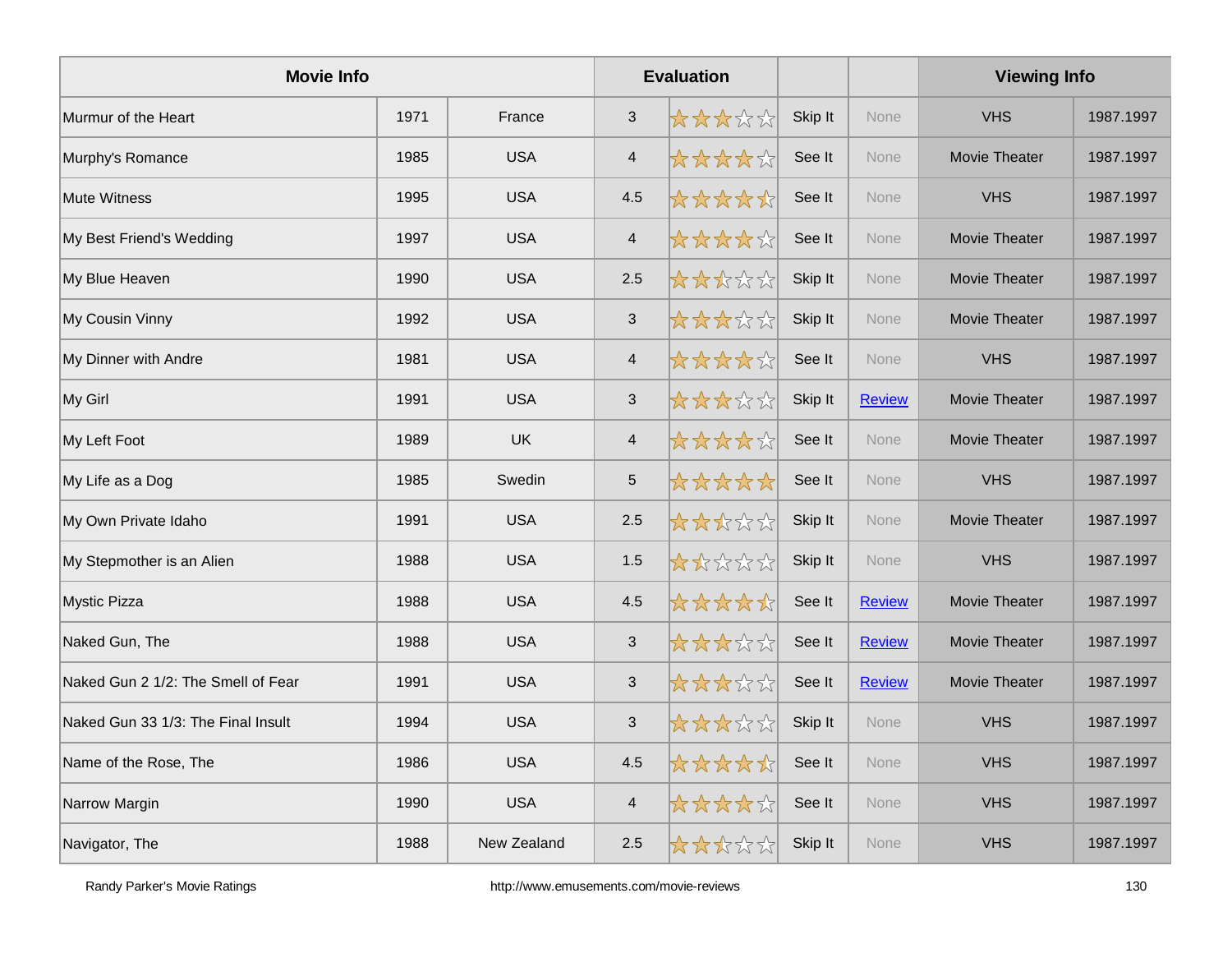| Movie Info | | | Evaluation | | | | Viewing Info | |
|---|---|---|---|---|---|---|---|---|
| Murmur of the Heart | 1971 | France | 3 | ★★★☆☆ | Skip It | None | VHS | 1987.1997 |
| Murphy's Romance | 1985 | USA | 4 | ★★★★☆ | See It | None | Movie Theater | 1987.1997 |
| Mute Witness | 1995 | USA | 4.5 | ★★★★½ | See It | None | VHS | 1987.1997 |
| My Best Friend's Wedding | 1997 | USA | 4 | ★★★★☆ | See It | None | Movie Theater | 1987.1997 |
| My Blue Heaven | 1990 | USA | 2.5 | ★★½☆☆ | Skip It | None | Movie Theater | 1987.1997 |
| My Cousin Vinny | 1992 | USA | 3 | ★★★☆☆ | Skip It | None | Movie Theater | 1987.1997 |
| My Dinner with Andre | 1981 | USA | 4 | ★★★★☆ | See It | None | VHS | 1987.1997 |
| My Girl | 1991 | USA | 3 | ★★★☆☆ | Skip It | Review | Movie Theater | 1987.1997 |
| My Left Foot | 1989 | UK | 4 | ★★★★☆ | See It | None | Movie Theater | 1987.1997 |
| My Life as a Dog | 1985 | Swedin | 5 | ★★★★★ | See It | None | VHS | 1987.1997 |
| My Own Private Idaho | 1991 | USA | 2.5 | ★★½☆☆ | Skip It | None | Movie Theater | 1987.1997 |
| My Stepmother is an Alien | 1988 | USA | 1.5 | ★½☆☆☆ | Skip It | None | VHS | 1987.1997 |
| Mystic Pizza | 1988 | USA | 4.5 | ★★★★½ | See It | Review | Movie Theater | 1987.1997 |
| Naked Gun, The | 1988 | USA | 3 | ★★★☆☆ | See It | Review | Movie Theater | 1987.1997 |
| Naked Gun 2 1/2: The Smell of Fear | 1991 | USA | 3 | ★★★☆☆ | See It | Review | Movie Theater | 1987.1997 |
| Naked Gun 33 1/3: The Final Insult | 1994 | USA | 3 | ★★★☆☆ | Skip It | None | VHS | 1987.1997 |
| Name of the Rose, The | 1986 | USA | 4.5 | ★★★★½ | See It | None | VHS | 1987.1997 |
| Narrow Margin | 1990 | USA | 4 | ★★★★☆ | See It | None | VHS | 1987.1997 |
| Navigator, The | 1988 | New Zealand | 2.5 | ★★½☆☆ | Skip It | None | VHS | 1987.1997 |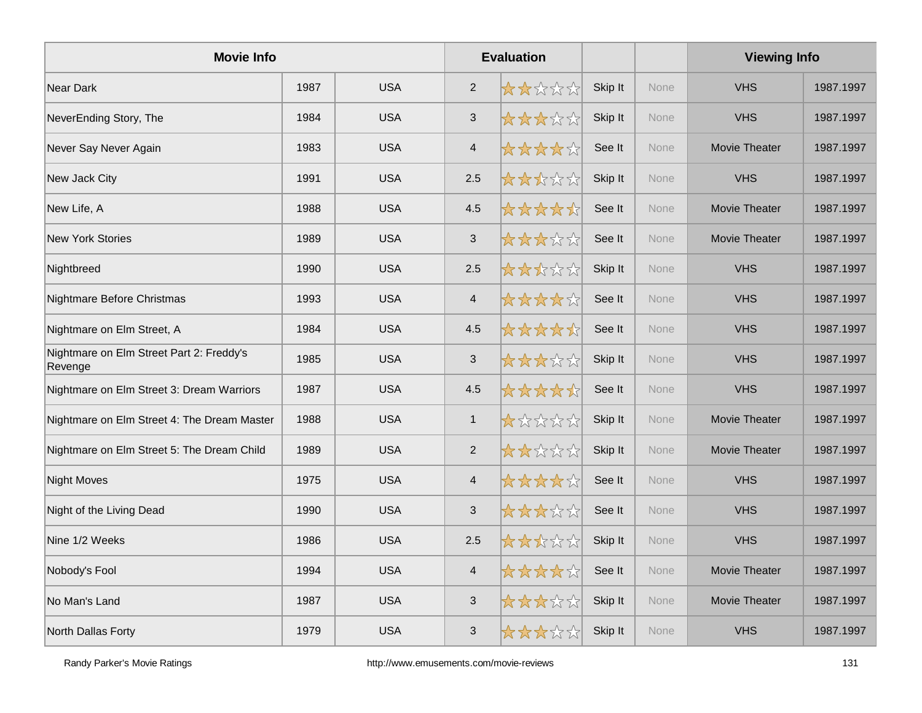| Movie Info | | | Evaluation | | | | Viewing Info | |
|---|---|---|---|---|---|---|---|---|
| Near Dark | 1987 | USA | 2 | ★★☆☆☆ | Skip It | None | VHS | 1987.1997 |
| NeverEnding Story, The | 1984 | USA | 3 | ★★★☆☆ | Skip It | None | VHS | 1987.1997 |
| Never Say Never Again | 1983 | USA | 4 | ★★★★☆ | See It | None | Movie Theater | 1987.1997 |
| New Jack City | 1991 | USA | 2.5 | ★★½☆☆ | Skip It | None | VHS | 1987.1997 |
| New Life, A | 1988 | USA | 4.5 | ★★★★½ | See It | None | Movie Theater | 1987.1997 |
| New York Stories | 1989 | USA | 3 | ★★★☆☆ | See It | None | Movie Theater | 1987.1997 |
| Nightbreed | 1990 | USA | 2.5 | ★★½☆☆ | Skip It | None | VHS | 1987.1997 |
| Nightmare Before Christmas | 1993 | USA | 4 | ★★★★☆ | See It | None | VHS | 1987.1997 |
| Nightmare on Elm Street, A | 1984 | USA | 4.5 | ★★★★½ | See It | None | VHS | 1987.1997 |
| Nightmare on Elm Street Part 2: Freddy's Revenge | 1985 | USA | 3 | ★★★☆☆ | Skip It | None | VHS | 1987.1997 |
| Nightmare on Elm Street 3: Dream Warriors | 1987 | USA | 4.5 | ★★★★½ | See It | None | VHS | 1987.1997 |
| Nightmare on Elm Street 4: The Dream Master | 1988 | USA | 1 | ★☆☆☆☆ | Skip It | None | Movie Theater | 1987.1997 |
| Nightmare on Elm Street 5: The Dream Child | 1989 | USA | 2 | ★★☆☆☆ | Skip It | None | Movie Theater | 1987.1997 |
| Night Moves | 1975 | USA | 4 | ★★★★☆ | See It | None | VHS | 1987.1997 |
| Night of the Living Dead | 1990 | USA | 3 | ★★★☆☆ | See It | None | VHS | 1987.1997 |
| Nine 1/2 Weeks | 1986 | USA | 2.5 | ★★½☆☆ | Skip It | None | VHS | 1987.1997 |
| Nobody's Fool | 1994 | USA | 4 | ★★★★☆ | See It | None | Movie Theater | 1987.1997 |
| No Man's Land | 1987 | USA | 3 | ★★★☆☆ | Skip It | None | Movie Theater | 1987.1997 |
| North Dallas Forty | 1979 | USA | 3 | ★★★☆☆ | Skip It | None | VHS | 1987.1997 |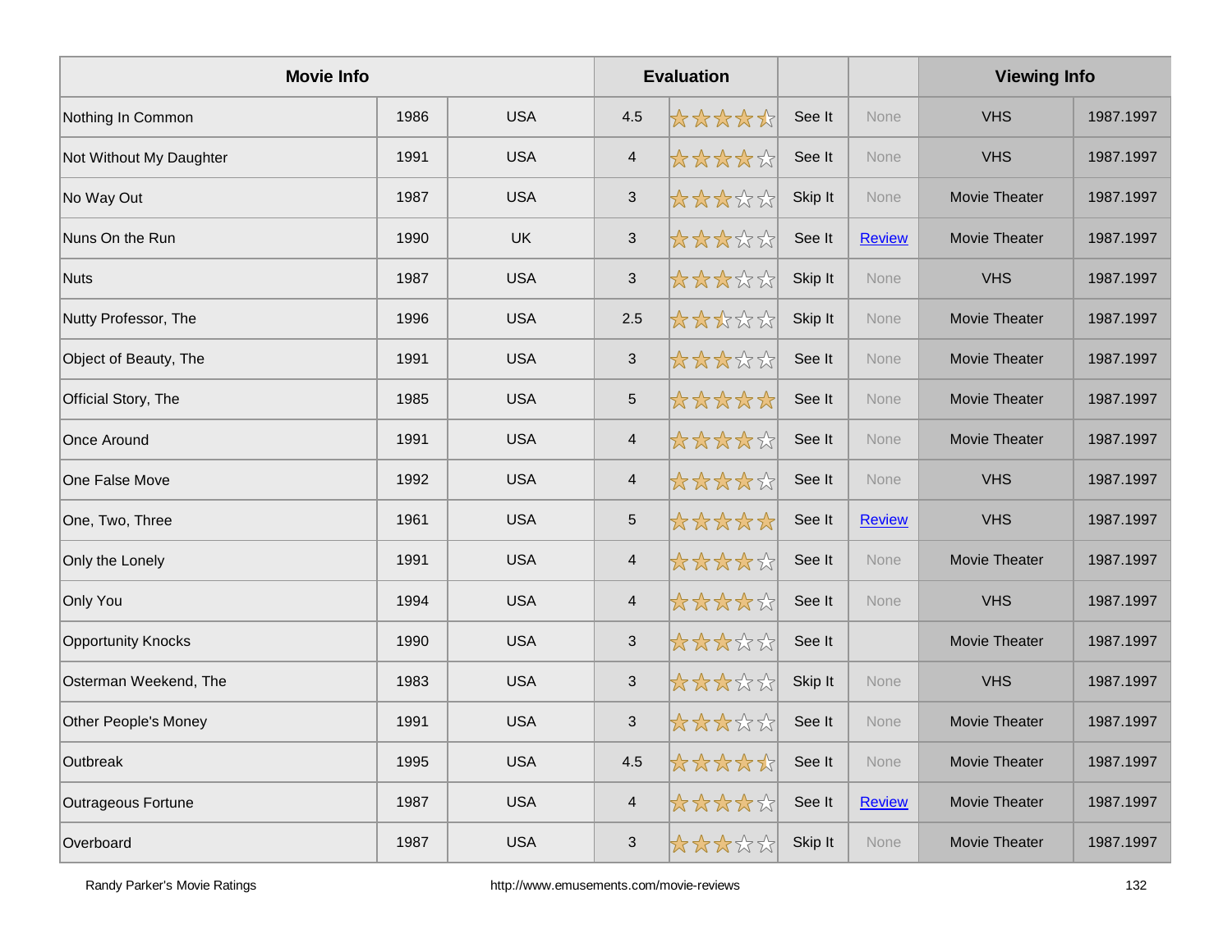| Movie Info | | | Evaluation | | | | Viewing Info | |
|---|---|---|---|---|---|---|---|---|
| Nothing In Common | 1986 | USA | 4.5 | ★★★★½ | See It | None | VHS | 1987.1997 |
| Not Without My Daughter | 1991 | USA | 4 | ★★★★☆ | See It | None | VHS | 1987.1997 |
| No Way Out | 1987 | USA | 3 | ★★★☆☆ | Skip It | None | Movie Theater | 1987.1997 |
| Nuns On the Run | 1990 | UK | 3 | ★★★☆☆ | See It | Review | Movie Theater | 1987.1997 |
| Nuts | 1987 | USA | 3 | ★★★☆☆ | Skip It | None | VHS | 1987.1997 |
| Nutty Professor, The | 1996 | USA | 2.5 | ★★½☆☆ | Skip It | None | Movie Theater | 1987.1997 |
| Object of Beauty, The | 1991 | USA | 3 | ★★★☆☆ | See It | None | Movie Theater | 1987.1997 |
| Official Story, The | 1985 | USA | 5 | ★★★★★ | See It | None | Movie Theater | 1987.1997 |
| Once Around | 1991 | USA | 4 | ★★★★☆ | See It | None | Movie Theater | 1987.1997 |
| One False Move | 1992 | USA | 4 | ★★★★☆ | See It | None | VHS | 1987.1997 |
| One, Two, Three | 1961 | USA | 5 | ★★★★★ | See It | Review | VHS | 1987.1997 |
| Only the Lonely | 1991 | USA | 4 | ★★★★☆ | See It | None | Movie Theater | 1987.1997 |
| Only You | 1994 | USA | 4 | ★★★★☆ | See It | None | VHS | 1987.1997 |
| Opportunity Knocks | 1990 | USA | 3 | ★★★☆☆ | See It | | Movie Theater | 1987.1997 |
| Osterman Weekend, The | 1983 | USA | 3 | ★★★☆☆ | Skip It | None | VHS | 1987.1997 |
| Other People's Money | 1991 | USA | 3 | ★★★☆☆ | See It | None | Movie Theater | 1987.1997 |
| Outbreak | 1995 | USA | 4.5 | ★★★★½ | See It | None | Movie Theater | 1987.1997 |
| Outrageous Fortune | 1987 | USA | 4 | ★★★★☆ | See It | Review | Movie Theater | 1987.1997 |
| Overboard | 1987 | USA | 3 | ★★★☆☆ | Skip It | None | Movie Theater | 1987.1997 |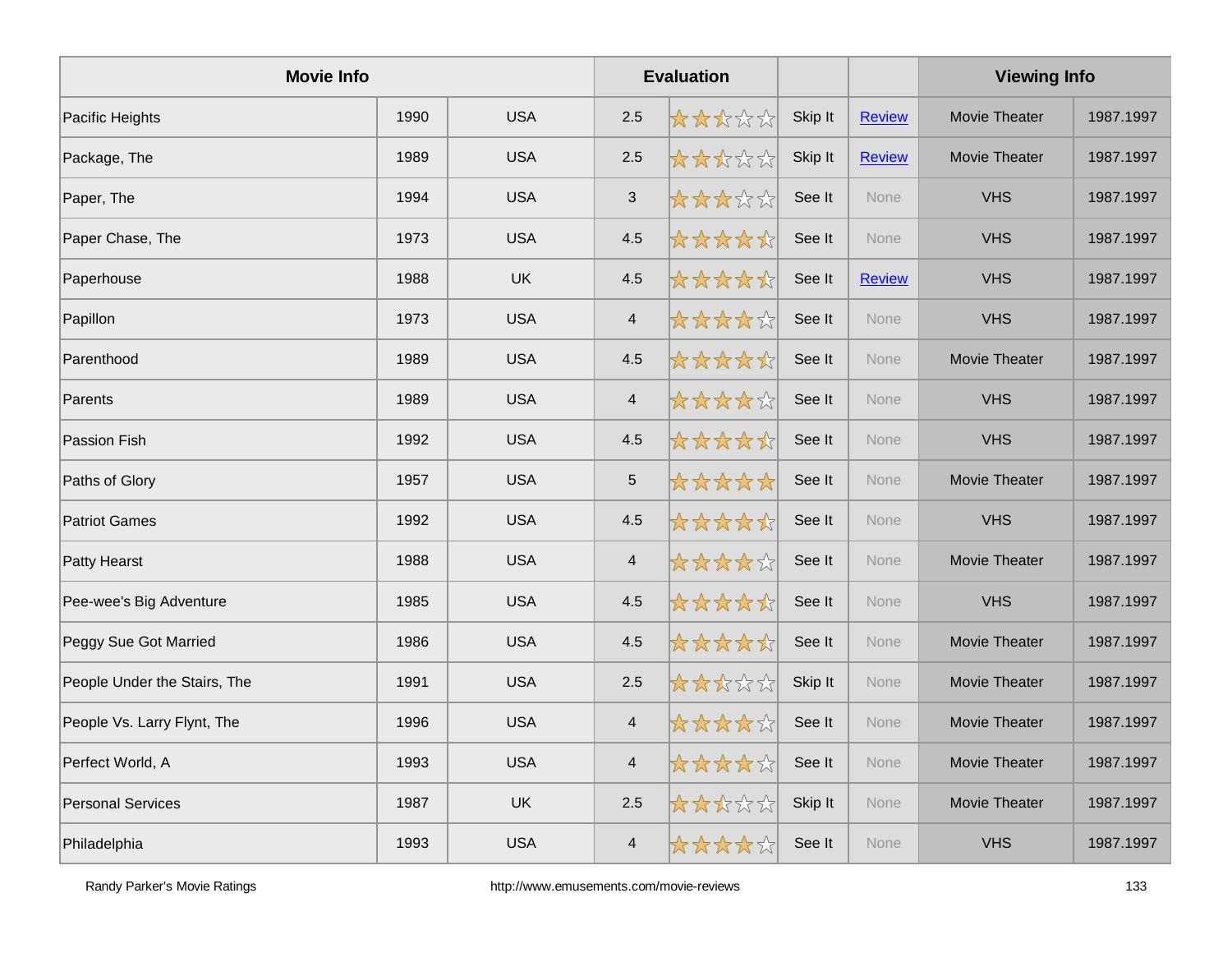| Movie Info | | | Evaluation | | | | Viewing Info | |
|---|---|---|---|---|---|---|---|---|
| Pacific Heights | 1990 | USA | 2.5 | | Skip It | Review | Movie Theater | 1987.1997 |
| Package, The | 1989 | USA | 2.5 | | Skip It | Review | Movie Theater | 1987.1997 |
| Paper, The | 1994 | USA | 3 | | See It | None | VHS | 1987.1997 |
| Paper Chase, The | 1973 | USA | 4.5 | | See It | None | VHS | 1987.1997 |
| Paperhouse | 1988 | UK | 4.5 | | See It | Review | VHS | 1987.1997 |
| Papillon | 1973 | USA | 4 | | See It | None | VHS | 1987.1997 |
| Parenthood | 1989 | USA | 4.5 | | See It | None | Movie Theater | 1987.1997 |
| Parents | 1989 | USA | 4 | | See It | None | VHS | 1987.1997 |
| Passion Fish | 1992 | USA | 4.5 | | See It | None | VHS | 1987.1997 |
| Paths of Glory | 1957 | USA | 5 | | See It | None | Movie Theater | 1987.1997 |
| Patriot Games | 1992 | USA | 4.5 | | See It | None | VHS | 1987.1997 |
| Patty Hearst | 1988 | USA | 4 | | See It | None | Movie Theater | 1987.1997 |
| Pee-wee's Big Adventure | 1985 | USA | 4.5 | | See It | None | VHS | 1987.1997 |
| Peggy Sue Got Married | 1986 | USA | 4.5 | | See It | None | Movie Theater | 1987.1997 |
| People Under the Stairs, The | 1991 | USA | 2.5 | | Skip It | None | Movie Theater | 1987.1997 |
| People Vs. Larry Flynt, The | 1996 | USA | 4 | | See It | None | Movie Theater | 1987.1997 |
| Perfect World, A | 1993 | USA | 4 | | See It | None | Movie Theater | 1987.1997 |
| Personal Services | 1987 | UK | 2.5 | | Skip It | None | Movie Theater | 1987.1997 |
| Philadelphia | 1993 | USA | 4 | | See It | None | VHS | 1987.1997 |

Randy Parker's Movie Ratings http://www.emusements.com/movie-reviews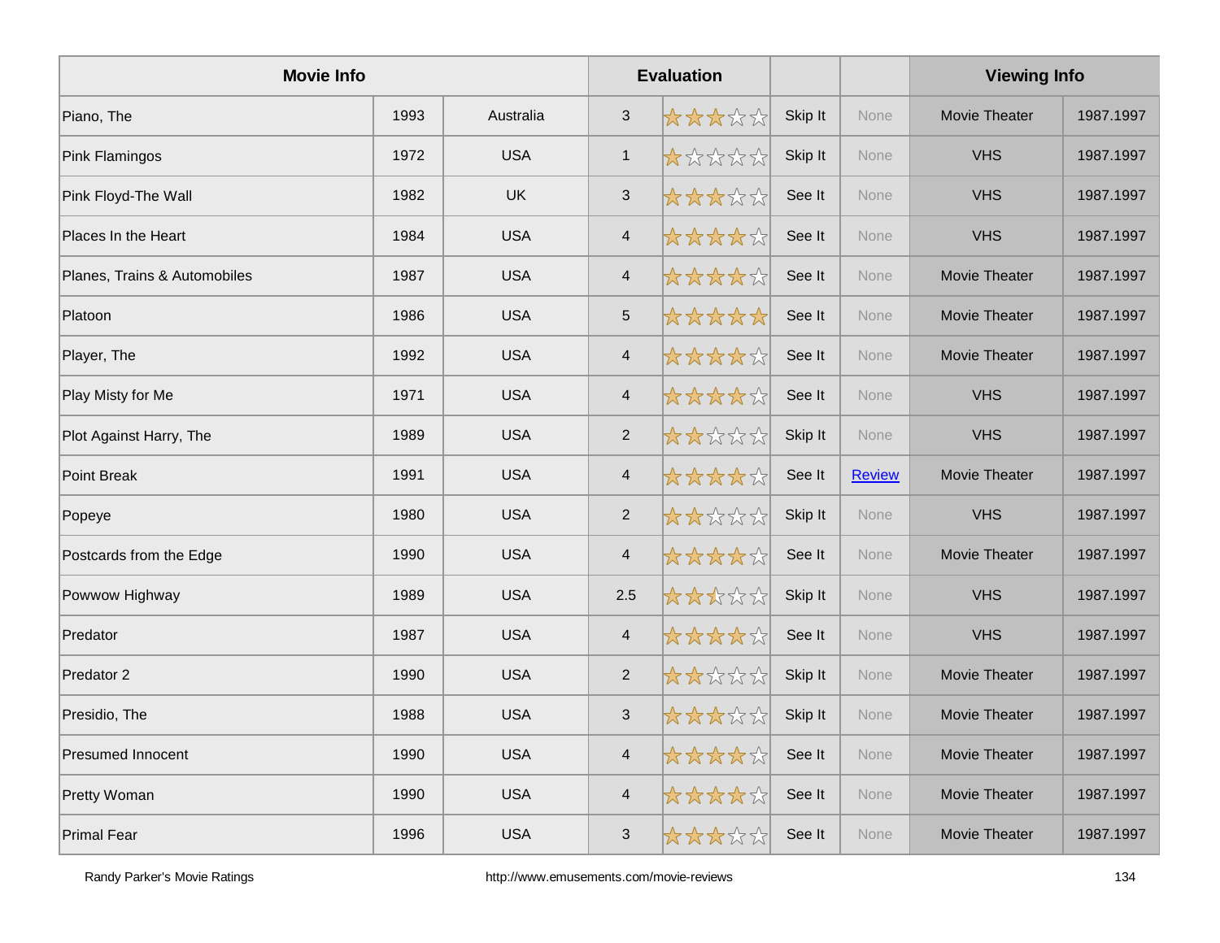| Movie Info | | | Evaluation | | | | Viewing Info | |
|---|---|---|---|---|---|---|---|---|
| Piano, The | 1993 | Australia | 3 | ★★★☆☆ | Skip It | None | Movie Theater | 1987.1997 |
| Pink Flamingos | 1972 | USA | 1 | ★☆☆☆☆ | Skip It | None | VHS | 1987.1997 |
| Pink Floyd-The Wall | 1982 | UK | 3 | ★★★☆☆ | See It | None | VHS | 1987.1997 |
| Places In the Heart | 1984 | USA | 4 | ★★★★☆ | See It | None | VHS | 1987.1997 |
| Planes, Trains & Automobiles | 1987 | USA | 4 | ★★★★☆ | See It | None | Movie Theater | 1987.1997 |
| Platoon | 1986 | USA | 5 | ★★★★★ | See It | None | Movie Theater | 1987.1997 |
| Player, The | 1992 | USA | 4 | ★★★★☆ | See It | None | Movie Theater | 1987.1997 |
| Play Misty for Me | 1971 | USA | 4 | ★★★★☆ | See It | None | VHS | 1987.1997 |
| Plot Against Harry, The | 1989 | USA | 2 | ★★☆☆☆ | Skip It | None | VHS | 1987.1997 |
| Point Break | 1991 | USA | 4 | ★★★★☆ | See It | Review | Movie Theater | 1987.1997 |
| Popeye | 1980 | USA | 2 | ★★☆☆☆ | Skip It | None | VHS | 1987.1997 |
| Postcards from the Edge | 1990 | USA | 4 | ★★★★☆ | See It | None | Movie Theater | 1987.1997 |
| Powwow Highway | 1989 | USA | 2.5 | ★★½☆☆ | Skip It | None | VHS | 1987.1997 |
| Predator | 1987 | USA | 4 | ★★★★☆ | See It | None | VHS | 1987.1997 |
| Predator 2 | 1990 | USA | 2 | ★★☆☆☆ | Skip It | None | Movie Theater | 1987.1997 |
| Presidio, The | 1988 | USA | 3 | ★★★☆☆ | Skip It | None | Movie Theater | 1987.1997 |
| Presumed Innocent | 1990 | USA | 4 | ★★★★☆ | See It | None | Movie Theater | 1987.1997 |
| Pretty Woman | 1990 | USA | 4 | ★★★★☆ | See It | None | Movie Theater | 1987.1997 |
| Primal Fear | 1996 | USA | 3 | ★★★☆☆ | See It | None | Movie Theater | 1987.1997 |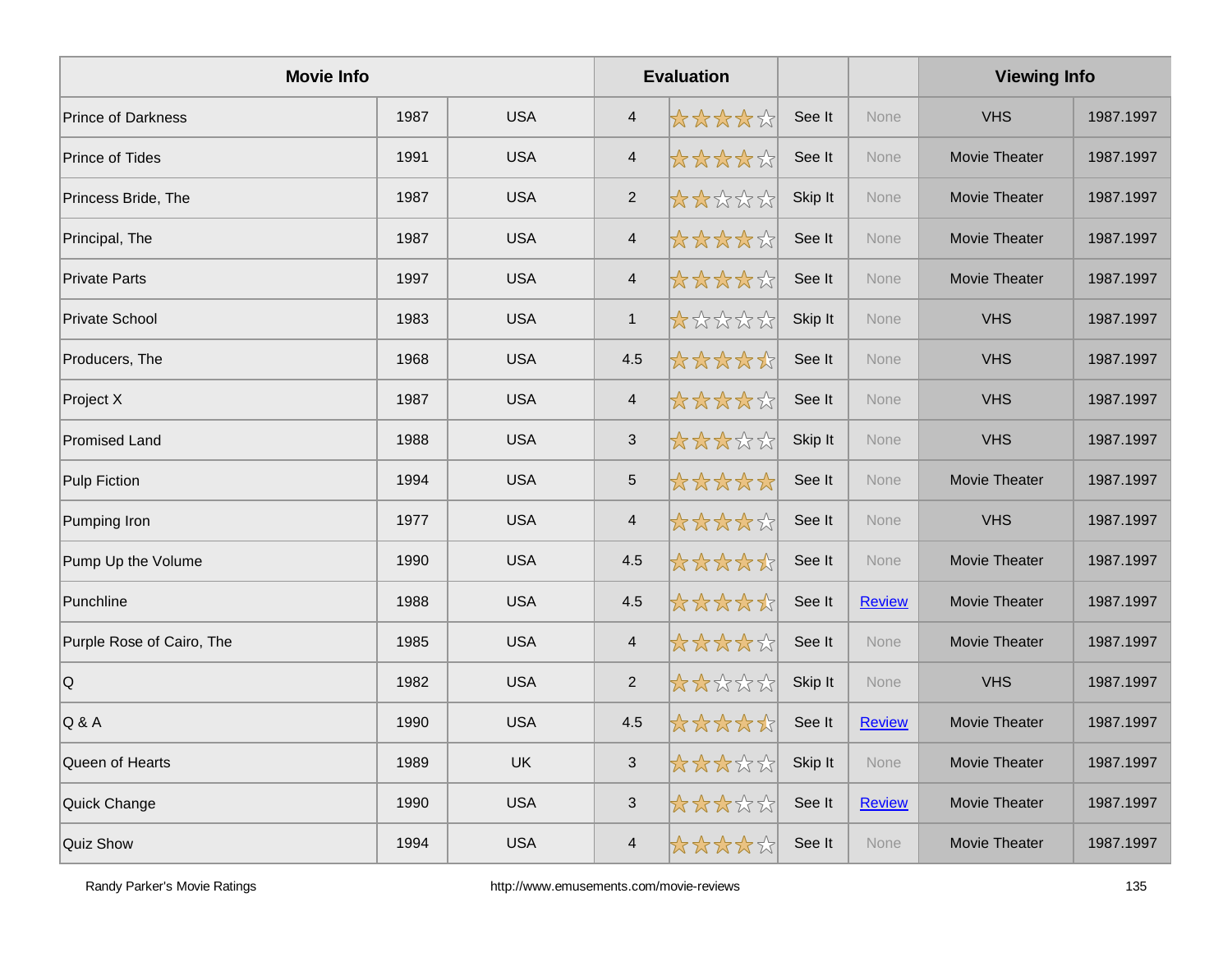| Movie Info | | | Evaluation | | | | Viewing Info | |
|---|---|---|---|---|---|---|---|---|
| Prince of Darkness | 1987 | USA | 4 | ★★★★☆ | See It | None | VHS | 1987.1997 |
| Prince of Tides | 1991 | USA | 4 | ★★★★☆ | See It | None | Movie Theater | 1987.1997 |
| Princess Bride, The | 1987 | USA | 2 | ★★☆☆☆ | Skip It | None | Movie Theater | 1987.1997 |
| Principal, The | 1987 | USA | 4 | ★★★★☆ | See It | None | Movie Theater | 1987.1997 |
| Private Parts | 1997 | USA | 4 | ★★★★☆ | See It | None | Movie Theater | 1987.1997 |
| Private School | 1983 | USA | 1 | ★☆☆☆☆ | Skip It | None | VHS | 1987.1997 |
| Producers, The | 1968 | USA | 4.5 | ★★★★½ | See It | None | VHS | 1987.1997 |
| Project X | 1987 | USA | 4 | ★★★★☆ | See It | None | VHS | 1987.1997 |
| Promised Land | 1988 | USA | 3 | ★★★☆☆ | Skip It | None | VHS | 1987.1997 |
| Pulp Fiction | 1994 | USA | 5 | ★★★★★ | See It | None | Movie Theater | 1987.1997 |
| Pumping Iron | 1977 | USA | 4 | ★★★★☆ | See It | None | VHS | 1987.1997 |
| Pump Up the Volume | 1990 | USA | 4.5 | ★★★★½ | See It | None | Movie Theater | 1987.1997 |
| Punchline | 1988 | USA | 4.5 | ★★★★½ | See It | Review | Movie Theater | 1987.1997 |
| Purple Rose of Cairo, The | 1985 | USA | 4 | ★★★★☆ | See It | None | Movie Theater | 1987.1997 |
| Q | 1982 | USA | 2 | ★★☆☆☆ | Skip It | None | VHS | 1987.1997 |
| Q & A | 1990 | USA | 4.5 | ★★★★½ | See It | Review | Movie Theater | 1987.1997 |
| Queen of Hearts | 1989 | UK | 3 | ★★★☆☆ | Skip It | None | Movie Theater | 1987.1997 |
| Quick Change | 1990 | USA | 3 | ★★★☆☆ | See It | Review | Movie Theater | 1987.1997 |
| Quiz Show | 1994 | USA | 4 | ★★★★☆ | See It | None | Movie Theater | 1987.1997 |

Randy Parker's Movie Ratings http://www.emusements.com/movie-reviews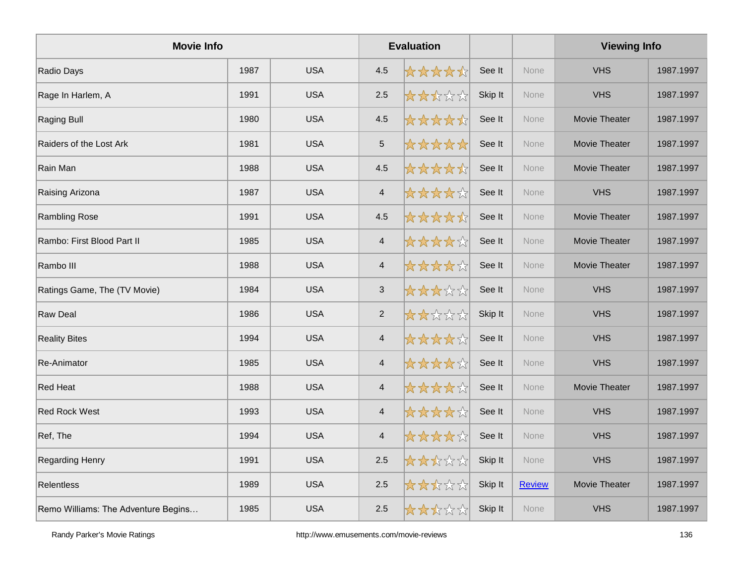| Movie Info | | | Evaluation | | | | Viewing Info | |
|---|---|---|---|---|---|---|---|---|
| Radio Days | 1987 | USA | 4.5 | | See It | None | VHS | 1987.1997 |
| Rage In Harlem, A | 1991 | USA | 2.5 | | Skip It | None | VHS | 1987.1997 |
| Raging Bull | 1980 | USA | 4.5 | | See It | None | Movie Theater | 1987.1997 |
| Raiders of the Lost Ark | 1981 | USA | 5 | | See It | None | Movie Theater | 1987.1997 |
| Rain Man | 1988 | USA | 4.5 | | See It | None | Movie Theater | 1987.1997 |
| Raising Arizona | 1987 | USA | 4 | | See It | None | VHS | 1987.1997 |
| Rambling Rose | 1991 | USA | 4.5 | | See It | None | Movie Theater | 1987.1997 |
| Rambo: First Blood Part II | 1985 | USA | 4 | | See It | None | Movie Theater | 1987.1997 |
| Rambo III | 1988 | USA | 4 | | See It | None | Movie Theater | 1987.1997 |
| Ratings Game, The (TV Movie) | 1984 | USA | 3 | | See It | None | VHS | 1987.1997 |
| Raw Deal | 1986 | USA | 2 | | Skip It | None | VHS | 1987.1997 |
| Reality Bites | 1994 | USA | 4 | | See It | None | VHS | 1987.1997 |
| Re-Animator | 1985 | USA | 4 | | See It | None | VHS | 1987.1997 |
| Red Heat | 1988 | USA | 4 | | See It | None | Movie Theater | 1987.1997 |
| Red Rock West | 1993 | USA | 4 | | See It | None | VHS | 1987.1997 |
| Ref, The | 1994 | USA | 4 | | See It | None | VHS | 1987.1997 |
| Regarding Henry | 1991 | USA | 2.5 | | Skip It | None | VHS | 1987.1997 |
| Relentless | 1989 | USA | 2.5 | | Skip It | Review | Movie Theater | 1987.1997 |
| Remo Williams: The Adventure Begins… | 1985 | USA | 2.5 | | Skip It | None | VHS | 1987.1997 |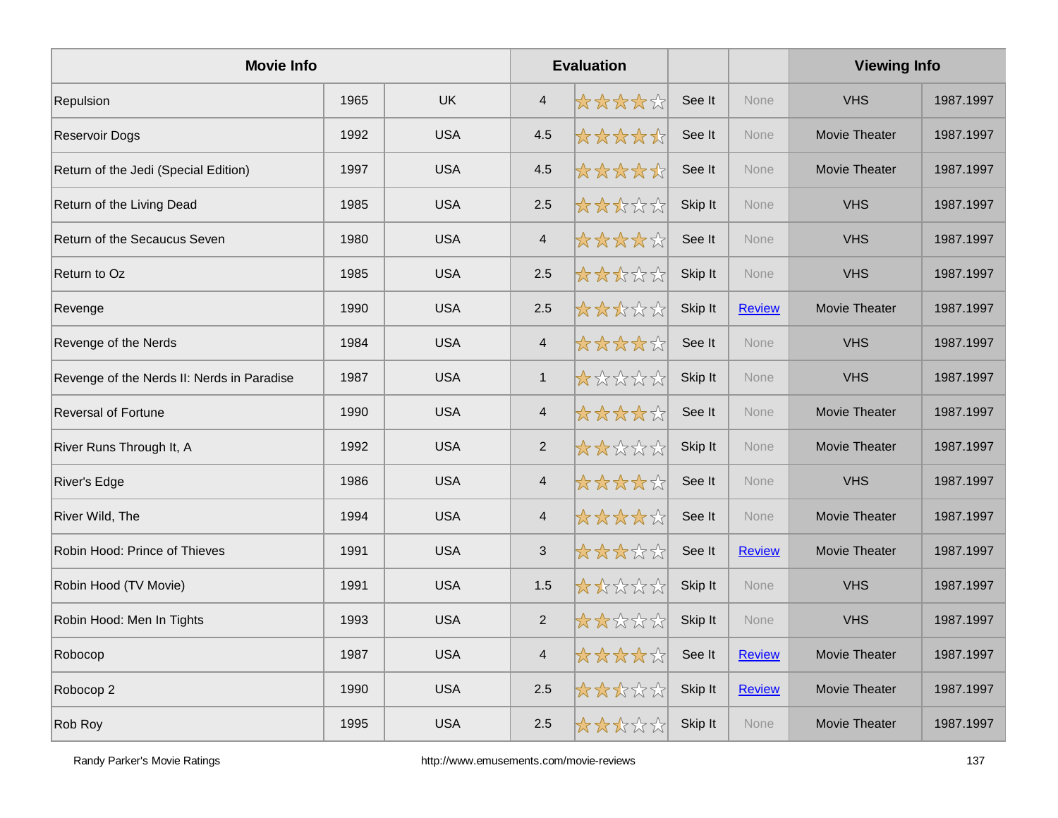| Movie Info | | | Evaluation | | | | Viewing Info | |
|---|---|---|---|---|---|---|---|---|
| Repulsion | 1965 | UK | 4 | ★★★★☆ | See It | None | VHS | 1987.1997 |
| Reservoir Dogs | 1992 | USA | 4.5 | ★★★★½ | See It | None | Movie Theater | 1987.1997 |
| Return of the Jedi (Special Edition) | 1997 | USA | 4.5 | ★★★★½ | See It | None | Movie Theater | 1987.1997 |
| Return of the Living Dead | 1985 | USA | 2.5 | ★★½☆☆ | Skip It | None | VHS | 1987.1997 |
| Return of the Secaucus Seven | 1980 | USA | 4 | ★★★★☆ | See It | None | VHS | 1987.1997 |
| Return to Oz | 1985 | USA | 2.5 | ★★½☆☆ | Skip It | None | VHS | 1987.1997 |
| Revenge | 1990 | USA | 2.5 | ★★½☆☆ | Skip It | Review | Movie Theater | 1987.1997 |
| Revenge of the Nerds | 1984 | USA | 4 | ★★★★☆ | See It | None | VHS | 1987.1997 |
| Revenge of the Nerds II: Nerds in Paradise | 1987 | USA | 1 | ★☆☆☆☆ | Skip It | None | VHS | 1987.1997 |
| Reversal of Fortune | 1990 | USA | 4 | ★★★★☆ | See It | None | Movie Theater | 1987.1997 |
| River Runs Through It, A | 1992 | USA | 2 | ★★☆☆☆ | Skip It | None | Movie Theater | 1987.1997 |
| River's Edge | 1986 | USA | 4 | ★★★★☆ | See It | None | VHS | 1987.1997 |
| River Wild, The | 1994 | USA | 4 | ★★★★☆ | See It | None | Movie Theater | 1987.1997 |
| Robin Hood: Prince of Thieves | 1991 | USA | 3 | ★★★☆☆ | See It | Review | Movie Theater | 1987.1997 |
| Robin Hood (TV Movie) | 1991 | USA | 1.5 | ★½☆☆☆ | Skip It | None | VHS | 1987.1997 |
| Robin Hood: Men In Tights | 1993 | USA | 2 | ★★☆☆☆ | Skip It | None | VHS | 1987.1997 |
| Robocop | 1987 | USA | 4 | ★★★★☆ | See It | Review | Movie Theater | 1987.1997 |
| Robocop 2 | 1990 | USA | 2.5 | ★★½☆☆ | Skip It | Review | Movie Theater | 1987.1997 |
| Rob Roy | 1995 | USA | 2.5 | ★★½☆☆ | Skip It | None | Movie Theater | 1987.1997 |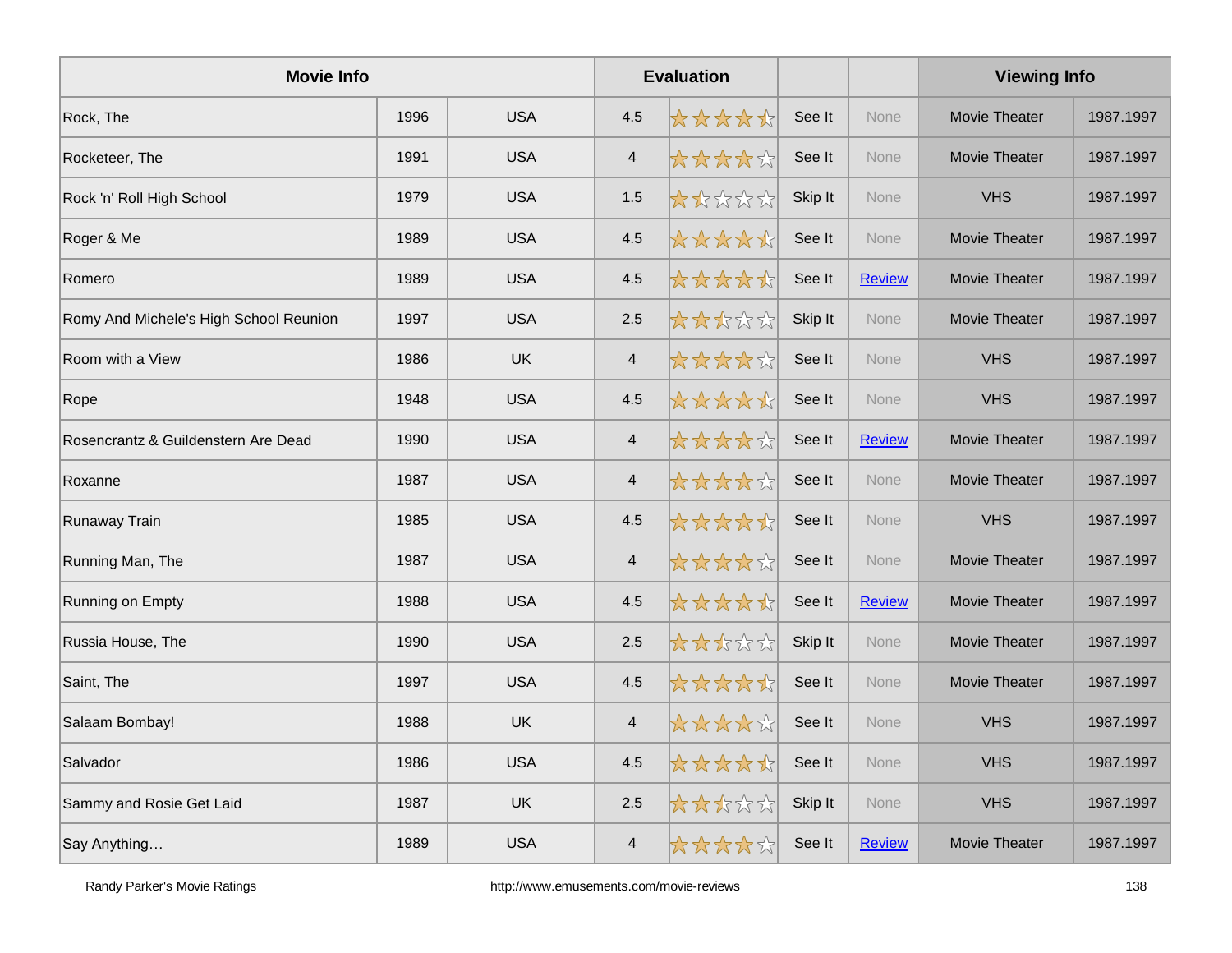| Movie Info | | | Evaluation | | | | Viewing Info | |
|---|---|---|---|---|---|---|---|---|
| Rock, The | 1996 | USA | 4.5 | ★★★★½ | See It | None | Movie Theater | 1987.1997 |
| Rocketeer, The | 1991 | USA | 4 | ★★★★☆ | See It | None | Movie Theater | 1987.1997 |
| Rock 'n' Roll High School | 1979 | USA | 1.5 | ★½☆☆☆ | Skip It | None | VHS | 1987.1997 |
| Roger & Me | 1989 | USA | 4.5 | ★★★★½ | See It | None | Movie Theater | 1987.1997 |
| Romero | 1989 | USA | 4.5 | ★★★★½ | See It | Review | Movie Theater | 1987.1997 |
| Romy And Michele's High School Reunion | 1997 | USA | 2.5 | ★★½☆☆ | Skip It | None | Movie Theater | 1987.1997 |
| Room with a View | 1986 | UK | 4 | ★★★★☆ | See It | None | VHS | 1987.1997 |
| Rope | 1948 | USA | 4.5 | ★★★★½ | See It | None | VHS | 1987.1997 |
| Rosencrantz & Guildenstern Are Dead | 1990 | USA | 4 | ★★★★☆ | See It | Review | Movie Theater | 1987.1997 |
| Roxanne | 1987 | USA | 4 | ★★★★☆ | See It | None | Movie Theater | 1987.1997 |
| Runaway Train | 1985 | USA | 4.5 | ★★★★½ | See It | None | VHS | 1987.1997 |
| Running Man, The | 1987 | USA | 4 | ★★★★☆ | See It | None | Movie Theater | 1987.1997 |
| Running on Empty | 1988 | USA | 4.5 | ★★★★½ | See It | Review | Movie Theater | 1987.1997 |
| Russia House, The | 1990 | USA | 2.5 | ★★½☆☆ | Skip It | None | Movie Theater | 1987.1997 |
| Saint, The | 1997 | USA | 4.5 | ★★★★½ | See It | None | Movie Theater | 1987.1997 |
| Salaam Bombay! | 1988 | UK | 4 | ★★★★☆ | See It | None | VHS | 1987.1997 |
| Salvador | 1986 | USA | 4.5 | ★★★★½ | See It | None | VHS | 1987.1997 |
| Sammy and Rosie Get Laid | 1987 | UK | 2.5 | ★★½☆☆ | Skip It | None | VHS | 1987.1997 |
| Say Anything… | 1989 | USA | 4 | ★★★★☆ | See It | Review | Movie Theater | 1987.1997 |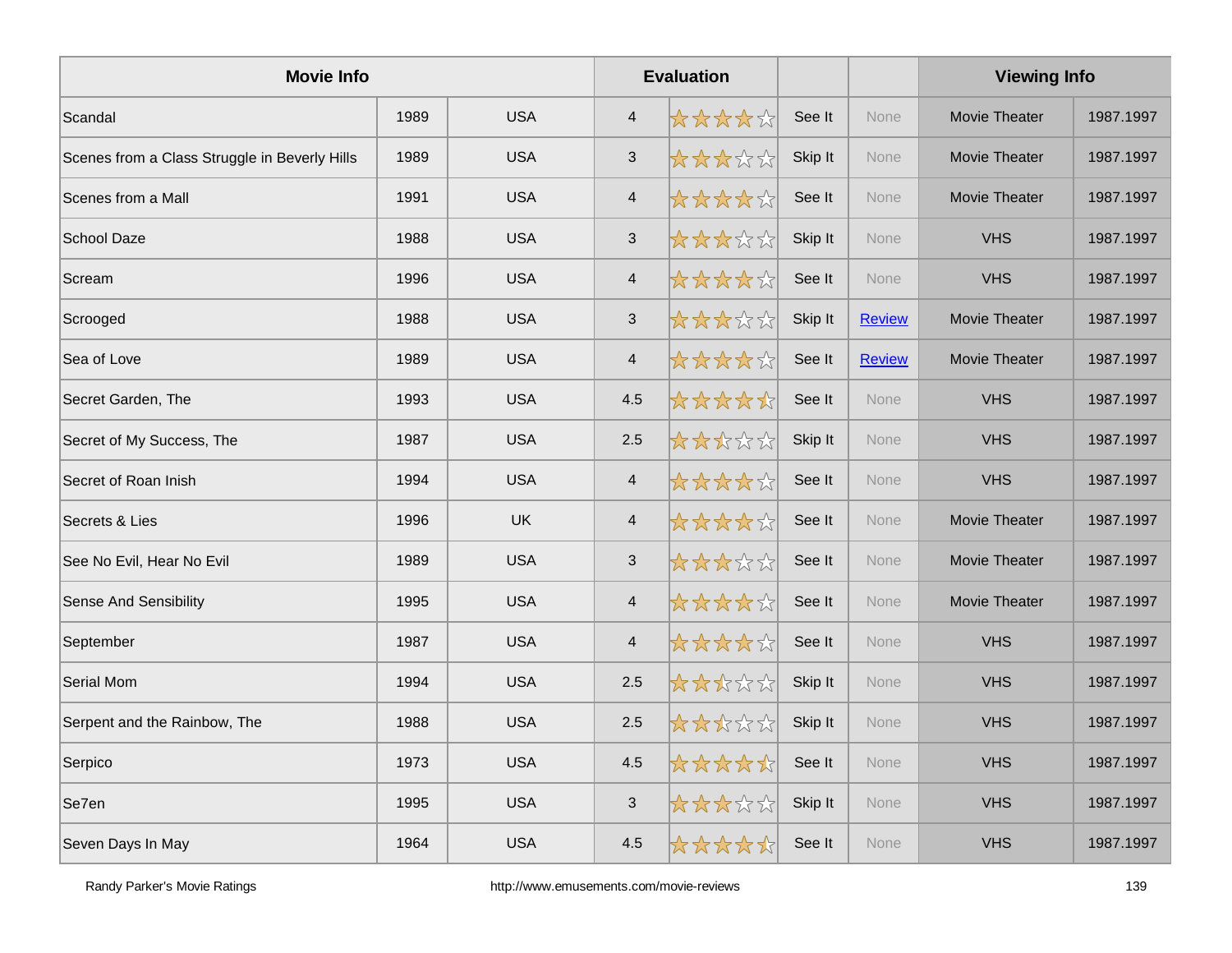| Movie Info | | | Evaluation | | | | Viewing Info | |
|---|---|---|---|---|---|---|---|---|
| Scandal | 1989 | USA | 4 | ★★★★☆ | See It | None | Movie Theater | 1987.1997 |
| Scenes from a Class Struggle in Beverly Hills | 1989 | USA | 3 | ★★★☆☆ | Skip It | None | Movie Theater | 1987.1997 |
| Scenes from a Mall | 1991 | USA | 4 | ★★★★☆ | See It | None | Movie Theater | 1987.1997 |
| School Daze | 1988 | USA | 3 | ★★★☆☆ | Skip It | None | VHS | 1987.1997 |
| Scream | 1996 | USA | 4 | ★★★★☆ | See It | None | VHS | 1987.1997 |
| Scrooged | 1988 | USA | 3 | ★★★☆☆ | Skip It | Review | Movie Theater | 1987.1997 |
| Sea of Love | 1989 | USA | 4 | ★★★★☆ | See It | Review | Movie Theater | 1987.1997 |
| Secret Garden, The | 1993 | USA | 4.5 | ★★★★½ | See It | None | VHS | 1987.1997 |
| Secret of My Success, The | 1987 | USA | 2.5 | ★★½☆☆ | Skip It | None | VHS | 1987.1997 |
| Secret of Roan Inish | 1994 | USA | 4 | ★★★★☆ | See It | None | VHS | 1987.1997 |
| Secrets & Lies | 1996 | UK | 4 | ★★★★☆ | See It | None | Movie Theater | 1987.1997 |
| See No Evil, Hear No Evil | 1989 | USA | 3 | ★★★☆☆ | See It | None | Movie Theater | 1987.1997 |
| Sense And Sensibility | 1995 | USA | 4 | ★★★★☆ | See It | None | Movie Theater | 1987.1997 |
| September | 1987 | USA | 4 | ★★★★☆ | See It | None | VHS | 1987.1997 |
| Serial Mom | 1994 | USA | 2.5 | ★★½☆☆ | Skip It | None | VHS | 1987.1997 |
| Serpent and the Rainbow, The | 1988 | USA | 2.5 | ★★½☆☆ | Skip It | None | VHS | 1987.1997 |
| Serpico | 1973 | USA | 4.5 | ★★★★½ | See It | None | VHS | 1987.1997 |
| Se7en | 1995 | USA | 3 | ★★★☆☆ | Skip It | None | VHS | 1987.1997 |
| Seven Days In May | 1964 | USA | 4.5 | ★★★★½ | See It | None | VHS | 1987.1997 |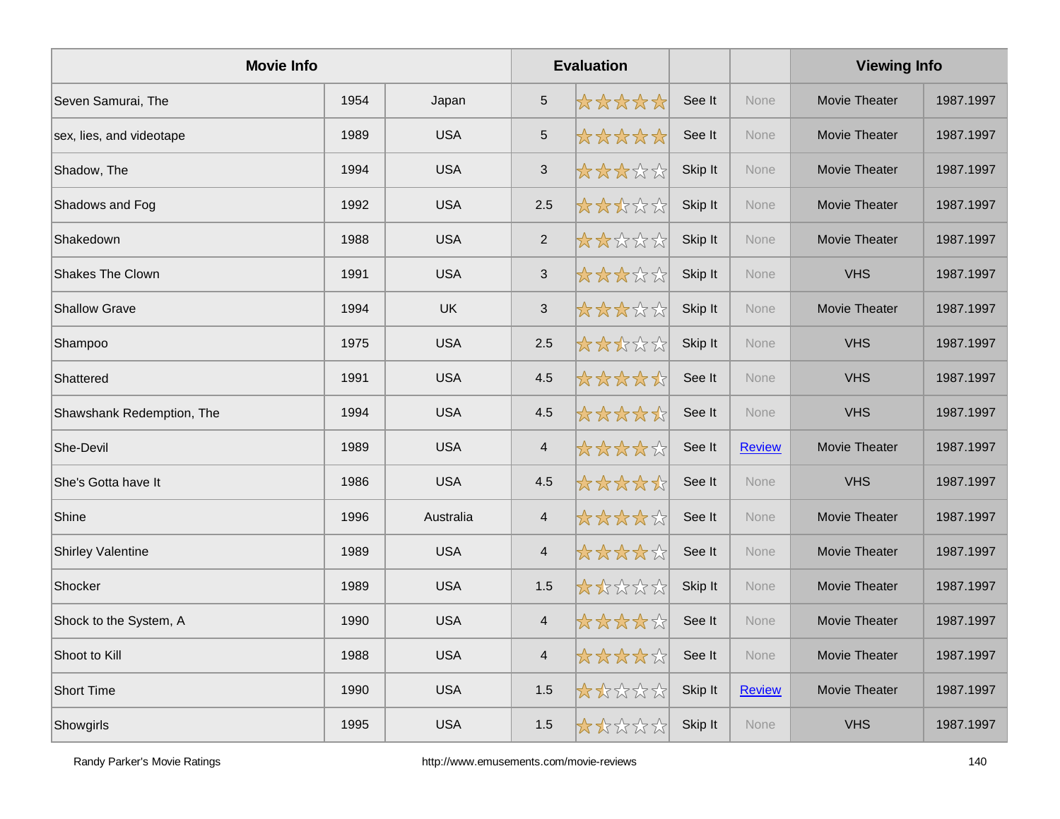| Movie Info | | | Evaluation | | | | Viewing Info | |
|---|---|---|---|---|---|---|---|---|
| Seven Samurai, The | 1954 | Japan | 5 | ★★★★★ | See It | None | Movie Theater | 1987.1997 |
| sex, lies, and videotape | 1989 | USA | 5 | ★★★★★ | See It | None | Movie Theater | 1987.1997 |
| Shadow, The | 1994 | USA | 3 | ★★★☆☆ | Skip It | None | Movie Theater | 1987.1997 |
| Shadows and Fog | 1992 | USA | 2.5 | ★★½☆☆ | Skip It | None | Movie Theater | 1987.1997 |
| Shakedown | 1988 | USA | 2 | ★★☆☆☆ | Skip It | None | Movie Theater | 1987.1997 |
| Shakes The Clown | 1991 | USA | 3 | ★★★☆☆ | Skip It | None | VHS | 1987.1997 |
| Shallow Grave | 1994 | UK | 3 | ★★★☆☆ | Skip It | None | Movie Theater | 1987.1997 |
| Shampoo | 1975 | USA | 2.5 | ★★½☆☆ | Skip It | None | VHS | 1987.1997 |
| Shattered | 1991 | USA | 4.5 | ★★★★½ | See It | None | VHS | 1987.1997 |
| Shawshank Redemption, The | 1994 | USA | 4.5 | ★★★★½ | See It | None | VHS | 1987.1997 |
| She-Devil | 1989 | USA | 4 | ★★★★☆ | See It | Review | Movie Theater | 1987.1997 |
| She's Gotta have It | 1986 | USA | 4.5 | ★★★★½ | See It | None | VHS | 1987.1997 |
| Shine | 1996 | Australia | 4 | ★★★★☆ | See It | None | Movie Theater | 1987.1997 |
| Shirley Valentine | 1989 | USA | 4 | ★★★★☆ | See It | None | Movie Theater | 1987.1997 |
| Shocker | 1989 | USA | 1.5 | ★½☆☆☆ | Skip It | None | Movie Theater | 1987.1997 |
| Shock to the System, A | 1990 | USA | 4 | ★★★★☆ | See It | None | Movie Theater | 1987.1997 |
| Shoot to Kill | 1988 | USA | 4 | ★★★★☆ | See It | None | Movie Theater | 1987.1997 |
| Short Time | 1990 | USA | 1.5 | ★½☆☆☆ | Skip It | Review | Movie Theater | 1987.1997 |
| Showgirls | 1995 | USA | 1.5 | ★½☆☆☆ | Skip It | None | VHS | 1987.1997 |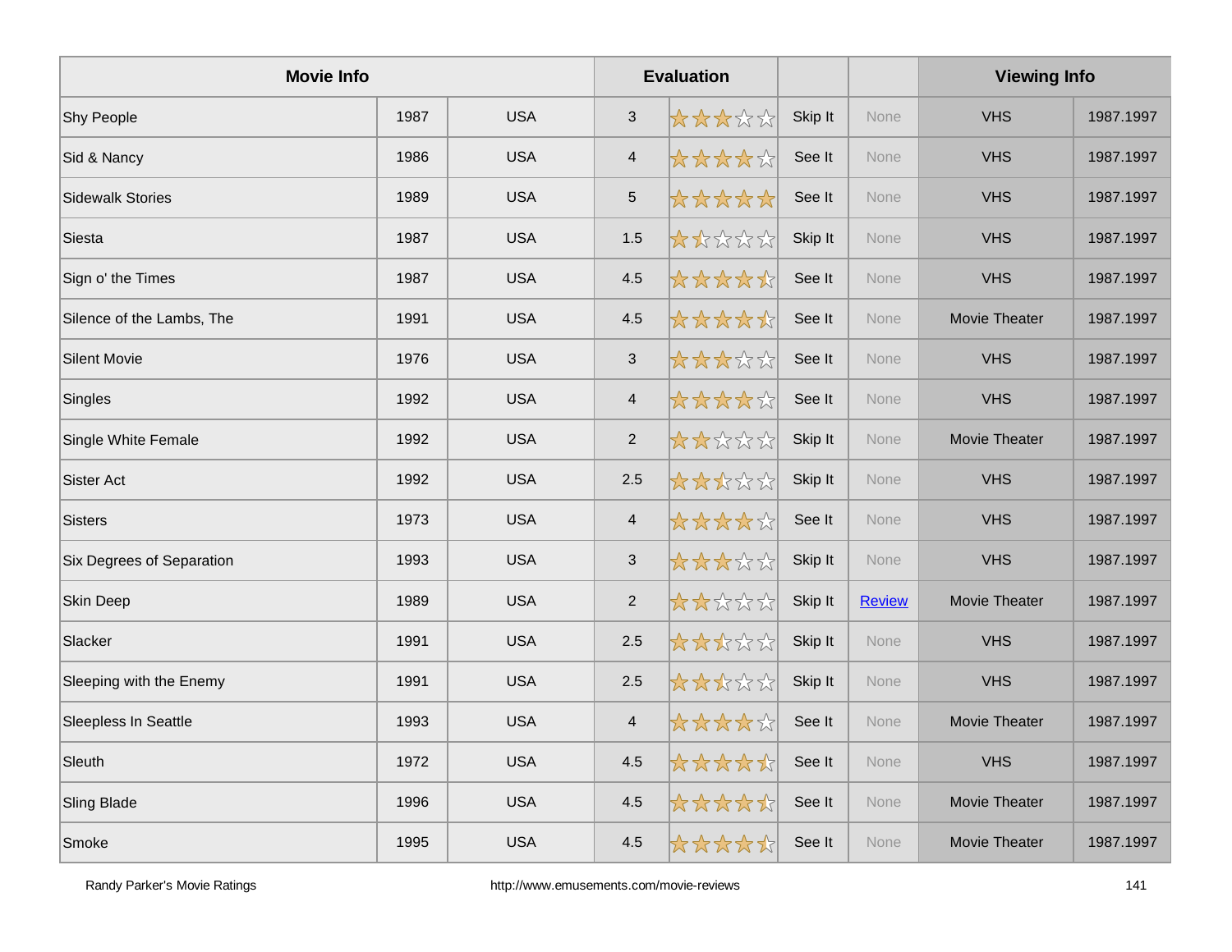| Movie Info | | | Evaluation | | | | Viewing Info | |
|---|---|---|---|---|---|---|---|---|
| Shy People | 1987 | USA | 3 | ★★★☆☆ | Skip It | None | VHS | 1987.1997 |
| Sid & Nancy | 1986 | USA | 4 | ★★★★☆ | See It | None | VHS | 1987.1997 |
| Sidewalk Stories | 1989 | USA | 5 | ★★★★★ | See It | None | VHS | 1987.1997 |
| Siesta | 1987 | USA | 1.5 | ★½☆☆☆ | Skip It | None | VHS | 1987.1997 |
| Sign o' the Times | 1987 | USA | 4.5 | ★★★★½ | See It | None | VHS | 1987.1997 |
| Silence of the Lambs, The | 1991 | USA | 4.5 | ★★★★½ | See It | None | Movie Theater | 1987.1997 |
| Silent Movie | 1976 | USA | 3 | ★★★☆☆ | See It | None | VHS | 1987.1997 |
| Singles | 1992 | USA | 4 | ★★★★☆ | See It | None | VHS | 1987.1997 |
| Single White Female | 1992 | USA | 2 | ★★☆☆☆ | Skip It | None | Movie Theater | 1987.1997 |
| Sister Act | 1992 | USA | 2.5 | ★★½☆☆ | Skip It | None | VHS | 1987.1997 |
| Sisters | 1973 | USA | 4 | ★★★★☆ | See It | None | VHS | 1987.1997 |
| Six Degrees of Separation | 1993 | USA | 3 | ★★★☆☆ | Skip It | None | VHS | 1987.1997 |
| Skin Deep | 1989 | USA | 2 | ★★☆☆☆ | Skip It | Review | Movie Theater | 1987.1997 |
| Slacker | 1991 | USA | 2.5 | ★★½☆☆ | Skip It | None | VHS | 1987.1997 |
| Sleeping with the Enemy | 1991 | USA | 2.5 | ★★½☆☆ | Skip It | None | VHS | 1987.1997 |
| Sleepless In Seattle | 1993 | USA | 4 | ★★★★☆ | See It | None | Movie Theater | 1987.1997 |
| Sleuth | 1972 | USA | 4.5 | ★★★★½ | See It | None | VHS | 1987.1997 |
| Sling Blade | 1996 | USA | 4.5 | ★★★★½ | See It | None | Movie Theater | 1987.1997 |
| Smoke | 1995 | USA | 4.5 | ★★★★½ | See It | None | Movie Theater | 1987.1997 |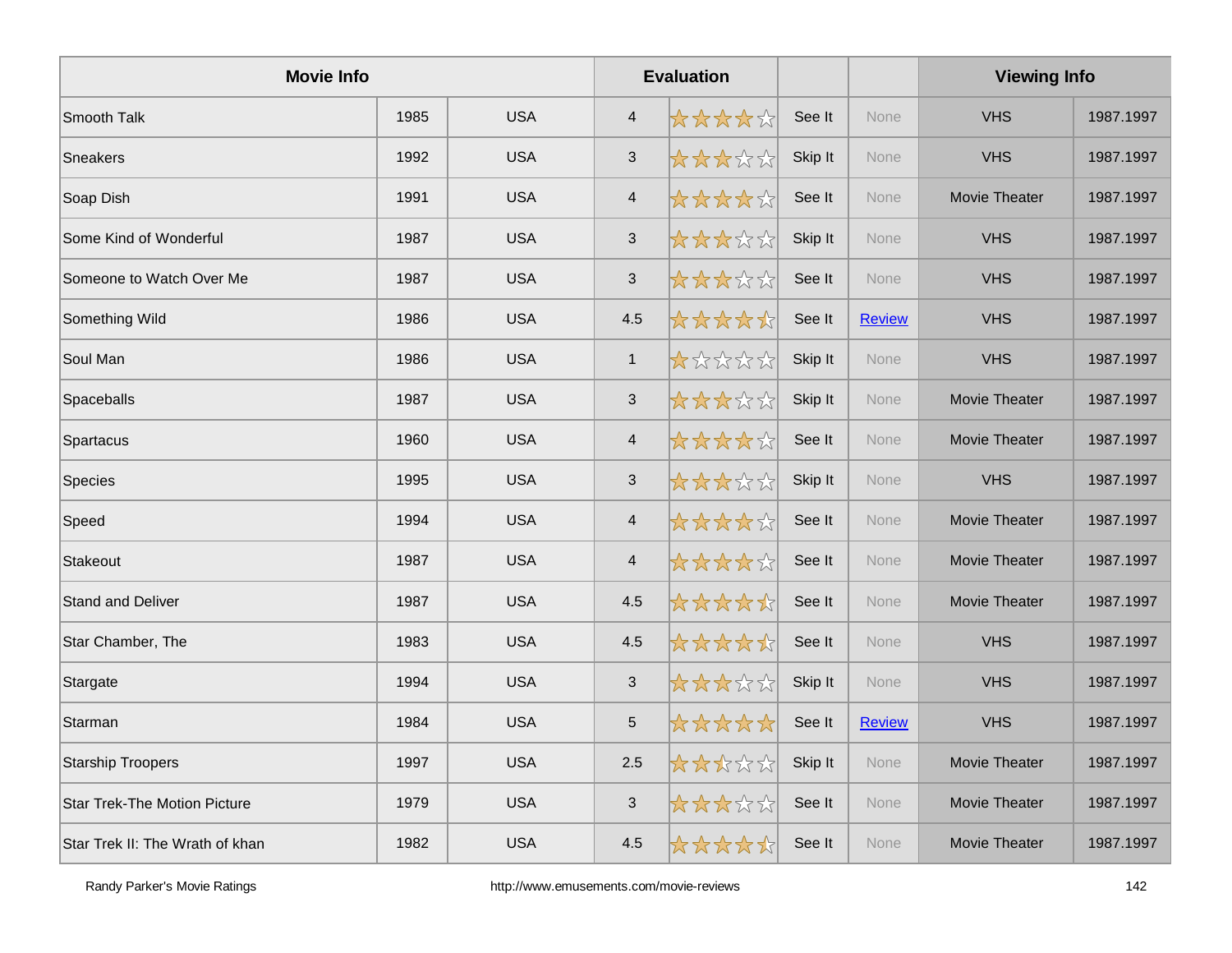| Movie Info | | | Evaluation | | | | Viewing Info | |
|---|---|---|---|---|---|---|---|---|
| Smooth Talk | 1985 | USA | 4 | ★★★★☆ | See It | None | VHS | 1987.1997 |
| Sneakers | 1992 | USA | 3 | ★★★☆☆ | Skip It | None | VHS | 1987.1997 |
| Soap Dish | 1991 | USA | 4 | ★★★★☆ | See It | None | Movie Theater | 1987.1997 |
| Some Kind of Wonderful | 1987 | USA | 3 | ★★★☆☆ | Skip It | None | VHS | 1987.1997 |
| Someone to Watch Over Me | 1987 | USA | 3 | ★★★☆☆ | See It | None | VHS | 1987.1997 |
| Something Wild | 1986 | USA | 4.5 | ★★★★½ | See It | Review | VHS | 1987.1997 |
| Soul Man | 1986 | USA | 1 | ★☆☆☆☆ | Skip It | None | VHS | 1987.1997 |
| Spaceballs | 1987 | USA | 3 | ★★★☆☆ | Skip It | None | Movie Theater | 1987.1997 |
| Spartacus | 1960 | USA | 4 | ★★★★☆ | See It | None | Movie Theater | 1987.1997 |
| Species | 1995 | USA | 3 | ★★★☆☆ | Skip It | None | VHS | 1987.1997 |
| Speed | 1994 | USA | 4 | ★★★★☆ | See It | None | Movie Theater | 1987.1997 |
| Stakeout | 1987 | USA | 4 | ★★★★☆ | See It | None | Movie Theater | 1987.1997 |
| Stand and Deliver | 1987 | USA | 4.5 | ★★★★½ | See It | None | Movie Theater | 1987.1997 |
| Star Chamber, The | 1983 | USA | 4.5 | ★★★★½ | See It | None | VHS | 1987.1997 |
| Stargate | 1994 | USA | 3 | ★★★☆☆ | Skip It | None | VHS | 1987.1997 |
| Starman | 1984 | USA | 5 | ★★★★★ | See It | Review | VHS | 1987.1997 |
| Starship Troopers | 1997 | USA | 2.5 | ★★½☆☆ | Skip It | None | Movie Theater | 1987.1997 |
| Star Trek-The Motion Picture | 1979 | USA | 3 | ★★★☆☆ | See It | None | Movie Theater | 1987.1997 |
| Star Trek II: The Wrath of khan | 1982 | USA | 4.5 | ★★★★½ | See It | None | Movie Theater | 1987.1997 |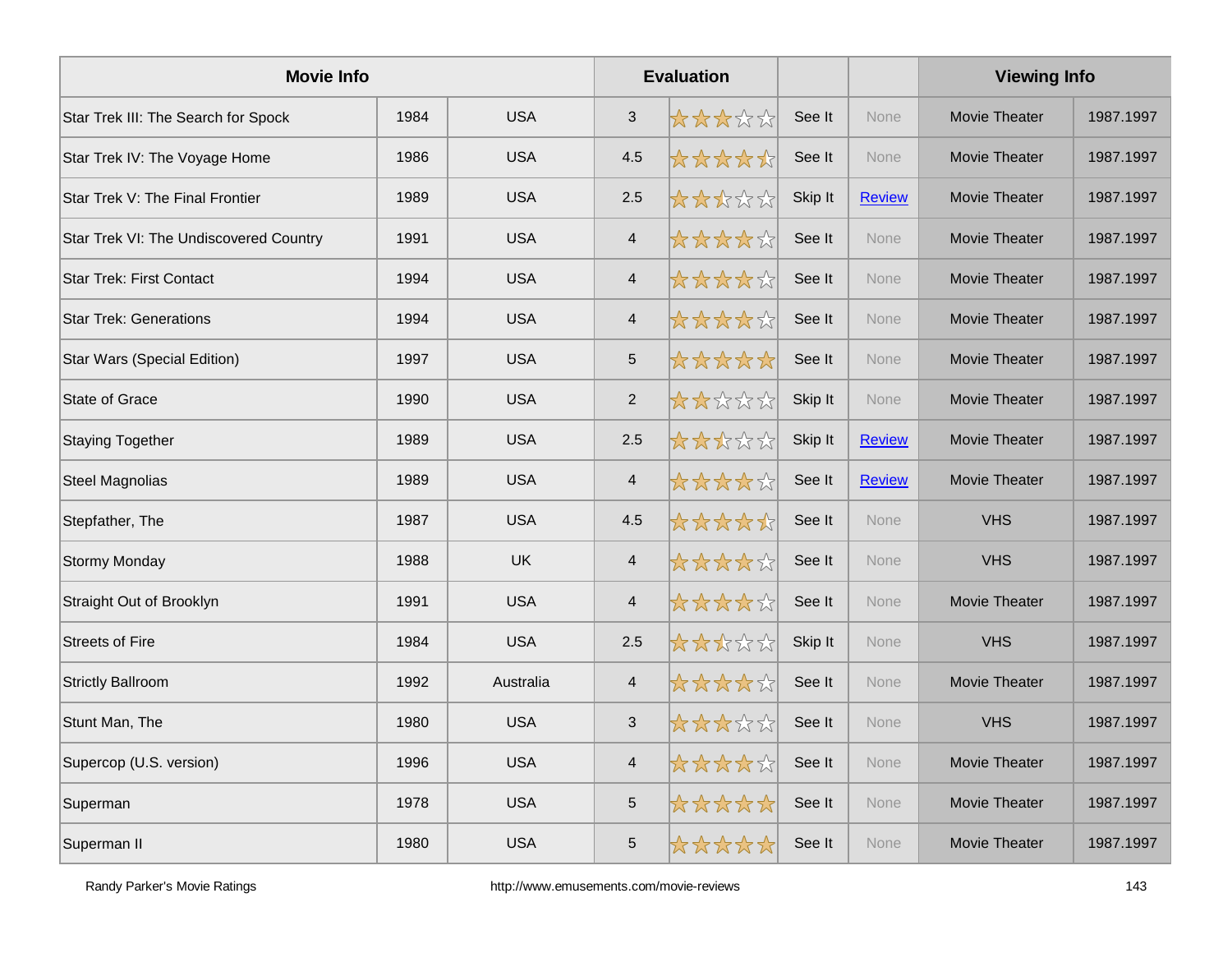| Movie Info | | | Evaluation | | | | Viewing Info | |
|---|---|---|---|---|---|---|---|---|
| Star Trek III: The Search for Spock | 1984 | USA | 3 | ★★★☆☆ | See It | None | Movie Theater | 1987.1997 |
| Star Trek IV: The Voyage Home | 1986 | USA | 4.5 | ★★★★½ | See It | None | Movie Theater | 1987.1997 |
| Star Trek V: The Final Frontier | 1989 | USA | 2.5 | ★★½☆☆ | Skip It | Review | Movie Theater | 1987.1997 |
| Star Trek VI: The Undiscovered Country | 1991 | USA | 4 | ★★★★☆ | See It | None | Movie Theater | 1987.1997 |
| Star Trek: First Contact | 1994 | USA | 4 | ★★★★☆ | See It | None | Movie Theater | 1987.1997 |
| Star Trek: Generations | 1994 | USA | 4 | ★★★★☆ | See It | None | Movie Theater | 1987.1997 |
| Star Wars (Special Edition) | 1997 | USA | 5 | ★★★★★ | See It | None | Movie Theater | 1987.1997 |
| State of Grace | 1990 | USA | 2 | ★★☆☆☆ | Skip It | None | Movie Theater | 1987.1997 |
| Staying Together | 1989 | USA | 2.5 | ★★½☆☆ | Skip It | Review | Movie Theater | 1987.1997 |
| Steel Magnolias | 1989 | USA | 4 | ★★★★☆ | See It | Review | Movie Theater | 1987.1997 |
| Stepfather, The | 1987 | USA | 4.5 | ★★★★½ | See It | None | VHS | 1987.1997 |
| Stormy Monday | 1988 | UK | 4 | ★★★★☆ | See It | None | VHS | 1987.1997 |
| Straight Out of Brooklyn | 1991 | USA | 4 | ★★★★☆ | See It | None | Movie Theater | 1987.1997 |
| Streets of Fire | 1984 | USA | 2.5 | ★★½☆☆ | Skip It | None | VHS | 1987.1997 |
| Strictly Ballroom | 1992 | Australia | 4 | ★★★★☆ | See It | None | Movie Theater | 1987.1997 |
| Stunt Man, The | 1980 | USA | 3 | ★★★☆☆ | See It | None | VHS | 1987.1997 |
| Supercop (U.S. version) | 1996 | USA | 4 | ★★★★☆ | See It | None | Movie Theater | 1987.1997 |
| Superman | 1978 | USA | 5 | ★★★★★ | See It | None | Movie Theater | 1987.1997 |
| Superman II | 1980 | USA | 5 | ★★★★★ | See It | None | Movie Theater | 1987.1997 |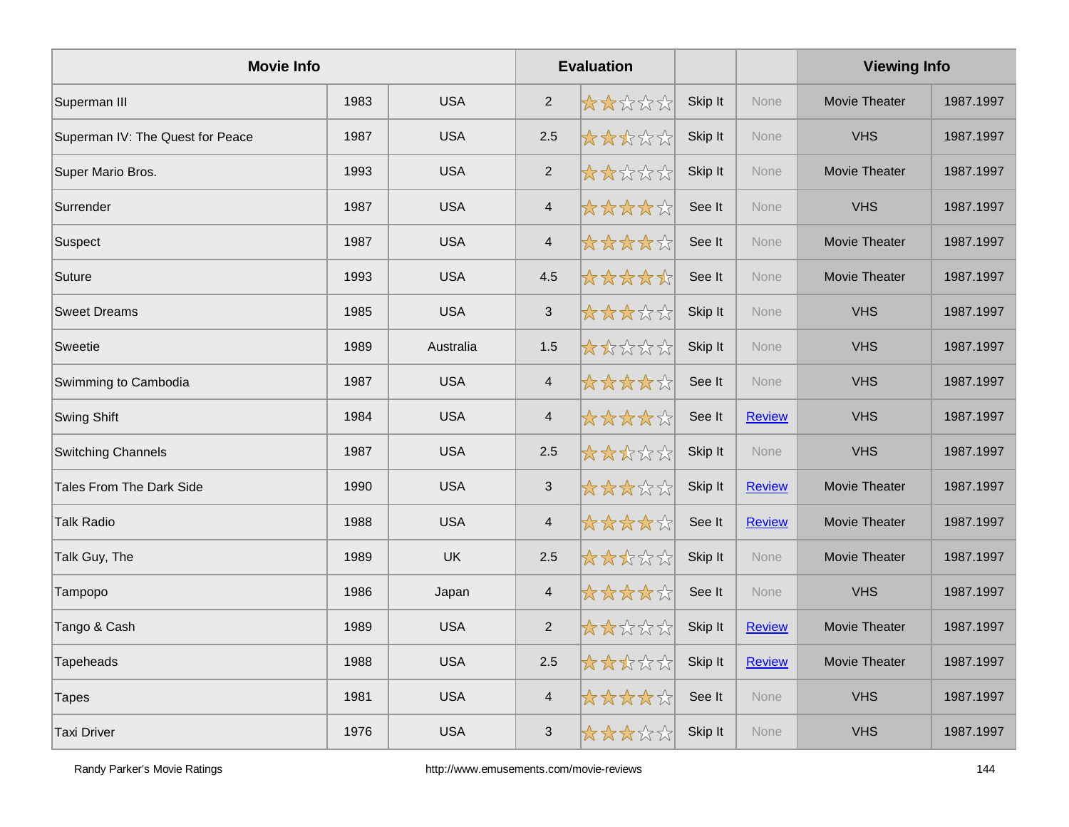| Movie Info | | | Evaluation | | | | Viewing Info | |
|---|---|---|---|---|---|---|---|---|
| Superman III | 1983 | USA | 2 | | Skip It | None | Movie Theater | 1987.1997 |
| Superman IV: The Quest for Peace | 1987 | USA | 2.5 | | Skip It | None | VHS | 1987.1997 |
| Super Mario Bros. | 1993 | USA | 2 | | Skip It | None | Movie Theater | 1987.1997 |
| Surrender | 1987 | USA | 4 | | See It | None | VHS | 1987.1997 |
| Suspect | 1987 | USA | 4 | | See It | None | Movie Theater | 1987.1997 |
| Suture | 1993 | USA | 4.5 | | See It | None | Movie Theater | 1987.1997 |
| Sweet Dreams | 1985 | USA | 3 | | Skip It | None | VHS | 1987.1997 |
| Sweetie | 1989 | Australia | 1.5 | | Skip It | None | VHS | 1987.1997 |
| Swimming to Cambodia | 1987 | USA | 4 | | See It | None | VHS | 1987.1997 |
| Swing Shift | 1984 | USA | 4 | | See It | Review | VHS | 1987.1997 |
| Switching Channels | 1987 | USA | 2.5 | | Skip It | None | VHS | 1987.1997 |
| Tales From The Dark Side | 1990 | USA | 3 | | Skip It | Review | Movie Theater | 1987.1997 |
| Talk Radio | 1988 | USA | 4 | | See It | Review | Movie Theater | 1987.1997 |
| Talk Guy, The | 1989 | UK | 2.5 | | Skip It | None | Movie Theater | 1987.1997 |
| Tampopo | 1986 | Japan | 4 | | See It | None | VHS | 1987.1997 |
| Tango & Cash | 1989 | USA | 2 | | Skip It | Review | Movie Theater | 1987.1997 |
| Tapeheads | 1988 | USA | 2.5 | | Skip It | Review | Movie Theater | 1987.1997 |
| Tapes | 1981 | USA | 4 | | See It | None | VHS | 1987.1997 |
| Taxi Driver | 1976 | USA | 3 | | Skip It | None | VHS | 1987.1997 |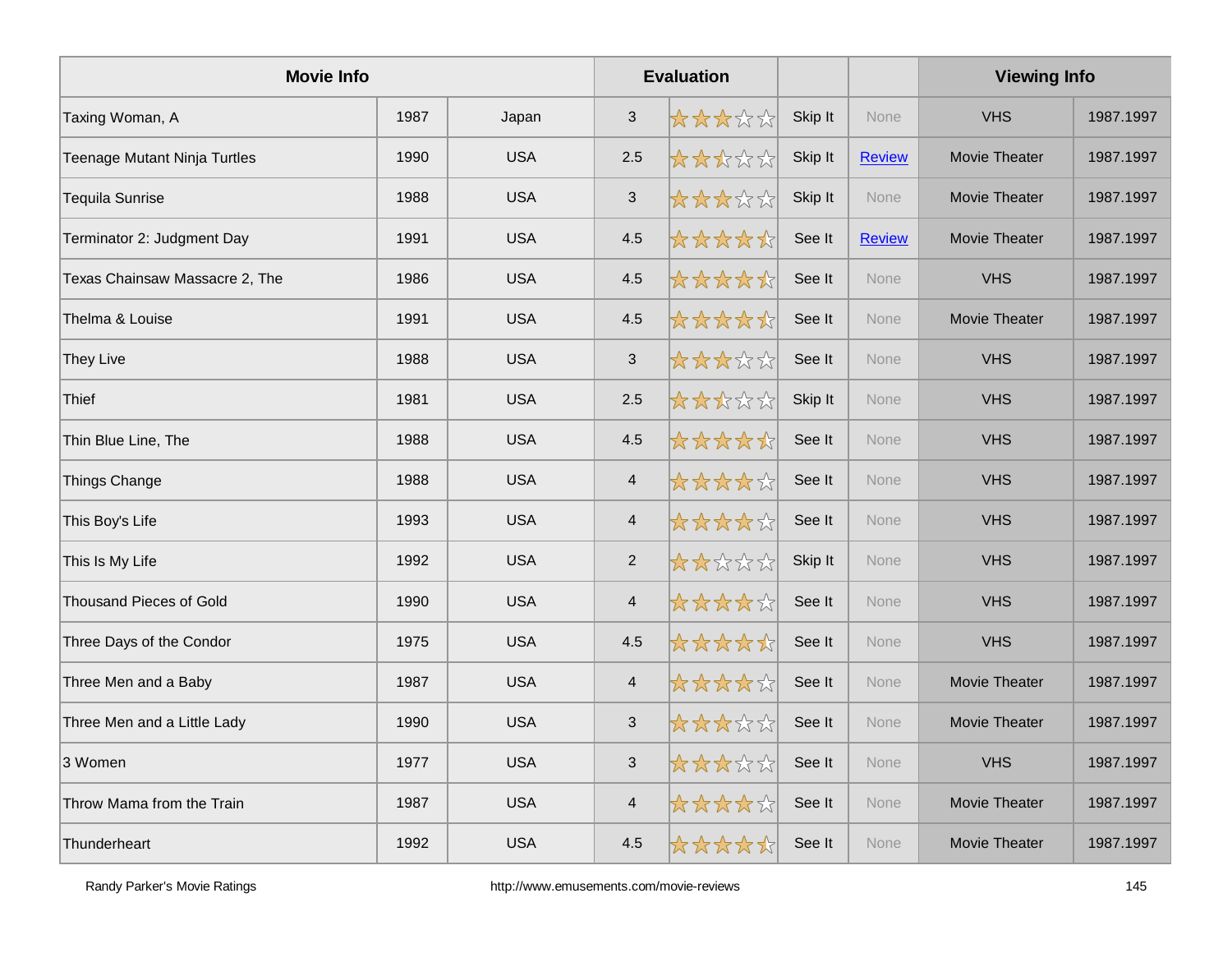| Movie Info | | | Evaluation | | | | Viewing Info | |
|---|---|---|---|---|---|---|---|---|
| Taxing Woman, A | 1987 | Japan | 3 | ★★★☆☆ | Skip It | None | VHS | 1987.1997 |
| Teenage Mutant Ninja Turtles | 1990 | USA | 2.5 | ★★½☆☆ | Skip It | Review | Movie Theater | 1987.1997 |
| Tequila Sunrise | 1988 | USA | 3 | ★★★☆☆ | Skip It | None | Movie Theater | 1987.1997 |
| Terminator 2: Judgment Day | 1991 | USA | 4.5 | ★★★★½ | See It | Review | Movie Theater | 1987.1997 |
| Texas Chainsaw Massacre 2, The | 1986 | USA | 4.5 | ★★★★½ | See It | None | VHS | 1987.1997 |
| Thelma & Louise | 1991 | USA | 4.5 | ★★★★½ | See It | None | Movie Theater | 1987.1997 |
| They Live | 1988 | USA | 3 | ★★★☆☆ | See It | None | VHS | 1987.1997 |
| Thief | 1981 | USA | 2.5 | ★★½☆☆ | Skip It | None | VHS | 1987.1997 |
| Thin Blue Line, The | 1988 | USA | 4.5 | ★★★★½ | See It | None | VHS | 1987.1997 |
| Things Change | 1988 | USA | 4 | ★★★★☆ | See It | None | VHS | 1987.1997 |
| This Boy's Life | 1993 | USA | 4 | ★★★★☆ | See It | None | VHS | 1987.1997 |
| This Is My Life | 1992 | USA | 2 | ★★☆☆☆ | Skip It | None | VHS | 1987.1997 |
| Thousand Pieces of Gold | 1990 | USA | 4 | ★★★★☆ | See It | None | VHS | 1987.1997 |
| Three Days of the Condor | 1975 | USA | 4.5 | ★★★★½ | See It | None | VHS | 1987.1997 |
| Three Men and a Baby | 1987 | USA | 4 | ★★★★☆ | See It | None | Movie Theater | 1987.1997 |
| Three Men and a Little Lady | 1990 | USA | 3 | ★★★☆☆ | See It | None | Movie Theater | 1987.1997 |
| 3 Women | 1977 | USA | 3 | ★★★☆☆ | See It | None | VHS | 1987.1997 |
| Throw Mama from the Train | 1987 | USA | 4 | ★★★★☆ | See It | None | Movie Theater | 1987.1997 |
| Thunderheart | 1992 | USA | 4.5 | ★★★★½ | See It | None | Movie Theater | 1987.1997 |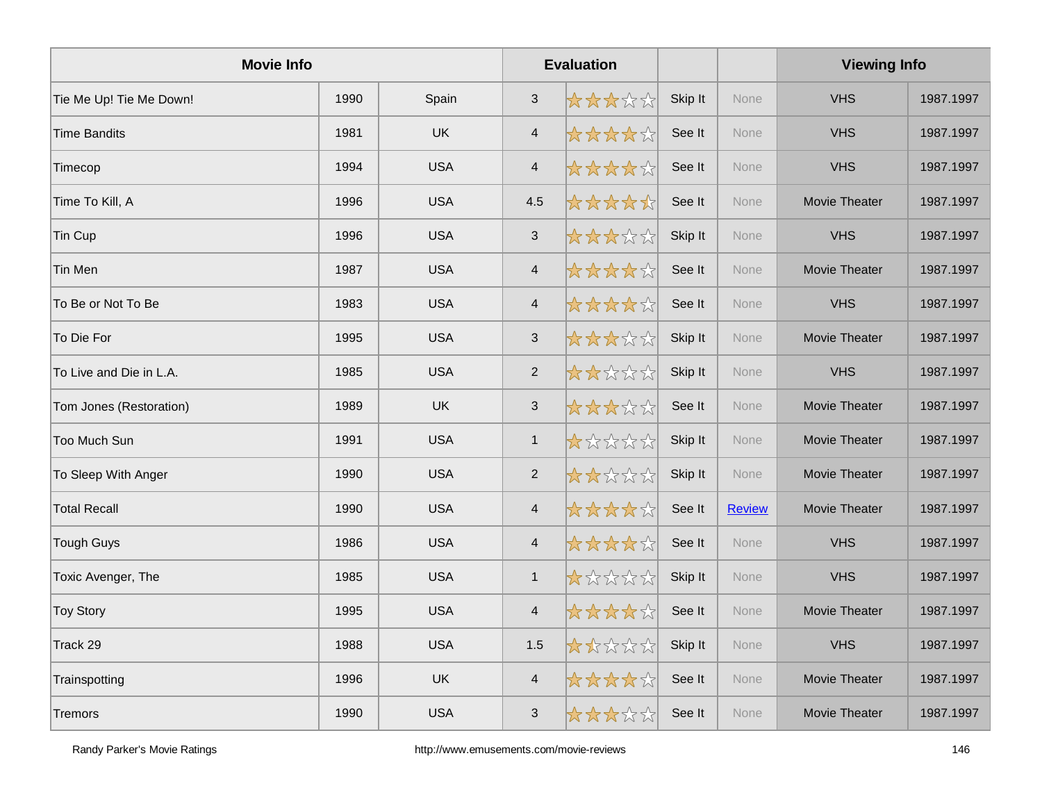| Movie Info | | | Evaluation | | | | Viewing Info | |
|---|---|---|---|---|---|---|---|---|
| Tie Me Up! Tie Me Down! | 1990 | Spain | 3 | ★★★☆☆ | Skip It | None | VHS | 1987.1997 |
| Time Bandits | 1981 | UK | 4 | ★★★★☆ | See It | None | VHS | 1987.1997 |
| Timecop | 1994 | USA | 4 | ★★★★☆ | See It | None | VHS | 1987.1997 |
| Time To Kill, A | 1996 | USA | 4.5 | ★★★★½ | See It | None | Movie Theater | 1987.1997 |
| Tin Cup | 1996 | USA | 3 | ★★★☆☆ | Skip It | None | VHS | 1987.1997 |
| Tin Men | 1987 | USA | 4 | ★★★★☆ | See It | None | Movie Theater | 1987.1997 |
| To Be or Not To Be | 1983 | USA | 4 | ★★★★☆ | See It | None | VHS | 1987.1997 |
| To Die For | 1995 | USA | 3 | ★★★☆☆ | Skip It | None | Movie Theater | 1987.1997 |
| To Live and Die in L.A. | 1985 | USA | 2 | ★★☆☆☆ | Skip It | None | VHS | 1987.1997 |
| Tom Jones (Restoration) | 1989 | UK | 3 | ★★★☆☆ | See It | None | Movie Theater | 1987.1997 |
| Too Much Sun | 1991 | USA | 1 | ★☆☆☆☆ | Skip It | None | Movie Theater | 1987.1997 |
| To Sleep With Anger | 1990 | USA | 2 | ★★☆☆☆ | Skip It | None | Movie Theater | 1987.1997 |
| Total Recall | 1990 | USA | 4 | ★★★★☆ | See It | Review | Movie Theater | 1987.1997 |
| Tough Guys | 1986 | USA | 4 | ★★★★☆ | See It | None | VHS | 1987.1997 |
| Toxic Avenger, The | 1985 | USA | 1 | ★☆☆☆☆ | Skip It | None | VHS | 1987.1997 |
| Toy Story | 1995 | USA | 4 | ★★★★☆ | See It | None | Movie Theater | 1987.1997 |
| Track 29 | 1988 | USA | 1.5 | ★½☆☆☆ | Skip It | None | VHS | 1987.1997 |
| Trainspotting | 1996 | UK | 4 | ★★★★☆ | See It | None | Movie Theater | 1987.1997 |
| Tremors | 1990 | USA | 3 | ★★★☆☆ | See It | None | Movie Theater | 1987.1997 |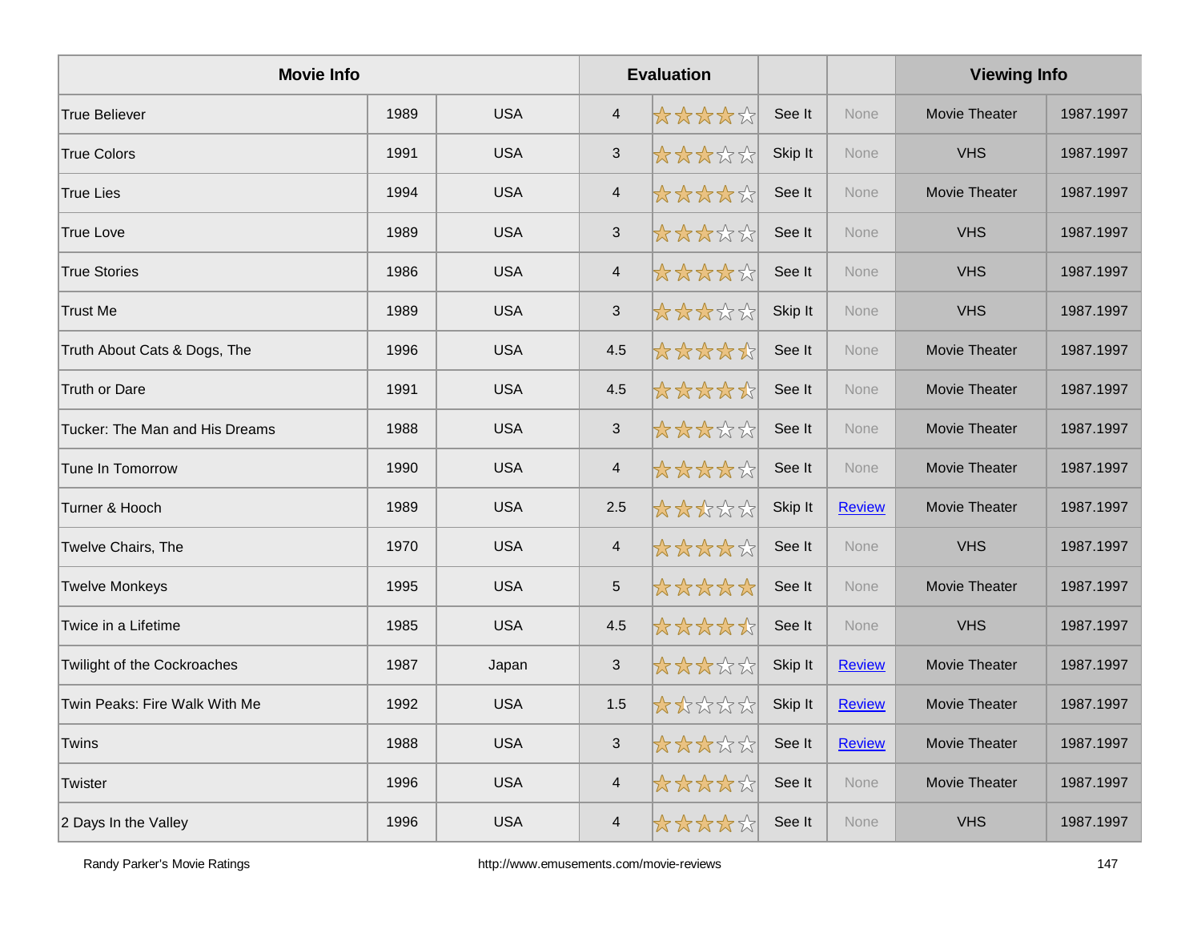| Movie Info | | | Evaluation | | | | Viewing Info | |
|---|---|---|---|---|---|---|---|---|
| True Believer | 1989 | USA | 4 | ★★★★☆ | See It | None | Movie Theater | 1987.1997 |
| True Colors | 1991 | USA | 3 | ★★★☆☆ | Skip It | None | VHS | 1987.1997 |
| True Lies | 1994 | USA | 4 | ★★★★☆ | See It | None | Movie Theater | 1987.1997 |
| True Love | 1989 | USA | 3 | ★★★☆☆ | See It | None | VHS | 1987.1997 |
| True Stories | 1986 | USA | 4 | ★★★★☆ | See It | None | VHS | 1987.1997 |
| Trust Me | 1989 | USA | 3 | ★★★☆☆ | Skip It | None | VHS | 1987.1997 |
| Truth About Cats & Dogs, The | 1996 | USA | 4.5 | ★★★★½ | See It | None | Movie Theater | 1987.1997 |
| Truth or Dare | 1991 | USA | 4.5 | ★★★★½ | See It | None | Movie Theater | 1987.1997 |
| Tucker: The Man and His Dreams | 1988 | USA | 3 | ★★★☆☆ | See It | None | Movie Theater | 1987.1997 |
| Tune In Tomorrow | 1990 | USA | 4 | ★★★★☆ | See It | None | Movie Theater | 1987.1997 |
| Turner & Hooch | 1989 | USA | 2.5 | ★★½☆☆ | Skip It | Review | Movie Theater | 1987.1997 |
| Twelve Chairs, The | 1970 | USA | 4 | ★★★★☆ | See It | None | VHS | 1987.1997 |
| Twelve Monkeys | 1995 | USA | 5 | ★★★★★ | See It | None | Movie Theater | 1987.1997 |
| Twice in a Lifetime | 1985 | USA | 4.5 | ★★★★½ | See It | None | VHS | 1987.1997 |
| Twilight of the Cockroaches | 1987 | Japan | 3 | ★★★☆☆ | Skip It | Review | Movie Theater | 1987.1997 |
| Twin Peaks: Fire Walk With Me | 1992 | USA | 1.5 | ★½☆☆☆ | Skip It | Review | Movie Theater | 1987.1997 |
| Twins | 1988 | USA | 3 | ★★★☆☆ | See It | Review | Movie Theater | 1987.1997 |
| Twister | 1996 | USA | 4 | ★★★★☆ | See It | None | Movie Theater | 1987.1997 |
| 2 Days In the Valley | 1996 | USA | 4 | ★★★★☆ | See It | None | VHS | 1987.1997 |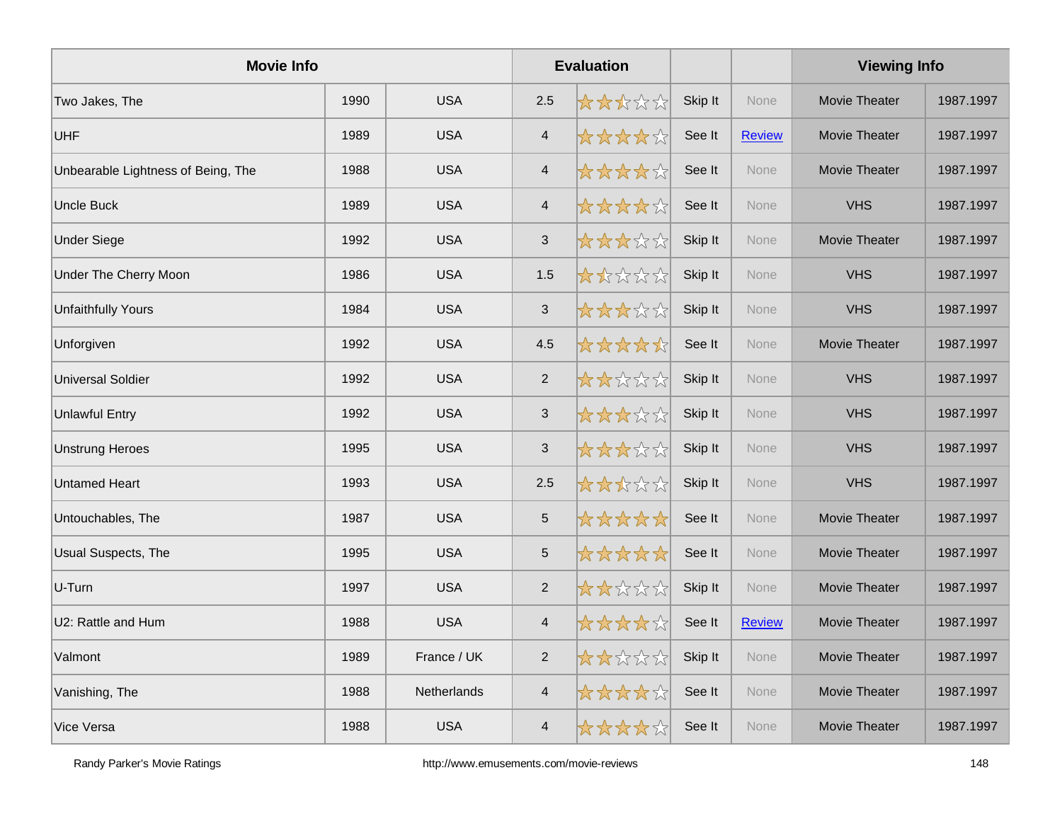| Movie Info | | | Evaluation | | | | Viewing Info | |
|---|---|---|---|---|---|---|---|---|
| Two Jakes, The | 1990 | USA | 2.5 | | Skip It | None | Movie Theater | 1987.1997 |
| UHF | 1989 | USA | 4 | | See It | Review | Movie Theater | 1987.1997 |
| Unbearable Lightness of Being, The | 1988 | USA | 4 | | See It | None | Movie Theater | 1987.1997 |
| Uncle Buck | 1989 | USA | 4 | | See It | None | VHS | 1987.1997 |
| Under Siege | 1992 | USA | 3 | | Skip It | None | Movie Theater | 1987.1997 |
| Under The Cherry Moon | 1986 | USA | 1.5 | | Skip It | None | VHS | 1987.1997 |
| Unfaithfully Yours | 1984 | USA | 3 | | Skip It | None | VHS | 1987.1997 |
| Unforgiven | 1992 | USA | 4.5 | | See It | None | Movie Theater | 1987.1997 |
| Universal Soldier | 1992 | USA | 2 | | Skip It | None | VHS | 1987.1997 |
| Unlawful Entry | 1992 | USA | 3 | | Skip It | None | VHS | 1987.1997 |
| Unstrung Heroes | 1995 | USA | 3 | | Skip It | None | VHS | 1987.1997 |
| Untamed Heart | 1993 | USA | 2.5 | | Skip It | None | VHS | 1987.1997 |
| Untouchables, The | 1987 | USA | 5 | | See It | None | Movie Theater | 1987.1997 |
| Usual Suspects, The | 1995 | USA | 5 | | See It | None | Movie Theater | 1987.1997 |
| U-Turn | 1997 | USA | 2 | | Skip It | None | Movie Theater | 1987.1997 |
| U2: Rattle and Hum | 1988 | USA | 4 | | See It | Review | Movie Theater | 1987.1997 |
| Valmont | 1989 | France / UK | 2 | | Skip It | None | Movie Theater | 1987.1997 |
| Vanishing, The | 1988 | Netherlands | 4 | | See It | None | Movie Theater | 1987.1997 |
| Vice Versa | 1988 | USA | 4 | | See It | None | Movie Theater | 1987.1997 |

Randy Parker's Movie Ratings http://www.emusements.com/movie-reviews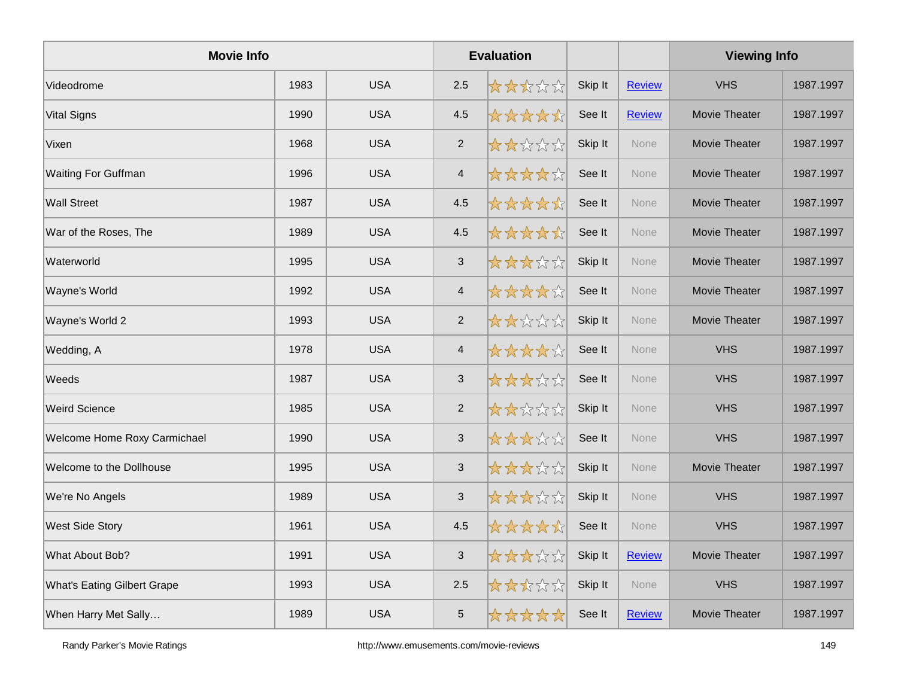| Movie Info | | | Evaluation | | | | Viewing Info | |
|---|---|---|---|---|---|---|---|---|
| Videodrome | 1983 | USA | 2.5 | ★★½☆☆ | Skip It | Review | VHS | 1987.1997 |
| Vital Signs | 1990 | USA | 4.5 | ★★★★½ | See It | Review | Movie Theater | 1987.1997 |
| Vixen | 1968 | USA | 2 | ★★☆☆☆ | Skip It | None | Movie Theater | 1987.1997 |
| Waiting For Guffman | 1996 | USA | 4 | ★★★★☆ | See It | None | Movie Theater | 1987.1997 |
| Wall Street | 1987 | USA | 4.5 | ★★★★½ | See It | None | Movie Theater | 1987.1997 |
| War of the Roses, The | 1989 | USA | 4.5 | ★★★★½ | See It | None | Movie Theater | 1987.1997 |
| Waterworld | 1995 | USA | 3 | ★★★☆☆ | Skip It | None | Movie Theater | 1987.1997 |
| Wayne's World | 1992 | USA | 4 | ★★★★☆ | See It | None | Movie Theater | 1987.1997 |
| Wayne's World 2 | 1993 | USA | 2 | ★★☆☆☆ | Skip It | None | Movie Theater | 1987.1997 |
| Wedding, A | 1978 | USA | 4 | ★★★★☆ | See It | None | VHS | 1987.1997 |
| Weeds | 1987 | USA | 3 | ★★★☆☆ | See It | None | VHS | 1987.1997 |
| Weird Science | 1985 | USA | 2 | ★★☆☆☆ | Skip It | None | VHS | 1987.1997 |
| Welcome Home Roxy Carmichael | 1990 | USA | 3 | ★★★☆☆ | See It | None | VHS | 1987.1997 |
| Welcome to the Dollhouse | 1995 | USA | 3 | ★★★☆☆ | Skip It | None | Movie Theater | 1987.1997 |
| We're No Angels | 1989 | USA | 3 | ★★★☆☆ | Skip It | None | VHS | 1987.1997 |
| West Side Story | 1961 | USA | 4.5 | ★★★★½ | See It | None | VHS | 1987.1997 |
| What About Bob? | 1991 | USA | 3 | ★★★☆☆ | Skip It | Review | Movie Theater | 1987.1997 |
| What's Eating Gilbert Grape | 1993 | USA | 2.5 | ★★½☆☆ | Skip It | None | VHS | 1987.1997 |
| When Harry Met Sally… | 1989 | USA | 5 | ★★★★★ | See It | Review | Movie Theater | 1987.1997 |

Randy Parker's Movie Ratings    http://www.emusements.com/movie-reviews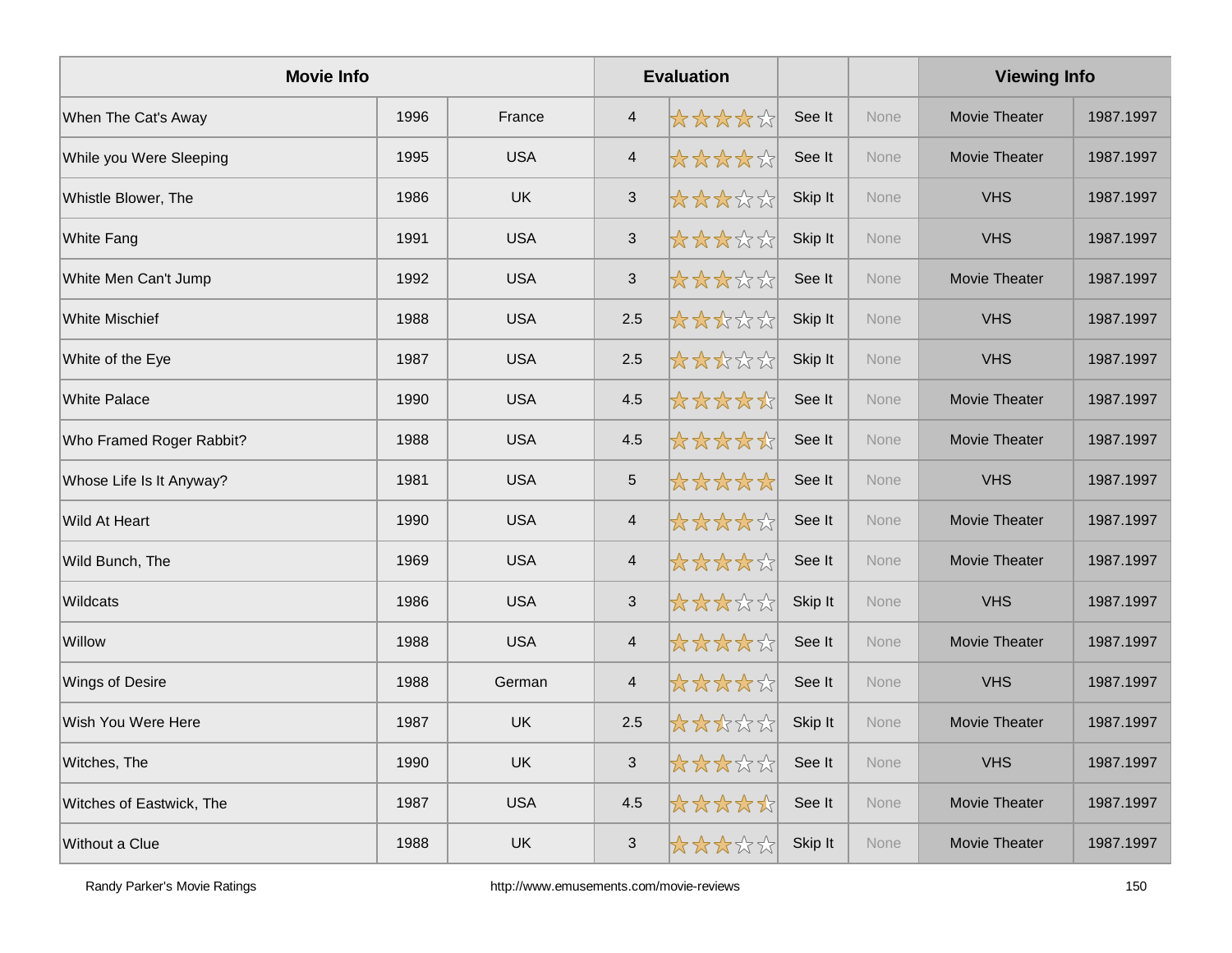| Movie Info | | | Evaluation | | | | Viewing Info | |
|---|---|---|---|---|---|---|---|---|
| When The Cat's Away | 1996 | France | 4 | ★★★★☆ | See It | None | Movie Theater | 1987.1997 |
| While you Were Sleeping | 1995 | USA | 4 | ★★★★☆ | See It | None | Movie Theater | 1987.1997 |
| Whistle Blower, The | 1986 | UK | 3 | ★★★☆☆ | Skip It | None | VHS | 1987.1997 |
| White Fang | 1991 | USA | 3 | ★★★☆☆ | Skip It | None | VHS | 1987.1997 |
| White Men Can't Jump | 1992 | USA | 3 | ★★★☆☆ | See It | None | Movie Theater | 1987.1997 |
| White Mischief | 1988 | USA | 2.5 | ★★½☆☆ | Skip It | None | VHS | 1987.1997 |
| White of the Eye | 1987 | USA | 2.5 | ★★½☆☆ | Skip It | None | VHS | 1987.1997 |
| White Palace | 1990 | USA | 4.5 | ★★★★½ | See It | None | Movie Theater | 1987.1997 |
| Who Framed Roger Rabbit? | 1988 | USA | 4.5 | ★★★★½ | See It | None | Movie Theater | 1987.1997 |
| Whose Life Is It Anyway? | 1981 | USA | 5 | ★★★★★ | See It | None | VHS | 1987.1997 |
| Wild At Heart | 1990 | USA | 4 | ★★★★☆ | See It | None | Movie Theater | 1987.1997 |
| Wild Bunch, The | 1969 | USA | 4 | ★★★★☆ | See It | None | Movie Theater | 1987.1997 |
| Wildcats | 1986 | USA | 3 | ★★★☆☆ | Skip It | None | VHS | 1987.1997 |
| Willow | 1988 | USA | 4 | ★★★★☆ | See It | None | Movie Theater | 1987.1997 |
| Wings of Desire | 1988 | German | 4 | ★★★★☆ | See It | None | VHS | 1987.1997 |
| Wish You Were Here | 1987 | UK | 2.5 | ★★½☆☆ | Skip It | None | Movie Theater | 1987.1997 |
| Witches, The | 1990 | UK | 3 | ★★★☆☆ | See It | None | VHS | 1987.1997 |
| Witches of Eastwick, The | 1987 | USA | 4.5 | ★★★★½ | See It | None | Movie Theater | 1987.1997 |
| Without a Clue | 1988 | UK | 3 | ★★★☆☆ | Skip It | None | Movie Theater | 1987.1997 |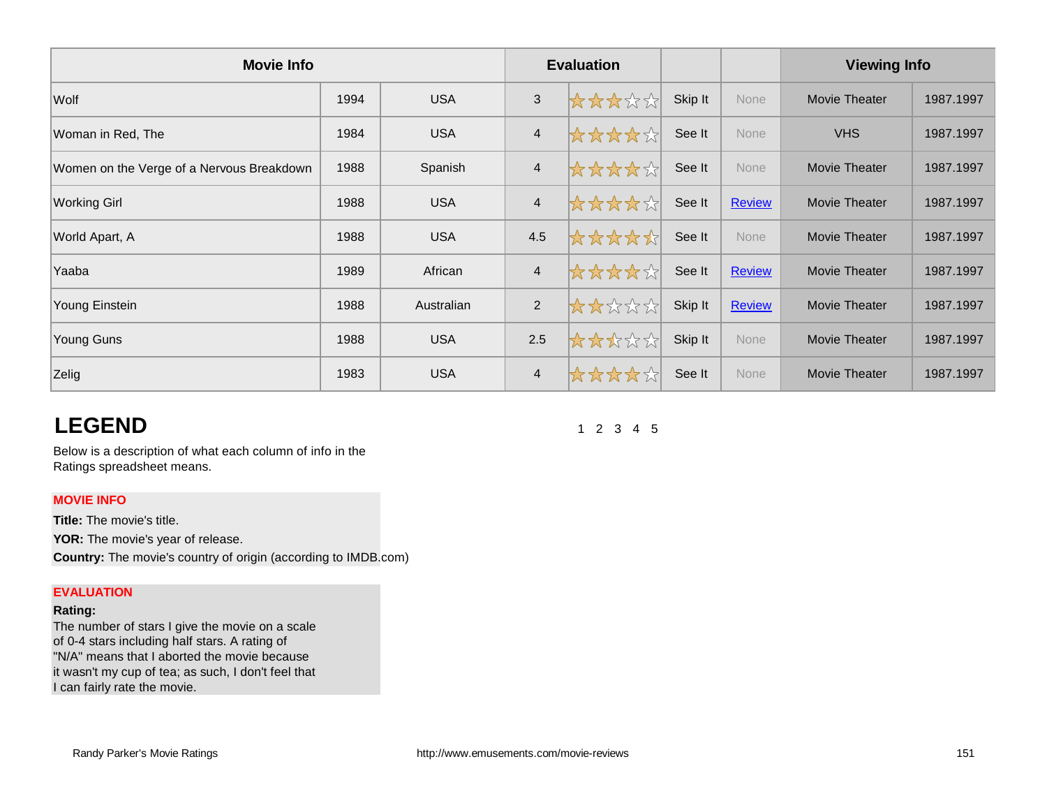| Movie Info | | | Evaluation | | | | Viewing Info | |
|---|---|---|---|---|---|---|---|---|
| Wolf | 1994 | USA | 3 | ★★★☆☆ | Skip It | None | Movie Theater | 1987.1997 |
| Woman in Red, The | 1984 | USA | 4 | ★★★★☆ | See It | None | VHS | 1987.1997 |
| Women on the Verge of a Nervous Breakdown | 1988 | Spanish | 4 | ★★★★☆ | See It | None | Movie Theater | 1987.1997 |
| Working Girl | 1988 | USA | 4 | ★★★★☆ | See It | Review | Movie Theater | 1987.1997 |
| World Apart, A | 1988 | USA | 4.5 | ★★★★½ | See It | None | Movie Theater | 1987.1997 |
| Yaaba | 1989 | African | 4 | ★★★★☆ | See It | Review | Movie Theater | 1987.1997 |
| Young Einstein | 1988 | Australian | 2 | ★★☆☆☆ | Skip It | Review | Movie Theater | 1987.1997 |
| Young Guns | 1988 | USA | 2.5 | ★★½☆☆ | Skip It | None | Movie Theater | 1987.1997 |
| Zelig | 1983 | USA | 4 | ★★★★☆ | See It | None | Movie Theater | 1987.1997 |

# LEGEND

Below is a description of what each column of info in the Ratings spreadsheet means.

1 2 3 4 5

## MOVIE INFO

**Title:** The movie's title.

**YOR:** The movie's year of release.

**Country:** The movie's country of origin (according to IMDB.com)

## EVALUATION

**Rating:**
The number of stars I give the movie on a scale of 0-4 stars including half stars. A rating of "N/A" means that I aborted the movie because it wasn't my cup of tea; as such, I don't feel that I can fairly rate the movie.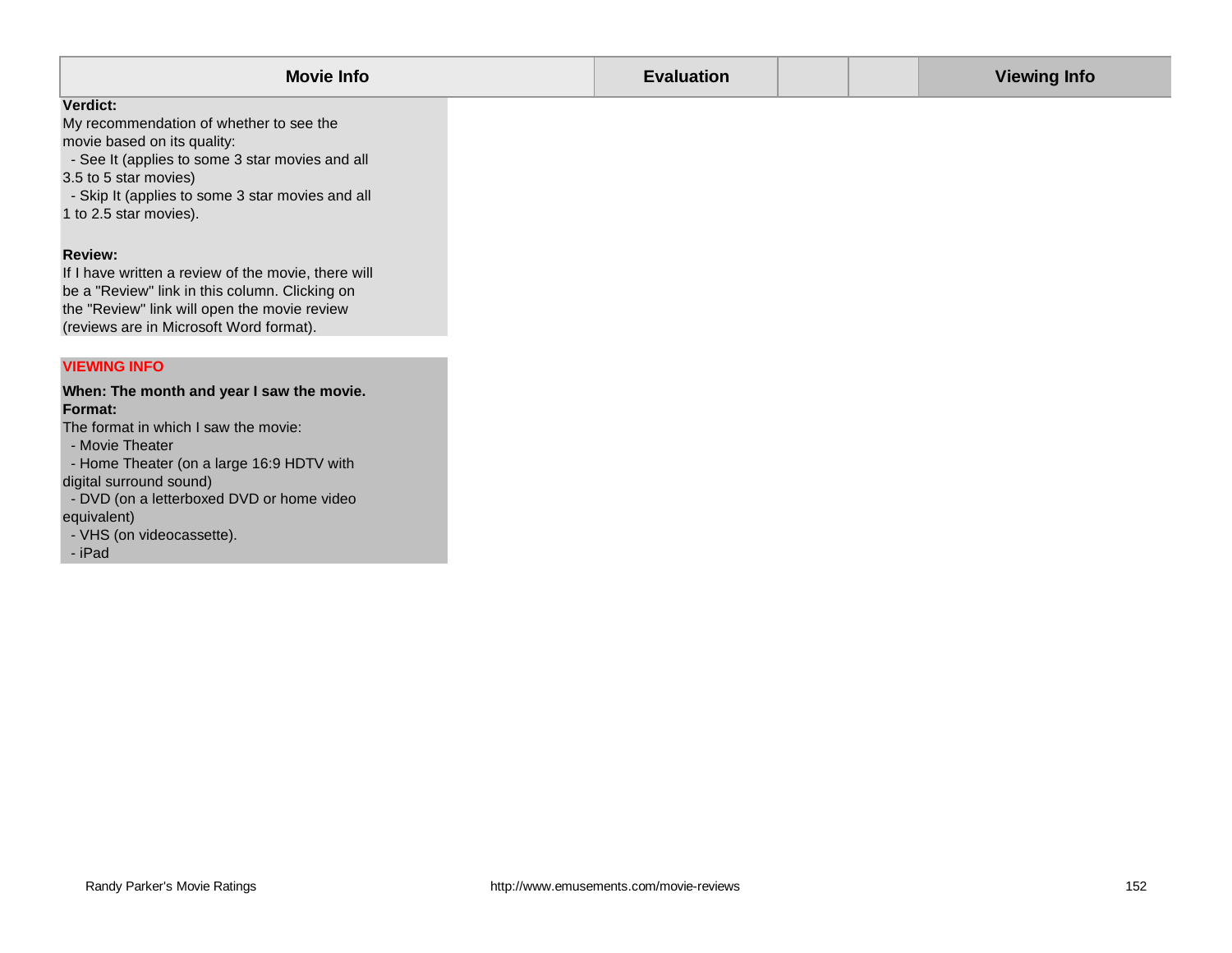| Movie Info | Evaluation | | | Viewing Info |
|---|---|---|---|---|

**Verdict:**
My recommendation of whether to see the movie based on its quality:
 - See It (applies to some 3 star movies and all 3.5 to 5 star movies)
 - Skip It (applies to some 3 star movies and all 1 to 2.5 star movies).

**Review:**
If I have written a review of the movie, there will be a "Review" link in this column. Clicking on the "Review" link will open the movie review (reviews are in Microsoft Word format).

**VIEWING INFO**

**When: The month and year I saw the movie.**
**Format:**
The format in which I saw the movie:
 - Movie Theater
 - Home Theater (on a large 16:9 HDTV with digital surround sound)
 - DVD (on a letterboxed DVD or home video equivalent)
 - VHS (on videocassette).
 - iPad